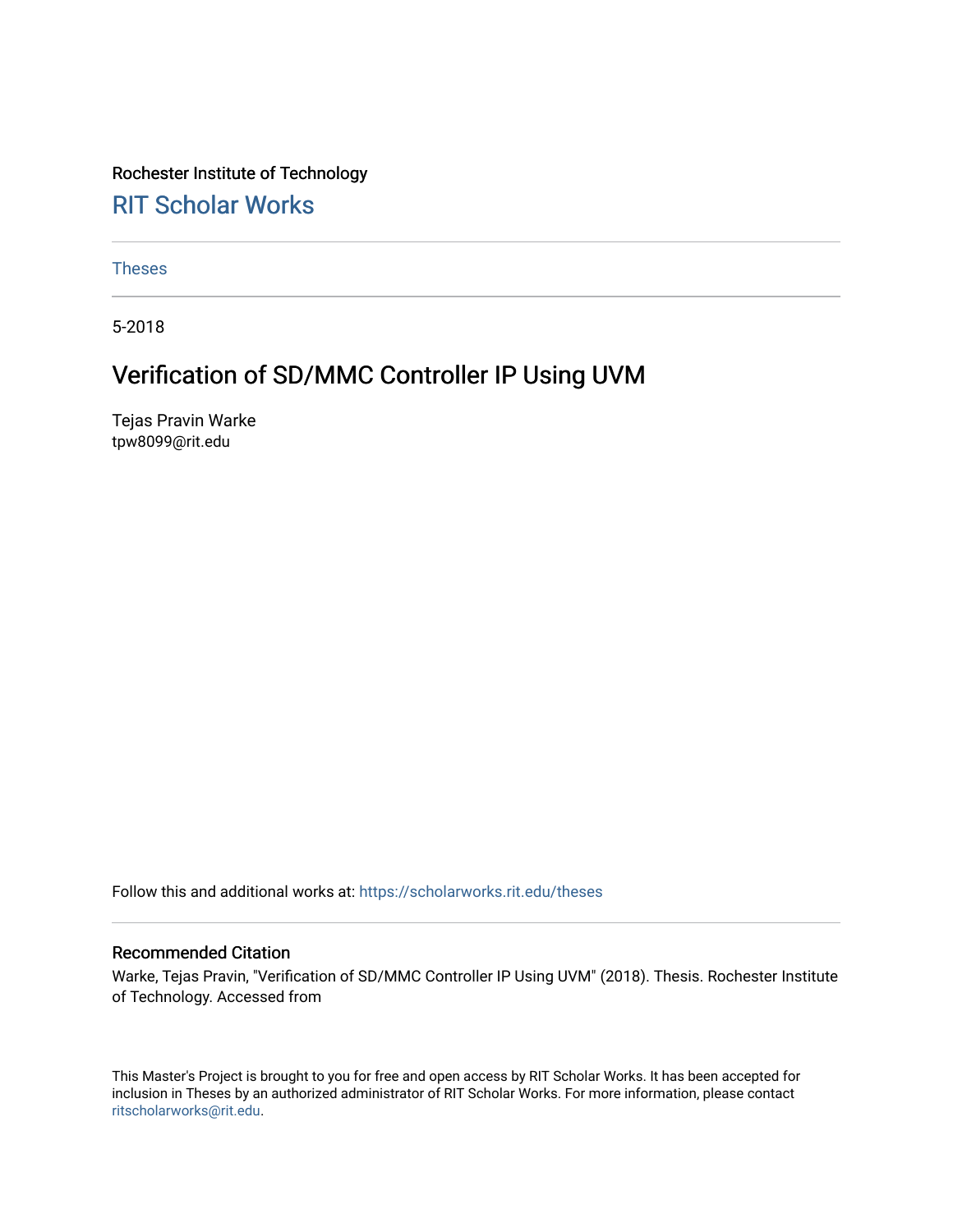Rochester Institute of Technology

## RIT Scholar Works

Theses

5-2018

# Verification of SD/MMC Controller IP Using UVM

Tejas Pravin Warke
tpw8099@rit.edu

Follow this and additional works at: https://scholarworks.rit.edu/theses

### Recommended Citation

Warke, Tejas Pravin, "Verification of SD/MMC Controller IP Using UVM" (2018). Thesis. Rochester Institute of Technology. Accessed from

This Master's Project is brought to you for free and open access by RIT Scholar Works. It has been accepted for inclusion in Theses by an authorized administrator of RIT Scholar Works. For more information, please contact ritscholarworks@rit.edu.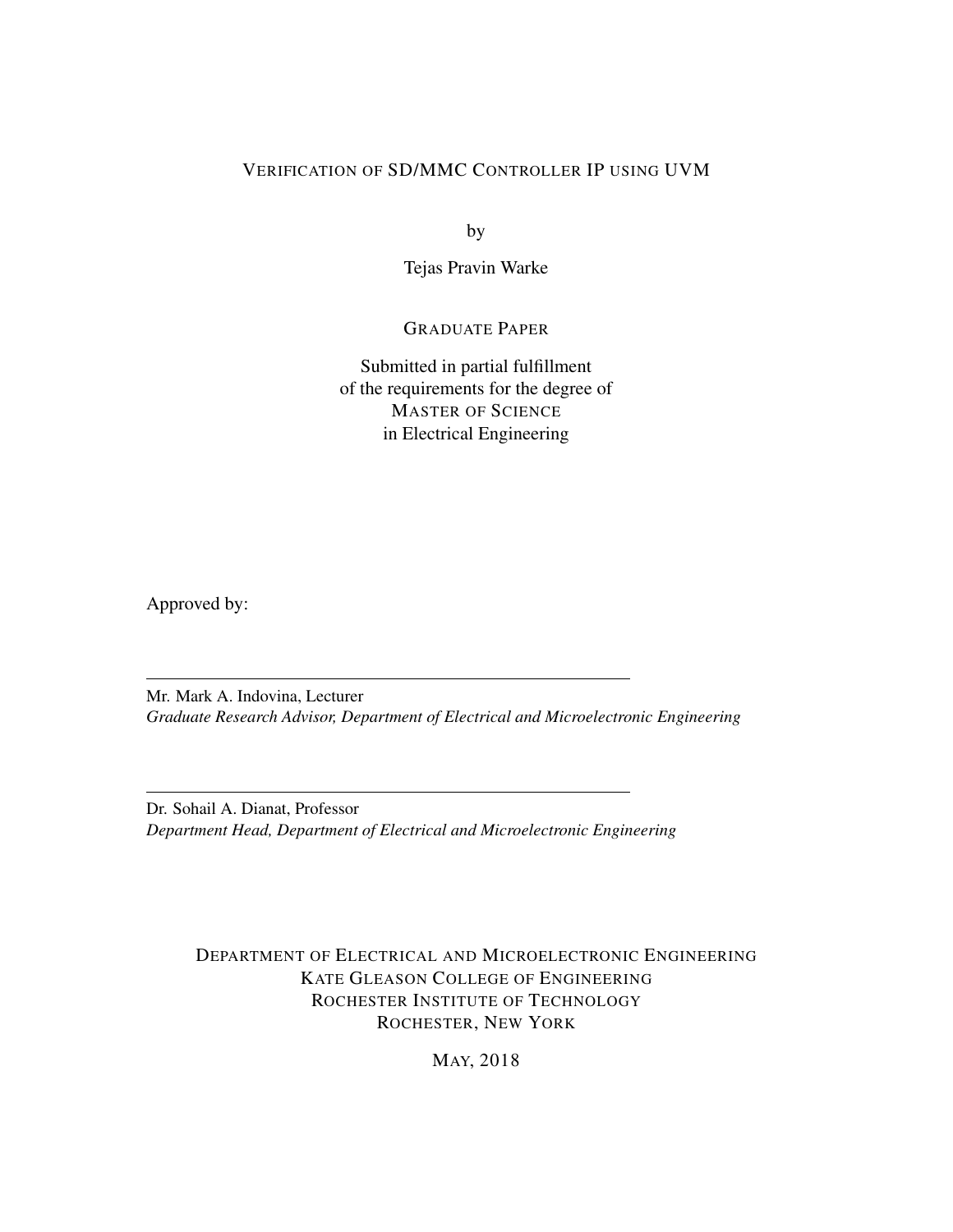# VERIFICATION OF SD/MMC CONTROLLER IP USING UVM

by

Tejas Pravin Warke

GRADUATE PAPER

Submitted in partial fulfillment
of the requirements for the degree of
MASTER OF SCIENCE
in Electrical Engineering

Approved by:

---

Mr. Mark A. Indovina, Lecturer
*Graduate Research Advisor, Department of Electrical and Microelectronic Engineering*

---

Dr. Sohail A. Dianat, Professor
*Department Head, Department of Electrical and Microelectronic Engineering*

DEPARTMENT OF ELECTRICAL AND MICROELECTRONIC ENGINEERING
KATE GLEASON COLLEGE OF ENGINEERING
ROCHESTER INSTITUTE OF TECHNOLOGY
ROCHESTER, NEW YORK

MAY, 2018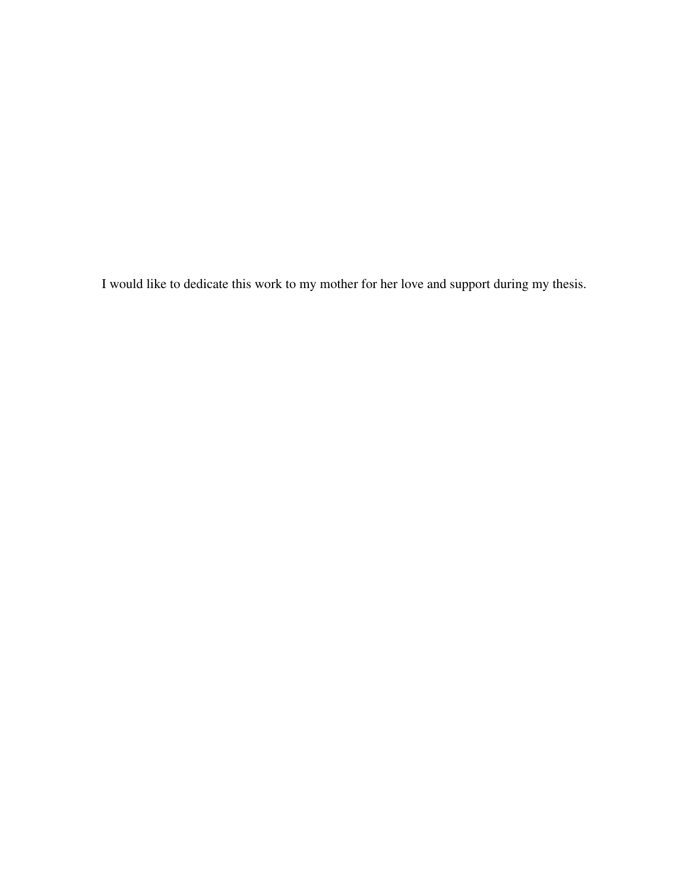I would like to dedicate this work to my mother for her love and support during my thesis.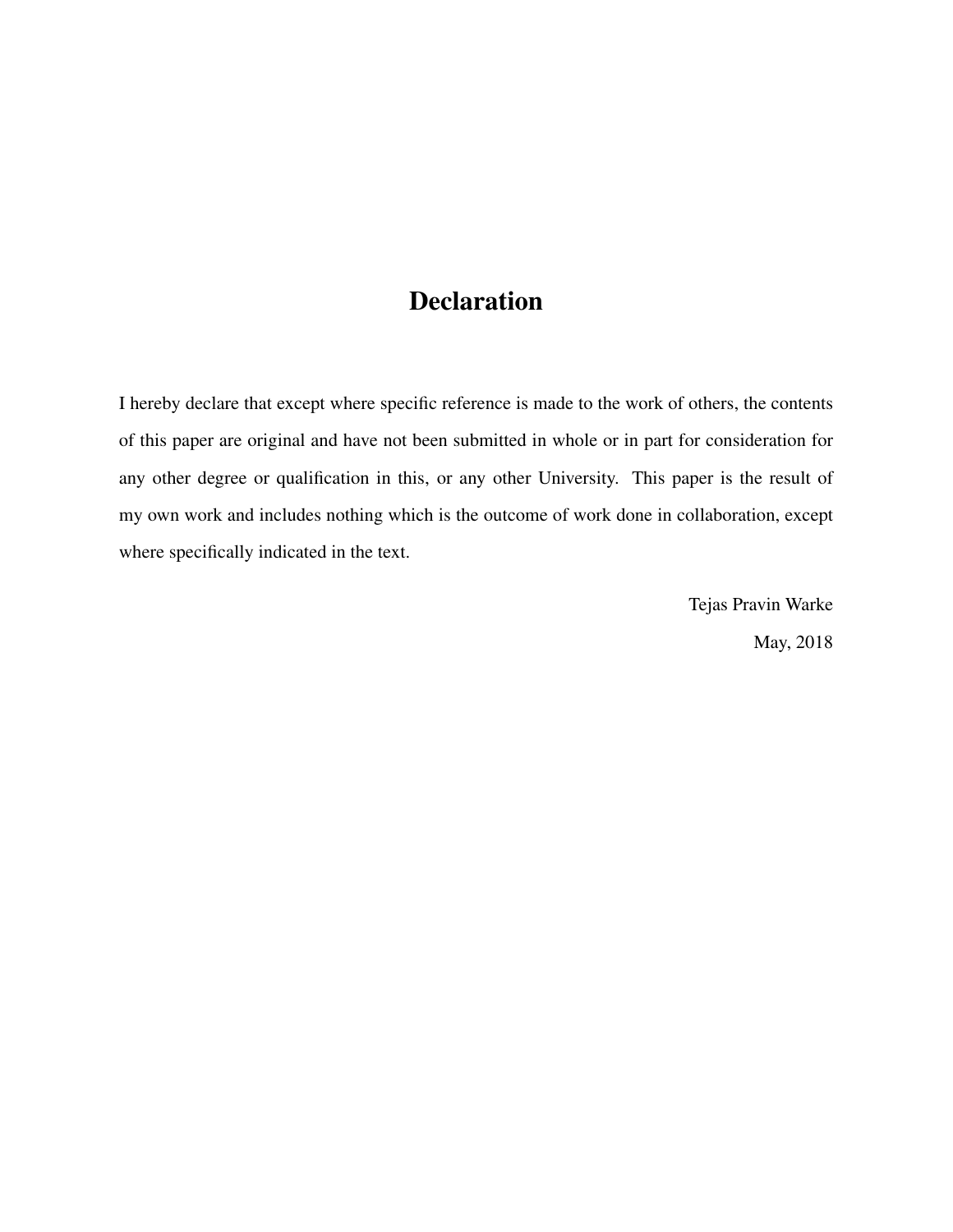# Declaration

I hereby declare that except where specific reference is made to the work of others, the contents of this paper are original and have not been submitted in whole or in part for consideration for any other degree or qualification in this, or any other University. This paper is the result of my own work and includes nothing which is the outcome of work done in collaboration, except where specifically indicated in the text.

Tejas Pravin Warke

May, 2018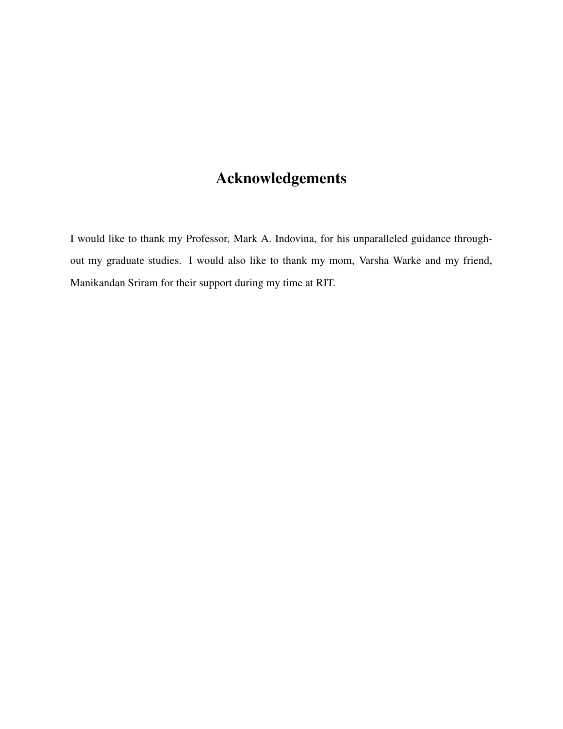# Acknowledgements

I would like to thank my Professor, Mark A. Indovina, for his unparalleled guidance throughout my graduate studies. I would also like to thank my mom, Varsha Warke and my friend, Manikandan Sriram for their support during my time at RIT.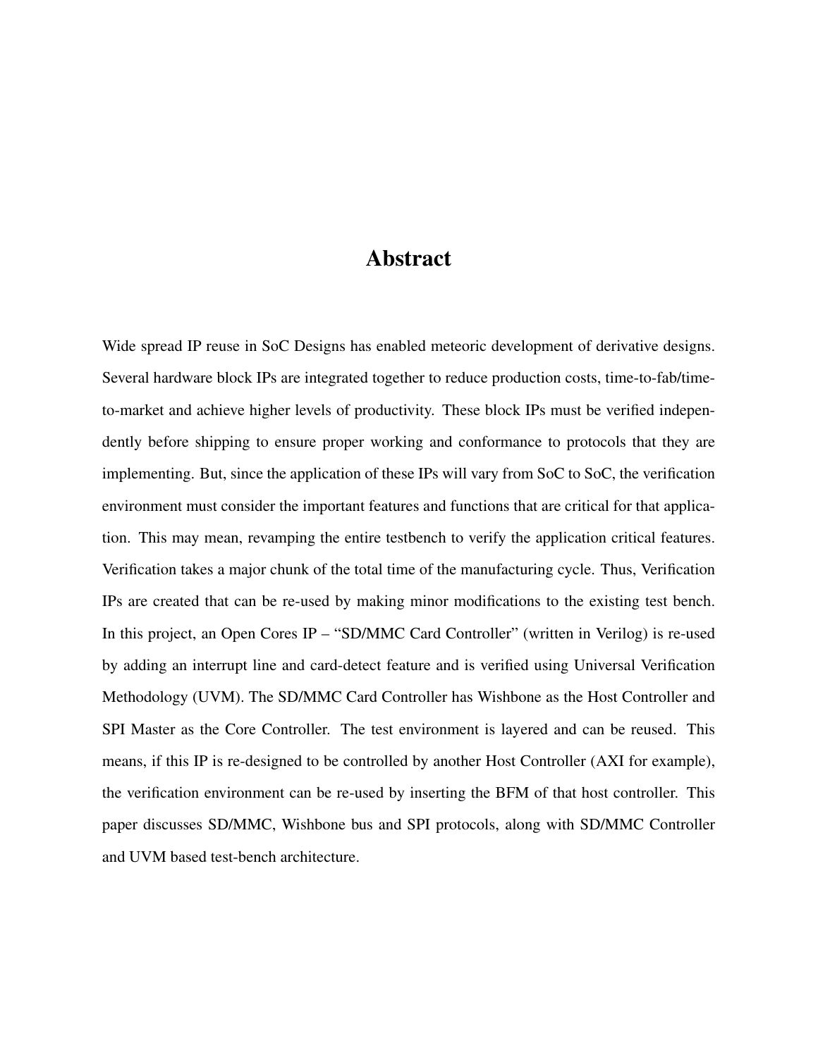# Abstract

Wide spread IP reuse in SoC Designs has enabled meteoric development of derivative designs. Several hardware block IPs are integrated together to reduce production costs, time-to-fab/time-to-market and achieve higher levels of productivity. These block IPs must be verified independently before shipping to ensure proper working and conformance to protocols that they are implementing. But, since the application of these IPs will vary from SoC to SoC, the verification environment must consider the important features and functions that are critical for that application. This may mean, revamping the entire testbench to verify the application critical features. Verification takes a major chunk of the total time of the manufacturing cycle. Thus, Verification IPs are created that can be re-used by making minor modifications to the existing test bench. In this project, an Open Cores IP – "SD/MMC Card Controller" (written in Verilog) is re-used by adding an interrupt line and card-detect feature and is verified using Universal Verification Methodology (UVM). The SD/MMC Card Controller has Wishbone as the Host Controller and SPI Master as the Core Controller. The test environment is layered and can be reused. This means, if this IP is re-designed to be controlled by another Host Controller (AXI for example), the verification environment can be re-used by inserting the BFM of that host controller. This paper discusses SD/MMC, Wishbone bus and SPI protocols, along with SD/MMC Controller and UVM based test-bench architecture.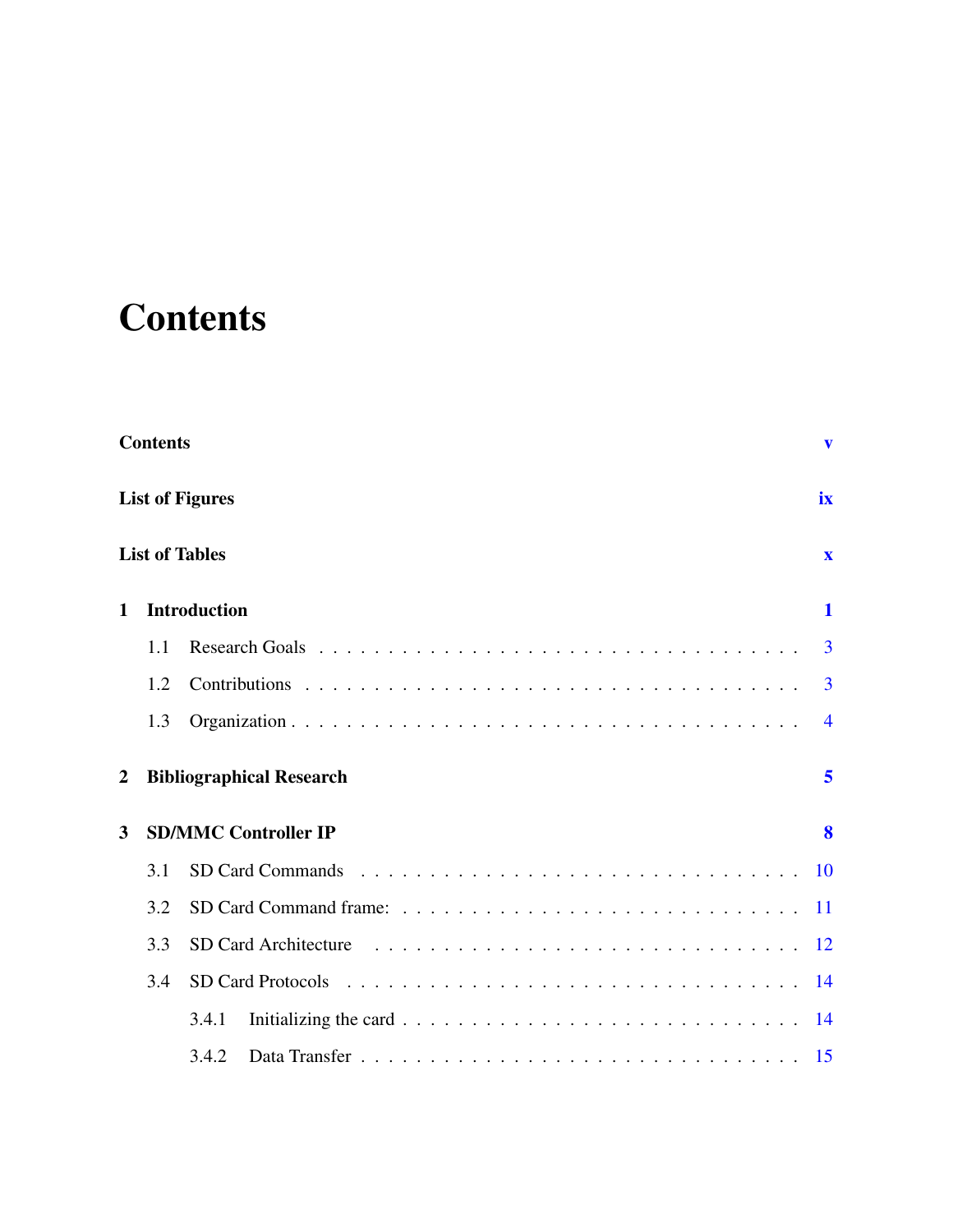# Contents

**Contents** **v**

**List of Figures** **ix**

**List of Tables** **x**

**1 Introduction** **1**

- 1.1 Research Goals . . . . . . . . . . . . . . . . . . . . . . . . . . . . . . . . 3
- 1.2 Contributions . . . . . . . . . . . . . . . . . . . . . . . . . . . . . . . . 3
- 1.3 Organization . . . . . . . . . . . . . . . . . . . . . . . . . . . . . . . . 4

**2 Bibliographical Research** **5**

**3 SD/MMC Controller IP** **8**

- 3.1 SD Card Commands . . . . . . . . . . . . . . . . . . . . . . . . . . . . . 10
- 3.2 SD Card Command frame: . . . . . . . . . . . . . . . . . . . . . . . . . 11
- 3.3 SD Card Architecture . . . . . . . . . . . . . . . . . . . . . . . . . . . . 12
- 3.4 SD Card Protocols . . . . . . . . . . . . . . . . . . . . . . . . . . . . . . 14
  - 3.4.1 Initializing the card . . . . . . . . . . . . . . . . . . . . . . . . . 14
  - 3.4.2 Data Transfer . . . . . . . . . . . . . . . . . . . . . . . . . . . . . 15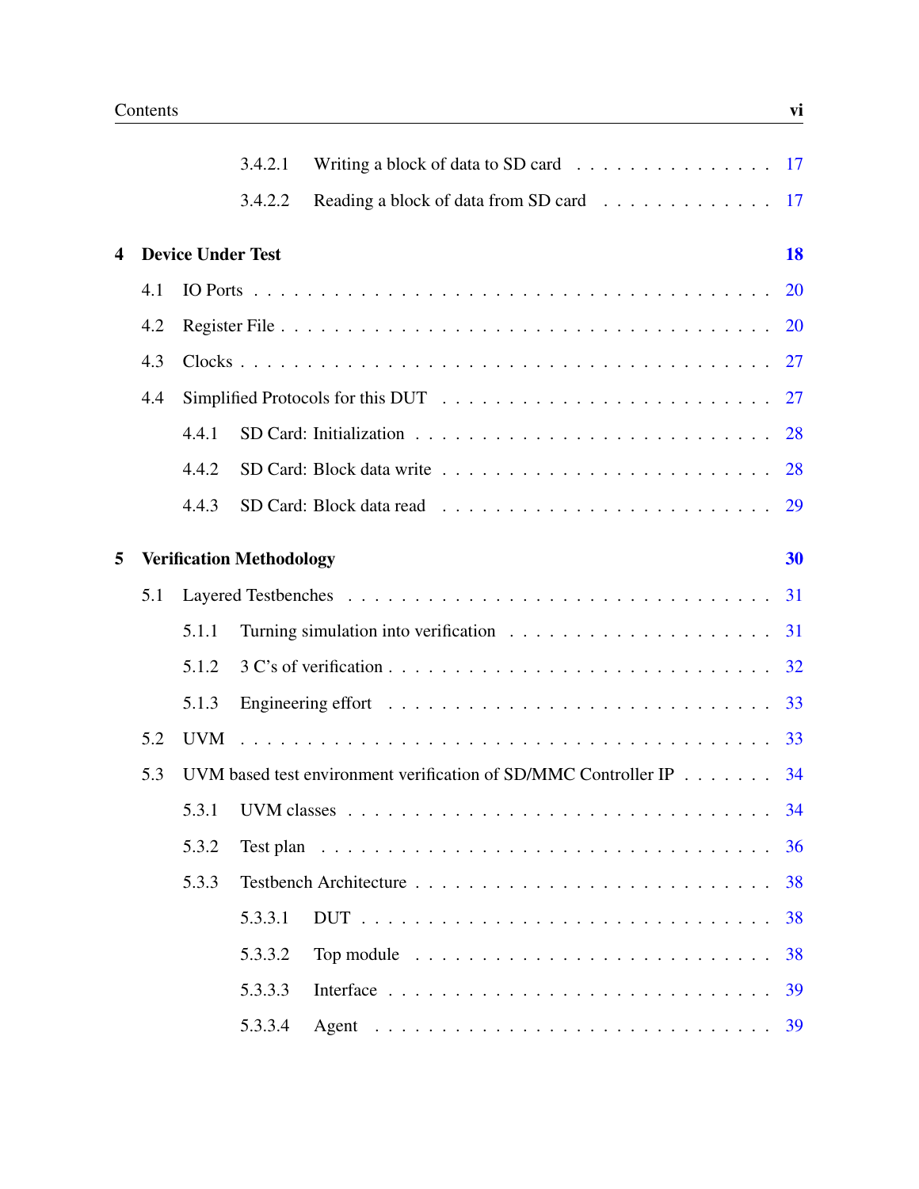3.4.2.1 Writing a block of data to SD card . . . . . . . . . . . . . . . 17

3.4.2.2 Reading a block of data from SD card . . . . . . . . . . . . . 17

**4 Device Under Test 18**

4.1 IO Ports . . . . . . . . . . . . . . . . . . . . . . . . . . . . . . . . . . . 20

4.2 Register File . . . . . . . . . . . . . . . . . . . . . . . . . . . . . . . . . 20

4.3 Clocks . . . . . . . . . . . . . . . . . . . . . . . . . . . . . . . . . . . . 27

4.4 Simplified Protocols for this DUT . . . . . . . . . . . . . . . . . . . . . . 27

4.4.1 SD Card: Initialization . . . . . . . . . . . . . . . . . . . . . . . . 28

4.4.2 SD Card: Block data write . . . . . . . . . . . . . . . . . . . . . . 28

4.4.3 SD Card: Block data read . . . . . . . . . . . . . . . . . . . . . . 29

**5 Verification Methodology 30**

5.1 Layered Testbenches . . . . . . . . . . . . . . . . . . . . . . . . . . . . . 31

5.1.1 Turning simulation into verification . . . . . . . . . . . . . . . . . . 31

5.1.2 3 C's of verification . . . . . . . . . . . . . . . . . . . . . . . . . . 32

5.1.3 Engineering effort . . . . . . . . . . . . . . . . . . . . . . . . . . . 33

5.2 UVM . . . . . . . . . . . . . . . . . . . . . . . . . . . . . . . . . . . . . 33

5.3 UVM based test environment verification of SD/MMC Controller IP . . . . . . . 34

5.3.1 UVM classes . . . . . . . . . . . . . . . . . . . . . . . . . . . . . . 34

5.3.2 Test plan . . . . . . . . . . . . . . . . . . . . . . . . . . . . . . . . 36

5.3.3 Testbench Architecture . . . . . . . . . . . . . . . . . . . . . . . . . 38

5.3.3.1 DUT . . . . . . . . . . . . . . . . . . . . . . . . . . . . . . 38

5.3.3.2 Top module . . . . . . . . . . . . . . . . . . . . . . . . . . 38

5.3.3.3 Interface . . . . . . . . . . . . . . . . . . . . . . . . . . . . 39

5.3.3.4 Agent . . . . . . . . . . . . . . . . . . . . . . . . . . . . . 39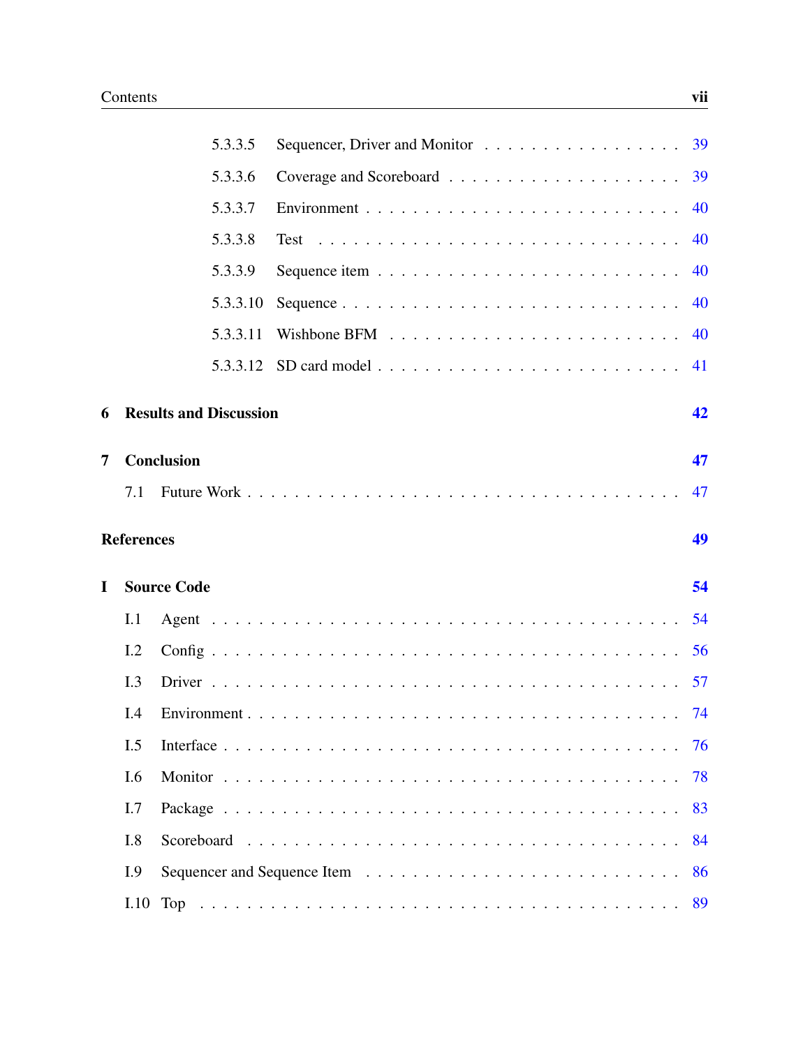- 5.3.3.5 Sequencer, Driver and Monitor . . . 39
- 5.3.3.6 Coverage and Scoreboard . . . 39
- 5.3.3.7 Environment . . . 40
- 5.3.3.8 Test . . . 40
- 5.3.3.9 Sequence item . . . 40
- 5.3.3.10 Sequence . . . 40
- 5.3.3.11 Wishbone BFM . . . 40
- 5.3.3.12 SD card model . . . 41

**6 Results and Discussion** **42**

**7 Conclusion** **47**

- 7.1 Future Work . . . 47

**References** **49**

**I Source Code** **54**

- I.1 Agent . . . 54
- I.2 Config . . . 56
- I.3 Driver . . . 57
- I.4 Environment . . . 74
- I.5 Interface . . . 76
- I.6 Monitor . . . 78
- I.7 Package . . . 83
- I.8 Scoreboard . . . 84
- I.9 Sequencer and Sequence Item . . . 86
- I.10 Top . . . 89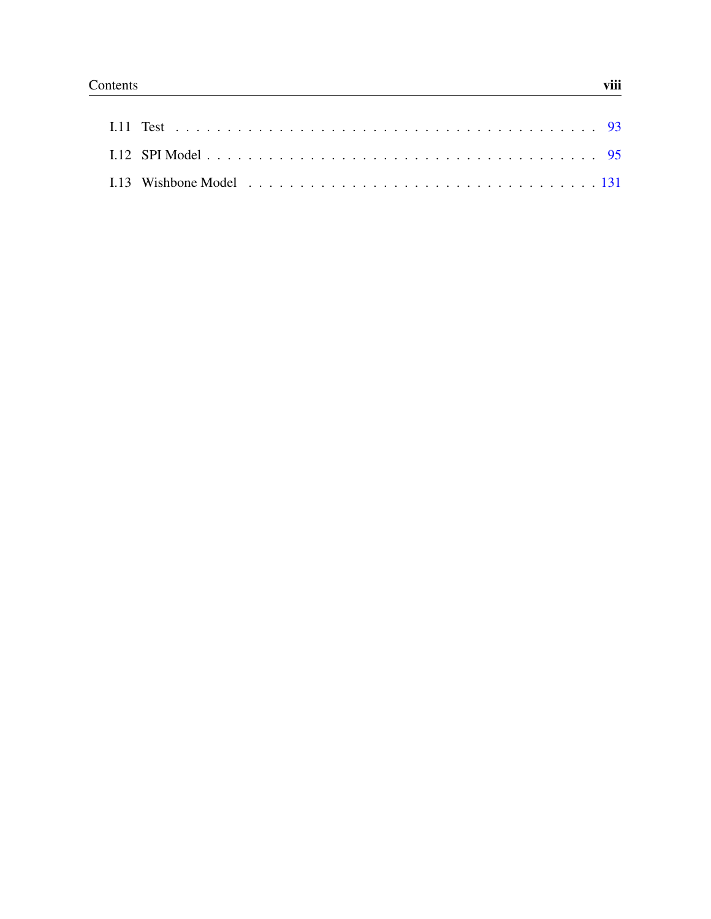I.11 Test . . . . . . . . . . . . . . . . . . . . . . . . . . . . . . . . . . . . . . . . 93

I.12 SPI Model . . . . . . . . . . . . . . . . . . . . . . . . . . . . . . . . . . . . . 95

I.13 Wishbone Model . . . . . . . . . . . . . . . . . . . . . . . . . . . . . . . . . 131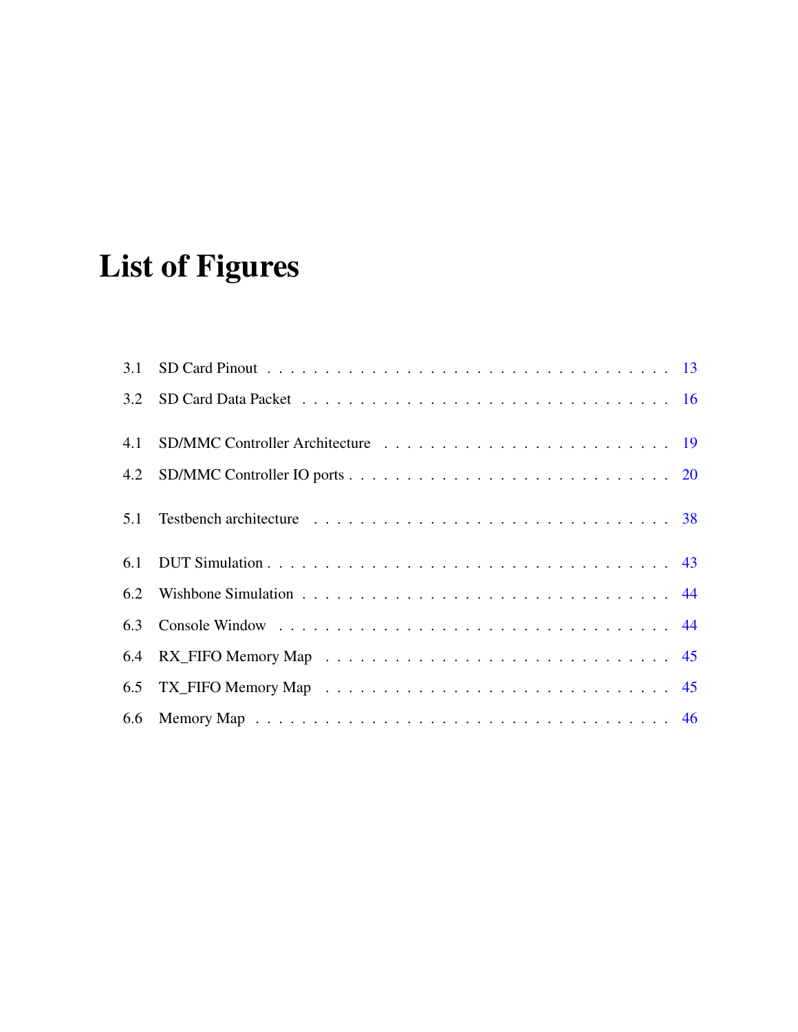# List of Figures

3.1 SD Card Pinout . . . . . . . . . . . . . . . . . . . . . . . . . . . . . . . . 13

3.2 SD Card Data Packet . . . . . . . . . . . . . . . . . . . . . . . . . . . . . 16

4.1 SD/MMC Controller Architecture . . . . . . . . . . . . . . . . . . . . . . . 19

4.2 SD/MMC Controller IO ports . . . . . . . . . . . . . . . . . . . . . . . . . 20

5.1 Testbench architecture . . . . . . . . . . . . . . . . . . . . . . . . . . . . 38

6.1 DUT Simulation . . . . . . . . . . . . . . . . . . . . . . . . . . . . . . . . 43

6.2 Wishbone Simulation . . . . . . . . . . . . . . . . . . . . . . . . . . . . . 44

6.3 Console Window . . . . . . . . . . . . . . . . . . . . . . . . . . . . . . . 44

6.4 RX_FIFO Memory Map . . . . . . . . . . . . . . . . . . . . . . . . . . . . 45

6.5 TX_FIFO Memory Map . . . . . . . . . . . . . . . . . . . . . . . . . . . . 45

6.6 Memory Map . . . . . . . . . . . . . . . . . . . . . . . . . . . . . . . . . 46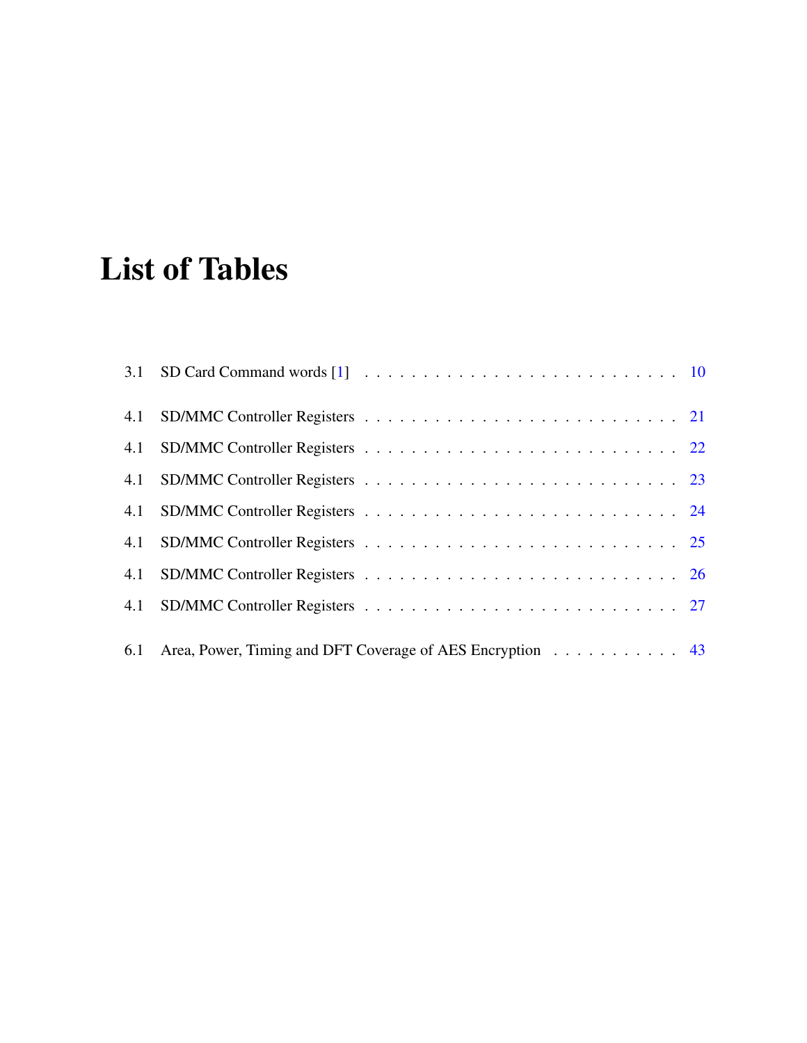# List of Tables

3.1 SD Card Command words [1] . . . . . . . . . . . . . . . . . . . . . . . . . . . . 10

4.1 SD/MMC Controller Registers . . . . . . . . . . . . . . . . . . . . . . . . . . . . 21

4.1 SD/MMC Controller Registers . . . . . . . . . . . . . . . . . . . . . . . . . . . . 22

4.1 SD/MMC Controller Registers . . . . . . . . . . . . . . . . . . . . . . . . . . . . 23

4.1 SD/MMC Controller Registers . . . . . . . . . . . . . . . . . . . . . . . . . . . . 24

4.1 SD/MMC Controller Registers . . . . . . . . . . . . . . . . . . . . . . . . . . . . 25

4.1 SD/MMC Controller Registers . . . . . . . . . . . . . . . . . . . . . . . . . . . . 26

4.1 SD/MMC Controller Registers . . . . . . . . . . . . . . . . . . . . . . . . . . . . 27

6.1 Area, Power, Timing and DFT Coverage of AES Encryption . . . . . . . . . . . 43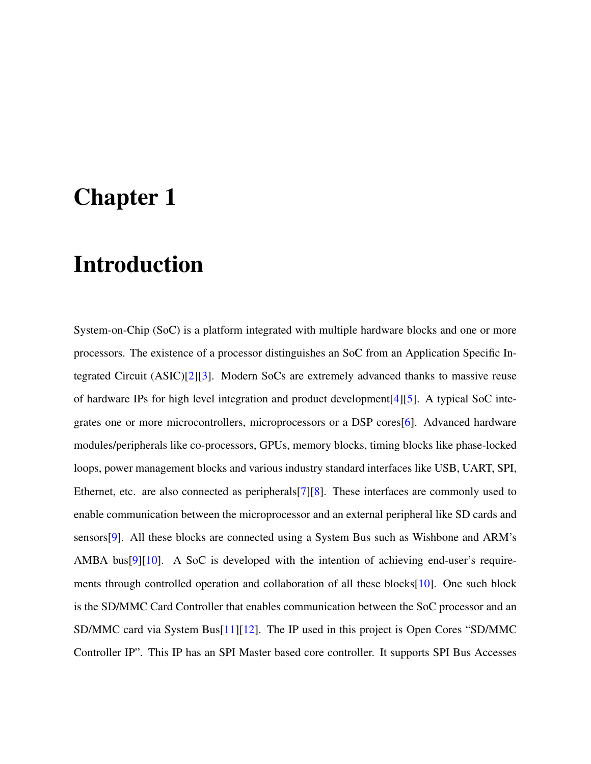# Chapter 1

# Introduction

System-on-Chip (SoC) is a platform integrated with multiple hardware blocks and one or more processors. The existence of a processor distinguishes an SoC from an Application Specific Integrated Circuit (ASIC)[2][3]. Modern SoCs are extremely advanced thanks to massive reuse of hardware IPs for high level integration and product development[4][5]. A typical SoC integrates one or more microcontrollers, microprocessors or a DSP cores[6]. Advanced hardware modules/peripherals like co-processors, GPUs, memory blocks, timing blocks like phase-locked loops, power management blocks and various industry standard interfaces like USB, UART, SPI, Ethernet, etc. are also connected as peripherals[7][8]. These interfaces are commonly used to enable communication between the microprocessor and an external peripheral like SD cards and sensors[9]. All these blocks are connected using a System Bus such as Wishbone and ARM's AMBA bus[9][10]. A SoC is developed with the intention of achieving end-user's requirements through controlled operation and collaboration of all these blocks[10]. One such block is the SD/MMC Card Controller that enables communication between the SoC processor and an SD/MMC card via System Bus[11][12]. The IP used in this project is Open Cores "SD/MMC Controller IP". This IP has an SPI Master based core controller. It supports SPI Bus Accesses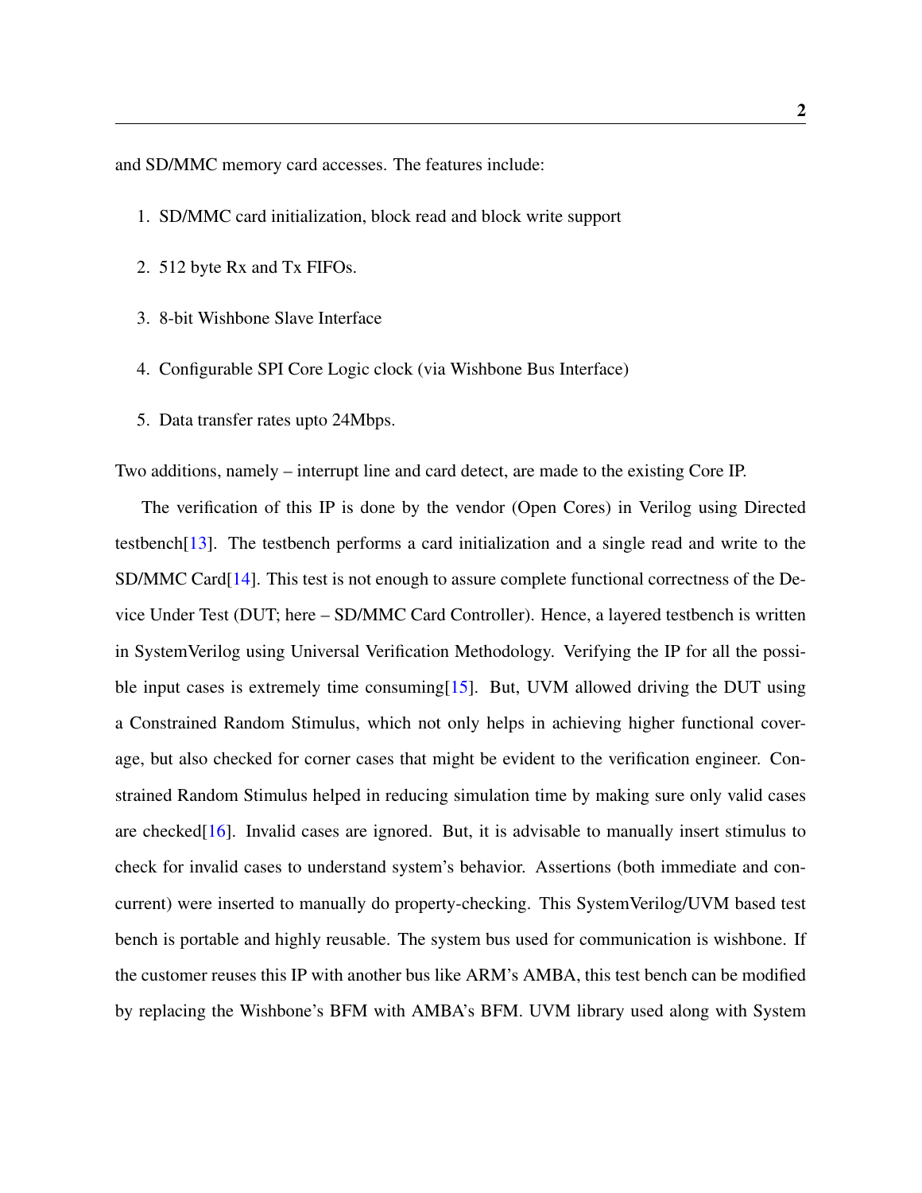and SD/MMC memory card accesses. The features include:

1. SD/MMC card initialization, block read and block write support
2. 512 byte Rx and Tx FIFOs.
3. 8-bit Wishbone Slave Interface
4. Configurable SPI Core Logic clock (via Wishbone Bus Interface)
5. Data transfer rates upto 24Mbps.

Two additions, namely – interrupt line and card detect, are made to the existing Core IP.

The verification of this IP is done by the vendor (Open Cores) in Verilog using Directed testbench[13]. The testbench performs a card initialization and a single read and write to the SD/MMC Card[14]. This test is not enough to assure complete functional correctness of the Device Under Test (DUT; here – SD/MMC Card Controller). Hence, a layered testbench is written in SystemVerilog using Universal Verification Methodology. Verifying the IP for all the possible input cases is extremely time consuming[15]. But, UVM allowed driving the DUT using a Constrained Random Stimulus, which not only helps in achieving higher functional coverage, but also checked for corner cases that might be evident to the verification engineer. Constrained Random Stimulus helped in reducing simulation time by making sure only valid cases are checked[16]. Invalid cases are ignored. But, it is advisable to manually insert stimulus to check for invalid cases to understand system's behavior. Assertions (both immediate and concurrent) were inserted to manually do property-checking. This SystemVerilog/UVM based test bench is portable and highly reusable. The system bus used for communication is wishbone. If the customer reuses this IP with another bus like ARM's AMBA, this test bench can be modified by replacing the Wishbone's BFM with AMBA's BFM. UVM library used along with System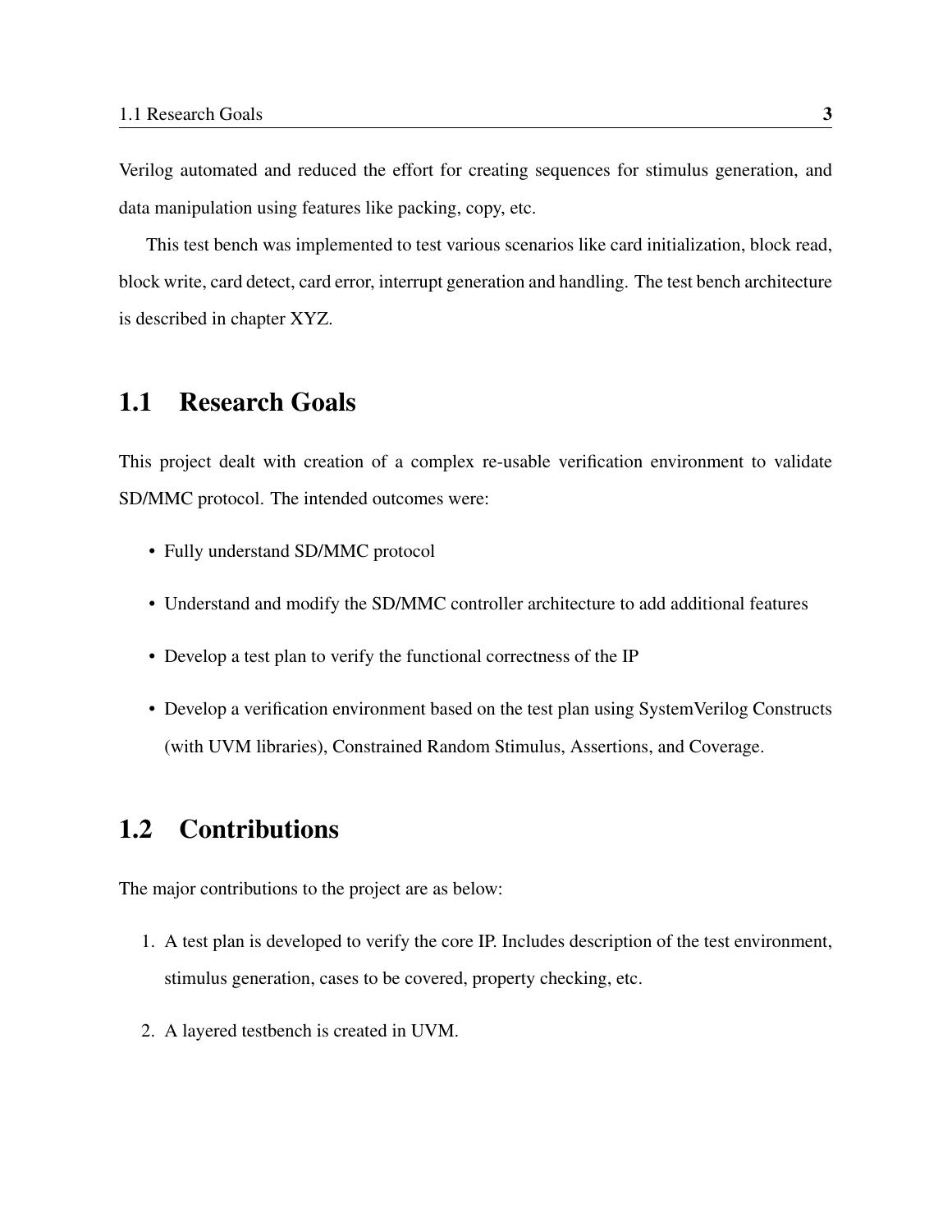Verilog automated and reduced the effort for creating sequences for stimulus generation, and data manipulation using features like packing, copy, etc.

This test bench was implemented to test various scenarios like card initialization, block read, block write, card detect, card error, interrupt generation and handling. The test bench architecture is described in chapter XYZ.

## 1.1 Research Goals

This project dealt with creation of a complex re-usable verification environment to validate SD/MMC protocol. The intended outcomes were:

- Fully understand SD/MMC protocol
- Understand and modify the SD/MMC controller architecture to add additional features
- Develop a test plan to verify the functional correctness of the IP
- Develop a verification environment based on the test plan using SystemVerilog Constructs (with UVM libraries), Constrained Random Stimulus, Assertions, and Coverage.

## 1.2 Contributions

The major contributions to the project are as below:

1. A test plan is developed to verify the core IP. Includes description of the test environment, stimulus generation, cases to be covered, property checking, etc.
2. A layered testbench is created in UVM.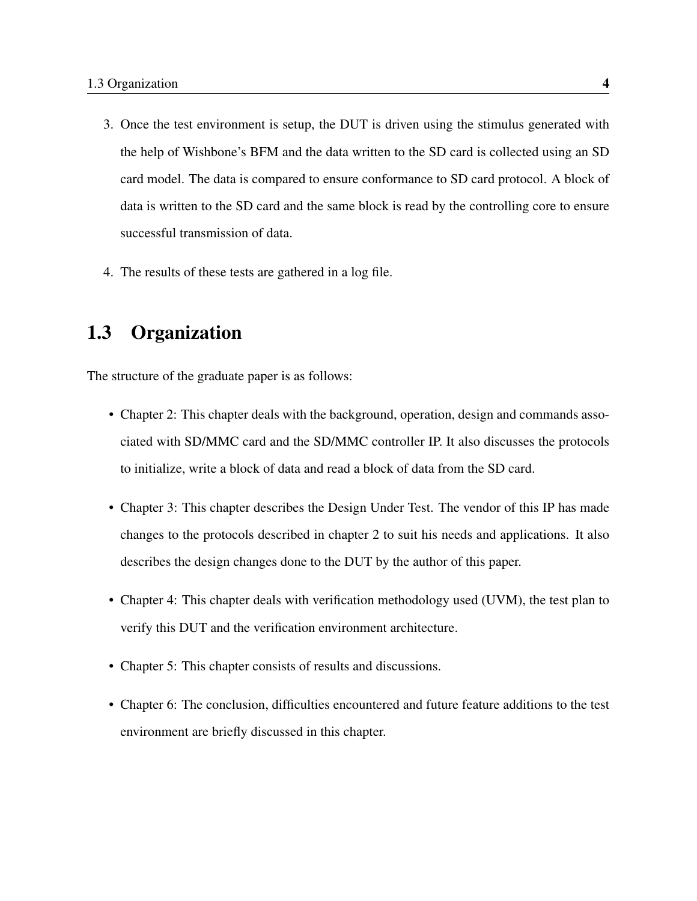3. Once the test environment is setup, the DUT is driven using the stimulus generated with the help of Wishbone's BFM and the data written to the SD card is collected using an SD card model. The data is compared to ensure conformance to SD card protocol. A block of data is written to the SD card and the same block is read by the controlling core to ensure successful transmission of data.

4. The results of these tests are gathered in a log file.

## 1.3 Organization

The structure of the graduate paper is as follows:

- Chapter 2: This chapter deals with the background, operation, design and commands associated with SD/MMC card and the SD/MMC controller IP. It also discusses the protocols to initialize, write a block of data and read a block of data from the SD card.

- Chapter 3: This chapter describes the Design Under Test. The vendor of this IP has made changes to the protocols described in chapter 2 to suit his needs and applications. It also describes the design changes done to the DUT by the author of this paper.

- Chapter 4: This chapter deals with verification methodology used (UVM), the test plan to verify this DUT and the verification environment architecture.

- Chapter 5: This chapter consists of results and discussions.

- Chapter 6: The conclusion, difficulties encountered and future feature additions to the test environment are briefly discussed in this chapter.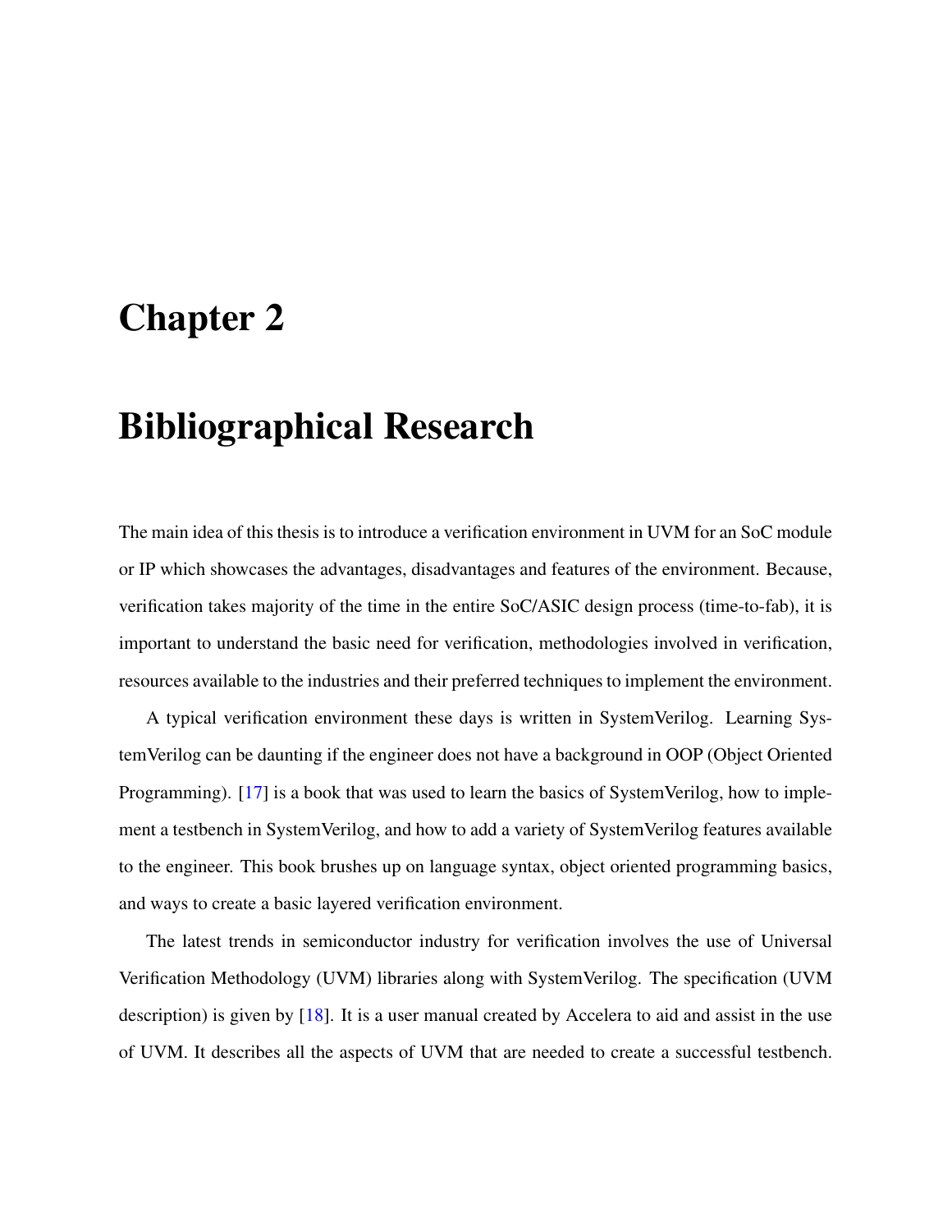# Chapter 2

# Bibliographical Research

The main idea of this thesis is to introduce a verification environment in UVM for an SoC module or IP which showcases the advantages, disadvantages and features of the environment. Because, verification takes majority of the time in the entire SoC/ASIC design process (time-to-fab), it is important to understand the basic need for verification, methodologies involved in verification, resources available to the industries and their preferred techniques to implement the environment.

A typical verification environment these days is written in SystemVerilog. Learning SystemVerilog can be daunting if the engineer does not have a background in OOP (Object Oriented Programming). [17] is a book that was used to learn the basics of SystemVerilog, how to implement a testbench in SystemVerilog, and how to add a variety of SystemVerilog features available to the engineer. This book brushes up on language syntax, object oriented programming basics, and ways to create a basic layered verification environment.

The latest trends in semiconductor industry for verification involves the use of Universal Verification Methodology (UVM) libraries along with SystemVerilog. The specification (UVM description) is given by [18]. It is a user manual created by Accelera to aid and assist in the use of UVM. It describes all the aspects of UVM that are needed to create a successful testbench.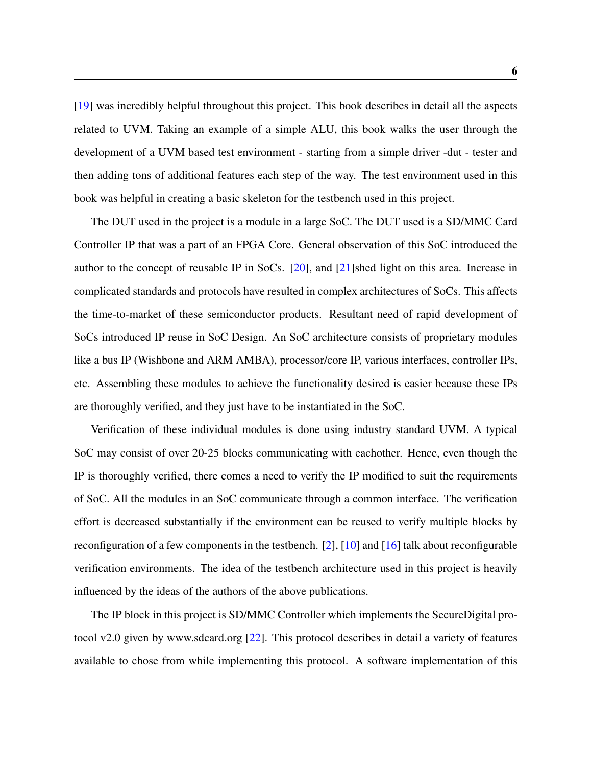[19] was incredibly helpful throughout this project. This book describes in detail all the aspects related to UVM. Taking an example of a simple ALU, this book walks the user through the development of a UVM based test environment - starting from a simple driver -dut - tester and then adding tons of additional features each step of the way. The test environment used in this book was helpful in creating a basic skeleton for the testbench used in this project.

The DUT used in the project is a module in a large SoC. The DUT used is a SD/MMC Card Controller IP that was a part of an FPGA Core. General observation of this SoC introduced the author to the concept of reusable IP in SoCs. [20], and [21]shed light on this area. Increase in complicated standards and protocols have resulted in complex architectures of SoCs. This affects the time-to-market of these semiconductor products. Resultant need of rapid development of SoCs introduced IP reuse in SoC Design. An SoC architecture consists of proprietary modules like a bus IP (Wishbone and ARM AMBA), processor/core IP, various interfaces, controller IPs, etc. Assembling these modules to achieve the functionality desired is easier because these IPs are thoroughly verified, and they just have to be instantiated in the SoC.

Verification of these individual modules is done using industry standard UVM. A typical SoC may consist of over 20-25 blocks communicating with eachother. Hence, even though the IP is thoroughly verified, there comes a need to verify the IP modified to suit the requirements of SoC. All the modules in an SoC communicate through a common interface. The verification effort is decreased substantially if the environment can be reused to verify multiple blocks by reconfiguration of a few components in the testbench. [2], [10] and [16] talk about reconfigurable verification environments. The idea of the testbench architecture used in this project is heavily influenced by the ideas of the authors of the above publications.

The IP block in this project is SD/MMC Controller which implements the SecureDigital protocol v2.0 given by www.sdcard.org [22]. This protocol describes in detail a variety of features available to chose from while implementing this protocol. A software implementation of this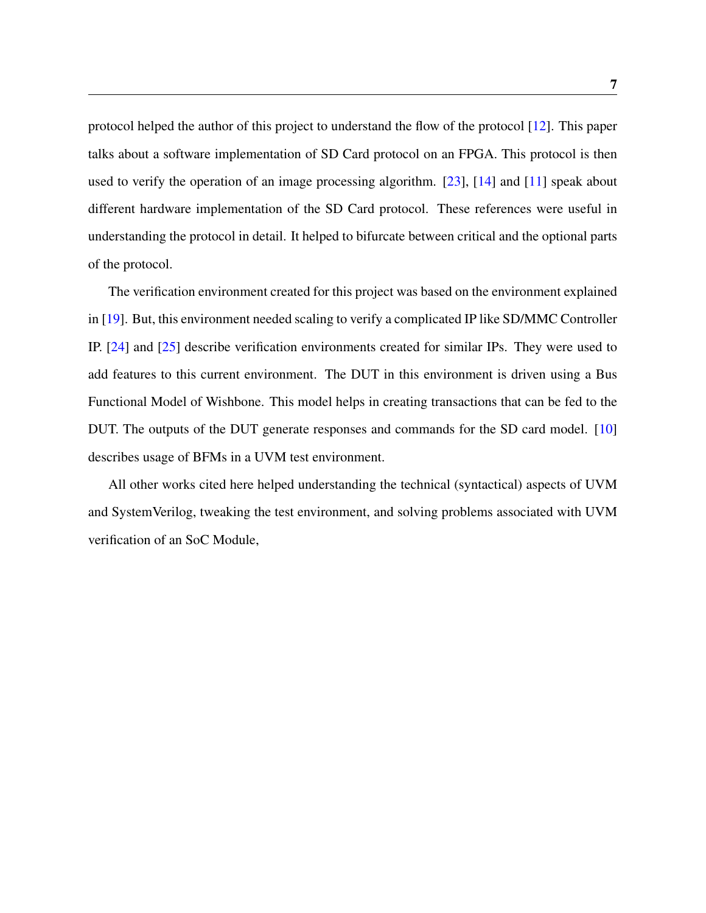protocol helped the author of this project to understand the flow of the protocol [12]. This paper talks about a software implementation of SD Card protocol on an FPGA. This protocol is then used to verify the operation of an image processing algorithm. [23], [14] and [11] speak about different hardware implementation of the SD Card protocol. These references were useful in understanding the protocol in detail. It helped to bifurcate between critical and the optional parts of the protocol.

The verification environment created for this project was based on the environment explained in [19]. But, this environment needed scaling to verify a complicated IP like SD/MMC Controller IP. [24] and [25] describe verification environments created for similar IPs. They were used to add features to this current environment. The DUT in this environment is driven using a Bus Functional Model of Wishbone. This model helps in creating transactions that can be fed to the DUT. The outputs of the DUT generate responses and commands for the SD card model. [10] describes usage of BFMs in a UVM test environment.

All other works cited here helped understanding the technical (syntactical) aspects of UVM and SystemVerilog, tweaking the test environment, and solving problems associated with UVM verification of an SoC Module,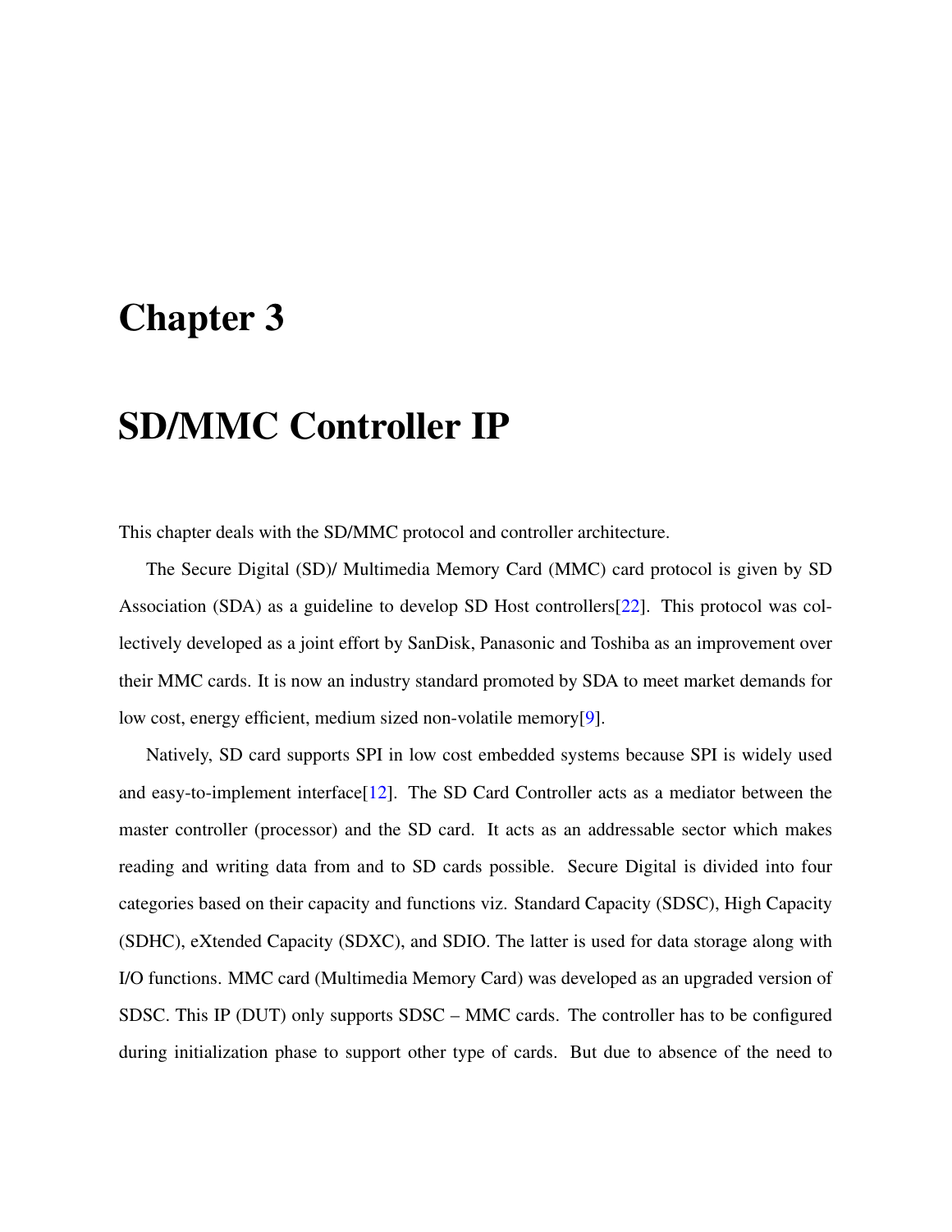# Chapter 3

# SD/MMC Controller IP

This chapter deals with the SD/MMC protocol and controller architecture.

The Secure Digital (SD)/ Multimedia Memory Card (MMC) card protocol is given by SD Association (SDA) as a guideline to develop SD Host controllers[22]. This protocol was collectively developed as a joint effort by SanDisk, Panasonic and Toshiba as an improvement over their MMC cards. It is now an industry standard promoted by SDA to meet market demands for low cost, energy efficient, medium sized non-volatile memory[9].

Natively, SD card supports SPI in low cost embedded systems because SPI is widely used and easy-to-implement interface[12]. The SD Card Controller acts as a mediator between the master controller (processor) and the SD card. It acts as an addressable sector which makes reading and writing data from and to SD cards possible. Secure Digital is divided into four categories based on their capacity and functions viz. Standard Capacity (SDSC), High Capacity (SDHC), eXtended Capacity (SDXC), and SDIO. The latter is used for data storage along with I/O functions. MMC card (Multimedia Memory Card) was developed as an upgraded version of SDSC. This IP (DUT) only supports SDSC – MMC cards. The controller has to be configured during initialization phase to support other type of cards. But due to absence of the need to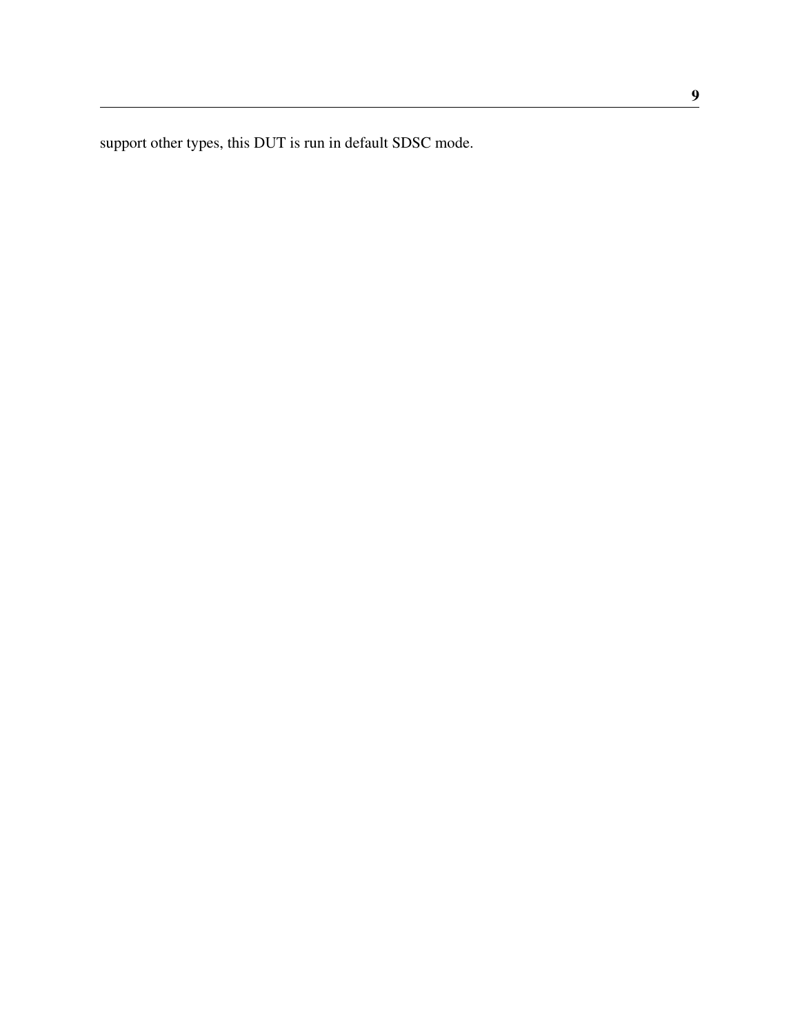support other types, this DUT is run in default SDSC mode.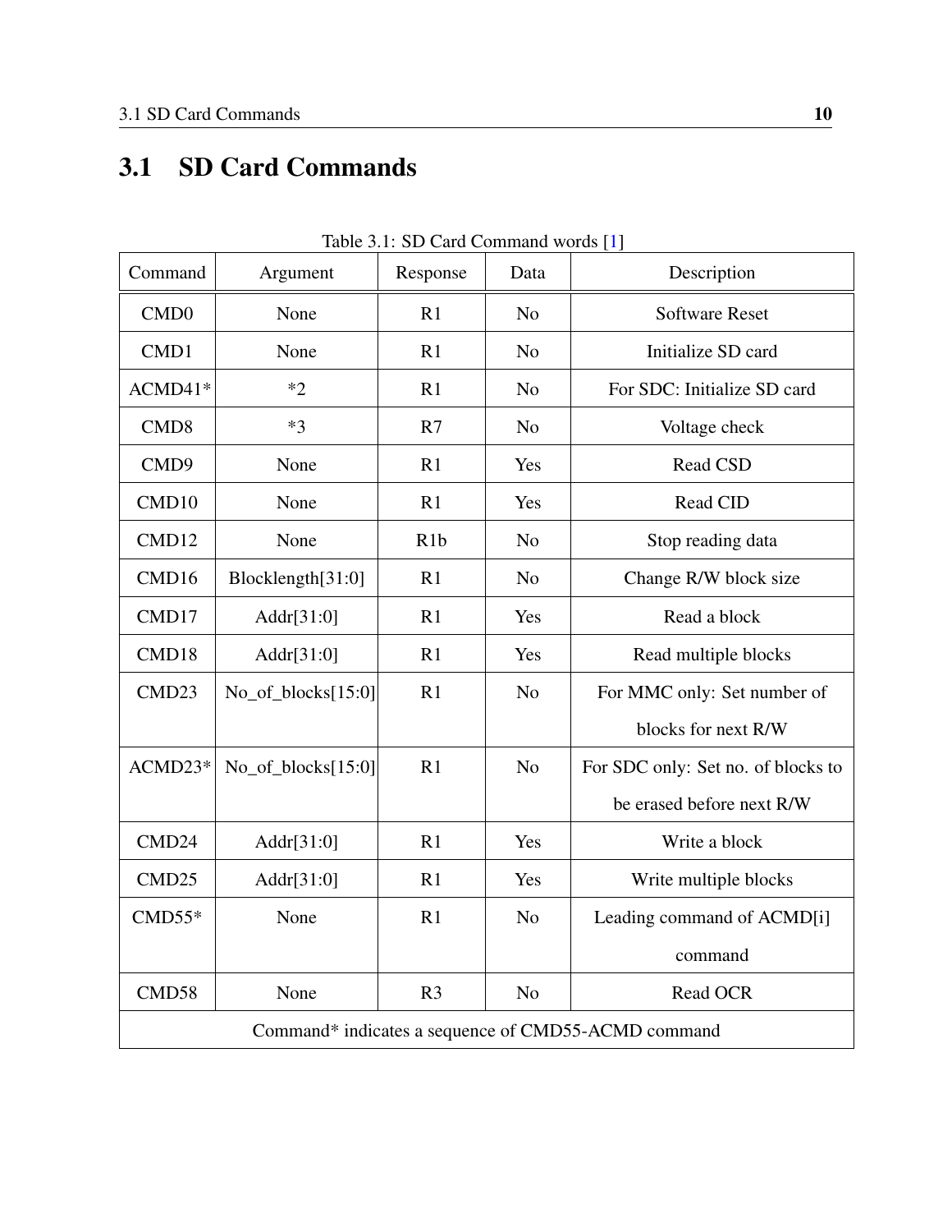## 3.1 SD Card Commands

Table 3.1: SD Card Command words [1]

| Command | Argument | Response | Data | Description |
|---|---|---|---|---|
| CMD0 | None | R1 | No | Software Reset |
| CMD1 | None | R1 | No | Initialize SD card |
| ACMD41* | *2 | R1 | No | For SDC: Initialize SD card |
| CMD8 | *3 | R7 | No | Voltage check |
| CMD9 | None | R1 | Yes | Read CSD |
| CMD10 | None | R1 | Yes | Read CID |
| CMD12 | None | R1b | No | Stop reading data |
| CMD16 | Blocklength[31:0] | R1 | No | Change R/W block size |
| CMD17 | Addr[31:0] | R1 | Yes | Read a block |
| CMD18 | Addr[31:0] | R1 | Yes | Read multiple blocks |
| CMD23 | No_of_blocks[15:0] | R1 | No | For MMC only: Set number of blocks for next R/W |
| ACMD23* | No_of_blocks[15:0] | R1 | No | For SDC only: Set no. of blocks to be erased before next R/W |
| CMD24 | Addr[31:0] | R1 | Yes | Write a block |
| CMD25 | Addr[31:0] | R1 | Yes | Write multiple blocks |
| CMD55* | None | R1 | No | Leading command of ACMD[i] command |
| CMD58 | None | R3 | No | Read OCR |
| Command* indicates a sequence of CMD55-ACMD command | | | | |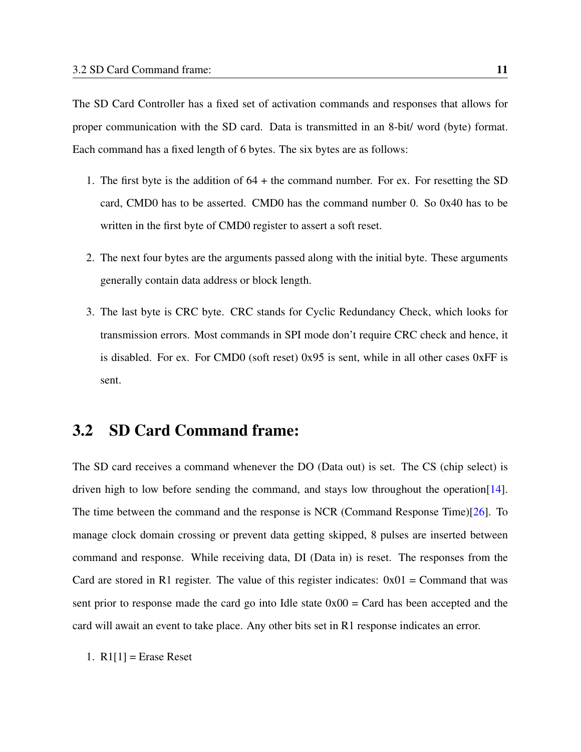The SD Card Controller has a fixed set of activation commands and responses that allows for proper communication with the SD card. Data is transmitted in an 8-bit/ word (byte) format. Each command has a fixed length of 6 bytes. The six bytes are as follows:

1. The first byte is the addition of 64 + the command number. For ex. For resetting the SD card, CMD0 has to be asserted. CMD0 has the command number 0. So 0x40 has to be written in the first byte of CMD0 register to assert a soft reset.

2. The next four bytes are the arguments passed along with the initial byte. These arguments generally contain data address or block length.

3. The last byte is CRC byte. CRC stands for Cyclic Redundancy Check, which looks for transmission errors. Most commands in SPI mode don't require CRC check and hence, it is disabled. For ex. For CMD0 (soft reset) 0x95 is sent, while in all other cases 0xFF is sent.

## 3.2 SD Card Command frame:

The SD card receives a command whenever the DO (Data out) is set. The CS (chip select) is driven high to low before sending the command, and stays low throughout the operation[14]. The time between the command and the response is NCR (Command Response Time)[26]. To manage clock domain crossing or prevent data getting skipped, 8 pulses are inserted between command and response. While receiving data, DI (Data in) is reset. The responses from the Card are stored in R1 register. The value of this register indicates: 0x01 = Command that was sent prior to response made the card go into Idle state 0x00 = Card has been accepted and the card will await an event to take place. Any other bits set in R1 response indicates an error.

1. R1[1] = Erase Reset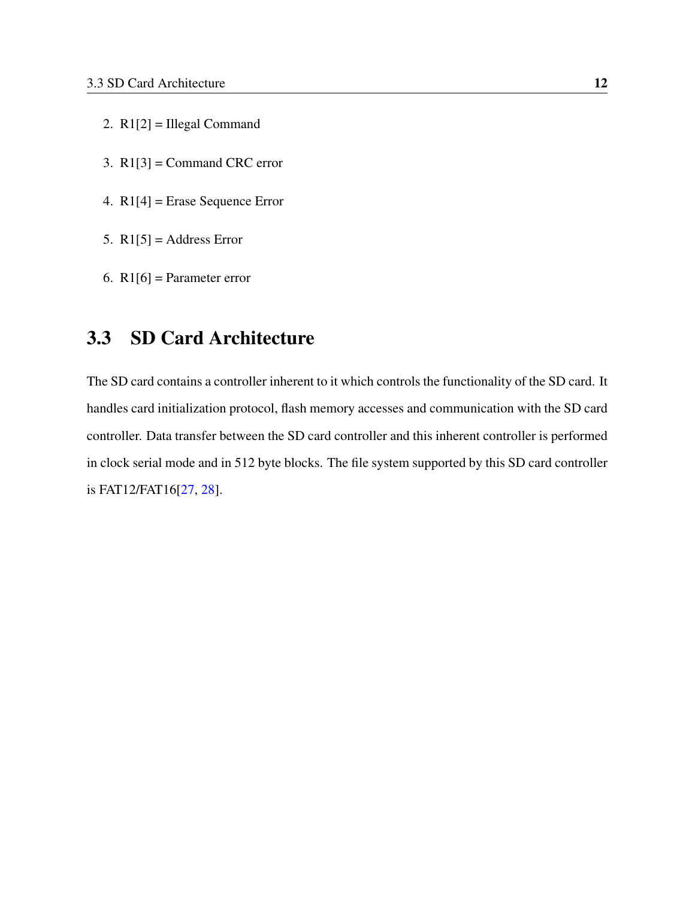2. R1[2] = Illegal Command
3. R1[3] = Command CRC error
4. R1[4] = Erase Sequence Error
5. R1[5] = Address Error
6. R1[6] = Parameter error

## 3.3 SD Card Architecture

The SD card contains a controller inherent to it which controls the functionality of the SD card. It handles card initialization protocol, flash memory accesses and communication with the SD card controller. Data transfer between the SD card controller and this inherent controller is performed in clock serial mode and in 512 byte blocks. The file system supported by this SD card controller is FAT12/FAT16[27, 28].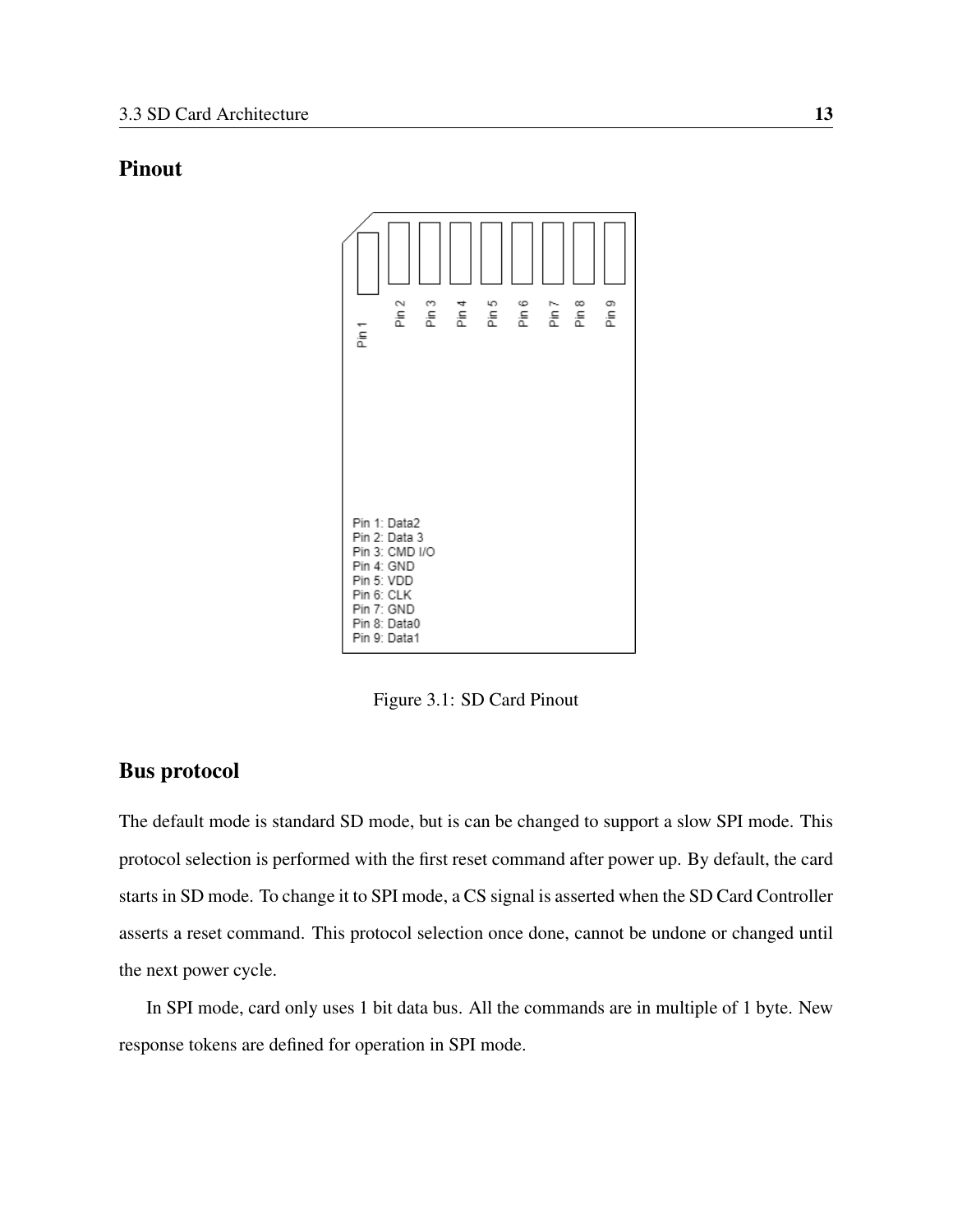## Pinout

Pin 1
Pin 2
Pin 3
Pin 4
Pin 5
Pin 6
Pin 7
Pin 8
Pin 9

Pin 1: Data2
Pin 2: Data 3
Pin 3: CMD I/O
Pin 4: GND
Pin 5: VDD
Pin 6: CLK
Pin 7: GND
Pin 8: Data0
Pin 9: Data1

Figure 3.1: SD Card Pinout

## Bus protocol

The default mode is standard SD mode, but is can be changed to support a slow SPI mode. This protocol selection is performed with the first reset command after power up. By default, the card starts in SD mode. To change it to SPI mode, a CS signal is asserted when the SD Card Controller asserts a reset command. This protocol selection once done, cannot be undone or changed until the next power cycle.

In SPI mode, card only uses 1 bit data bus. All the commands are in multiple of 1 byte. New response tokens are defined for operation in SPI mode.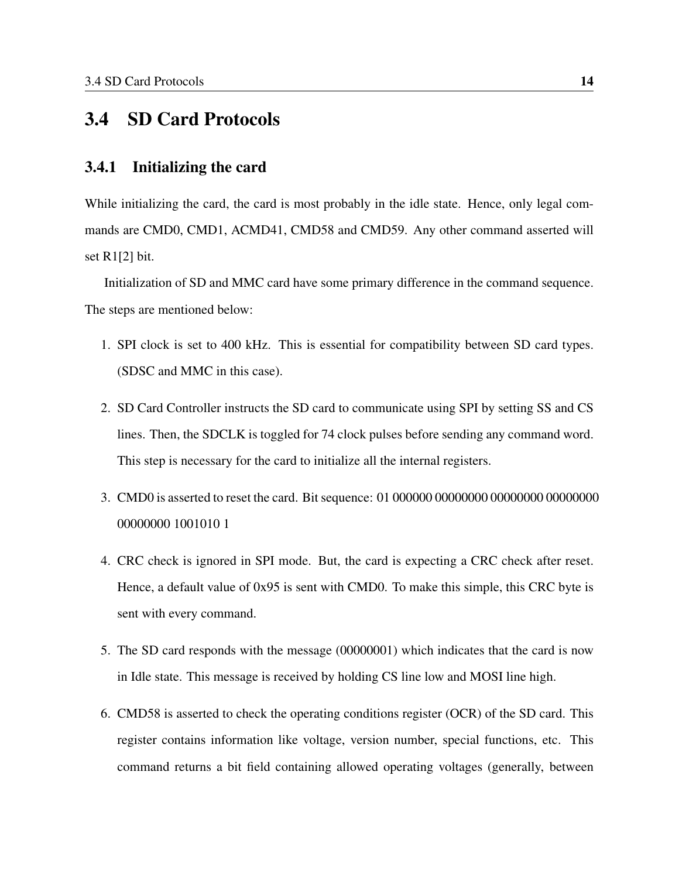## 3.4 SD Card Protocols

### 3.4.1 Initializing the card

While initializing the card, the card is most probably in the idle state. Hence, only legal commands are CMD0, CMD1, ACMD41, CMD58 and CMD59. Any other command asserted will set R1[2] bit.

Initialization of SD and MMC card have some primary difference in the command sequence. The steps are mentioned below:

1. SPI clock is set to 400 kHz. This is essential for compatibility between SD card types. (SDSC and MMC in this case).

2. SD Card Controller instructs the SD card to communicate using SPI by setting SS and CS lines. Then, the SDCLK is toggled for 74 clock pulses before sending any command word. This step is necessary for the card to initialize all the internal registers.

3. CMD0 is asserted to reset the card. Bit sequence: 01 000000 00000000 00000000 00000000 00000000 1001010 1

4. CRC check is ignored in SPI mode. But, the card is expecting a CRC check after reset. Hence, a default value of 0x95 is sent with CMD0. To make this simple, this CRC byte is sent with every command.

5. The SD card responds with the message (00000001) which indicates that the card is now in Idle state. This message is received by holding CS line low and MOSI line high.

6. CMD58 is asserted to check the operating conditions register (OCR) of the SD card. This register contains information like voltage, version number, special functions, etc. This command returns a bit field containing allowed operating voltages (generally, between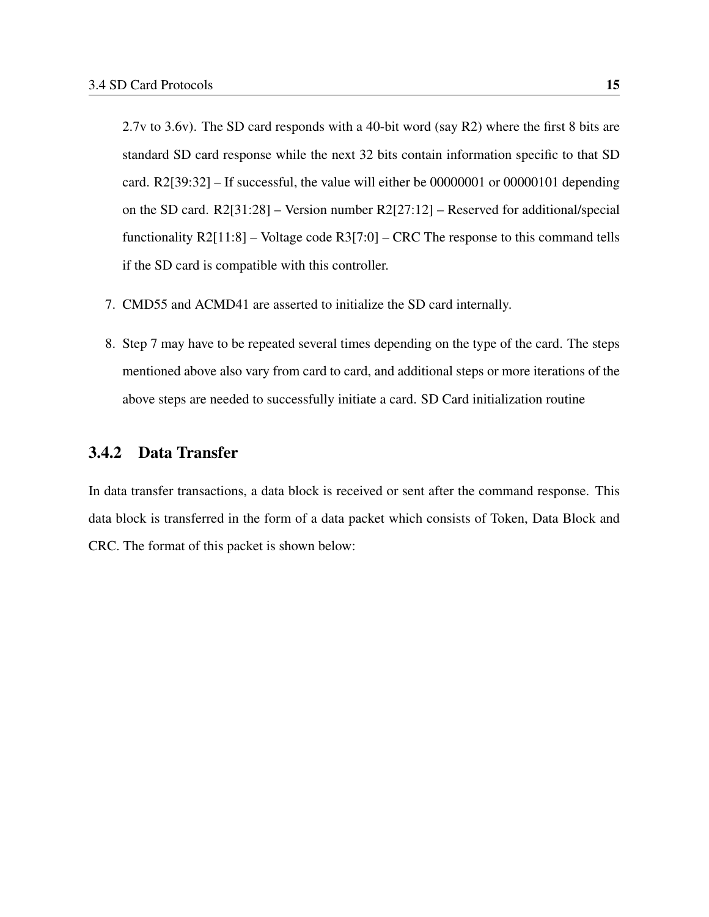2.7v to 3.6v). The SD card responds with a 40-bit word (say R2) where the first 8 bits are standard SD card response while the next 32 bits contain information specific to that SD card. R2[39:32] – If successful, the value will either be 00000001 or 00000101 depending on the SD card. R2[31:28] – Version number R2[27:12] – Reserved for additional/special functionality R2[11:8] – Voltage code R3[7:0] – CRC The response to this command tells if the SD card is compatible with this controller.

7. CMD55 and ACMD41 are asserted to initialize the SD card internally.

8. Step 7 may have to be repeated several times depending on the type of the card. The steps mentioned above also vary from card to card, and additional steps or more iterations of the above steps are needed to successfully initiate a card. SD Card initialization routine

### 3.4.2 Data Transfer

In data transfer transactions, a data block is received or sent after the command response. This data block is transferred in the form of a data packet which consists of Token, Data Block and CRC. The format of this packet is shown below: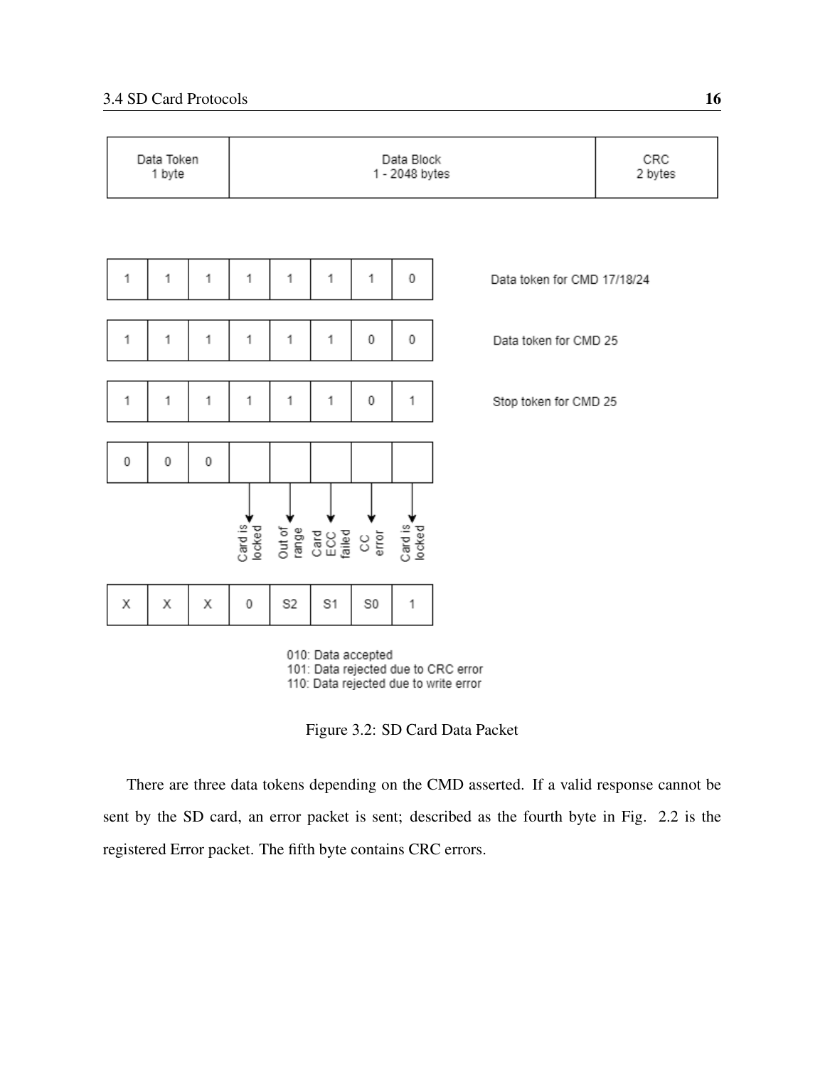Data Token
1 byte

Data Block
1 - 2048 bytes

CRC
2 bytes

1 1 1 1 1 1 1 0 Data token for CMD 17/18/24

1 1 1 1 1 1 0 0 Data token for CMD 25

1 1 1 1 1 1 0 1 Stop token for CMD 25

0 0 0

Card is locked

Out of range

Card ECC failed

CC error

Card is locked

X X X 0 S2 S1 S0 1

010: Data accepted
101: Data rejected due to CRC error
110: Data rejected due to write error

Figure 3.2: SD Card Data Packet

There are three data tokens depending on the CMD asserted. If a valid response cannot be sent by the SD card, an error packet is sent; described as the fourth byte in Fig. 2.2 is the registered Error packet. The fifth byte contains CRC errors.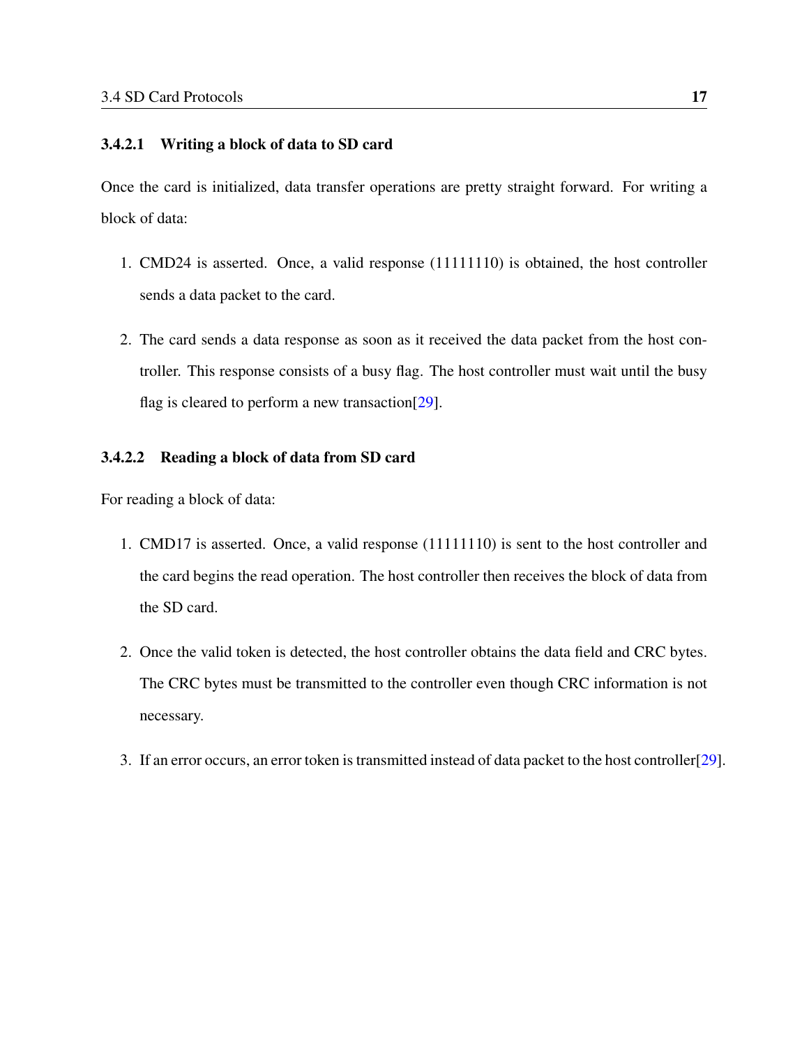#### 3.4.2.1 Writing a block of data to SD card

Once the card is initialized, data transfer operations are pretty straight forward. For writing a block of data:

1. CMD24 is asserted. Once, a valid response (11111110) is obtained, the host controller sends a data packet to the card.

2. The card sends a data response as soon as it received the data packet from the host controller. This response consists of a busy flag. The host controller must wait until the busy flag is cleared to perform a new transaction[29].

#### 3.4.2.2 Reading a block of data from SD card

For reading a block of data:

1. CMD17 is asserted. Once, a valid response (11111110) is sent to the host controller and the card begins the read operation. The host controller then receives the block of data from the SD card.

2. Once the valid token is detected, the host controller obtains the data field and CRC bytes. The CRC bytes must be transmitted to the controller even though CRC information is not necessary.

3. If an error occurs, an error token is transmitted instead of data packet to the host controller[29].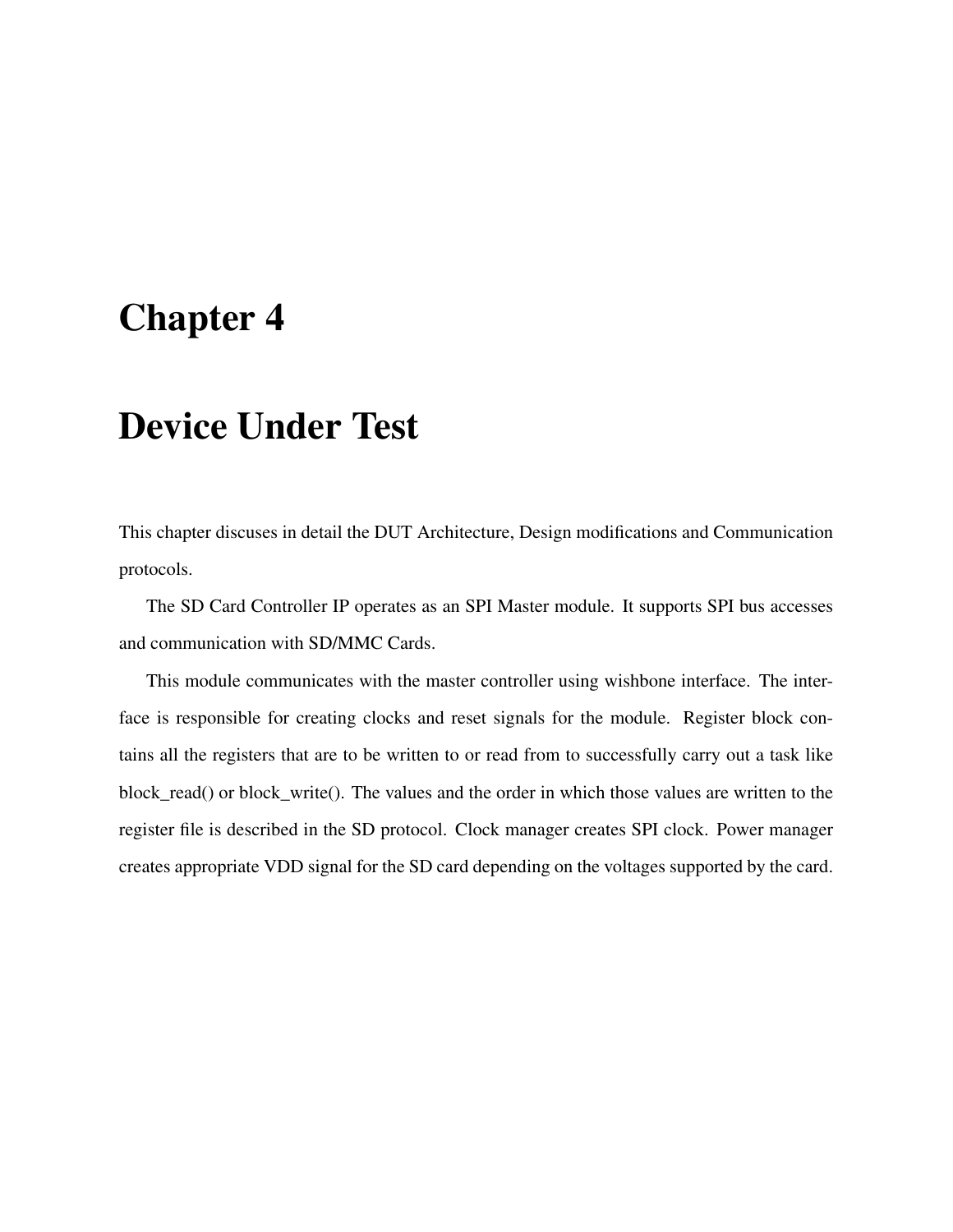# Chapter 4

# Device Under Test

This chapter discuses in detail the DUT Architecture, Design modifications and Communication protocols.

The SD Card Controller IP operates as an SPI Master module. It supports SPI bus accesses and communication with SD/MMC Cards.

This module communicates with the master controller using wishbone interface. The interface is responsible for creating clocks and reset signals for the module. Register block contains all the registers that are to be written to or read from to successfully carry out a task like block_read() or block_write(). The values and the order in which those values are written to the register file is described in the SD protocol. Clock manager creates SPI clock. Power manager creates appropriate VDD signal for the SD card depending on the voltages supported by the card.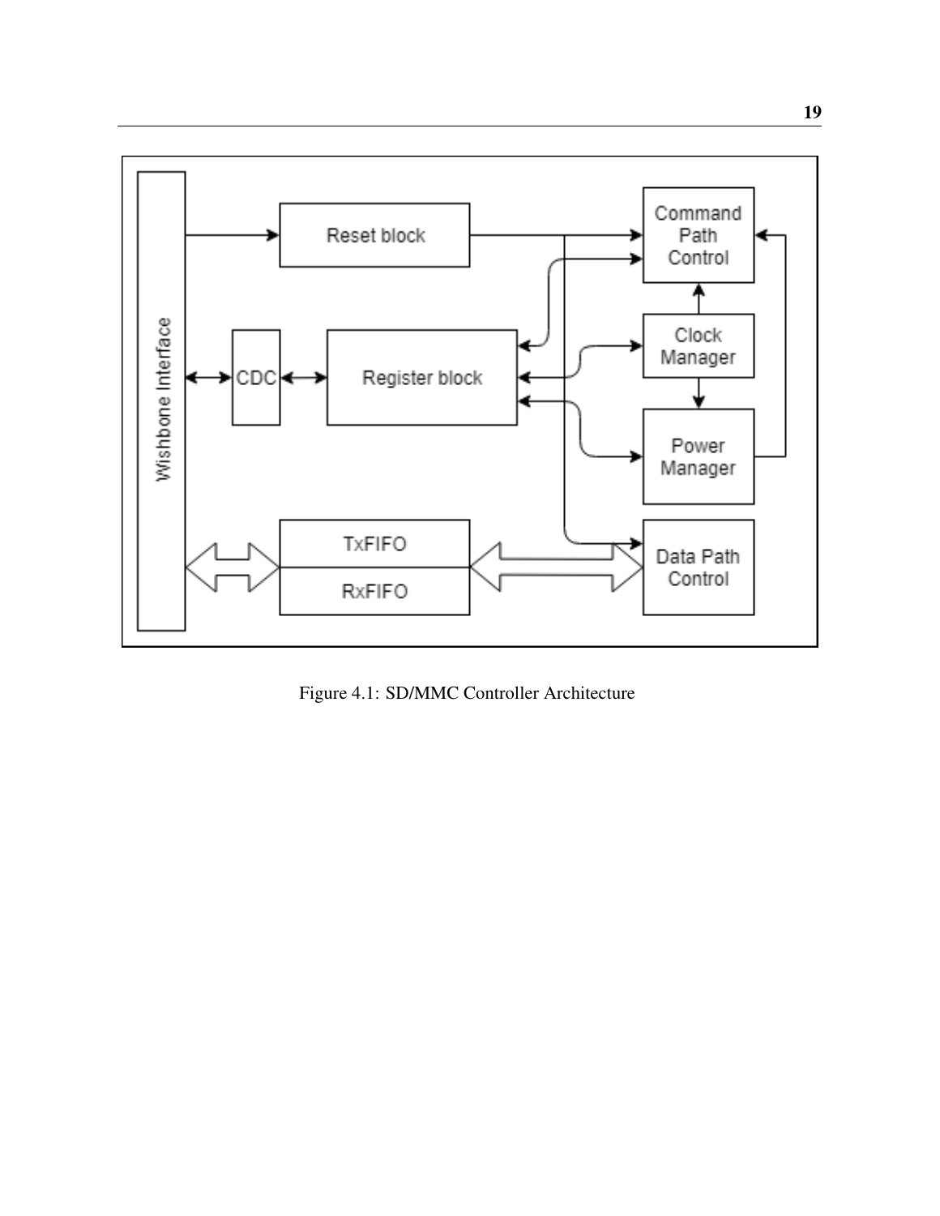Wishbone Interface

Reset block

CDC

Register block

TxFIFO

RxFIFO

Command Path Control

Clock Manager

Power Manager

Data Path Control

Figure 4.1: SD/MMC Controller Architecture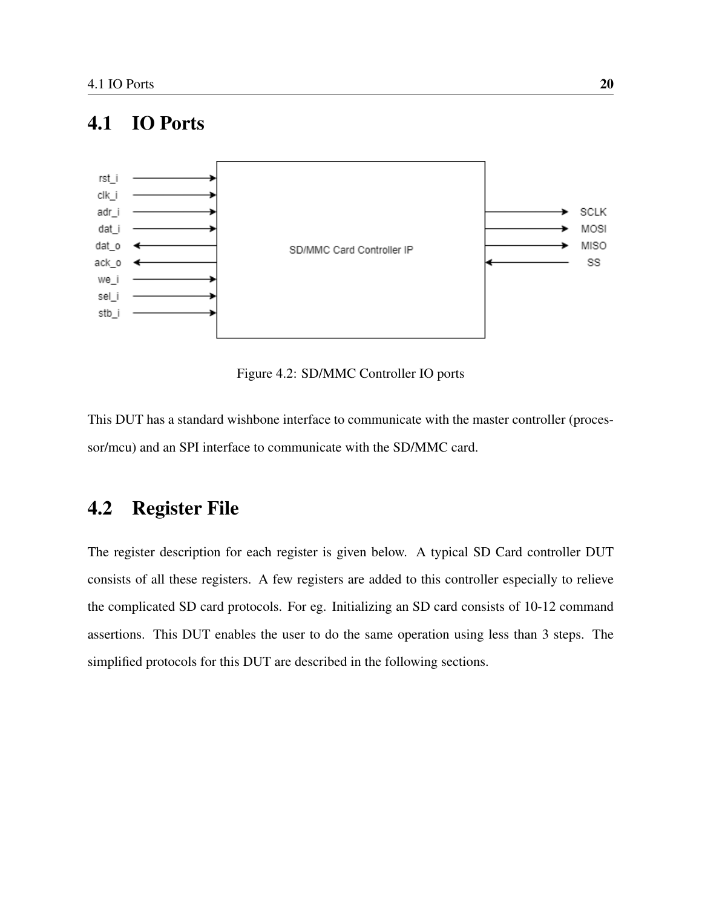## 4.1 IO Ports

rst_i
clk_i
adr_i
dat_i
dat_o
ack_o
we_i
sel_i
stb_i
SD/MMC Card Controller IP
SCLK
MOSI
MISO
SS

Figure 4.2: SD/MMC Controller IO ports

This DUT has a standard wishbone interface to communicate with the master controller (processor/mcu) and an SPI interface to communicate with the SD/MMC card.

## 4.2 Register File

The register description for each register is given below. A typical SD Card controller DUT consists of all these registers. A few registers are added to this controller especially to relieve the complicated SD card protocols. For eg. Initializing an SD card consists of 10-12 command assertions. This DUT enables the user to do the same operation using less than 3 steps. The simplified protocols for this DUT are described in the following sections.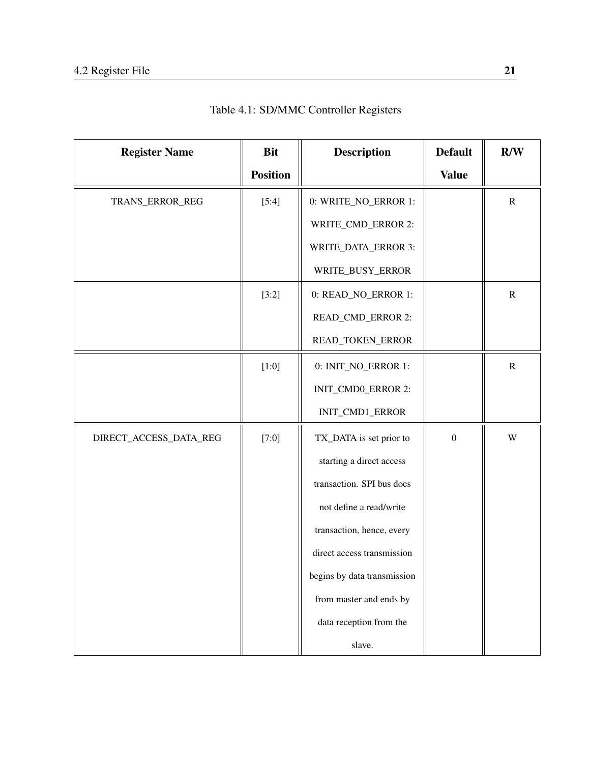Table 4.1: SD/MMC Controller Registers

| Register Name | Bit Position | Description | Default Value | R/W |
|---|---|---|---|---|
| TRANS_ERROR_REG | [5:4] | 0: WRITE_NO_ERROR 1: WRITE_CMD_ERROR 2: WRITE_DATA_ERROR 3: WRITE_BUSY_ERROR | | R |
| | [3:2] | 0: READ_NO_ERROR 1: READ_CMD_ERROR 2: READ_TOKEN_ERROR | | R |
| | [1:0] | 0: INIT_NO_ERROR 1: INIT_CMD0_ERROR 2: INIT_CMD1_ERROR | | R |
| DIRECT_ACCESS_DATA_REG | [7:0] | TX_DATA is set prior to starting a direct access transaction. SPI bus does not define a read/write transaction, hence, every direct access transmission begins by data transmission from master and ends by data reception from the slave. | 0 | W |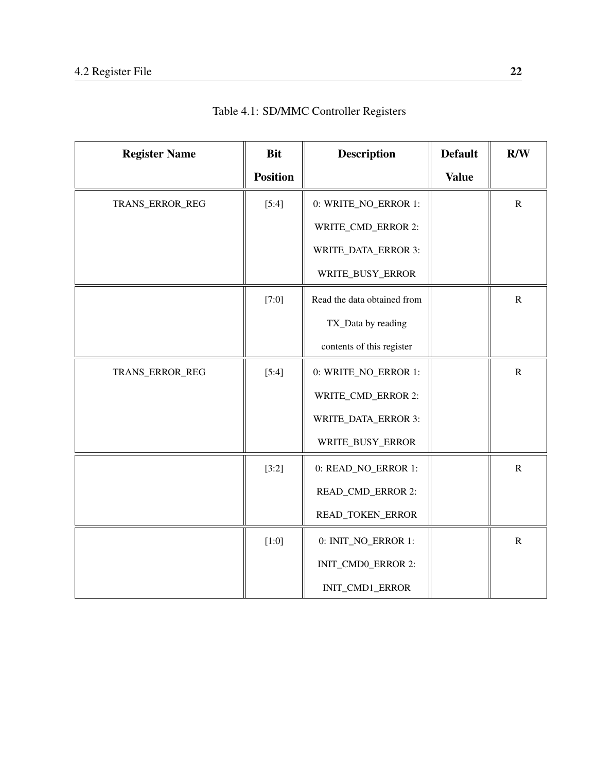Table 4.1: SD/MMC Controller Registers

| Register Name | Bit Position | Description | Default Value | R/W |
|---|---|---|---|---|
| TRANS_ERROR_REG | [5:4] | 0: WRITE_NO_ERROR 1: WRITE_CMD_ERROR 2: WRITE_DATA_ERROR 3: WRITE_BUSY_ERROR | | R |
| | [7:0] | Read the data obtained from TX_Data by reading contents of this register | | R |
| TRANS_ERROR_REG | [5:4] | 0: WRITE_NO_ERROR 1: WRITE_CMD_ERROR 2: WRITE_DATA_ERROR 3: WRITE_BUSY_ERROR | | R |
| | [3:2] | 0: READ_NO_ERROR 1: READ_CMD_ERROR 2: READ_TOKEN_ERROR | | R |
| | [1:0] | 0: INIT_NO_ERROR 1: INIT_CMD0_ERROR 2: INIT_CMD1_ERROR | | R |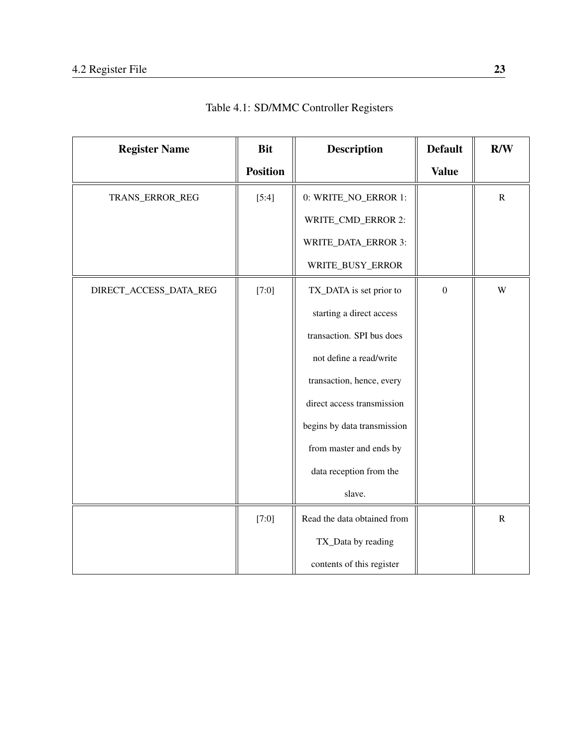Table 4.1: SD/MMC Controller Registers

| Register Name | Bit Position | Description | Default Value | R/W |
|---|---|---|---|---|
| TRANS_ERROR_REG | [5:4] | 0: WRITE_NO_ERROR 1: WRITE_CMD_ERROR 2: WRITE_DATA_ERROR 3: WRITE_BUSY_ERROR | | R |
| DIRECT_ACCESS_DATA_REG | [7:0] | TX_DATA is set prior to starting a direct access transaction. SPI bus does not define a read/write transaction, hence, every direct access transmission begins by data transmission from master and ends by data reception from the slave. | 0 | W |
| | [7:0] | Read the data obtained from TX_Data by reading contents of this register | | R |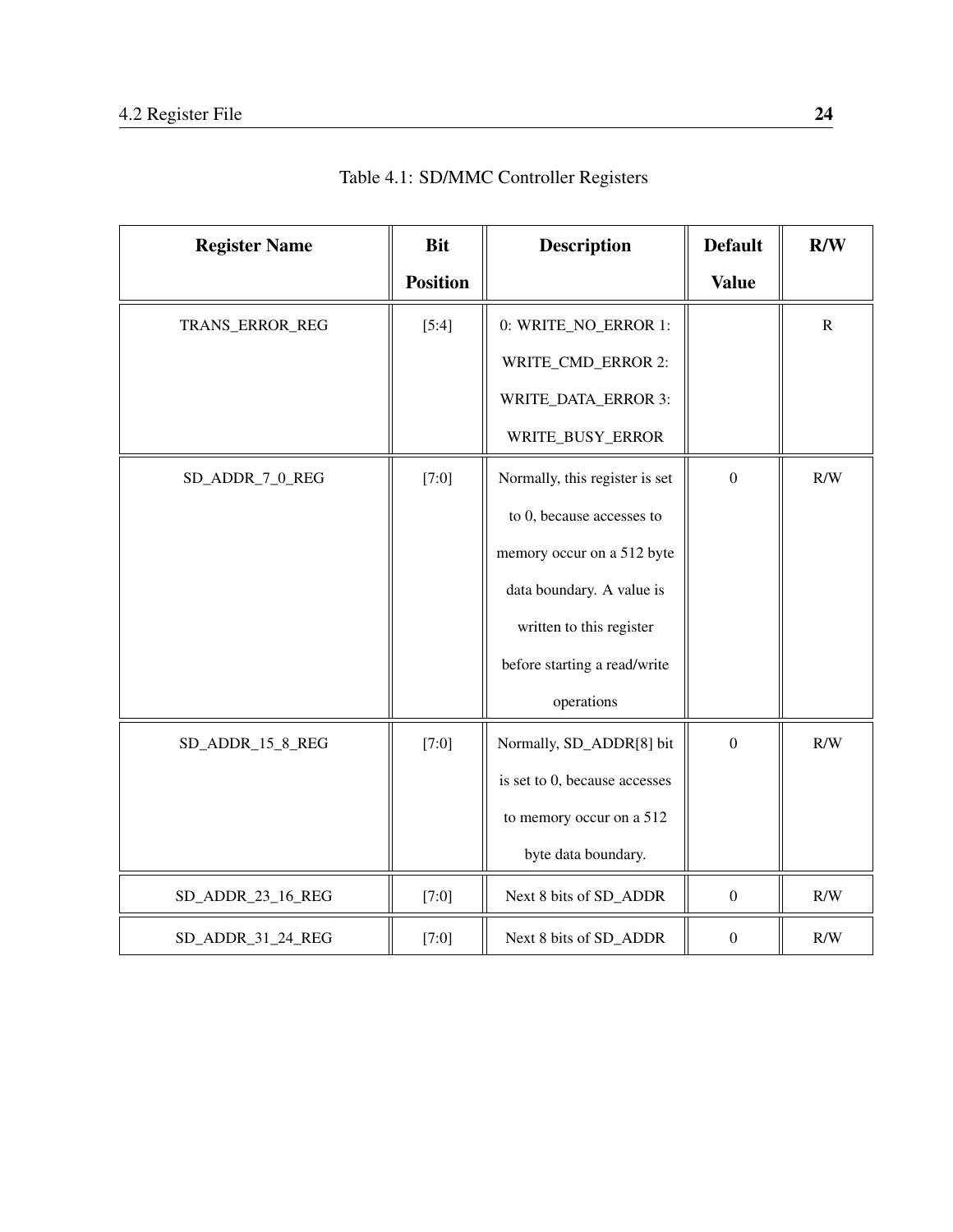Table 4.1: SD/MMC Controller Registers

| Register Name | Bit Position | Description | Default Value | R/W |
|---|---|---|---|---|
| TRANS_ERROR_REG | [5:4] | 0: WRITE_NO_ERROR 1: WRITE_CMD_ERROR 2: WRITE_DATA_ERROR 3: WRITE_BUSY_ERROR | | R |
| SD_ADDR_7_0_REG | [7:0] | Normally, this register is set to 0, because accesses to memory occur on a 512 byte data boundary. A value is written to this register before starting a read/write operations | 0 | R/W |
| SD_ADDR_15_8_REG | [7:0] | Normally, SD_ADDR[8] bit is set to 0, because accesses to memory occur on a 512 byte data boundary. | 0 | R/W |
| SD_ADDR_23_16_REG | [7:0] | Next 8 bits of SD_ADDR | 0 | R/W |
| SD_ADDR_31_24_REG | [7:0] | Next 8 bits of SD_ADDR | 0 | R/W |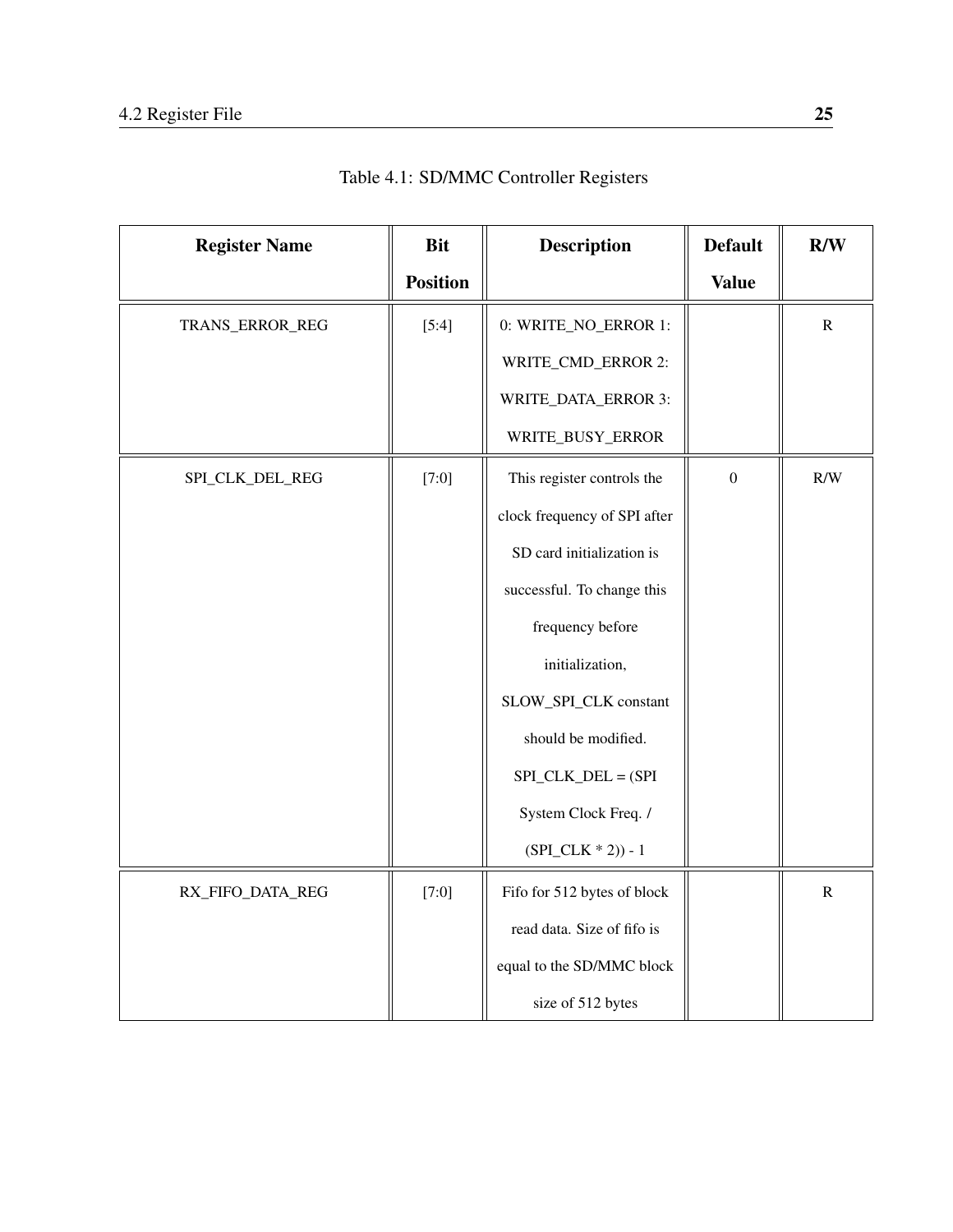Table 4.1: SD/MMC Controller Registers

| Register Name | Bit Position | Description | Default Value | R/W |
|---|---|---|---|---|
| TRANS_ERROR_REG | [5:4] | 0: WRITE_NO_ERROR 1: WRITE_CMD_ERROR 2: WRITE_DATA_ERROR 3: WRITE_BUSY_ERROR | | R |
| SPI_CLK_DEL_REG | [7:0] | This register controls the clock frequency of SPI after SD card initialization is successful. To change this frequency before initialization, SLOW_SPI_CLK constant should be modified. SPI_CLK_DEL = (SPI System Clock Freq. / (SPI_CLK * 2)) - 1 | 0 | R/W |
| RX_FIFO_DATA_REG | [7:0] | Fifo for 512 bytes of block read data. Size of fifo is equal to the SD/MMC block size of 512 bytes | | R |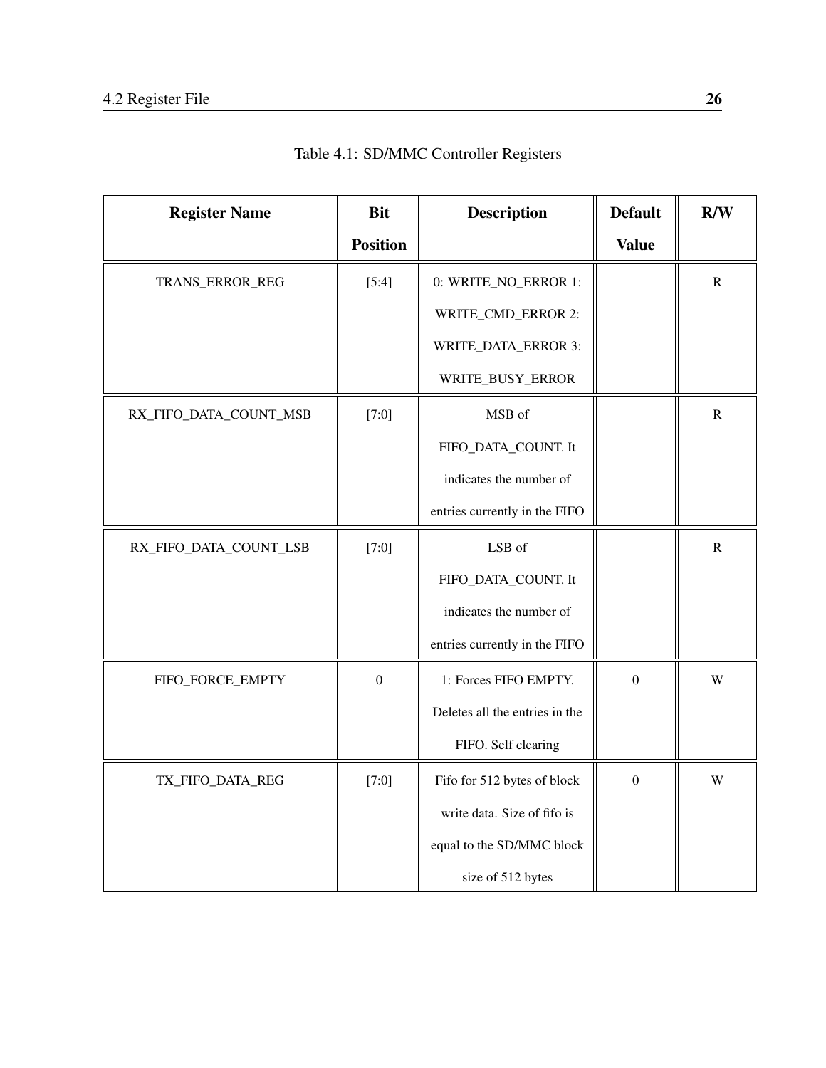Table 4.1: SD/MMC Controller Registers

| Register Name | Bit Position | Description | Default Value | R/W |
|---|---|---|---|---|
| TRANS_ERROR_REG | [5:4] | 0: WRITE_NO_ERROR 1: WRITE_CMD_ERROR 2: WRITE_DATA_ERROR 3: WRITE_BUSY_ERROR | | R |
| RX_FIFO_DATA_COUNT_MSB | [7:0] | MSB of FIFO_DATA_COUNT. It indicates the number of entries currently in the FIFO | | R |
| RX_FIFO_DATA_COUNT_LSB | [7:0] | LSB of FIFO_DATA_COUNT. It indicates the number of entries currently in the FIFO | | R |
| FIFO_FORCE_EMPTY | 0 | 1: Forces FIFO EMPTY. Deletes all the entries in the FIFO. Self clearing | 0 | W |
| TX_FIFO_DATA_REG | [7:0] | Fifo for 512 bytes of block write data. Size of fifo is equal to the SD/MMC block size of 512 bytes | 0 | W |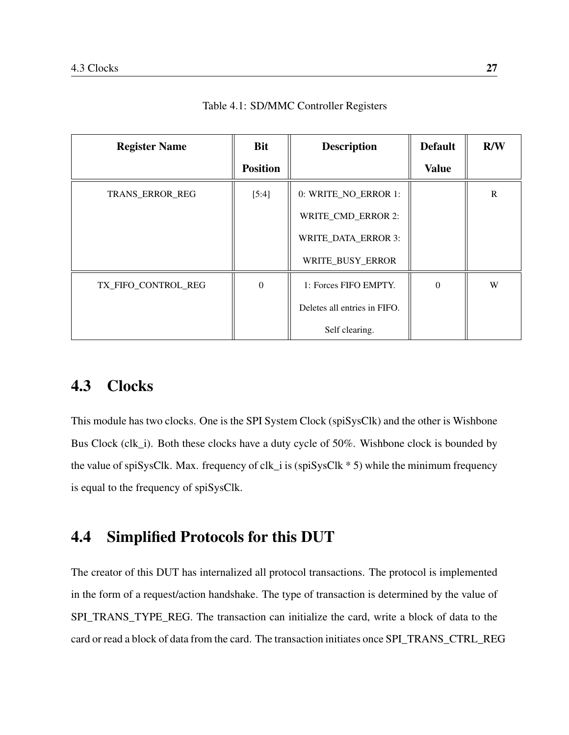Table 4.1: SD/MMC Controller Registers

| Register Name | Bit Position | Description | Default Value | R/W |
|---|---|---|---|---|
| TRANS_ERROR_REG | [5:4] | 0: WRITE_NO_ERROR 1: WRITE_CMD_ERROR 2: WRITE_DATA_ERROR 3: WRITE_BUSY_ERROR | | R |
| TX_FIFO_CONTROL_REG | 0 | 1: Forces FIFO EMPTY. Deletes all entries in FIFO. Self clearing. | 0 | W |

## 4.3 Clocks

This module has two clocks. One is the SPI System Clock (spiSysClk) and the other is Wishbone Bus Clock (clk_i). Both these clocks have a duty cycle of 50%. Wishbone clock is bounded by the value of spiSysClk. Max. frequency of clk_i is (spiSysClk * 5) while the minimum frequency is equal to the frequency of spiSysClk.

## 4.4 Simplified Protocols for this DUT

The creator of this DUT has internalized all protocol transactions. The protocol is implemented in the form of a request/action handshake. The type of transaction is determined by the value of SPI_TRANS_TYPE_REG. The transaction can initialize the card, write a block of data to the card or read a block of data from the card. The transaction initiates once SPI_TRANS_CTRL_REG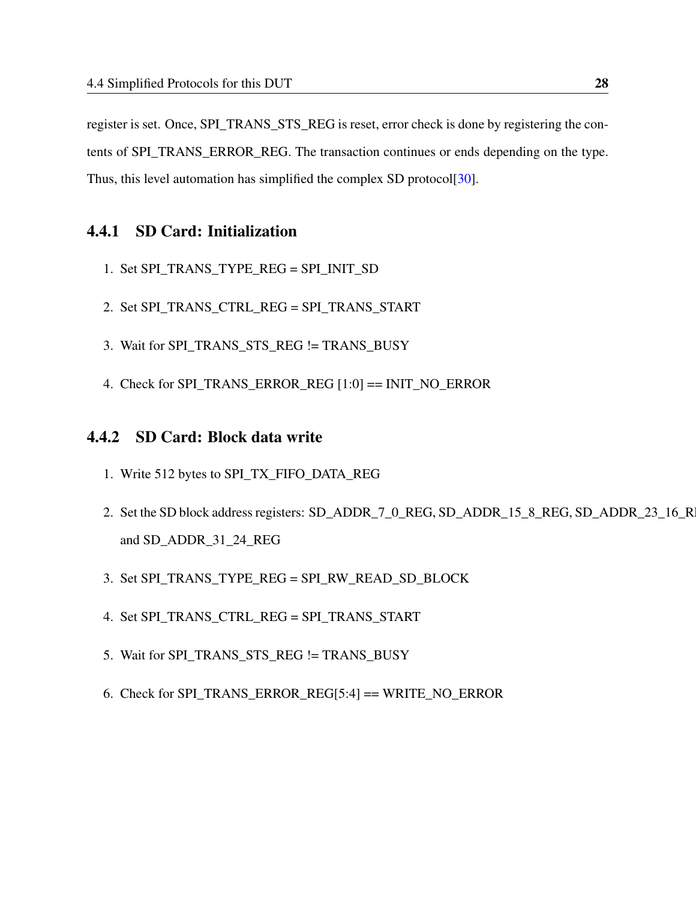register is set. Once, SPI_TRANS_STS_REG is reset, error check is done by registering the contents of SPI_TRANS_ERROR_REG. The transaction continues or ends depending on the type. Thus, this level automation has simplified the complex SD protocol[30].

### 4.4.1 SD Card: Initialization

1. Set SPI_TRANS_TYPE_REG = SPI_INIT_SD
2. Set SPI_TRANS_CTRL_REG = SPI_TRANS_START
3. Wait for SPI_TRANS_STS_REG != TRANS_BUSY
4. Check for SPI_TRANS_ERROR_REG [1:0] == INIT_NO_ERROR

### 4.4.2 SD Card: Block data write

1. Write 512 bytes to SPI_TX_FIFO_DATA_REG
2. Set the SD block address registers: SD_ADDR_7_0_REG, SD_ADDR_15_8_REG, SD_ADDR_23_16_REG and SD_ADDR_31_24_REG
3. Set SPI_TRANS_TYPE_REG = SPI_RW_READ_SD_BLOCK
4. Set SPI_TRANS_CTRL_REG = SPI_TRANS_START
5. Wait for SPI_TRANS_STS_REG != TRANS_BUSY
6. Check for SPI_TRANS_ERROR_REG[5:4] == WRITE_NO_ERROR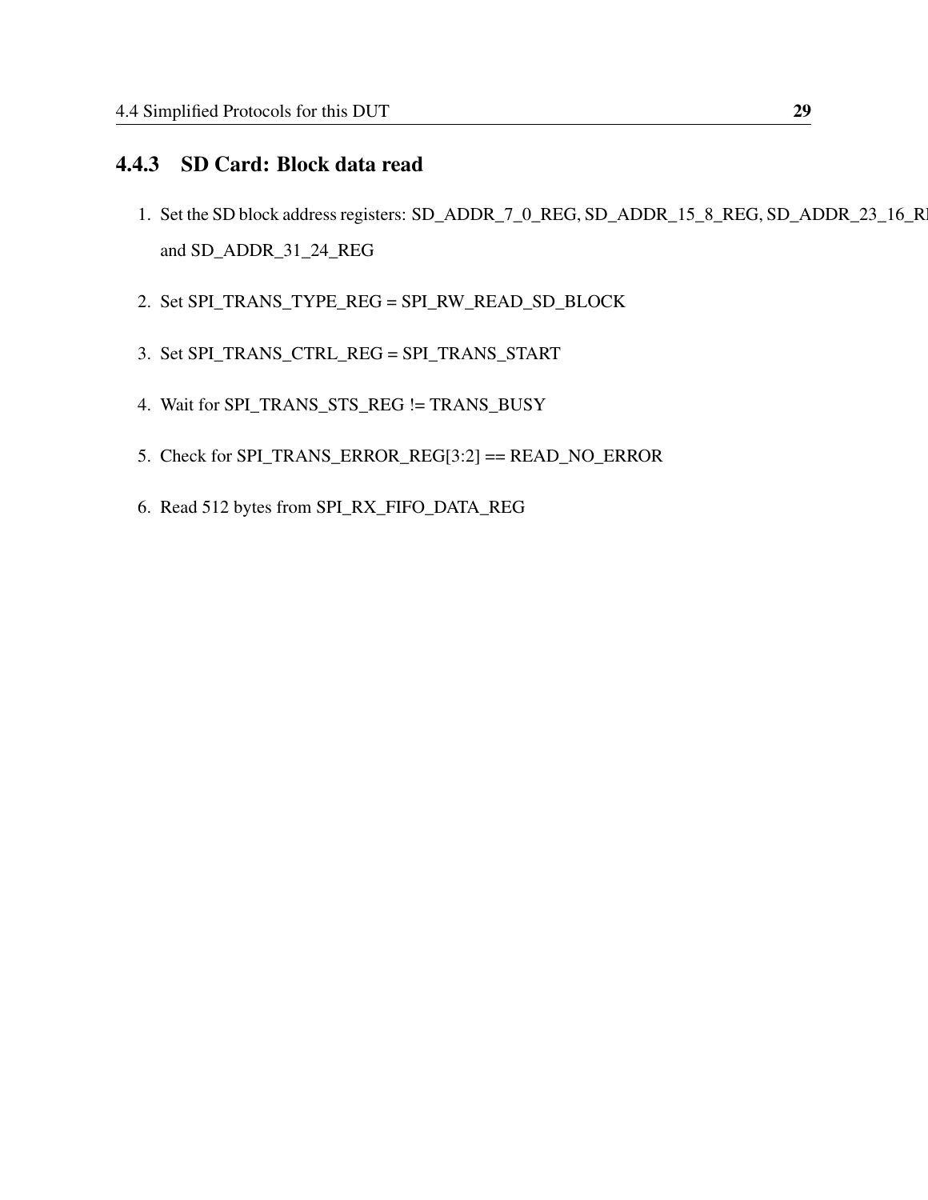### 4.4.3 SD Card: Block data read

1. Set the SD block address registers: SD_ADDR_7_0_REG, SD_ADDR_15_8_REG, SD_ADDR_23_16_REG and SD_ADDR_31_24_REG
2. Set SPI_TRANS_TYPE_REG = SPI_RW_READ_SD_BLOCK
3. Set SPI_TRANS_CTRL_REG = SPI_TRANS_START
4. Wait for SPI_TRANS_STS_REG != TRANS_BUSY
5. Check for SPI_TRANS_ERROR_REG[3:2] == READ_NO_ERROR
6. Read 512 bytes from SPI_RX_FIFO_DATA_REG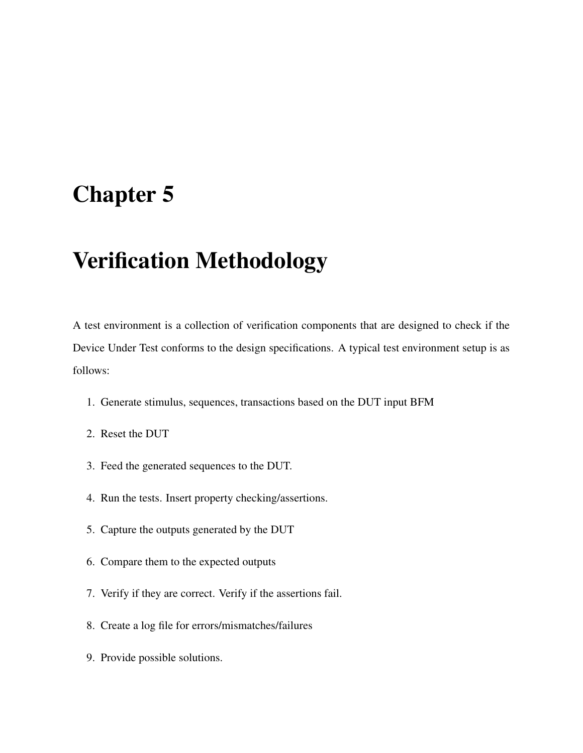# Chapter 5

# Verification Methodology

A test environment is a collection of verification components that are designed to check if the Device Under Test conforms to the design specifications. A typical test environment setup is as follows:

1. Generate stimulus, sequences, transactions based on the DUT input BFM
2. Reset the DUT
3. Feed the generated sequences to the DUT.
4. Run the tests. Insert property checking/assertions.
5. Capture the outputs generated by the DUT
6. Compare them to the expected outputs
7. Verify if they are correct. Verify if the assertions fail.
8. Create a log file for errors/mismatches/failures
9. Provide possible solutions.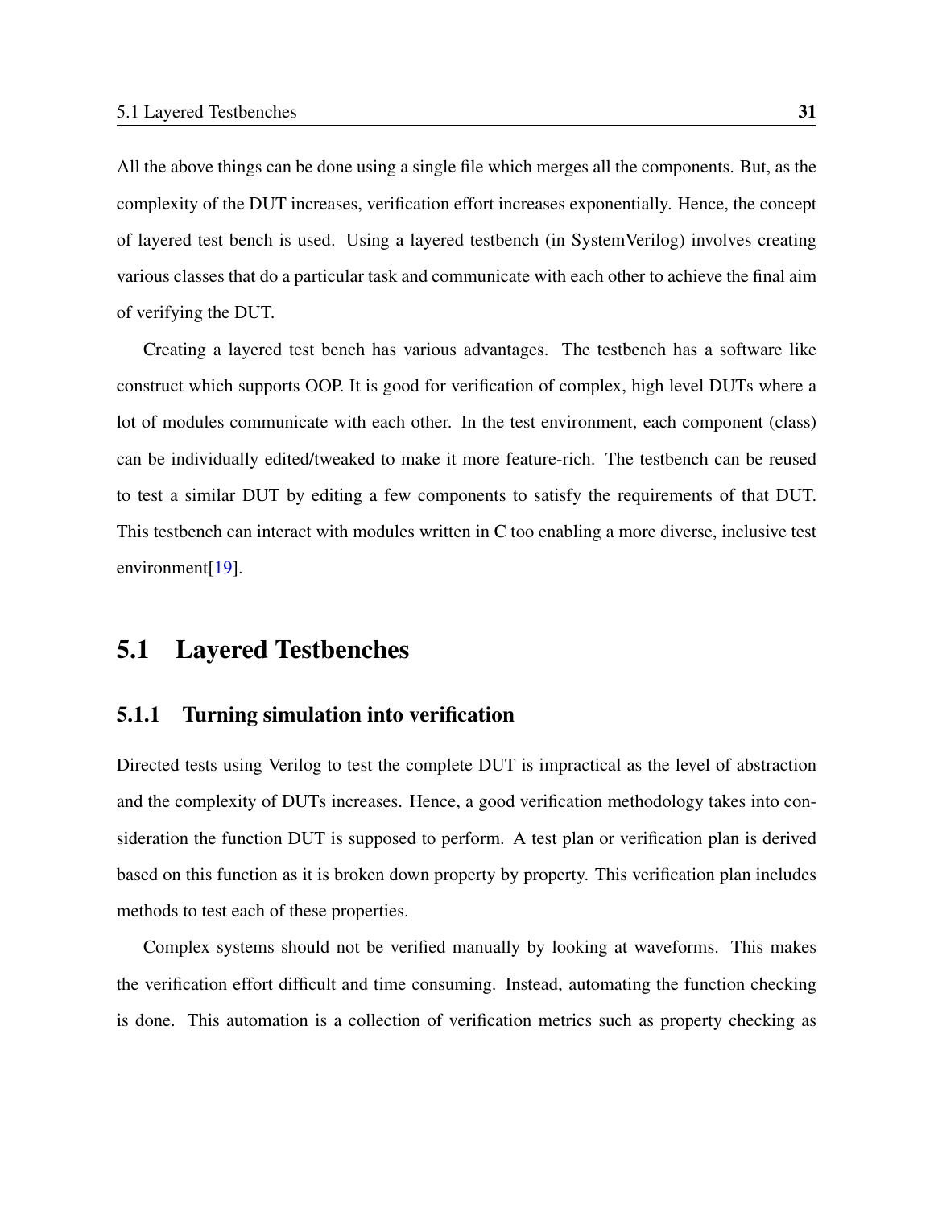All the above things can be done using a single file which merges all the components. But, as the complexity of the DUT increases, verification effort increases exponentially. Hence, the concept of layered test bench is used. Using a layered testbench (in SystemVerilog) involves creating various classes that do a particular task and communicate with each other to achieve the final aim of verifying the DUT.

Creating a layered test bench has various advantages. The testbench has a software like construct which supports OOP. It is good for verification of complex, high level DUTs where a lot of modules communicate with each other. In the test environment, each component (class) can be individually edited/tweaked to make it more feature-rich. The testbench can be reused to test a similar DUT by editing a few components to satisfy the requirements of that DUT. This testbench can interact with modules written in C too enabling a more diverse, inclusive test environment[19].

## 5.1 Layered Testbenches

### 5.1.1 Turning simulation into verification

Directed tests using Verilog to test the complete DUT is impractical as the level of abstraction and the complexity of DUTs increases. Hence, a good verification methodology takes into consideration the function DUT is supposed to perform. A test plan or verification plan is derived based on this function as it is broken down property by property. This verification plan includes methods to test each of these properties.

Complex systems should not be verified manually by looking at waveforms. This makes the verification effort difficult and time consuming. Instead, automating the function checking is done. This automation is a collection of verification metrics such as property checking as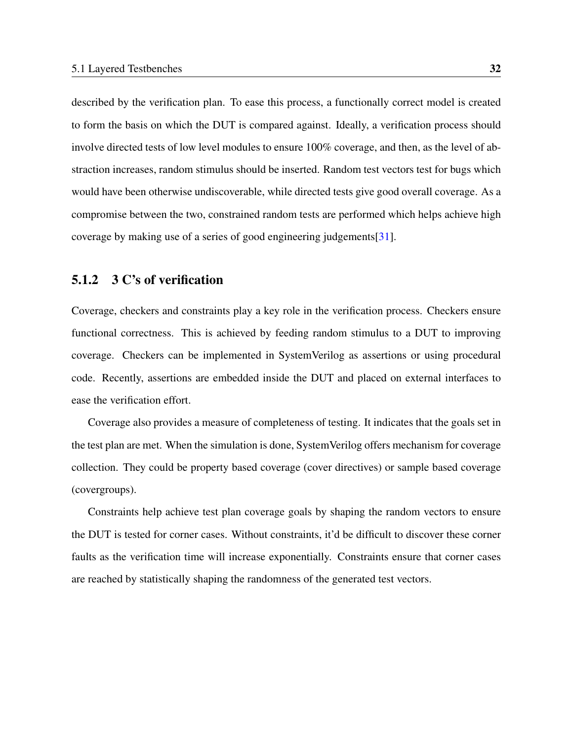described by the verification plan. To ease this process, a functionally correct model is created to form the basis on which the DUT is compared against. Ideally, a verification process should involve directed tests of low level modules to ensure 100% coverage, and then, as the level of abstraction increases, random stimulus should be inserted. Random test vectors test for bugs which would have been otherwise undiscoverable, while directed tests give good overall coverage. As a compromise between the two, constrained random tests are performed which helps achieve high coverage by making use of a series of good engineering judgements[31].

### 5.1.2 3 C's of verification

Coverage, checkers and constraints play a key role in the verification process. Checkers ensure functional correctness. This is achieved by feeding random stimulus to a DUT to improving coverage. Checkers can be implemented in SystemVerilog as assertions or using procedural code. Recently, assertions are embedded inside the DUT and placed on external interfaces to ease the verification effort.

Coverage also provides a measure of completeness of testing. It indicates that the goals set in the test plan are met. When the simulation is done, SystemVerilog offers mechanism for coverage collection. They could be property based coverage (cover directives) or sample based coverage (covergroups).

Constraints help achieve test plan coverage goals by shaping the random vectors to ensure the DUT is tested for corner cases. Without constraints, it'd be difficult to discover these corner faults as the verification time will increase exponentially. Constraints ensure that corner cases are reached by statistically shaping the randomness of the generated test vectors.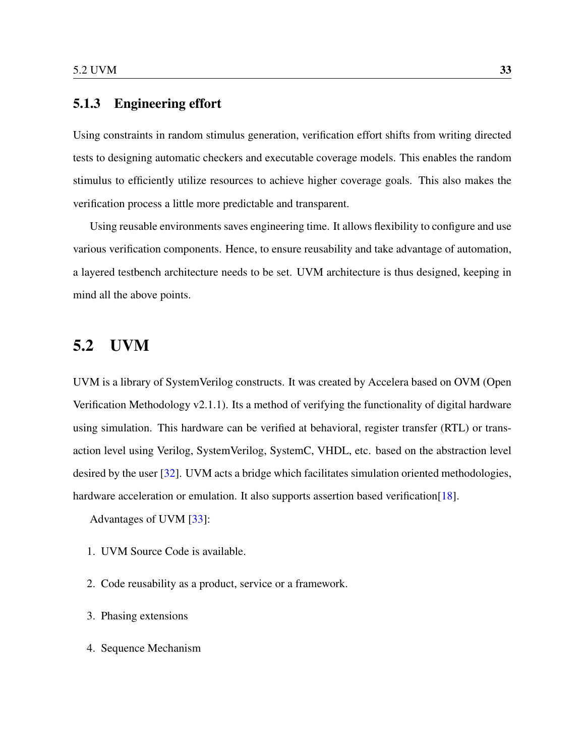### 5.1.3 Engineering effort

Using constraints in random stimulus generation, verification effort shifts from writing directed tests to designing automatic checkers and executable coverage models. This enables the random stimulus to efficiently utilize resources to achieve higher coverage goals. This also makes the verification process a little more predictable and transparent.

Using reusable environments saves engineering time. It allows flexibility to configure and use various verification components. Hence, to ensure reusability and take advantage of automation, a layered testbench architecture needs to be set. UVM architecture is thus designed, keeping in mind all the above points.

## 5.2 UVM

UVM is a library of SystemVerilog constructs. It was created by Accelera based on OVM (Open Verification Methodology v2.1.1). Its a method of verifying the functionality of digital hardware using simulation. This hardware can be verified at behavioral, register transfer (RTL) or transaction level using Verilog, SystemVerilog, SystemC, VHDL, etc. based on the abstraction level desired by the user [32]. UVM acts a bridge which facilitates simulation oriented methodologies, hardware acceleration or emulation. It also supports assertion based verification[18].

Advantages of UVM [33]:

1. UVM Source Code is available.
2. Code reusability as a product, service or a framework.
3. Phasing extensions
4. Sequence Mechanism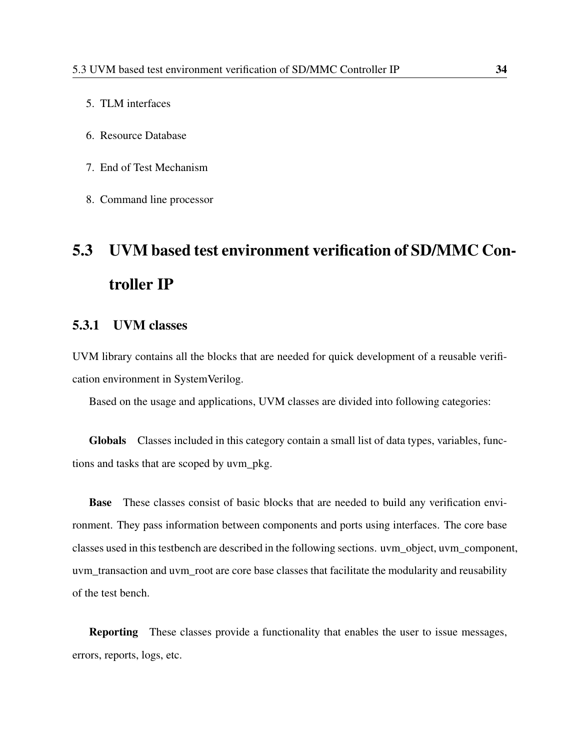5. TLM interfaces
6. Resource Database
7. End of Test Mechanism
8. Command line processor

## 5.3 UVM based test environment verification of SD/MMC Controller IP

### 5.3.1 UVM classes

UVM library contains all the blocks that are needed for quick development of a reusable verification environment in SystemVerilog.

Based on the usage and applications, UVM classes are divided into following categories:

**Globals** Classes included in this category contain a small list of data types, variables, functions and tasks that are scoped by uvm_pkg.

**Base** These classes consist of basic blocks that are needed to build any verification environment. They pass information between components and ports using interfaces. The core base classes used in this testbench are described in the following sections. uvm_object, uvm_component, uvm_transaction and uvm_root are core base classes that facilitate the modularity and reusability of the test bench.

**Reporting** These classes provide a functionality that enables the user to issue messages, errors, reports, logs, etc.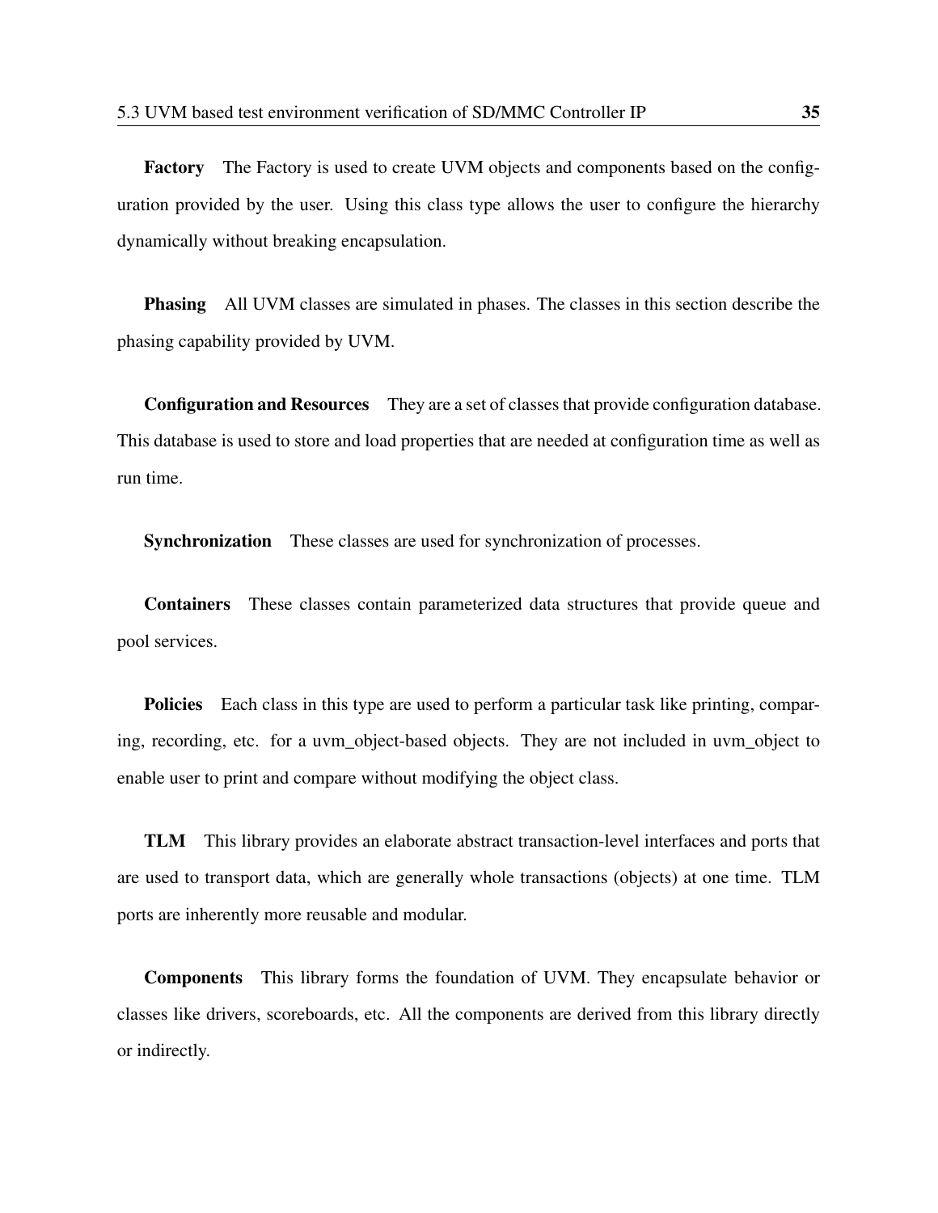**Factory** The Factory is used to create UVM objects and components based on the configuration provided by the user. Using this class type allows the user to configure the hierarchy dynamically without breaking encapsulation.

**Phasing** All UVM classes are simulated in phases. The classes in this section describe the phasing capability provided by UVM.

**Configuration and Resources** They are a set of classes that provide configuration database. This database is used to store and load properties that are needed at configuration time as well as run time.

**Synchronization** These classes are used for synchronization of processes.

**Containers** These classes contain parameterized data structures that provide queue and pool services.

**Policies** Each class in this type are used to perform a particular task like printing, comparing, recording, etc. for a uvm_object-based objects. They are not included in uvm_object to enable user to print and compare without modifying the object class.

**TLM** This library provides an elaborate abstract transaction-level interfaces and ports that are used to transport data, which are generally whole transactions (objects) at one time. TLM ports are inherently more reusable and modular.

**Components** This library forms the foundation of UVM. They encapsulate behavior or classes like drivers, scoreboards, etc. All the components are derived from this library directly or indirectly.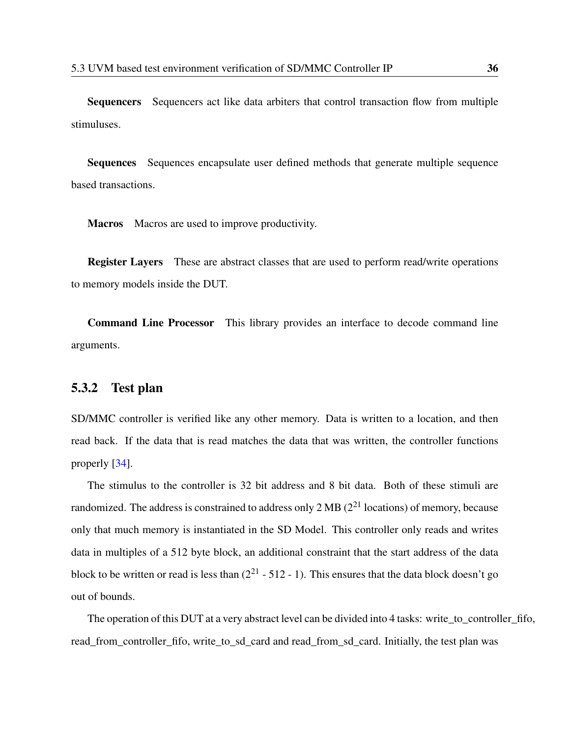**Sequencers** Sequencers act like data arbiters that control transaction flow from multiple stimuluses.

**Sequences** Sequences encapsulate user defined methods that generate multiple sequence based transactions.

**Macros** Macros are used to improve productivity.

**Register Layers** These are abstract classes that are used to perform read/write operations to memory models inside the DUT.

**Command Line Processor** This library provides an interface to decode command line arguments.

### 5.3.2 Test plan

SD/MMC controller is verified like any other memory. Data is written to a location, and then read back. If the data that is read matches the data that was written, the controller functions properly [34].

The stimulus to the controller is 32 bit address and 8 bit data. Both of these stimuli are randomized. The address is constrained to address only 2 MB ($2^{21}$ locations) of memory, because only that much memory is instantiated in the SD Model. This controller only reads and writes data in multiples of a 512 byte block, an additional constraint that the start address of the data block to be written or read is less than ($2^{21}$ - 512 - 1). This ensures that the data block doesn't go out of bounds.

The operation of this DUT at a very abstract level can be divided into 4 tasks: write_to_controller_fifo, read_from_controller_fifo, write_to_sd_card and read_from_sd_card. Initially, the test plan was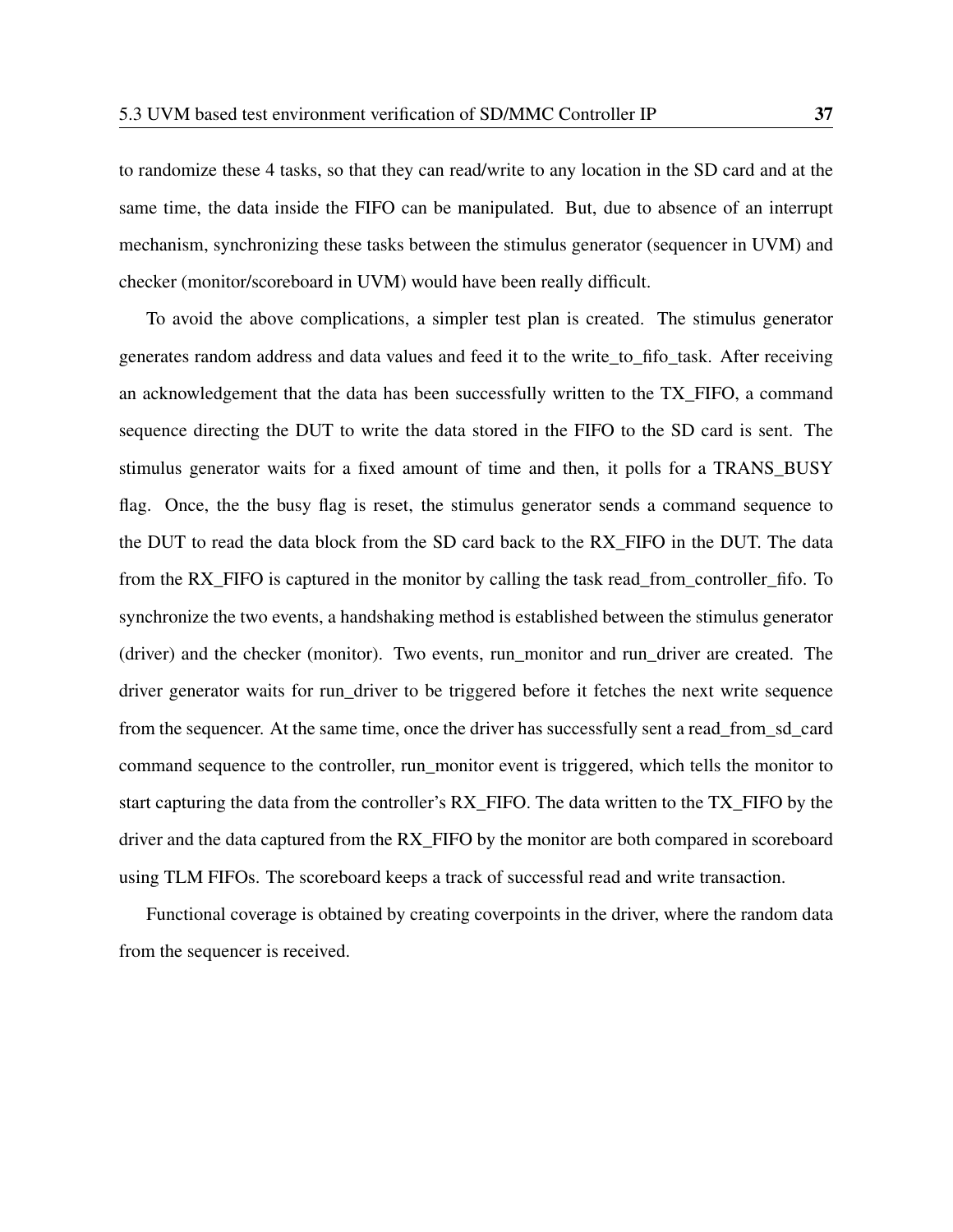to randomize these 4 tasks, so that they can read/write to any location in the SD card and at the same time, the data inside the FIFO can be manipulated. But, due to absence of an interrupt mechanism, synchronizing these tasks between the stimulus generator (sequencer in UVM) and checker (monitor/scoreboard in UVM) would have been really difficult.

To avoid the above complications, a simpler test plan is created. The stimulus generator generates random address and data values and feed it to the write_to_fifo_task. After receiving an acknowledgement that the data has been successfully written to the TX_FIFO, a command sequence directing the DUT to write the data stored in the FIFO to the SD card is sent. The stimulus generator waits for a fixed amount of time and then, it polls for a TRANS_BUSY flag. Once, the the busy flag is reset, the stimulus generator sends a command sequence to the DUT to read the data block from the SD card back to the RX_FIFO in the DUT. The data from the RX_FIFO is captured in the monitor by calling the task read_from_controller_fifo. To synchronize the two events, a handshaking method is established between the stimulus generator (driver) and the checker (monitor). Two events, run_monitor and run_driver are created. The driver generator waits for run_driver to be triggered before it fetches the next write sequence from the sequencer. At the same time, once the driver has successfully sent a read_from_sd_card command sequence to the controller, run_monitor event is triggered, which tells the monitor to start capturing the data from the controller's RX_FIFO. The data written to the TX_FIFO by the driver and the data captured from the RX_FIFO by the monitor are both compared in scoreboard using TLM FIFOs. The scoreboard keeps a track of successful read and write transaction.

Functional coverage is obtained by creating coverpoints in the driver, where the random data from the sequencer is received.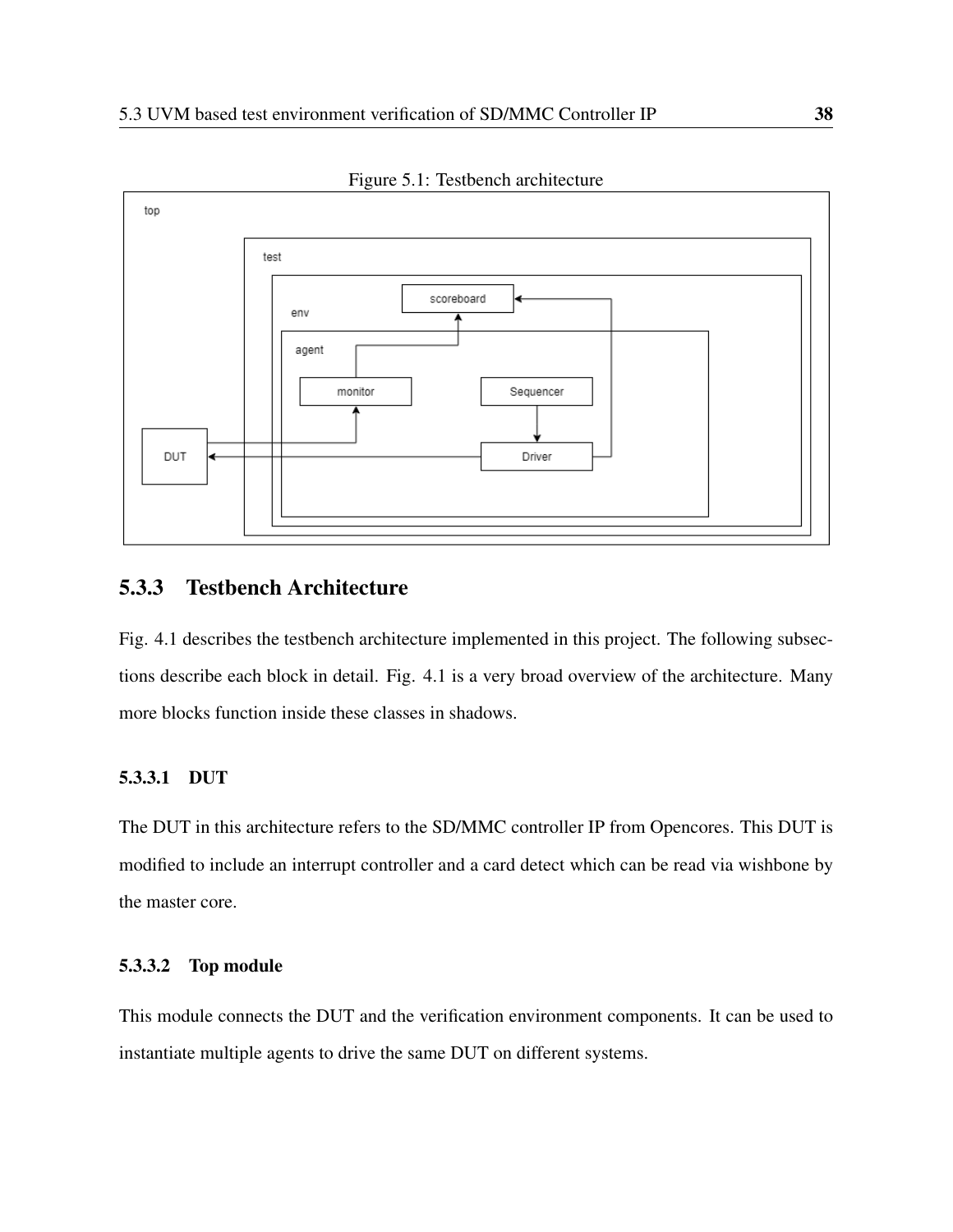Figure 5.1: Testbench architecture

top

test

env

agent

scoreboard

monitor

Sequencer

Driver

DUT

### 5.3.3 Testbench Architecture

Fig. 4.1 describes the testbench architecture implemented in this project. The following subsections describe each block in detail. Fig. 4.1 is a very broad overview of the architecture. Many more blocks function inside these classes in shadows.

#### 5.3.3.1 DUT

The DUT in this architecture refers to the SD/MMC controller IP from Opencores. This DUT is modified to include an interrupt controller and a card detect which can be read via wishbone by the master core.

#### 5.3.3.2 Top module

This module connects the DUT and the verification environment components. It can be used to instantiate multiple agents to drive the same DUT on different systems.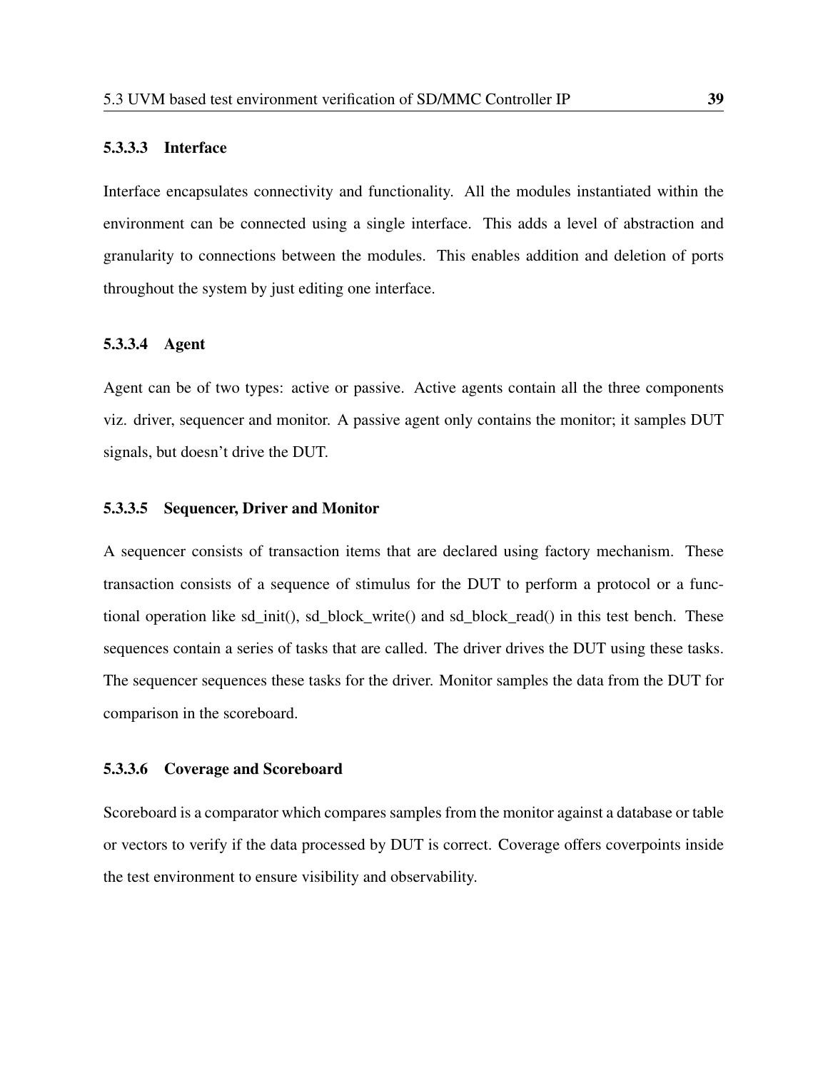#### 5.3.3.3 Interface

Interface encapsulates connectivity and functionality. All the modules instantiated within the environment can be connected using a single interface. This adds a level of abstraction and granularity to connections between the modules. This enables addition and deletion of ports throughout the system by just editing one interface.

#### 5.3.3.4 Agent

Agent can be of two types: active or passive. Active agents contain all the three components viz. driver, sequencer and monitor. A passive agent only contains the monitor; it samples DUT signals, but doesn't drive the DUT.

#### 5.3.3.5 Sequencer, Driver and Monitor

A sequencer consists of transaction items that are declared using factory mechanism. These transaction consists of a sequence of stimulus for the DUT to perform a protocol or a functional operation like sd_init(), sd_block_write() and sd_block_read() in this test bench. These sequences contain a series of tasks that are called. The driver drives the DUT using these tasks. The sequencer sequences these tasks for the driver. Monitor samples the data from the DUT for comparison in the scoreboard.

#### 5.3.3.6 Coverage and Scoreboard

Scoreboard is a comparator which compares samples from the monitor against a database or table or vectors to verify if the data processed by DUT is correct. Coverage offers coverpoints inside the test environment to ensure visibility and observability.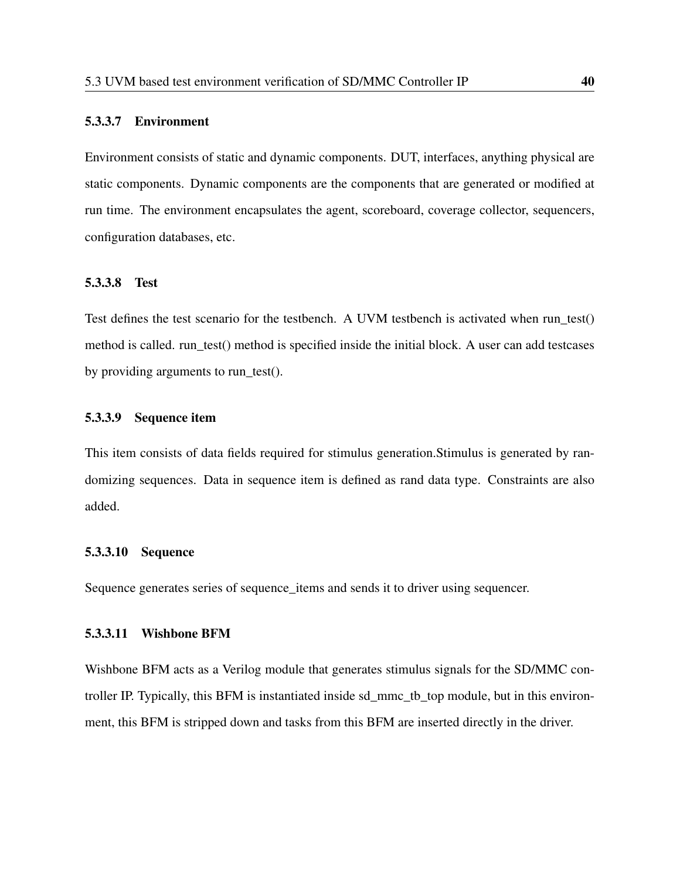#### 5.3.3.7 Environment

Environment consists of static and dynamic components. DUT, interfaces, anything physical are static components. Dynamic components are the components that are generated or modified at run time. The environment encapsulates the agent, scoreboard, coverage collector, sequencers, configuration databases, etc.

#### 5.3.3.8 Test

Test defines the test scenario for the testbench. A UVM testbench is activated when run_test() method is called. run_test() method is specified inside the initial block. A user can add testcases by providing arguments to run_test().

#### 5.3.3.9 Sequence item

This item consists of data fields required for stimulus generation.Stimulus is generated by randomizing sequences. Data in sequence item is defined as rand data type. Constraints are also added.

#### 5.3.3.10 Sequence

Sequence generates series of sequence_items and sends it to driver using sequencer.

#### 5.3.3.11 Wishbone BFM

Wishbone BFM acts as a Verilog module that generates stimulus signals for the SD/MMC controller IP. Typically, this BFM is instantiated inside sd_mmc_tb_top module, but in this environment, this BFM is stripped down and tasks from this BFM are inserted directly in the driver.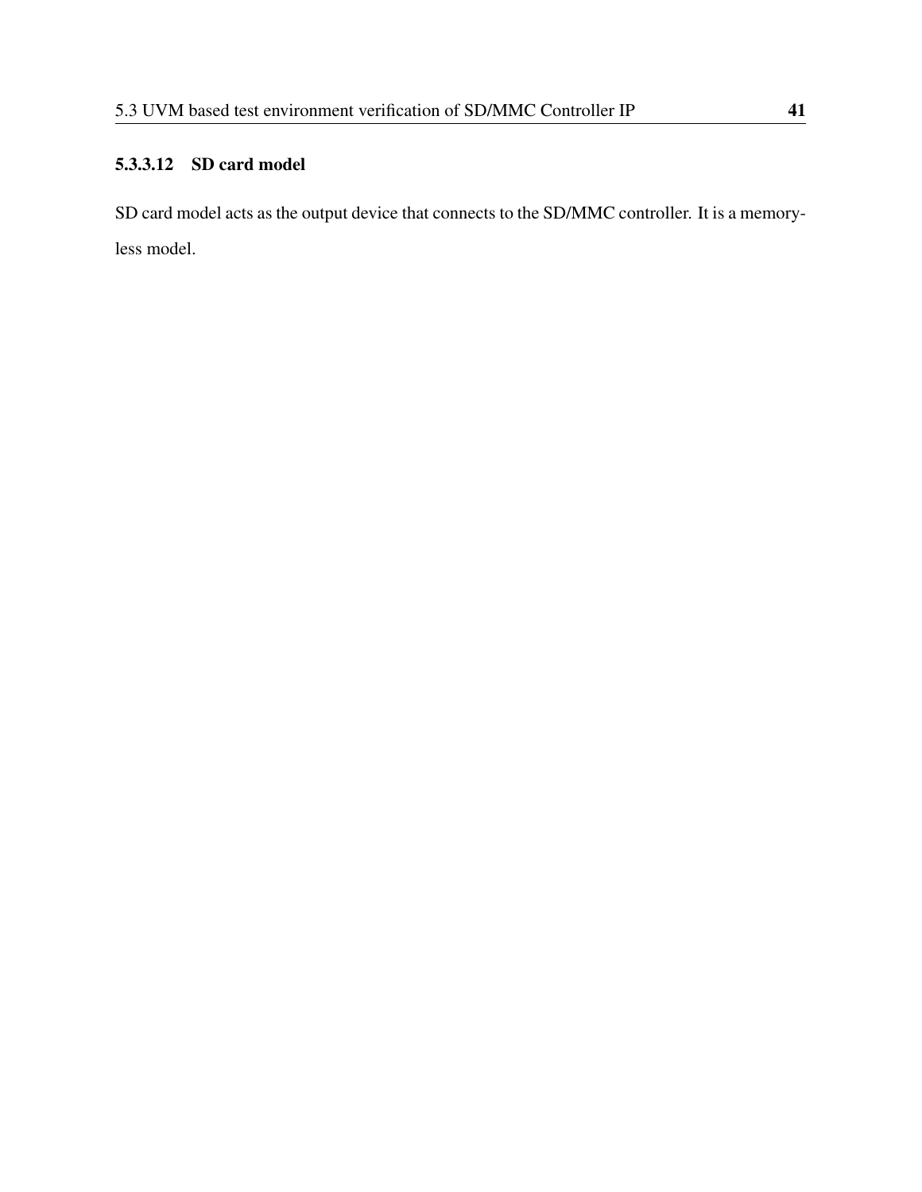#### 5.3.3.12 SD card model

SD card model acts as the output device that connects to the SD/MMC controller. It is a memory-less model.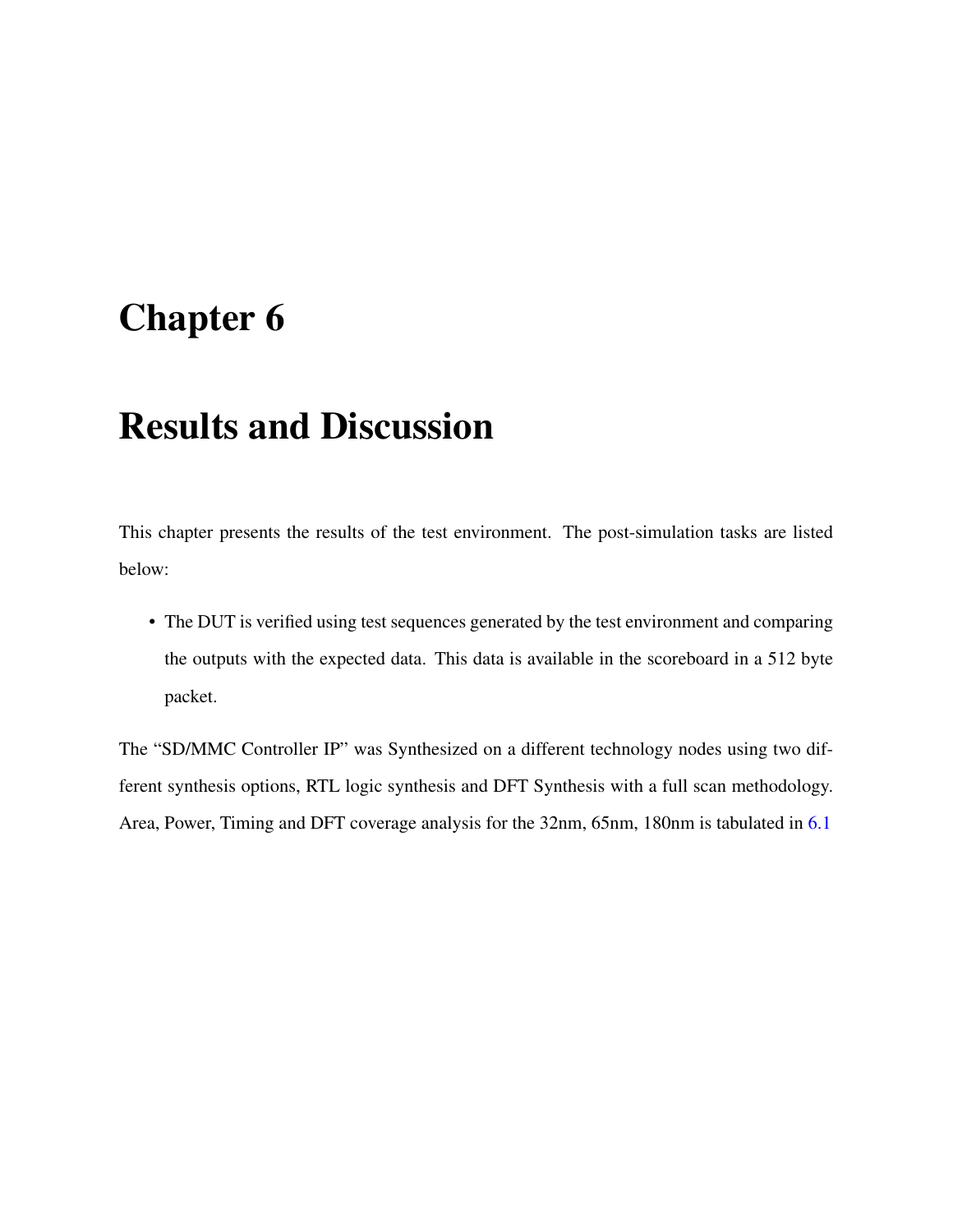# Chapter 6

# Results and Discussion

This chapter presents the results of the test environment. The post-simulation tasks are listed below:

- The DUT is verified using test sequences generated by the test environment and comparing the outputs with the expected data. This data is available in the scoreboard in a 512 byte packet.

The “SD/MMC Controller IP” was Synthesized on a different technology nodes using two different synthesis options, RTL logic synthesis and DFT Synthesis with a full scan methodology. Area, Power, Timing and DFT coverage analysis for the 32nm, 65nm, 180nm is tabulated in 6.1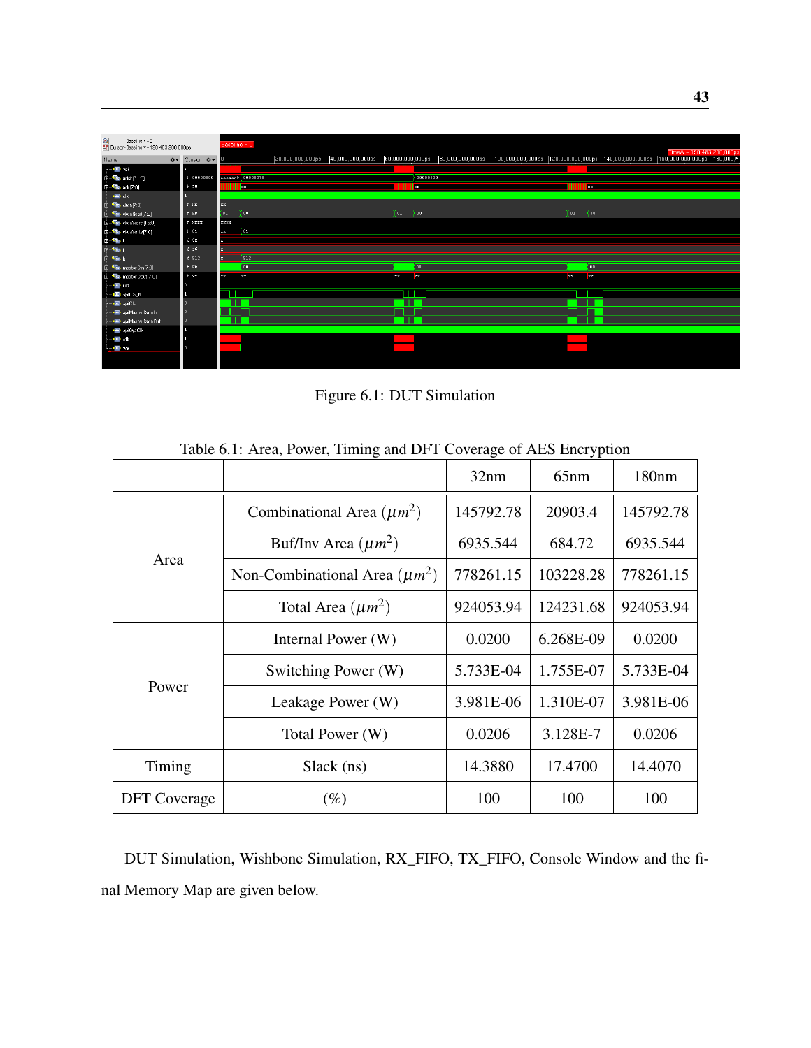Figure 6.1: DUT Simulation

Table 6.1: Area, Power, Timing and DFT Coverage of AES Encryption

| | | 32nm | 65nm | 180nm |
|---|---|---|---|---|
| Area | Combinational Area ($\mu m^2$) | 145792.78 | 20903.4 | 145792.78 |
| | Buf/Inv Area ($\mu m^2$) | 6935.544 | 684.72 | 6935.544 |
| | Non-Combinational Area ($\mu m^2$) | 778261.15 | 103228.28 | 778261.15 |
| | Total Area ($\mu m^2$) | 924053.94 | 124231.68 | 924053.94 |
| Power | Internal Power (W) | 0.0200 | 6.268E-09 | 0.0200 |
| | Switching Power (W) | 5.733E-04 | 1.755E-07 | 5.733E-04 |
| | Leakage Power (W) | 3.981E-06 | 1.310E-07 | 3.981E-06 |
| | Total Power (W) | 0.0206 | 3.128E-7 | 0.0206 |
| Timing | Slack (ns) | 14.3880 | 17.4700 | 14.4070 |
| DFT Coverage | (%) | 100 | 100 | 100 |

DUT Simulation, Wishbone Simulation, RX_FIFO, TX_FIFO, Console Window and the final Memory Map are given below.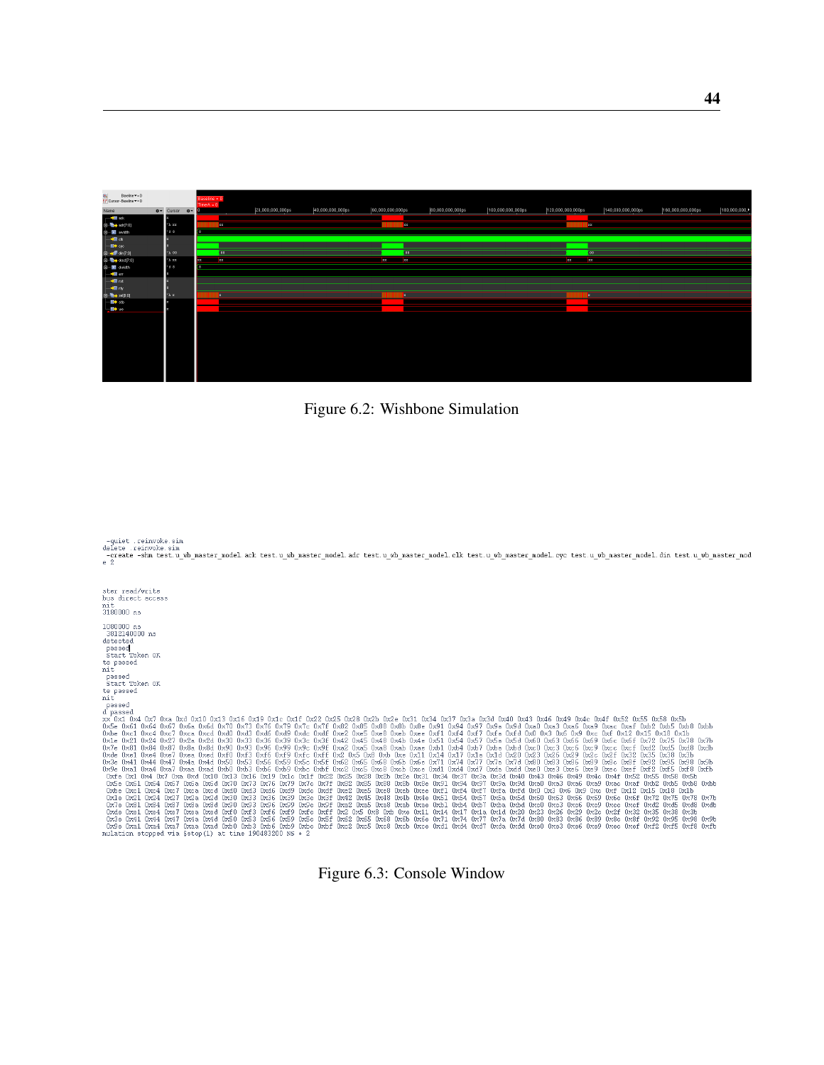Figure 6.2: Wishbone Simulation

```
-quiet .reinvoke.sim
delete .reinvoke.sim
-create -shm test.u_wb_master_model.ack test.u_wb_master_model.adr test.u_wb_master_model.clk test.u_wb_master_model.cyc test.u_wb_master_model.din test.u_wb_master_mod
e 2


ster read/write
bus direct access
nit
3180000 ns

1080000 ns
3812140000 ns
detected
passed
Start Token OK
te passed
nit
passed
Start Token OK
te passed
nit
passed
d passed
xx 0x1 0x4 0x7 0xa 0xd 0x10 0x13 0x16 0x19 0x1c 0x1f 0x22 0x25 0x28 0x2b 0x2e 0x31 0x34 0x37 0x3a 0x3d 0x40 0x43 0x46 0x49 0x4c 0x4f 0x52 0x55 0x58 0x5b
0x5e 0x61 0x64 0x67 0x6a 0x6d 0x70 0x73 0x76 0x79 0x7c 0x7f 0x82 0x85 0x88 0x8b 0x8e 0x91 0x94 0x97 0x9a 0x9d 0xa0 0xa3 0xa6 0xa9 0xac 0xaf 0xb2 0xb5 0xb8 0xbb
0xbe 0xc1 0xc4 0xc7 0xca 0xcd 0xd0 0xd3 0xd6 0xd9 0xdc 0xdf 0xe2 0xe5 0xe8 0xeb 0xee 0xf1 0xf4 0xf7 0xfa 0xfd 0x0 0x3 0x6 0x9 0xc 0xf 0x12 0x15 0x18 0x1b
0x1e 0x21 0x24 0x27 0x2a 0x2d 0x30 0x33 0x36 0x39 0x3c 0x3f 0x42 0x45 0x48 0x4b 0x4e 0x51 0x54 0x57 0x5a 0x5d 0x60 0x63 0x66 0x69 0x6c 0x6f 0x72 0x75 0x78 0x7b
0x7e 0x81 0x84 0x87 0x8a 0x8d 0x90 0x93 0x96 0x99 0x9c 0x9f 0xa2 0xa5 0xa8 0xab 0xae 0xb1 0xb4 0xb7 0xba 0xbd 0xc0 0xc3 0xc6 0xc9 0xcc 0xcf 0xd2 0xd5 0xd8 0xdb
0xde 0xe1 0xe4 0xe7 0xea 0xed 0xf0 0xf3 0xf6 0xf9 0xfc 0xff 0x2 0x5 0x8 0xb 0xe 0x11 0x14 0x17 0x1a 0x1d 0x20 0x23 0x26 0x29 0x2c 0x2f 0x32 0x35 0x38 0x3b
0x3e 0x41 0x44 0x47 0x4a 0x4d 0x50 0x53 0x56 0x59 0x5c 0x5f 0x62 0x65 0x68 0x6b 0x6e 0x71 0x74 0x77 0x7a 0x7d 0x80 0x83 0x86 0x89 0x8c 0x8f 0x92 0x95 0x98 0x9b
0x9e 0xa1 0xa4 0xa7 0xaa 0xad 0xb0 0xb3 0xb6 0xb9 0xbc 0xbf 0xc2 0xc5 0xc8 0xcb 0xce 0xd1 0xd4 0xd7 0xda 0xdd 0xe0 0xe3 0xe6 0xe9 0xec 0xef 0xf2 0xf5 0xf8 0xfb
 0xfe 0x1 0x4 0x7 0xa 0xd 0x10 0x13 0x16 0x19 0x1c 0x1f 0x22 0x25 0x28 0x2b 0x2e 0x31 0x34 0x37 0x3a 0x3d 0x40 0x43 0x46 0x49 0x4c 0x4f 0x52 0x55 0x58 0x5b
 0x5e 0x61 0x64 0x67 0x6a 0x6d 0x70 0x73 0x76 0x79 0x7c 0x7f 0x82 0x85 0x88 0x8b 0x8e 0x91 0x94 0x97 0x9a 0x9d 0xa0 0xa3 0xa6 0xa9 0xac 0xaf 0xb2 0xb5 0xb8 0xbb
 0xbe 0xc1 0xc4 0xc7 0xca 0xcd 0xd0 0xd3 0xd6 0xd9 0xdc 0xdf 0xe2 0xe5 0xe8 0xeb 0xee 0xf1 0xf4 0xf7 0xfa 0xfd 0x0 0x3 0x6 0x9 0xc 0xf 0x12 0x15 0x18 0x1b
 0x1e 0x21 0x24 0x27 0x2a 0x2d 0x30 0x33 0x36 0x39 0x3c 0x3f 0x42 0x45 0x48 0x4b 0x4e 0x51 0x54 0x57 0x5a 0x5d 0x60 0x63 0x66 0x69 0x6c 0x6f 0x72 0x75 0x78 0x7b
 0x7e 0x81 0x84 0x87 0x8a 0x8d 0x90 0x93 0x96 0x99 0x9c 0x9f 0xa2 0xa5 0xa8 0xab 0xae 0xb1 0xb4 0xb7 0xba 0xbd 0xc0 0xc3 0xc6 0xc9 0xcc 0xcf 0xd2 0xd5 0xd8 0xdb
 0xde 0xe1 0xe4 0xe7 0xea 0xed 0xf0 0xf3 0xf6 0xf9 0xfc 0xff 0x2 0x5 0x8 0xb 0xe 0x11 0x14 0x17 0x1a 0x1d 0x20 0x23 0x26 0x29 0x2c 0x2f 0x32 0x35 0x38 0x3b
 0x3e 0x41 0x44 0x47 0x4a 0x4d 0x50 0x53 0x56 0x59 0x5c 0x5f 0x62 0x65 0x68 0x6b 0x6e 0x71 0x74 0x77 0x7a 0x7d 0x80 0x83 0x86 0x89 0x8c 0x8f 0x92 0x95 0x98 0x9b
 0x9e 0xa1 0xa4 0xa7 0xaa 0xad 0xb0 0xb3 0xb6 0xb9 0xbc 0xbf 0xc2 0xc5 0xc8 0xcb 0xce 0xd1 0xd4 0xd7 0xda 0xdd 0xe0 0xe3 0xe6 0xe9 0xec 0xef 0xf2 0xf5 0xf8 0xfb
mulation stopped via $stop(1) at time 190483200 NS + 2
```

Figure 6.3: Console Window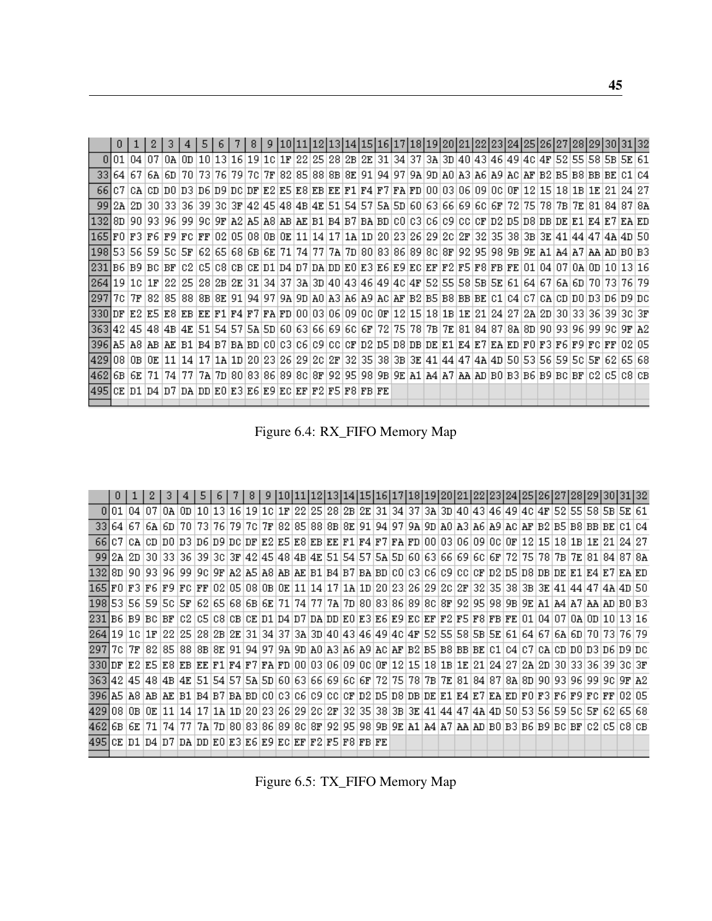| | 0 | 1 | 2 | 3 | 4 | 5 | 6 | 7 | 8 | 9 | 10 | 11 | 12 | 13 | 14 | 15 | 16 | 17 | 18 | 19 | 20 | 21 | 22 | 23 | 24 | 25 | 26 | 27 | 28 | 29 | 30 | 31 | 32 |
|---|---|---|---|---|---|---|---|---|---|---|---|---|---|---|---|---|---|---|---|---|---|---|---|---|---|---|---|---|---|---|---|---|---|
| 0 | 01 | 04 | 07 | 0A | 0D | 10 | 13 | 16 | 19 | 1C | 1F | 22 | 25 | 28 | 2B | 2E | 31 | 34 | 37 | 3A | 3D | 40 | 43 | 46 | 49 | 4C | 4F | 52 | 55 | 58 | 5B | 5E | 61 |
| 33 | 64 | 67 | 6A | 6D | 70 | 73 | 76 | 79 | 7C | 7F | 82 | 85 | 88 | 8B | 8E | 91 | 94 | 97 | 9A | 9D | A0 | A3 | A6 | A9 | AC | AF | B2 | B5 | B8 | BB | BE | C1 | C4 |
| 66 | C7 | CA | CD | D0 | D3 | D6 | D9 | DC | DF | E2 | E5 | E8 | EB | EE | F1 | F4 | F7 | FA | FD | 00 | 03 | 06 | 09 | 0C | 0F | 12 | 15 | 18 | 1B | 1E | 21 | 24 | 27 |
| 99 | 2A | 2D | 30 | 33 | 36 | 39 | 3C | 3F | 42 | 45 | 48 | 4B | 4E | 51 | 54 | 57 | 5A | 5D | 60 | 63 | 66 | 69 | 6C | 6F | 72 | 75 | 78 | 7B | 7E | 81 | 84 | 87 | 8A |
| 132 | 8D | 90 | 93 | 96 | 99 | 9C | 9F | A2 | A5 | A8 | AB | AE | B1 | B4 | B7 | BA | BD | C0 | C3 | C6 | C9 | CC | CF | D2 | D5 | D8 | DB | DE | E1 | E4 | E7 | EA | ED |
| 165 | F0 | F3 | F6 | F9 | FC | FF | 02 | 05 | 08 | 0B | 0E | 11 | 14 | 17 | 1A | 1D | 20 | 23 | 26 | 29 | 2C | 2F | 32 | 35 | 38 | 3B | 3E | 41 | 44 | 47 | 4A | 4D | 50 |
| 198 | 53 | 56 | 59 | 5C | 5F | 62 | 65 | 68 | 6B | 6E | 71 | 74 | 77 | 7A | 7D | 80 | 83 | 86 | 89 | 8C | 8F | 92 | 95 | 98 | 9B | 9E | A1 | A4 | A7 | AA | AD | B0 | B3 |
| 231 | B6 | B9 | BC | BF | C2 | C5 | C8 | CB | CE | D1 | D4 | D7 | DA | DD | E0 | E3 | E6 | E9 | EC | EF | F2 | F5 | F8 | FB | FE | 01 | 04 | 07 | 0A | 0D | 10 | 13 | 16 |
| 264 | 19 | 1C | 1F | 22 | 25 | 28 | 2B | 2E | 31 | 34 | 37 | 3A | 3D | 40 | 43 | 46 | 49 | 4C | 4F | 52 | 55 | 58 | 5B | 5E | 61 | 64 | 67 | 6A | 6D | 70 | 73 | 76 | 79 |
| 297 | 7C | 7F | 82 | 85 | 88 | 8B | 8E | 91 | 94 | 97 | 9A | 9D | A0 | A3 | A6 | A9 | AC | AF | B2 | B5 | B8 | BB | BE | C1 | C4 | C7 | CA | CD | D0 | D3 | D6 | D9 | DC |
| 330 | DF | E2 | E5 | E8 | EB | EE | F1 | F4 | F7 | FA | FD | 00 | 03 | 06 | 09 | 0C | 0F | 12 | 15 | 18 | 1B | 1E | 21 | 24 | 27 | 2A | 2D | 30 | 33 | 36 | 39 | 3C | 3F |
| 363 | 42 | 45 | 48 | 4B | 4E | 51 | 54 | 57 | 5A | 5D | 60 | 63 | 66 | 69 | 6C | 6F | 72 | 75 | 78 | 7B | 7E | 81 | 84 | 87 | 8A | 8D | 90 | 93 | 96 | 99 | 9C | 9F | A2 |
| 396 | A5 | A8 | AB | AE | B1 | B4 | B7 | BA | BD | C0 | C3 | C6 | C9 | CC | CF | D2 | D5 | D8 | DB | DE | E1 | E4 | E7 | EA | ED | F0 | F3 | F6 | F9 | FC | FF | 02 | 05 |
| 429 | 08 | 0B | 0E | 11 | 14 | 17 | 1A | 1D | 20 | 23 | 26 | 29 | 2C | 2F | 32 | 35 | 38 | 3B | 3E | 41 | 44 | 47 | 4A | 4D | 50 | 53 | 56 | 59 | 5C | 5F | 62 | 65 | 68 |
| 462 | 6B | 6E | 71 | 74 | 77 | 7A | 7D | 80 | 83 | 86 | 89 | 8C | 8F | 92 | 95 | 98 | 9B | 9E | A1 | A4 | A7 | AA | AD | B0 | B3 | B6 | B9 | BC | BF | C2 | C5 | C8 | CB |
| 495 | CE | D1 | D4 | D7 | DA | DD | E0 | E3 | E6 | E9 | EC | EF | F2 | F5 | F8 | FB | FE | | | | | | | | | | | | | | | | |

Figure 6.4: RX_FIFO Memory Map

| | 0 | 1 | 2 | 3 | 4 | 5 | 6 | 7 | 8 | 9 | 10 | 11 | 12 | 13 | 14 | 15 | 16 | 17 | 18 | 19 | 20 | 21 | 22 | 23 | 24 | 25 | 26 | 27 | 28 | 29 | 30 | 31 | 32 |
|---|---|---|---|---|---|---|---|---|---|---|---|---|---|---|---|---|---|---|---|---|---|---|---|---|---|---|---|---|---|---|---|---|---|
| 0 | 01 | 04 | 07 | 0A | 0D | 10 | 13 | 16 | 19 | 1C | 1F | 22 | 25 | 28 | 2B | 2E | 31 | 34 | 37 | 3A | 3D | 40 | 43 | 46 | 49 | 4C | 4F | 52 | 55 | 58 | 5B | 5E | 61 |
| 33 | 64 | 67 | 6A | 6D | 70 | 73 | 76 | 79 | 7C | 7F | 82 | 85 | 88 | 8B | 8E | 91 | 94 | 97 | 9A | 9D | A0 | A3 | A6 | A9 | AC | AF | B2 | B5 | B8 | BB | BE | C1 | C4 |
| 66 | C7 | CA | CD | D0 | D3 | D6 | D9 | DC | DF | E2 | E5 | E8 | EB | EE | F1 | F4 | F7 | FA | FD | 00 | 03 | 06 | 09 | 0C | 0F | 12 | 15 | 18 | 1B | 1E | 21 | 24 | 27 |
| 99 | 2A | 2D | 30 | 33 | 36 | 39 | 3C | 3F | 42 | 45 | 48 | 4B | 4E | 51 | 54 | 57 | 5A | 5D | 60 | 63 | 66 | 69 | 6C | 6F | 72 | 75 | 78 | 7B | 7E | 81 | 84 | 87 | 8A |
| 132 | 8D | 90 | 93 | 96 | 99 | 9C | 9F | A2 | A5 | A8 | AB | AE | B1 | B4 | B7 | BA | BD | C0 | C3 | C6 | C9 | CC | CF | D2 | D5 | D8 | DB | DE | E1 | E4 | E7 | EA | ED |
| 165 | F0 | F3 | F6 | F9 | FC | FF | 02 | 05 | 08 | 0B | 0E | 11 | 14 | 17 | 1A | 1D | 20 | 23 | 26 | 29 | 2C | 2F | 32 | 35 | 38 | 3B | 3E | 41 | 44 | 47 | 4A | 4D | 50 |
| 198 | 53 | 56 | 59 | 5C | 5F | 62 | 65 | 68 | 6B | 6E | 71 | 74 | 77 | 7A | 7D | 80 | 83 | 86 | 89 | 8C | 8F | 92 | 95 | 98 | 9B | 9E | A1 | A4 | A7 | AA | AD | B0 | B3 |
| 231 | B6 | B9 | BC | BF | C2 | C5 | C8 | CB | CE | D1 | D4 | D7 | DA | DD | E0 | E3 | E6 | E9 | EC | EF | F2 | F5 | F8 | FB | FE | 01 | 04 | 07 | 0A | 0D | 10 | 13 | 16 |
| 264 | 19 | 1C | 1F | 22 | 25 | 28 | 2B | 2E | 31 | 34 | 37 | 3A | 3D | 40 | 43 | 46 | 49 | 4C | 4F | 52 | 55 | 58 | 5B | 5E | 61 | 64 | 67 | 6A | 6D | 70 | 73 | 76 | 79 |
| 297 | 7C | 7F | 82 | 85 | 88 | 8B | 8E | 91 | 94 | 97 | 9A | 9D | A0 | A3 | A6 | A9 | AC | AF | B2 | B5 | B8 | BB | BE | C1 | C4 | C7 | CA | CD | D0 | D3 | D6 | D9 | DC |
| 330 | DF | E2 | E5 | E8 | EB | EE | F1 | F4 | F7 | FA | FD | 00 | 03 | 06 | 09 | 0C | 0F | 12 | 15 | 18 | 1B | 1E | 21 | 24 | 27 | 2A | 2D | 30 | 33 | 36 | 39 | 3C | 3F |
| 363 | 42 | 45 | 48 | 4B | 4E | 51 | 54 | 57 | 5A | 5D | 60 | 63 | 66 | 69 | 6C | 6F | 72 | 75 | 78 | 7B | 7E | 81 | 84 | 87 | 8A | 8D | 90 | 93 | 96 | 99 | 9C | 9F | A2 |
| 396 | A5 | A8 | AB | AE | B1 | B4 | B7 | BA | BD | C0 | C3 | C6 | C9 | CC | CF | D2 | D5 | D8 | DB | DE | E1 | E4 | E7 | EA | ED | F0 | F3 | F6 | F9 | FC | FF | 02 | 05 |
| 429 | 08 | 0B | 0E | 11 | 14 | 17 | 1A | 1D | 20 | 23 | 26 | 29 | 2C | 2F | 32 | 35 | 38 | 3B | 3E | 41 | 44 | 47 | 4A | 4D | 50 | 53 | 56 | 59 | 5C | 5F | 62 | 65 | 68 |
| 462 | 6B | 6E | 71 | 74 | 77 | 7A | 7D | 80 | 83 | 86 | 89 | 8C | 8F | 92 | 95 | 98 | 9B | 9E | A1 | A4 | A7 | AA | AD | B0 | B3 | B6 | B9 | BC | BF | C2 | C5 | C8 | CB |
| 495 | CE | D1 | D4 | D7 | DA | DD | E0 | E3 | E6 | E9 | EC | EF | F2 | F5 | F8 | FB | FE | | | | | | | | | | | | | | | | |

Figure 6.5: TX_FIFO Memory Map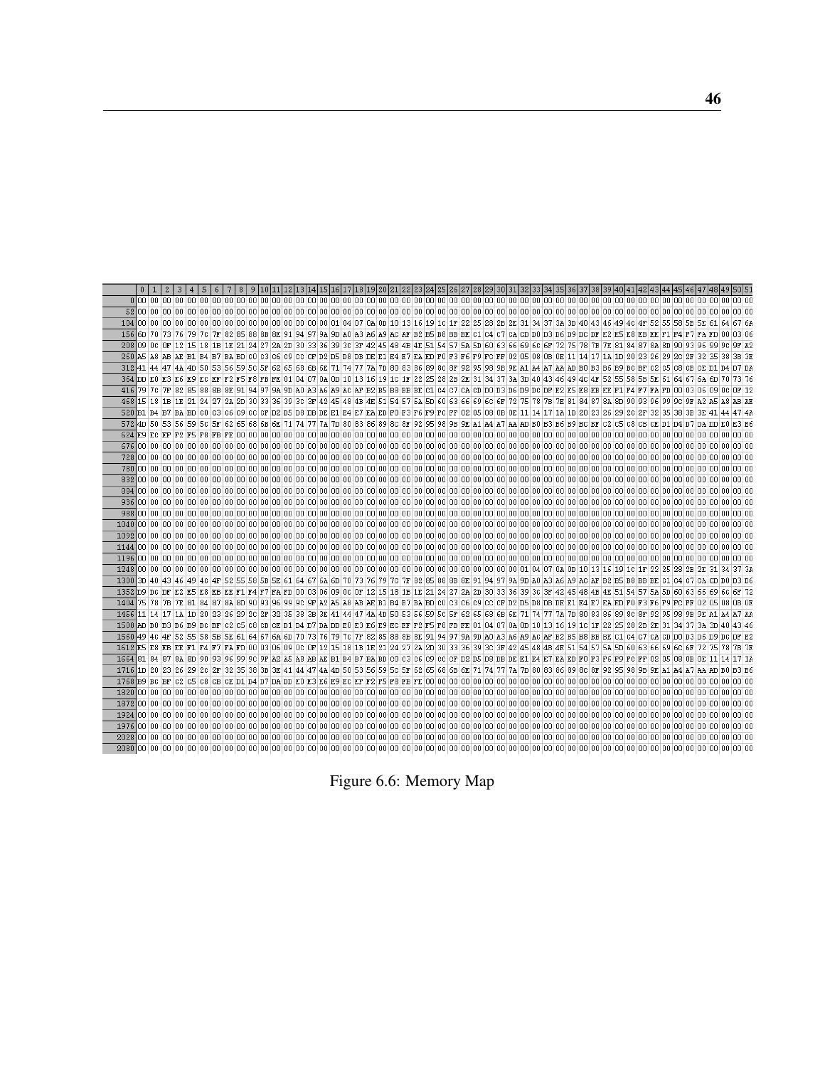| | 0 | 1 | 2 | 3 | 4 | 5 | 6 | 7 | 8 | 9 | 10 | 11 | 12 | 13 | 14 | 15 | 16 | 17 | 18 | 19 | 20 | 21 | 22 | 23 | 24 | 25 | 26 | 27 | 28 | 29 | 30 | 31 | 32 | 33 | 34 | 35 | 36 | 37 | 38 | 39 | 40 | 41 | 42 | 43 | 44 | 45 | 46 | 47 | 48 | 49 | 50 | 51 |
|---|---|---|---|---|---|---|---|---|---|---|---|---|---|---|---|---|---|---|---|---|---|---|---|---|---|---|---|---|---|---|---|---|---|---|---|---|---|---|---|---|---|---|---|---|---|---|---|---|---|---|---|---|
| 0 | 00 | 00 | 00 | 00 | 00 | 00 | 00 | 00 | 00 | 00 | 00 | 00 | 00 | 00 | 00 | 00 | 00 | 00 | 00 | 00 | 00 | 00 | 00 | 00 | 00 | 00 | 00 | 00 | 00 | 00 | 00 | 00 | 00 | 00 | 00 | 00 | 00 | 00 | 00 | 00 | 00 | 00 | 00 | 00 | 00 | 00 | 00 | 00 | 00 | 00 | 00 | 00 |
| 52 | 00 | 00 | 00 | 00 | 00 | 00 | 00 | 00 | 00 | 00 | 00 | 00 | 00 | 00 | 00 | 00 | 00 | 00 | 00 | 00 | 00 | 00 | 00 | 00 | 00 | 00 | 00 | 00 | 00 | 00 | 00 | 00 | 00 | 00 | 00 | 00 | 00 | 00 | 00 | 00 | 00 | 00 | 00 | 00 | 00 | 00 | 00 | 00 | 00 | 00 | 00 | 00 |
| 104 | 00 | 00 | 00 | 00 | 00 | 00 | 00 | 00 | 00 | 00 | 00 | 00 | 00 | 00 | 00 | 00 | 01 | 04 | 07 | 0A | 0D | 10 | 13 | 16 | 19 | 1C | 1F | 22 | 25 | 28 | 2B | 2E | 31 | 34 | 37 | 3A | 3D | 40 | 43 | 46 | 49 | 4C | 4F | 52 | 55 | 58 | 5B | 5E | 61 | 64 | 67 | 6A |
| 156 | 6D | 70 | 73 | 76 | 79 | 7C | 7F | 82 | 85 | 88 | 8B | 8E | 91 | 94 | 97 | 9A | 9D | A0 | A3 | A6 | A9 | AC | AF | B2 | B5 | B8 | BB | BE | C1 | C4 | C7 | CA | CD | D0 | D3 | D6 | D9 | DC | DF | E2 | E5 | E8 | EB | EE | F1 | F4 | F7 | FA | FD | 00 | 03 | 06 |
| 208 | 09 | 0C | 0F | 12 | 15 | 18 | 1B | 1E | 21 | 24 | 27 | 2A | 2D | 30 | 33 | 36 | 39 | 3C | 3F | 42 | 45 | 48 | 4B | 4E | 51 | 54 | 57 | 5A | 5D | 60 | 63 | 66 | 69 | 6C | 6F | 72 | 75 | 78 | 7B | 7E | 81 | 84 | 87 | 8A | 8D | 90 | 93 | 96 | 99 | 9C | 9F | A2 |
| 260 | A5 | A8 | AB | AE | B1 | B4 | B7 | BA | BD | C0 | C3 | C6 | C9 | CC | CF | D2 | D5 | D8 | DB | DE | E1 | E4 | E7 | EA | ED | F0 | F3 | F6 | F9 | FC | FF | 02 | 05 | 08 | 0B | 0E | 11 | 14 | 17 | 1A | 1D | 20 | 23 | 26 | 29 | 2C | 2F | 32 | 35 | 38 | 3B | 3E |
| 312 | 41 | 44 | 47 | 4A | 4D | 50 | 53 | 56 | 59 | 5C | 5F | 62 | 65 | 68 | 6B | 6E | 71 | 74 | 77 | 7A | 7D | 80 | 83 | 86 | 89 | 8C | 8F | 92 | 95 | 98 | 9B | 9E | A1 | A4 | A7 | AA | AD | B0 | B3 | B6 | B9 | BC | BF | C2 | C5 | C8 | CB | CE | D1 | D4 | D7 | DA |
| 364 | DD | E0 | E3 | E6 | E9 | EC | EF | F2 | F5 | F8 | FB | FE | 01 | 04 | 07 | 0A | 0D | 10 | 13 | 16 | 19 | 1C | 1F | 22 | 25 | 28 | 2B | 2E | 31 | 34 | 37 | 3A | 3D | 40 | 43 | 46 | 49 | 4C | 4F | 52 | 55 | 58 | 5B | 5E | 61 | 64 | 67 | 6A | 6D | 70 | 73 | 76 |
| 416 | 79 | 7C | 7F | 82 | 85 | 88 | 8B | 8E | 91 | 94 | 97 | 9A | 9D | A0 | A3 | A6 | A9 | AC | AF | B2 | B5 | B8 | BB | BE | C1 | C4 | C7 | CA | CD | D0 | D3 | D6 | D9 | DC | DF | E2 | E5 | E8 | EB | EE | F1 | F4 | F7 | FA | FD | 00 | 03 | 06 | 09 | 0C | 0F | 12 |
| 468 | 15 | 18 | 1B | 1E | 21 | 24 | 27 | 2A | 2D | 30 | 33 | 36 | 39 | 3C | 3F | 42 | 45 | 48 | 4B | 4E | 51 | 54 | 57 | 5A | 5D | 60 | 63 | 66 | 69 | 6C | 6F | 72 | 75 | 78 | 7B | 7E | 81 | 84 | 87 | 8A | 8D | 90 | 93 | 96 | 99 | 9C | 9F | A2 | A5 | A8 | AB | AE |
| 520 | B1 | B4 | B7 | BA | BD | C0 | C3 | C6 | C9 | CC | CF | D2 | D5 | D8 | DB | DE | E1 | E4 | E7 | EA | ED | F0 | F3 | F6 | F9 | FC | FF | 02 | 05 | 08 | 0B | 0E | 11 | 14 | 17 | 1A | 1D | 20 | 23 | 26 | 29 | 2C | 2F | 32 | 35 | 38 | 3B | 3E | 41 | 44 | 47 | 4A |
| 572 | 4D | 50 | 53 | 56 | 59 | 5C | 5F | 62 | 65 | 68 | 6B | 6E | 71 | 74 | 77 | 7A | 7D | 80 | 83 | 86 | 89 | 8C | 8F | 92 | 95 | 98 | 9B | 9E | A1 | A4 | A7 | AA | AD | B0 | B3 | B6 | B9 | BC | BF | C2 | C5 | C8 | CB | CE | D1 | D4 | D7 | DA | DD | E0 | E3 | E6 |
| 624 | E9 | EC | EF | F2 | F5 | F8 | FB | FE | 00 | 00 | 00 | 00 | 00 | 00 | 00 | 00 | 00 | 00 | 00 | 00 | 00 | 00 | 00 | 00 | 00 | 00 | 00 | 00 | 00 | 00 | 00 | 00 | 00 | 00 | 00 | 00 | 00 | 00 | 00 | 00 | 00 | 00 | 00 | 00 | 00 | 00 | 00 | 00 | 00 | 00 | 00 | 00 |
| 676 | 00 | 00 | 00 | 00 | 00 | 00 | 00 | 00 | 00 | 00 | 00 | 00 | 00 | 00 | 00 | 00 | 00 | 00 | 00 | 00 | 00 | 00 | 00 | 00 | 00 | 00 | 00 | 00 | 00 | 00 | 00 | 00 | 00 | 00 | 00 | 00 | 00 | 00 | 00 | 00 | 00 | 00 | 00 | 00 | 00 | 00 | 00 | 00 | 00 | 00 | 00 | 00 |
| 728 | 00 | 00 | 00 | 00 | 00 | 00 | 00 | 00 | 00 | 00 | 00 | 00 | 00 | 00 | 00 | 00 | 00 | 00 | 00 | 00 | 00 | 00 | 00 | 00 | 00 | 00 | 00 | 00 | 00 | 00 | 00 | 00 | 00 | 00 | 00 | 00 | 00 | 00 | 00 | 00 | 00 | 00 | 00 | 00 | 00 | 00 | 00 | 00 | 00 | 00 | 00 | 00 |
| 780 | 00 | 00 | 00 | 00 | 00 | 00 | 00 | 00 | 00 | 00 | 00 | 00 | 00 | 00 | 00 | 00 | 00 | 00 | 00 | 00 | 00 | 00 | 00 | 00 | 00 | 00 | 00 | 00 | 00 | 00 | 00 | 00 | 00 | 00 | 00 | 00 | 00 | 00 | 00 | 00 | 00 | 00 | 00 | 00 | 00 | 00 | 00 | 00 | 00 | 00 | 00 | 00 |
| 832 | 00 | 00 | 00 | 00 | 00 | 00 | 00 | 00 | 00 | 00 | 00 | 00 | 00 | 00 | 00 | 00 | 00 | 00 | 00 | 00 | 00 | 00 | 00 | 00 | 00 | 00 | 00 | 00 | 00 | 00 | 00 | 00 | 00 | 00 | 00 | 00 | 00 | 00 | 00 | 00 | 00 | 00 | 00 | 00 | 00 | 00 | 00 | 00 | 00 | 00 | 00 | 00 |
| 884 | 00 | 00 | 00 | 00 | 00 | 00 | 00 | 00 | 00 | 00 | 00 | 00 | 00 | 00 | 00 | 00 | 00 | 00 | 00 | 00 | 00 | 00 | 00 | 00 | 00 | 00 | 00 | 00 | 00 | 00 | 00 | 00 | 00 | 00 | 00 | 00 | 00 | 00 | 00 | 00 | 00 | 00 | 00 | 00 | 00 | 00 | 00 | 00 | 00 | 00 | 00 | 00 |
| 936 | 00 | 00 | 00 | 00 | 00 | 00 | 00 | 00 | 00 | 00 | 00 | 00 | 00 | 00 | 00 | 00 | 00 | 00 | 00 | 00 | 00 | 00 | 00 | 00 | 00 | 00 | 00 | 00 | 00 | 00 | 00 | 00 | 00 | 00 | 00 | 00 | 00 | 00 | 00 | 00 | 00 | 00 | 00 | 00 | 00 | 00 | 00 | 00 | 00 | 00 | 00 | 00 |
| 988 | 00 | 00 | 00 | 00 | 00 | 00 | 00 | 00 | 00 | 00 | 00 | 00 | 00 | 00 | 00 | 00 | 00 | 00 | 00 | 00 | 00 | 00 | 00 | 00 | 00 | 00 | 00 | 00 | 00 | 00 | 00 | 00 | 00 | 00 | 00 | 00 | 00 | 00 | 00 | 00 | 00 | 00 | 00 | 00 | 00 | 00 | 00 | 00 | 00 | 00 | 00 | 00 |
| 1040 | 00 | 00 | 00 | 00 | 00 | 00 | 00 | 00 | 00 | 00 | 00 | 00 | 00 | 00 | 00 | 00 | 00 | 00 | 00 | 00 | 00 | 00 | 00 | 00 | 00 | 00 | 00 | 00 | 00 | 00 | 00 | 00 | 00 | 00 | 00 | 00 | 00 | 00 | 00 | 00 | 00 | 00 | 00 | 00 | 00 | 00 | 00 | 00 | 00 | 00 | 00 | 00 |
| 1092 | 00 | 00 | 00 | 00 | 00 | 00 | 00 | 00 | 00 | 00 | 00 | 00 | 00 | 00 | 00 | 00 | 00 | 00 | 00 | 00 | 00 | 00 | 00 | 00 | 00 | 00 | 00 | 00 | 00 | 00 | 00 | 00 | 00 | 00 | 00 | 00 | 00 | 00 | 00 | 00 | 00 | 00 | 00 | 00 | 00 | 00 | 00 | 00 | 00 | 00 | 00 | 00 |
| 1144 | 00 | 00 | 00 | 00 | 00 | 00 | 00 | 00 | 00 | 00 | 00 | 00 | 00 | 00 | 00 | 00 | 00 | 00 | 00 | 00 | 00 | 00 | 00 | 00 | 00 | 00 | 00 | 00 | 00 | 00 | 00 | 00 | 00 | 00 | 00 | 00 | 00 | 00 | 00 | 00 | 00 | 00 | 00 | 00 | 00 | 00 | 00 | 00 | 00 | 00 | 00 | 00 |
| 1196 | 00 | 00 | 00 | 00 | 00 | 00 | 00 | 00 | 00 | 00 | 00 | 00 | 00 | 00 | 00 | 00 | 00 | 00 | 00 | 00 | 00 | 00 | 00 | 00 | 00 | 00 | 00 | 00 | 00 | 00 | 00 | 00 | 00 | 00 | 00 | 00 | 00 | 00 | 00 | 00 | 00 | 00 | 00 | 00 | 00 | 00 | 00 | 00 | 00 | 00 | 00 | 00 |
| 1248 | 00 | 00 | 00 | 00 | 00 | 00 | 00 | 00 | 00 | 00 | 00 | 00 | 00 | 00 | 00 | 00 | 00 | 00 | 00 | 00 | 00 | 00 | 00 | 00 | 00 | 00 | 00 | 00 | 00 | 00 | 00 | 00 | 01 | 04 | 07 | 0A | 0D | 10 | 13 | 16 | 19 | 1C | 1F | 22 | 25 | 28 | 2B | 2E | 31 | 34 | 37 | 3A |
| 1300 | 3D | 40 | 43 | 46 | 49 | 4C | 4F | 52 | 55 | 58 | 5B | 5E | 61 | 64 | 67 | 6A | 6D | 70 | 73 | 76 | 79 | 7C | 7F | 82 | 85 | 88 | 8B | 8E | 91 | 94 | 97 | 9A | 9D | A0 | A3 | A6 | A9 | AC | AF | B2 | B5 | B8 | BB | BE | C1 | C4 | C7 | CA | CD | D0 | D3 | D6 |
| 1352 | D9 | DC | DF | E2 | E5 | E8 | EB | EE | F1 | F4 | F7 | FA | FD | 00 | 03 | 06 | 09 | 0C | 0F | 12 | 15 | 18 | 1B | 1E | 21 | 24 | 27 | 2A | 2D | 30 | 33 | 36 | 39 | 3C | 3F | 42 | 45 | 48 | 4B | 4E | 51 | 54 | 57 | 5A | 5D | 60 | 63 | 66 | 69 | 6C | 6F | 72 |
| 1404 | 75 | 78 | 7B | 7E | 81 | 84 | 87 | 8A | 8D | 90 | 93 | 96 | 99 | 9C | 9F | A2 | A5 | A8 | AB | AE | B1 | B4 | B7 | BA | BD | C0 | C3 | C6 | C9 | CC | CF | D2 | D5 | D8 | DB | DE | E1 | E4 | E7 | EA | ED | F0 | F3 | F6 | F9 | FC | FF | 02 | 05 | 08 | 0B | 0E |
| 1456 | 11 | 14 | 17 | 1A | 1D | 20 | 23 | 26 | 29 | 2C | 2F | 32 | 35 | 38 | 3B | 3E | 41 | 44 | 47 | 4A | 4D | 50 | 53 | 56 | 59 | 5C | 5F | 62 | 65 | 68 | 6B | 6E | 71 | 74 | 77 | 7A | 7D | 80 | 83 | 86 | 89 | 8C | 8F | 92 | 95 | 98 | 9B | 9E | A1 | A4 | A7 | AA |
| 1508 | AD | B0 | B3 | B6 | B9 | BC | BF | C2 | C5 | C8 | CB | CE | D1 | D4 | D7 | DA | DD | E0 | E3 | E6 | E9 | EC | EF | F2 | F5 | F8 | FB | FE | 01 | 04 | 07 | 0A | 0D | 10 | 13 | 16 | 19 | 1C | 1F | 22 | 25 | 28 | 2B | 2E | 31 | 34 | 37 | 3A | 3D | 40 | 43 | 46 |
| 1560 | 49 | 4C | 4F | 52 | 55 | 58 | 5B | 5E | 61 | 64 | 67 | 6A | 6D | 70 | 73 | 76 | 79 | 7C | 7F | 82 | 85 | 88 | 8B | 8E | 91 | 94 | 97 | 9A | 9D | A0 | A3 | A6 | A9 | AC | AF | B2 | B5 | B8 | BB | BE | C1 | C4 | C7 | CA | CD | D0 | D3 | D6 | D9 | DC | DF | E2 |
| 1612 | E5 | E8 | EB | EE | F1 | F4 | F7 | FA | FD | 00 | 03 | 06 | 09 | 0C | 0F | 12 | 15 | 18 | 1B | 1E | 21 | 24 | 27 | 2A | 2D | 30 | 33 | 36 | 39 | 3C | 3F | 42 | 45 | 48 | 4B | 4E | 51 | 54 | 57 | 5A | 5D | 60 | 63 | 66 | 69 | 6C | 6F | 72 | 75 | 78 | 7B | 7E |
| 1664 | 81 | 84 | 87 | 8A | 8D | 90 | 93 | 96 | 99 | 9C | 9F | A2 | A5 | A8 | AB | AE | B1 | B4 | B7 | BA | BD | C0 | C3 | C6 | C9 | CC | CF | D2 | D5 | D8 | DB | DE | E1 | E4 | E7 | EA | ED | F0 | F3 | F6 | F9 | FC | FF | 02 | 05 | 08 | 0B | 0E | 11 | 14 | 17 | 1A |
| 1716 | 1D | 20 | 23 | 26 | 29 | 2C | 2F | 32 | 35 | 38 | 3B | 3E | 41 | 44 | 47 | 4A | 4D | 50 | 53 | 56 | 59 | 5C | 5F | 62 | 65 | 68 | 6B | 6E | 71 | 74 | 77 | 7A | 7D | 80 | 83 | 86 | 89 | 8C | 8F | 92 | 95 | 98 | 9B | 9E | A1 | A4 | A7 | AA | AD | B0 | B3 | B6 |
| 1768 | B9 | BC | BF | C2 | C5 | C8 | CB | CE | D1 | D4 | D7 | DA | DD | E0 | E3 | E6 | E9 | EC | EF | F2 | F5 | F8 | FB | FE | 00 | 00 | 00 | 00 | 00 | 00 | 00 | 00 | 00 | 00 | 00 | 00 | 00 | 00 | 00 | 00 | 00 | 00 | 00 | 00 | 00 | 00 | 00 | 00 | 00 | 00 | 00 | 00 |
| 1820 | 00 | 00 | 00 | 00 | 00 | 00 | 00 | 00 | 00 | 00 | 00 | 00 | 00 | 00 | 00 | 00 | 00 | 00 | 00 | 00 | 00 | 00 | 00 | 00 | 00 | 00 | 00 | 00 | 00 | 00 | 00 | 00 | 00 | 00 | 00 | 00 | 00 | 00 | 00 | 00 | 00 | 00 | 00 | 00 | 00 | 00 | 00 | 00 | 00 | 00 | 00 | 00 |
| 1872 | 00 | 00 | 00 | 00 | 00 | 00 | 00 | 00 | 00 | 00 | 00 | 00 | 00 | 00 | 00 | 00 | 00 | 00 | 00 | 00 | 00 | 00 | 00 | 00 | 00 | 00 | 00 | 00 | 00 | 00 | 00 | 00 | 00 | 00 | 00 | 00 | 00 | 00 | 00 | 00 | 00 | 00 | 00 | 00 | 00 | 00 | 00 | 00 | 00 | 00 | 00 | 00 |
| 1924 | 00 | 00 | 00 | 00 | 00 | 00 | 00 | 00 | 00 | 00 | 00 | 00 | 00 | 00 | 00 | 00 | 00 | 00 | 00 | 00 | 00 | 00 | 00 | 00 | 00 | 00 | 00 | 00 | 00 | 00 | 00 | 00 | 00 | 00 | 00 | 00 | 00 | 00 | 00 | 00 | 00 | 00 | 00 | 00 | 00 | 00 | 00 | 00 | 00 | 00 | 00 | 00 |
| 1976 | 00 | 00 | 00 | 00 | 00 | 00 | 00 | 00 | 00 | 00 | 00 | 00 | 00 | 00 | 00 | 00 | 00 | 00 | 00 | 00 | 00 | 00 | 00 | 00 | 00 | 00 | 00 | 00 | 00 | 00 | 00 | 00 | 00 | 00 | 00 | 00 | 00 | 00 | 00 | 00 | 00 | 00 | 00 | 00 | 00 | 00 | 00 | 00 | 00 | 00 | 00 | 00 |
| 2028 | 00 | 00 | 00 | 00 | 00 | 00 | 00 | 00 | 00 | 00 | 00 | 00 | 00 | 00 | 00 | 00 | 00 | 00 | 00 | 00 | 00 | 00 | 00 | 00 | 00 | 00 | 00 | 00 | 00 | 00 | 00 | 00 | 00 | 00 | 00 | 00 | 00 | 00 | 00 | 00 | 00 | 00 | 00 | 00 | 00 | 00 | 00 | 00 | 00 | 00 | 00 | 00 |
| 2080 | 00 | 00 | 00 | 00 | 00 | 00 | 00 | 00 | 00 | 00 | 00 | 00 | 00 | 00 | 00 | 00 | 00 | 00 | 00 | 00 | 00 | 00 | 00 | 00 | 00 | 00 | 00 | 00 | 00 | 00 | 00 | 00 | 00 | 00 | 00 | 00 | 00 | 00 | 00 | 00 | 00 | 00 | 00 | 00 | 00 | 00 | 00 | 00 | 00 | 00 | 00 | 00 |

Figure 6.6: Memory Map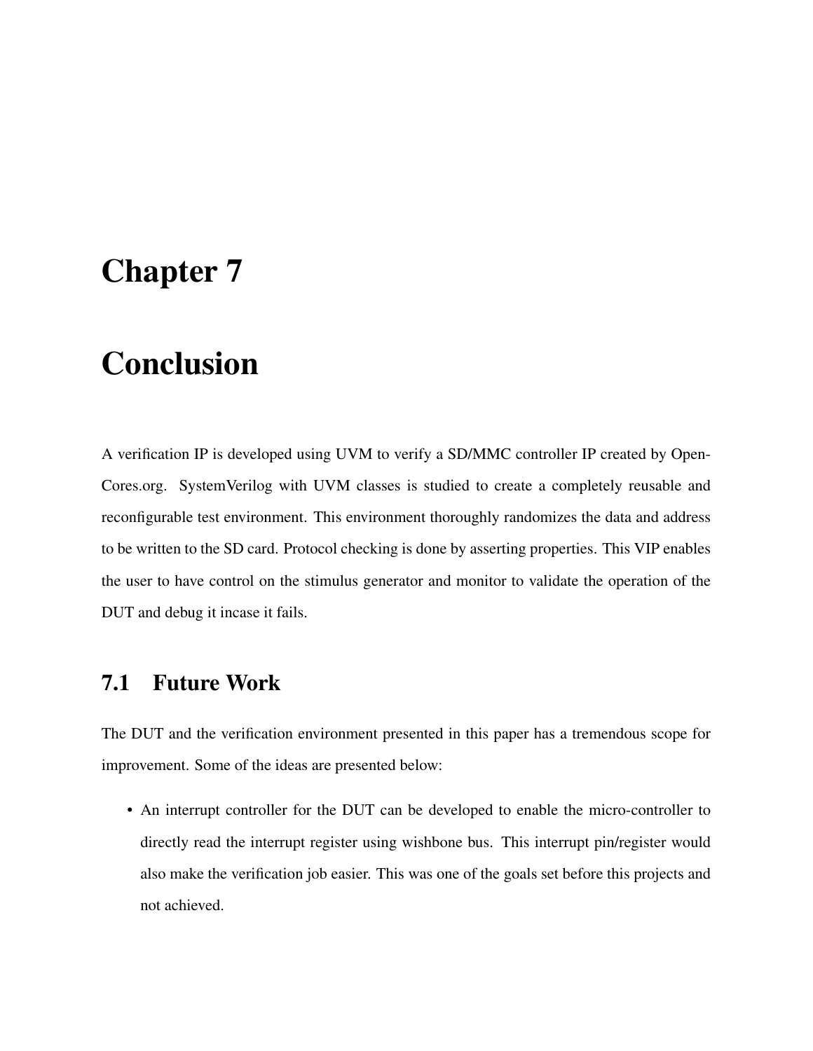# Chapter 7

# Conclusion

A verification IP is developed using UVM to verify a SD/MMC controller IP created by OpenCores.org. SystemVerilog with UVM classes is studied to create a completely reusable and reconfigurable test environment. This environment thoroughly randomizes the data and address to be written to the SD card. Protocol checking is done by asserting properties. This VIP enables the user to have control on the stimulus generator and monitor to validate the operation of the DUT and debug it incase it fails.

## 7.1 Future Work

The DUT and the verification environment presented in this paper has a tremendous scope for improvement. Some of the ideas are presented below:

- An interrupt controller for the DUT can be developed to enable the micro-controller to directly read the interrupt register using wishbone bus. This interrupt pin/register would also make the verification job easier. This was one of the goals set before this projects and not achieved.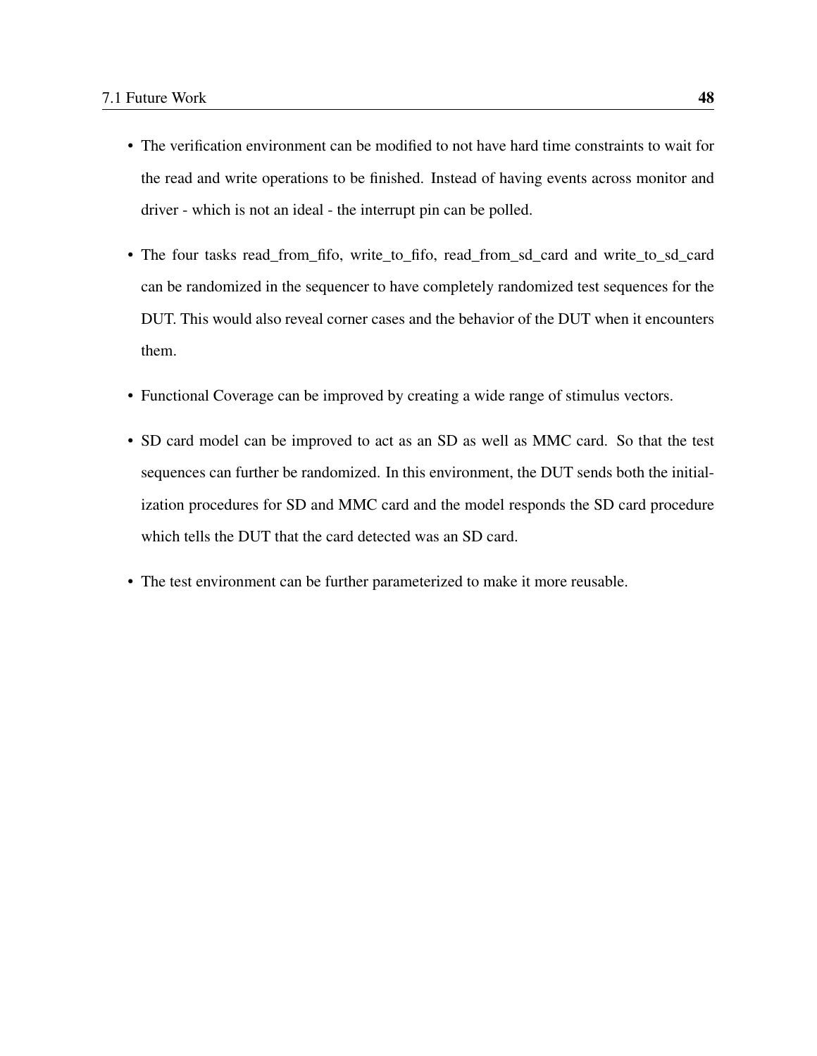- The verification environment can be modified to not have hard time constraints to wait for the read and write operations to be finished. Instead of having events across monitor and driver - which is not an ideal - the interrupt pin can be polled.

- The four tasks read_from_fifo, write_to_fifo, read_from_sd_card and write_to_sd_card can be randomized in the sequencer to have completely randomized test sequences for the DUT. This would also reveal corner cases and the behavior of the DUT when it encounters them.

- Functional Coverage can be improved by creating a wide range of stimulus vectors.

- SD card model can be improved to act as an SD as well as MMC card. So that the test sequences can further be randomized. In this environment, the DUT sends both the initialization procedures for SD and MMC card and the model responds the SD card procedure which tells the DUT that the card detected was an SD card.

- The test environment can be further parameterized to make it more reusable.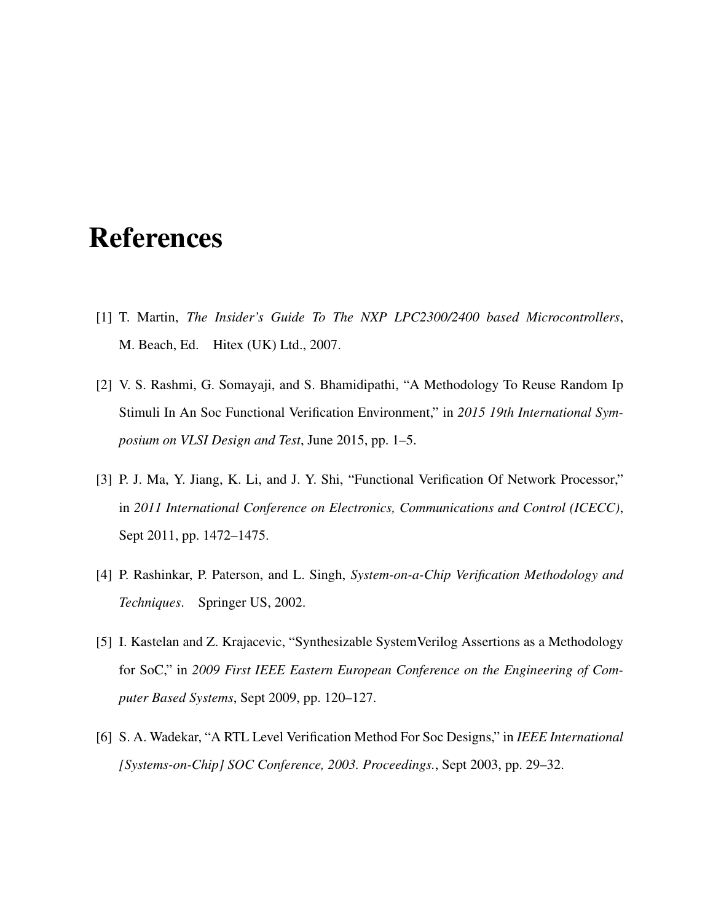# References

[1] T. Martin, *The Insider's Guide To The NXP LPC2300/2400 based Microcontrollers*, M. Beach, Ed. Hitex (UK) Ltd., 2007.

[2] V. S. Rashmi, G. Somayaji, and S. Bhamidipathi, "A Methodology To Reuse Random Ip Stimuli In An Soc Functional Verification Environment," in *2015 19th International Symposium on VLSI Design and Test*, June 2015, pp. 1–5.

[3] P. J. Ma, Y. Jiang, K. Li, and J. Y. Shi, "Functional Verification Of Network Processor," in *2011 International Conference on Electronics, Communications and Control (ICECC)*, Sept 2011, pp. 1472–1475.

[4] P. Rashinkar, P. Paterson, and L. Singh, *System-on-a-Chip Verification Methodology and Techniques*. Springer US, 2002.

[5] I. Kastelan and Z. Krajacevic, "Synthesizable SystemVerilog Assertions as a Methodology for SoC," in *2009 First IEEE Eastern European Conference on the Engineering of Computer Based Systems*, Sept 2009, pp. 120–127.

[6] S. A. Wadekar, "A RTL Level Verification Method For Soc Designs," in *IEEE International [Systems-on-Chip] SOC Conference, 2003. Proceedings.*, Sept 2003, pp. 29–32.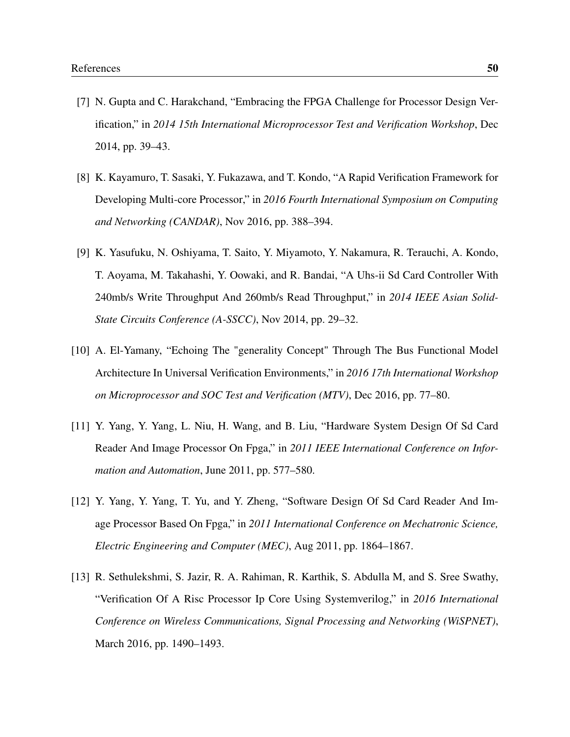[7] N. Gupta and C. Harakchand, “Embracing the FPGA Challenge for Processor Design Verification,” in *2014 15th International Microprocessor Test and Verification Workshop*, Dec 2014, pp. 39–43.

[8] K. Kayamuro, T. Sasaki, Y. Fukazawa, and T. Kondo, “A Rapid Verification Framework for Developing Multi-core Processor,” in *2016 Fourth International Symposium on Computing and Networking (CANDAR)*, Nov 2016, pp. 388–394.

[9] K. Yasufuku, N. Oshiyama, T. Saito, Y. Miyamoto, Y. Nakamura, R. Terauchi, A. Kondo, T. Aoyama, M. Takahashi, Y. Oowaki, and R. Bandai, “A Uhs-ii Sd Card Controller With 240mb/s Write Throughput And 260mb/s Read Throughput,” in *2014 IEEE Asian Solid-State Circuits Conference (A-SSCC)*, Nov 2014, pp. 29–32.

[10] A. El-Yamany, “Echoing The "generality Concept" Through The Bus Functional Model Architecture In Universal Verification Environments,” in *2016 17th International Workshop on Microprocessor and SOC Test and Verification (MTV)*, Dec 2016, pp. 77–80.

[11] Y. Yang, Y. Yang, L. Niu, H. Wang, and B. Liu, “Hardware System Design Of Sd Card Reader And Image Processor On Fpga,” in *2011 IEEE International Conference on Information and Automation*, June 2011, pp. 577–580.

[12] Y. Yang, Y. Yang, T. Yu, and Y. Zheng, “Software Design Of Sd Card Reader And Image Processor Based On Fpga,” in *2011 International Conference on Mechatronic Science, Electric Engineering and Computer (MEC)*, Aug 2011, pp. 1864–1867.

[13] R. Sethulekshmi, S. Jazir, R. A. Rahiman, R. Karthik, S. Abdulla M, and S. Sree Swathy, “Verification Of A Risc Processor Ip Core Using Systemverilog,” in *2016 International Conference on Wireless Communications, Signal Processing and Networking (WiSPNET)*, March 2016, pp. 1490–1493.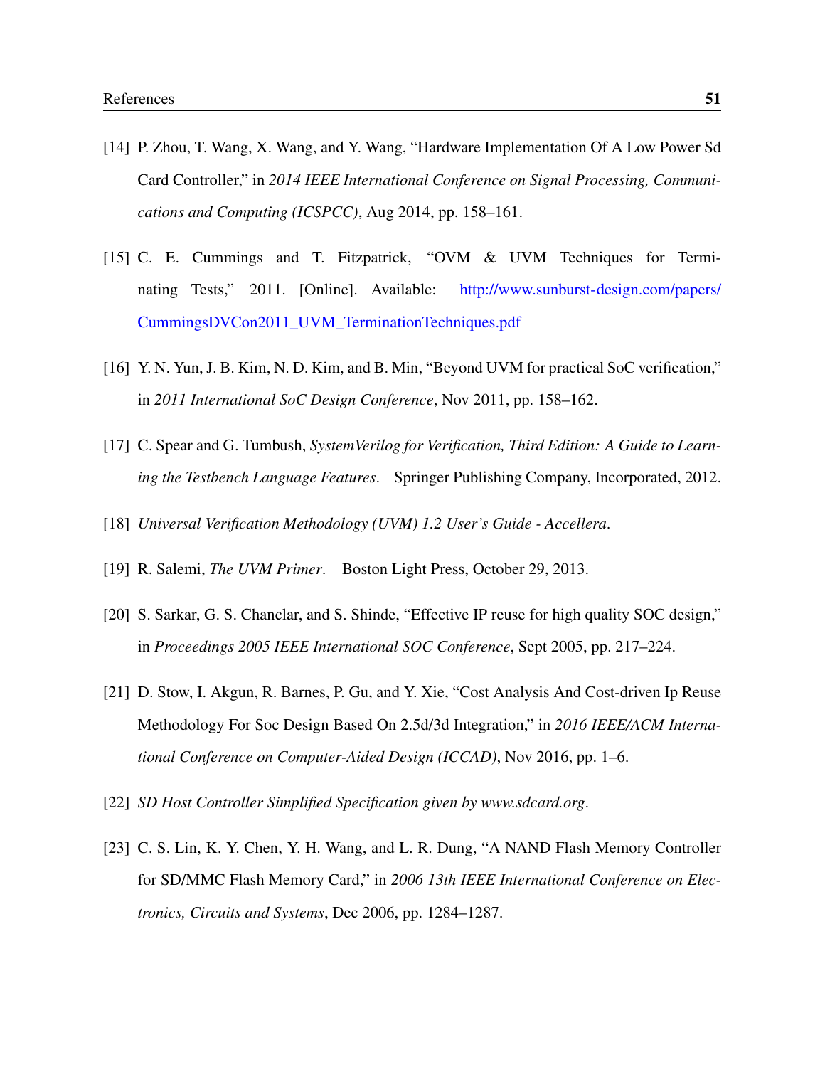[14] P. Zhou, T. Wang, X. Wang, and Y. Wang, "Hardware Implementation Of A Low Power Sd Card Controller," in *2014 IEEE International Conference on Signal Processing, Communications and Computing (ICSPCC)*, Aug 2014, pp. 158–161.

[15] C. E. Cummings and T. Fitzpatrick, "OVM & UVM Techniques for Terminating Tests," 2011. [Online]. Available: http://www.sunburst-design.com/papers/CummingsDVCon2011_UVM_TerminationTechniques.pdf

[16] Y. N. Yun, J. B. Kim, N. D. Kim, and B. Min, "Beyond UVM for practical SoC verification," in *2011 International SoC Design Conference*, Nov 2011, pp. 158–162.

[17] C. Spear and G. Tumbush, *SystemVerilog for Verification, Third Edition: A Guide to Learning the Testbench Language Features*. Springer Publishing Company, Incorporated, 2012.

[18] *Universal Verification Methodology (UVM) 1.2 User's Guide - Accellera*.

[19] R. Salemi, *The UVM Primer*. Boston Light Press, October 29, 2013.

[20] S. Sarkar, G. S. Chanclar, and S. Shinde, "Effective IP reuse for high quality SOC design," in *Proceedings 2005 IEEE International SOC Conference*, Sept 2005, pp. 217–224.

[21] D. Stow, I. Akgun, R. Barnes, P. Gu, and Y. Xie, "Cost Analysis And Cost-driven Ip Reuse Methodology For Soc Design Based On 2.5d/3d Integration," in *2016 IEEE/ACM International Conference on Computer-Aided Design (ICCAD)*, Nov 2016, pp. 1–6.

[22] *SD Host Controller Simplified Specification given by www.sdcard.org*.

[23] C. S. Lin, K. Y. Chen, Y. H. Wang, and L. R. Dung, "A NAND Flash Memory Controller for SD/MMC Flash Memory Card," in *2006 13th IEEE International Conference on Electronics, Circuits and Systems*, Dec 2006, pp. 1284–1287.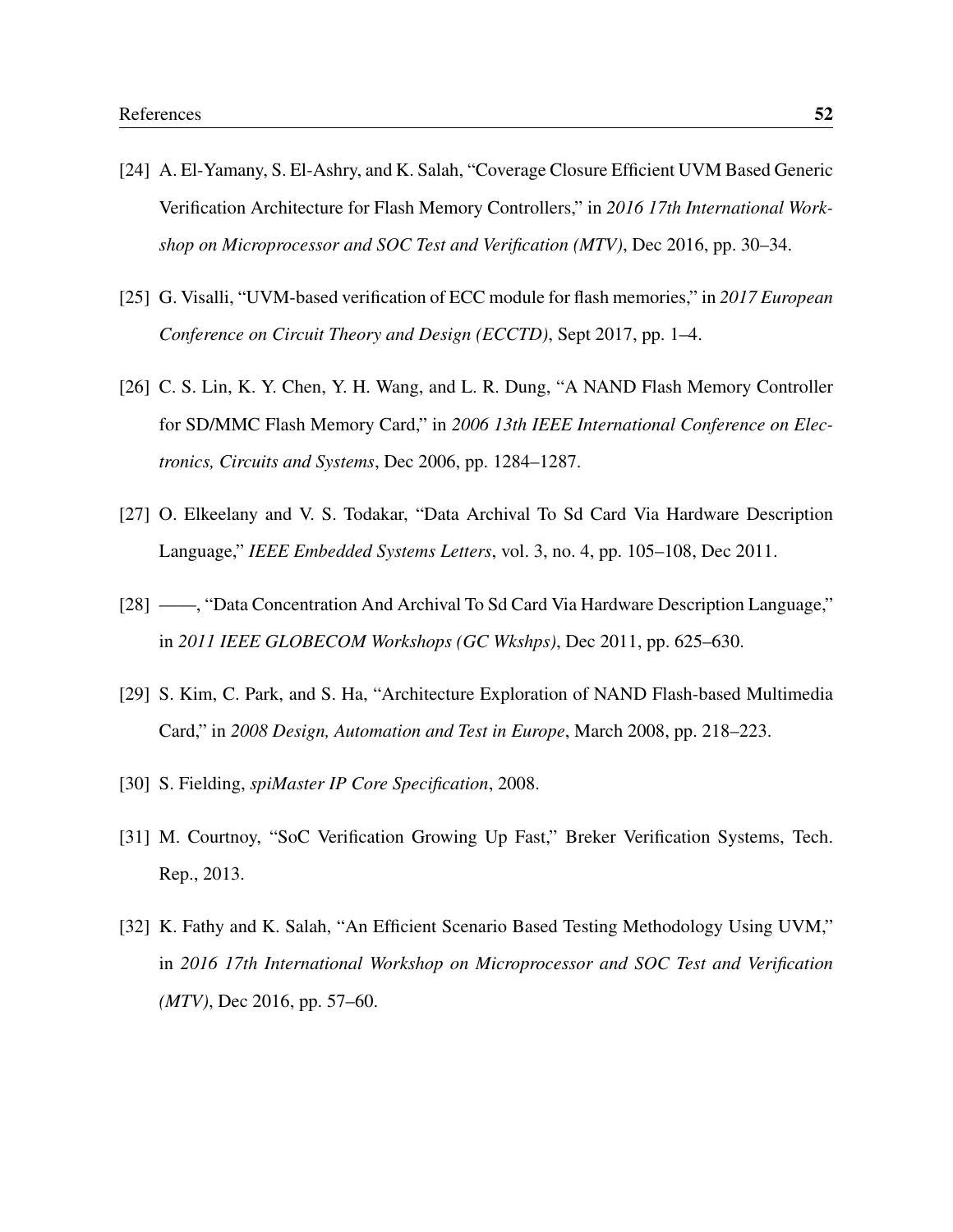[24] A. El-Yamany, S. El-Ashry, and K. Salah, "Coverage Closure Efficient UVM Based Generic Verification Architecture for Flash Memory Controllers," in *2016 17th International Workshop on Microprocessor and SOC Test and Verification (MTV)*, Dec 2016, pp. 30–34.

[25] G. Visalli, "UVM-based verification of ECC module for flash memories," in *2017 European Conference on Circuit Theory and Design (ECCTD)*, Sept 2017, pp. 1–4.

[26] C. S. Lin, K. Y. Chen, Y. H. Wang, and L. R. Dung, "A NAND Flash Memory Controller for SD/MMC Flash Memory Card," in *2006 13th IEEE International Conference on Electronics, Circuits and Systems*, Dec 2006, pp. 1284–1287.

[27] O. Elkeelany and V. S. Todakar, "Data Archival To Sd Card Via Hardware Description Language," *IEEE Embedded Systems Letters*, vol. 3, no. 4, pp. 105–108, Dec 2011.

[28] ——, "Data Concentration And Archival To Sd Card Via Hardware Description Language," in *2011 IEEE GLOBECOM Workshops (GC Wkshps)*, Dec 2011, pp. 625–630.

[29] S. Kim, C. Park, and S. Ha, "Architecture Exploration of NAND Flash-based Multimedia Card," in *2008 Design, Automation and Test in Europe*, March 2008, pp. 218–223.

[30] S. Fielding, *spiMaster IP Core Specification*, 2008.

[31] M. Courtnoy, "SoC Verification Growing Up Fast," Breker Verification Systems, Tech. Rep., 2013.

[32] K. Fathy and K. Salah, "An Efficient Scenario Based Testing Methodology Using UVM," in *2016 17th International Workshop on Microprocessor and SOC Test and Verification (MTV)*, Dec 2016, pp. 57–60.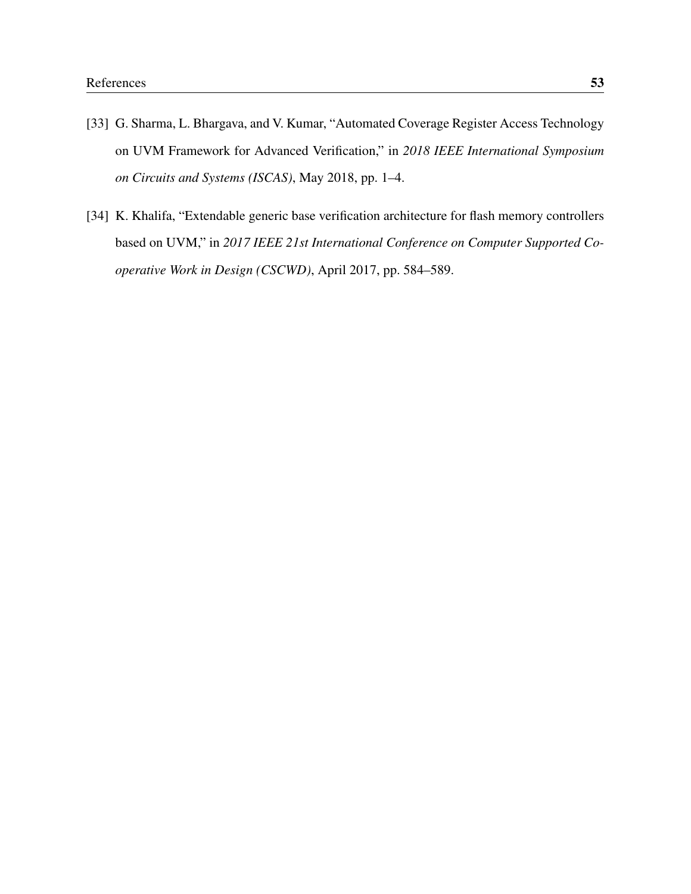[33] G. Sharma, L. Bhargava, and V. Kumar, "Automated Coverage Register Access Technology on UVM Framework for Advanced Verification," in *2018 IEEE International Symposium on Circuits and Systems (ISCAS)*, May 2018, pp. 1–4.

[34] K. Khalifa, "Extendable generic base verification architecture for flash memory controllers based on UVM," in *2017 IEEE 21st International Conference on Computer Supported Cooperative Work in Design (CSCWD)*, April 2017, pp. 584–589.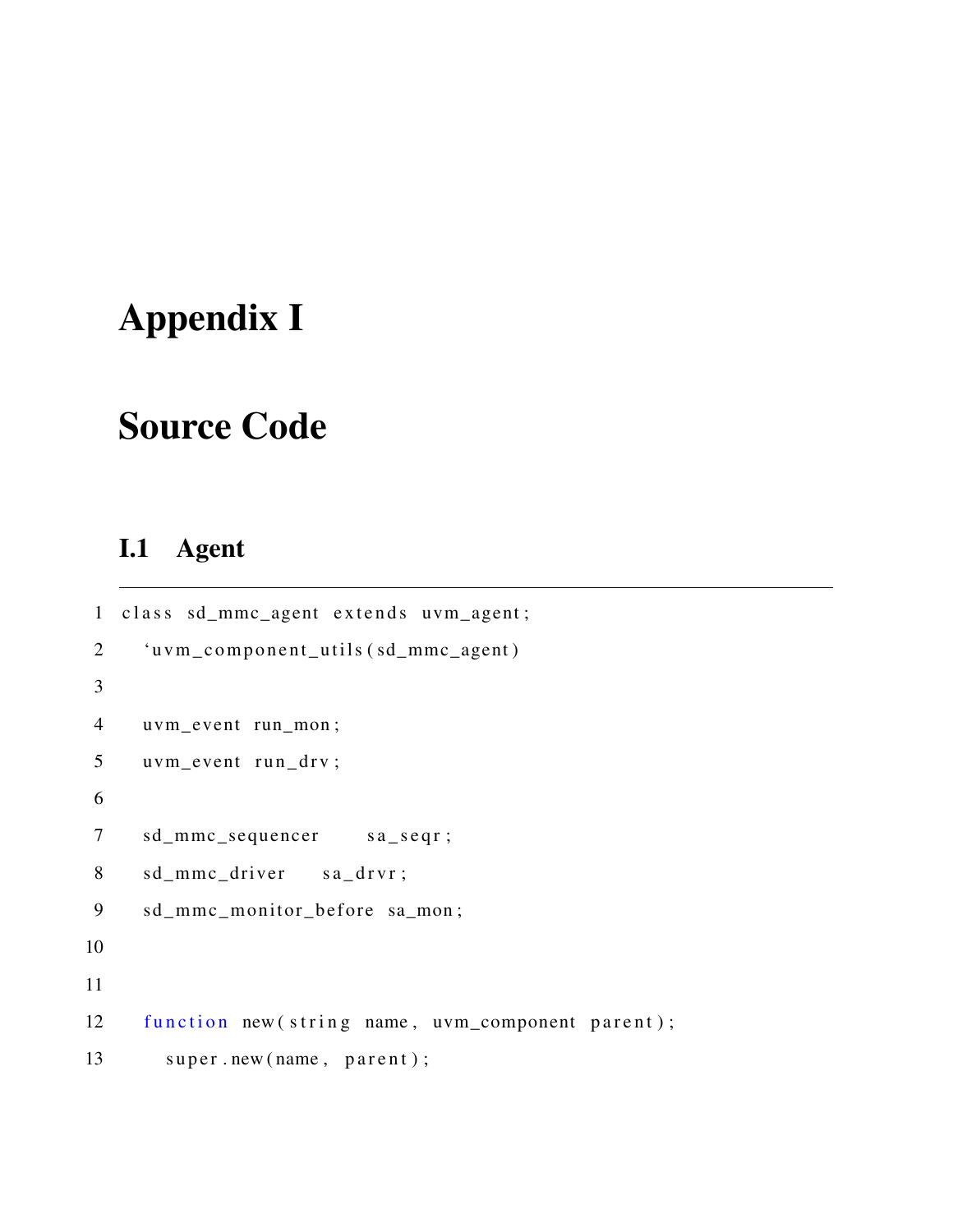# Appendix I

# Source Code

## I.1 Agent

```
class sd_mmc_agent extends uvm_agent;
  `uvm_component_utils(sd_mmc_agent)

  uvm_event run_mon;
  uvm_event run_drv;

  sd_mmc_sequencer     sa_seqr;
  sd_mmc_driver     sa_drvr;
  sd_mmc_monitor_before sa_mon;


  function new(string name, uvm_component parent);
    super.new(name, parent);
```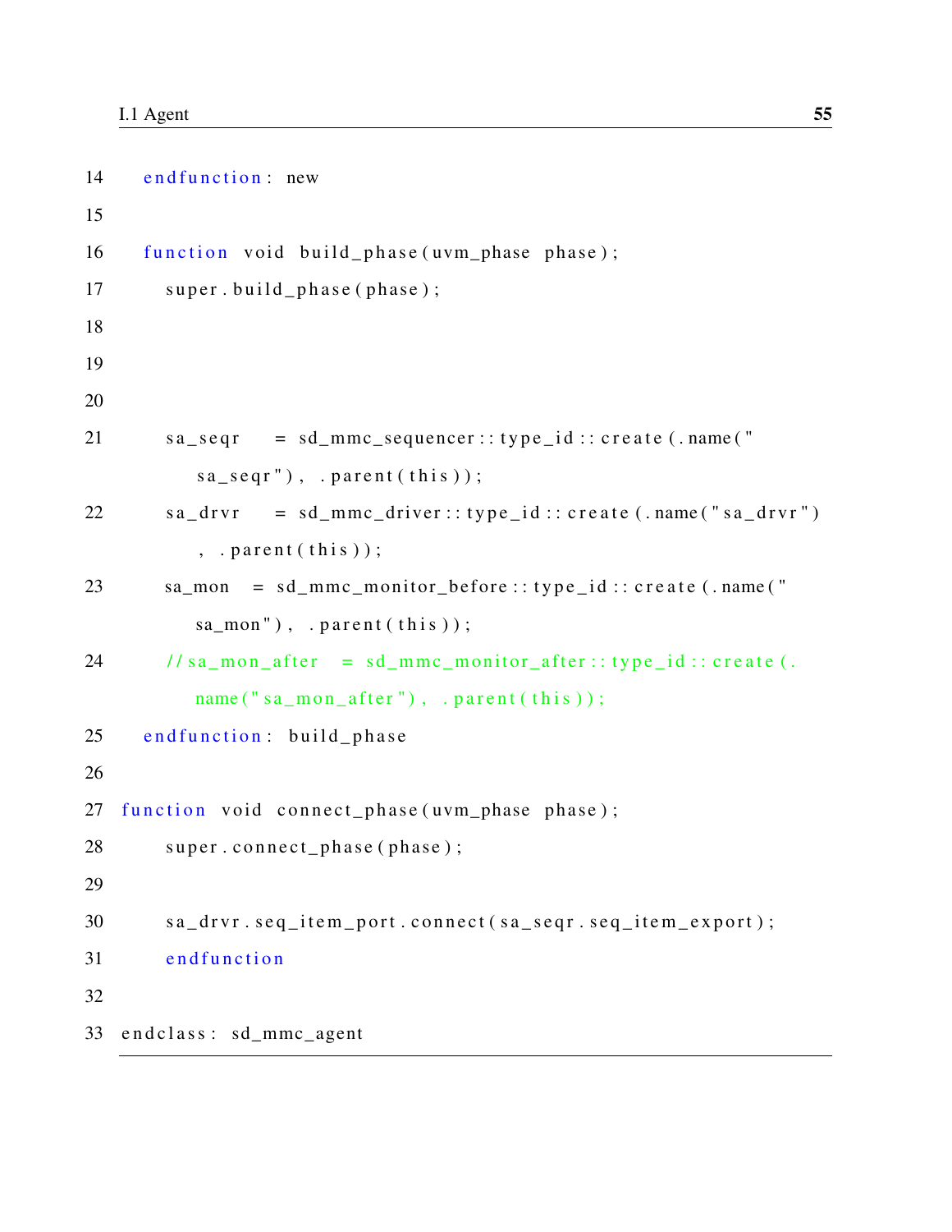```
14    endfunction: new
15
16    function void build_phase(uvm_phase phase);
17      super.build_phase(phase);
18
19
20
21      sa_seqr    = sd_mmc_sequencer::type_id::create(.name("
          sa_seqr"), .parent(this));
22      sa_drvr    = sd_mmc_driver::type_id::create(.name("sa_drvr")
          , .parent(this));
23      sa_mon   = sd_mmc_monitor_before::type_id::create(.name("
          sa_mon"), .parent(this));
24      //sa_mon_after   = sd_mmc_monitor_after::type_id::create(.
          name("sa_mon_after"), .parent(this));
25    endfunction: build_phase
26
27  function void connect_phase(uvm_phase phase);
28      super.connect_phase(phase);
29
30      sa_drvr.seq_item_port.connect(sa_seqr.seq_item_export);
31      endfunction
32
33  endclass: sd_mmc_agent
```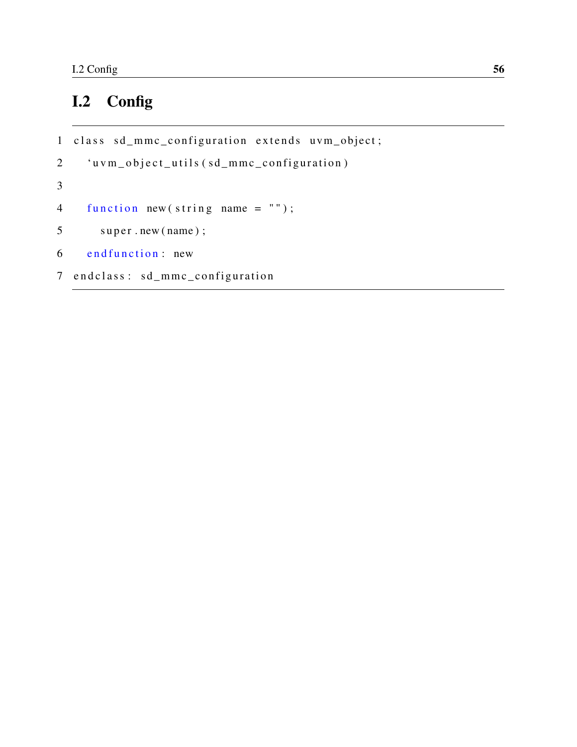## I.2 Config

```
class sd_mmc_configuration extends uvm_object;
  `uvm_object_utils(sd_mmc_configuration)

  function new(string name = "");
    super.new(name);
  endfunction: new
endclass: sd_mmc_configuration
```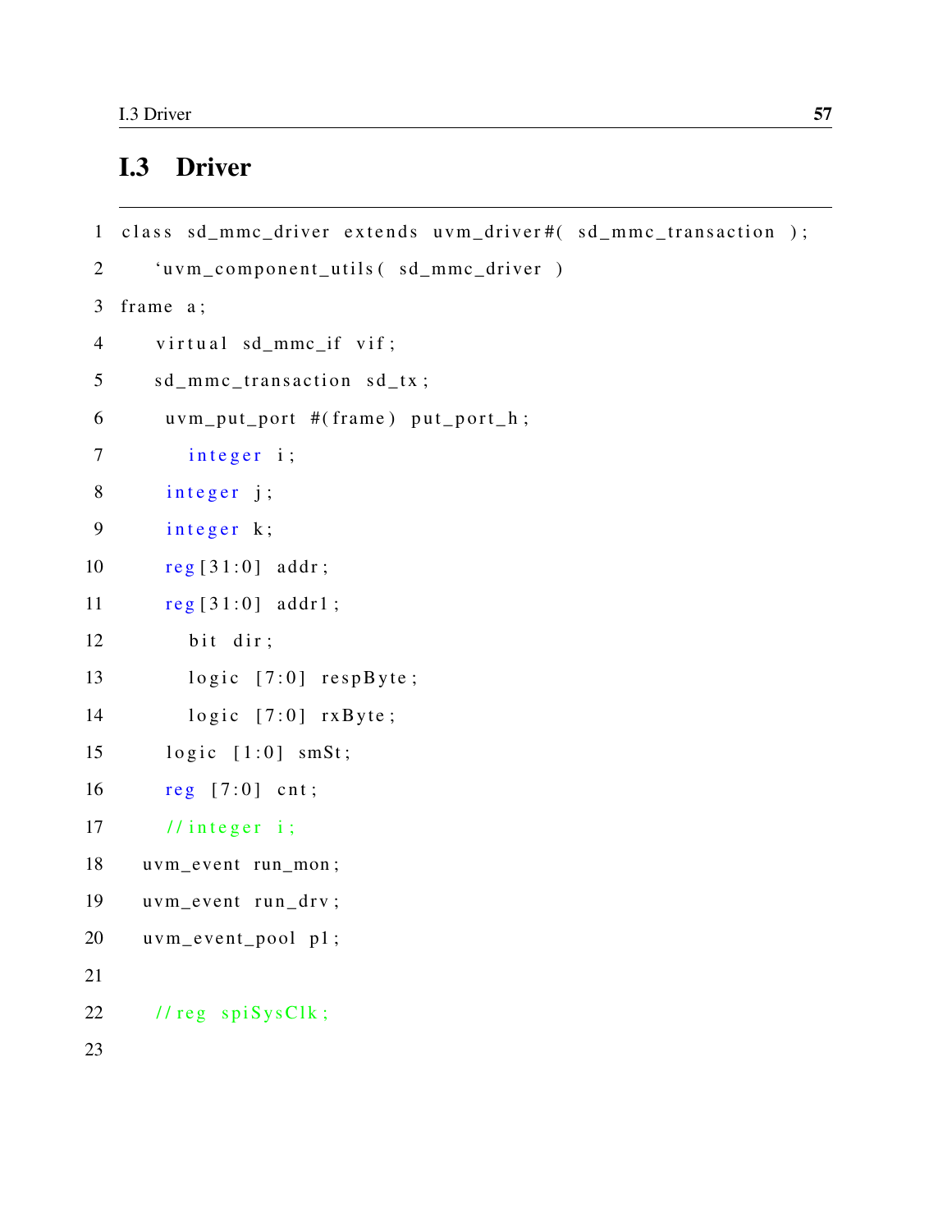## I.3 Driver

```
class sd_mmc_driver extends uvm_driver#( sd_mmc_transaction );
  `uvm_component_utils( sd_mmc_driver )
frame a;
  virtual sd_mmc_if vif;
  sd_mmc_transaction sd_tx;
   uvm_put_port #(frame) put_port_h;
     integer i;
   integer j;
   integer k;
   reg[31:0] addr;
   reg[31:0] addr1;
     bit dir;
     logic [7:0] respByte;
     logic [7:0] rxByte;
   logic [1:0] smSt;
   reg [7:0] cnt;
   //integer i;
 uvm_event run_mon;
 uvm_event run_drv;
 uvm_event_pool p1;

  //reg spiSysClk;

```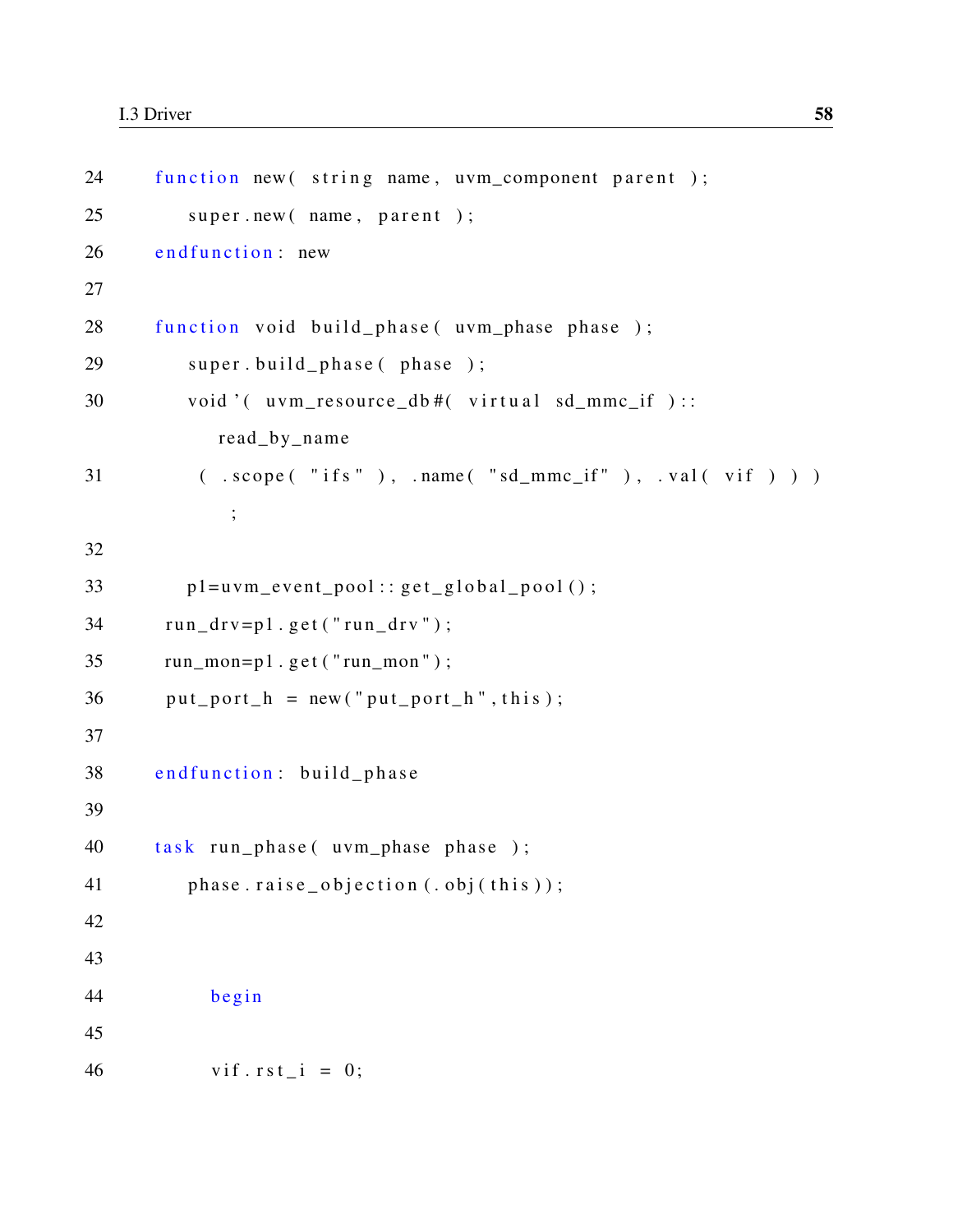```
24      function new( string name, uvm_component parent );
25         super.new( name, parent );
26      endfunction: new
27
28      function void build_phase( uvm_phase phase );
29         super.build_phase( phase );
30         void'( uvm_resource_db#( virtual sd_mmc_if )::
              read_by_name
31           ( .scope( "ifs" ), .name( "sd_mmc_if" ), .val( vif ) ) )
              ;
32
33         p1=uvm_event_pool::get_global_pool();
34       run_drv=p1.get("run_drv");
35       run_mon=p1.get("run_mon");
36       put_port_h = new("put_port_h",this);
37
38      endfunction: build_phase
39
40      task run_phase( uvm_phase phase );
41         phase.raise_objection(.obj(this));
42
43
44            begin
45
46            vif.rst_i = 0;
```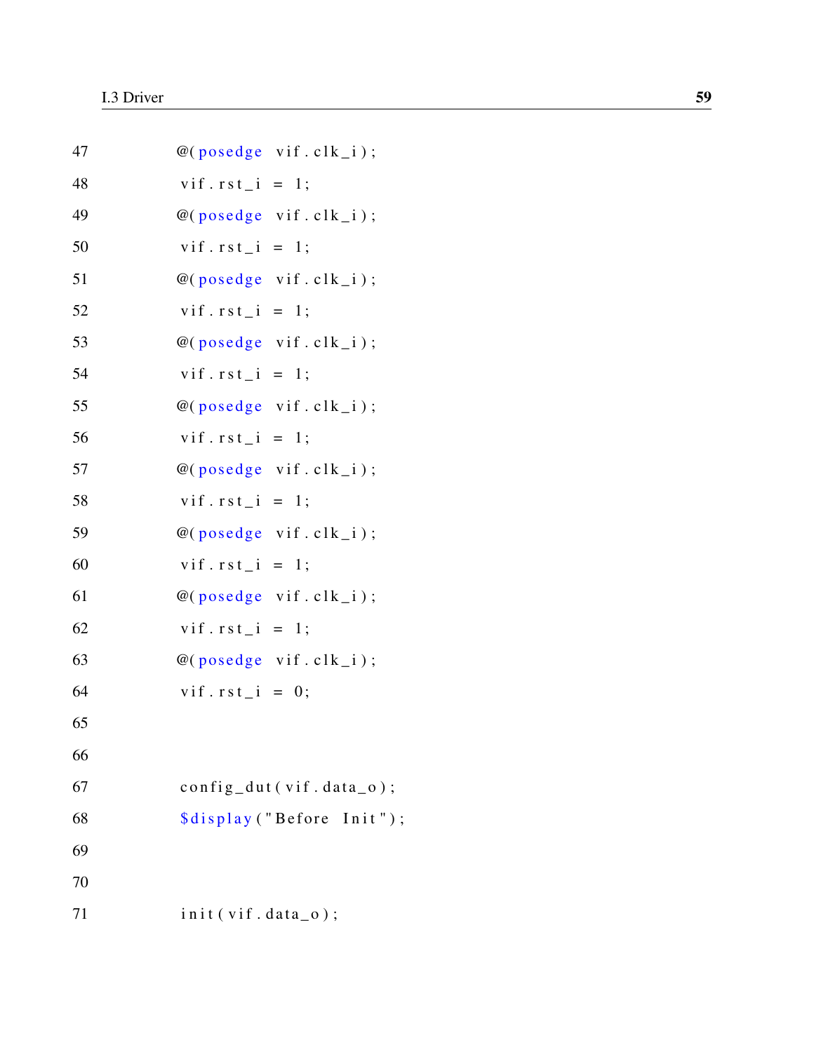```
47          @(posedge vif.clk_i);
48           vif.rst_i = 1;
49          @(posedge vif.clk_i);
50           vif.rst_i = 1;
51          @(posedge vif.clk_i);
52           vif.rst_i = 1;
53          @(posedge vif.clk_i);
54           vif.rst_i = 1;
55          @(posedge vif.clk_i);
56           vif.rst_i = 1;
57          @(posedge vif.clk_i);
58           vif.rst_i = 1;
59          @(posedge vif.clk_i);
60           vif.rst_i = 1;
61          @(posedge vif.clk_i);
62           vif.rst_i = 1;
63          @(posedge vif.clk_i);
64           vif.rst_i = 0;
65
66
67           config_dut(vif.data_o);
68           $display("Before Init");
69
70
71           init(vif.data_o);
```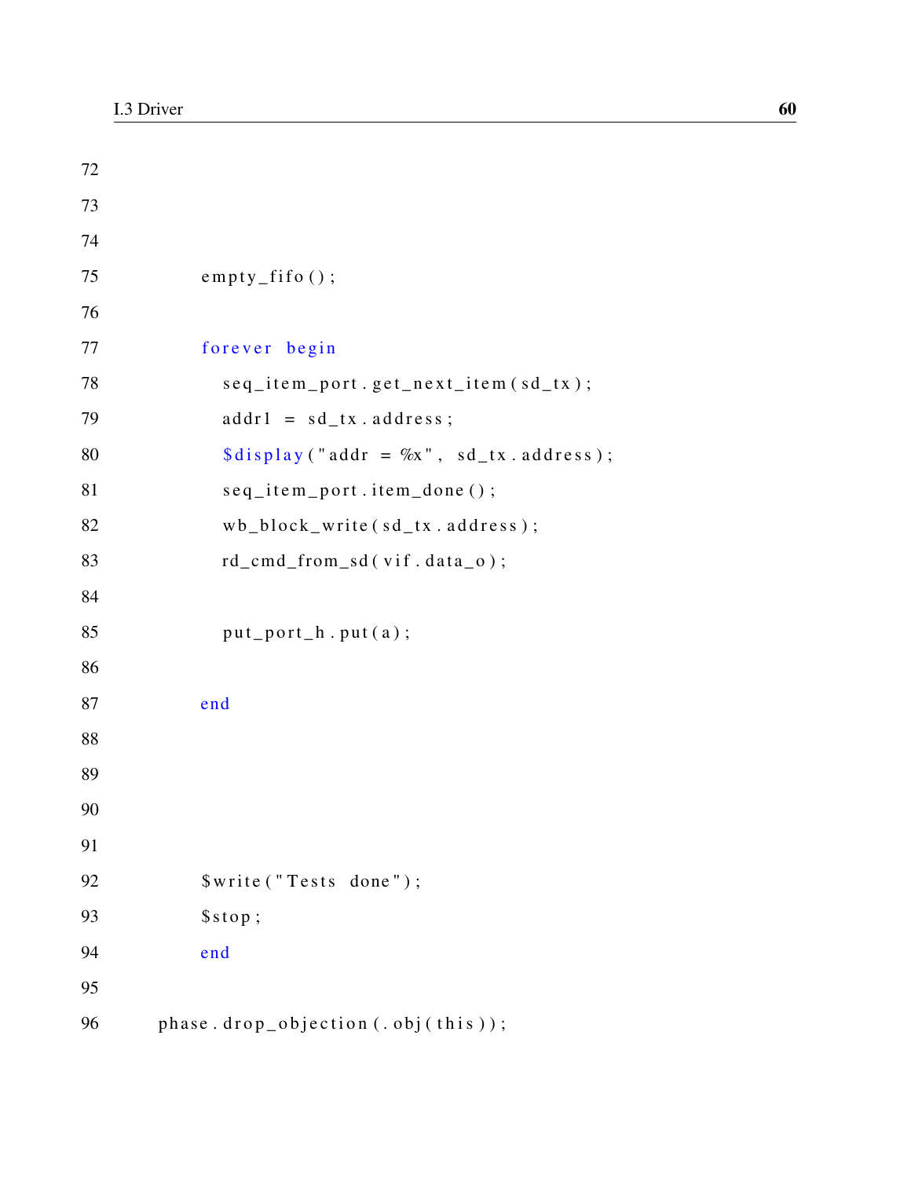```
72
73
74
75            empty_fifo();
76
77            forever begin
78              seq_item_port.get_next_item(sd_tx);
79              addr1 = sd_tx.address;
80              $display("addr = %x", sd_tx.address);
81              seq_item_port.item_done();
82              wb_block_write(sd_tx.address);
83              rd_cmd_from_sd(vif.data_o);
84
85              put_port_h.put(a);
86
87            end
88
89
90
91
92            $write("Tests done");
93            $stop;
94            end
95
96        phase.drop_objection(.obj(this));
```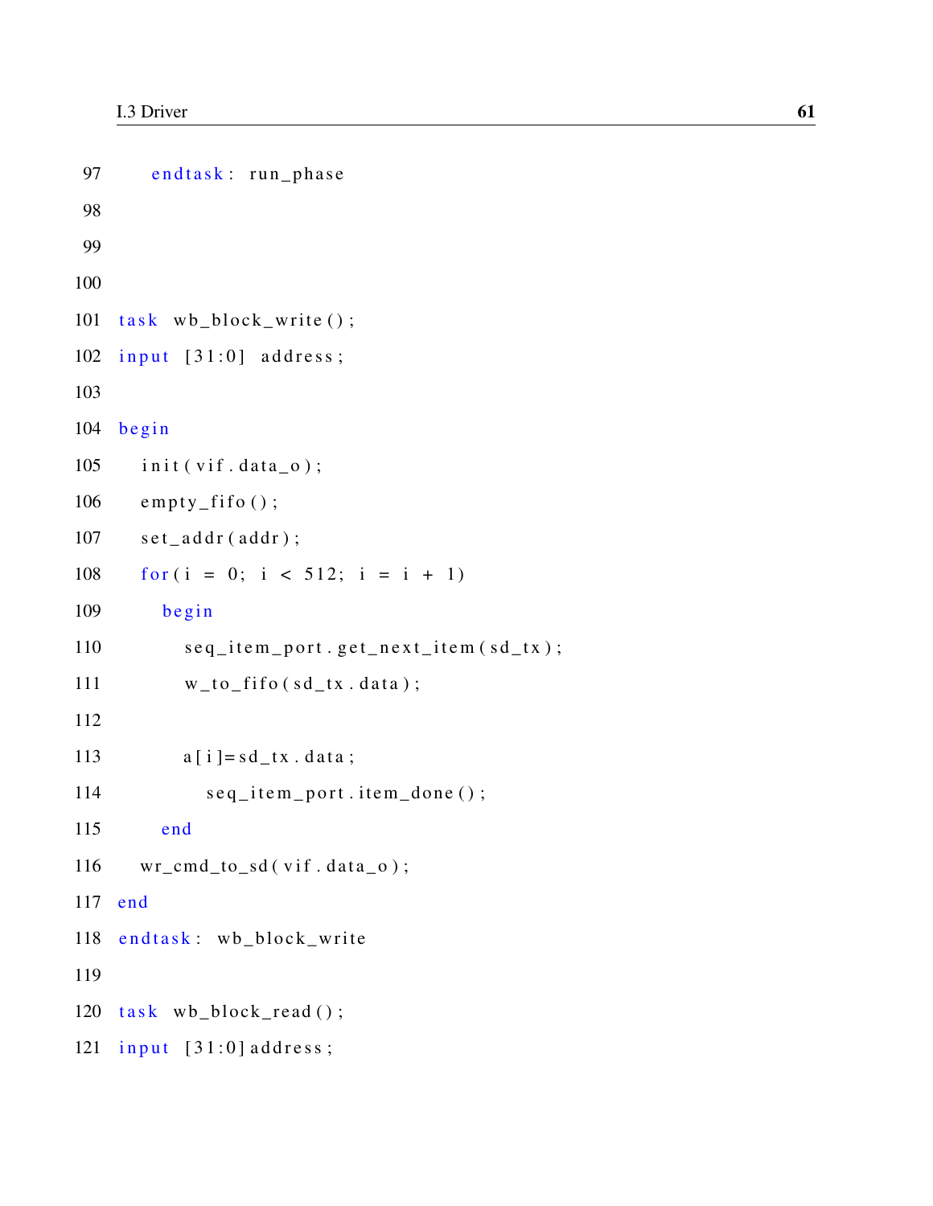```
97      endtask: run_phase
98
99
100
101 task wb_block_write();
102 input [31:0] address;
103
104 begin
105    init(vif.data_o);
106    empty_fifo();
107    set_addr(addr);
108    for(i = 0; i < 512; i = i + 1)
109       begin
110          seq_item_port.get_next_item(sd_tx);
111          w_to_fifo(sd_tx.data);
112
113          a[i]=sd_tx.data;
114             seq_item_port.item_done();
115       end
116    wr_cmd_to_sd(vif.data_o);
117 end
118 endtask: wb_block_write
119
120 task wb_block_read();
121 input [31:0]address;
```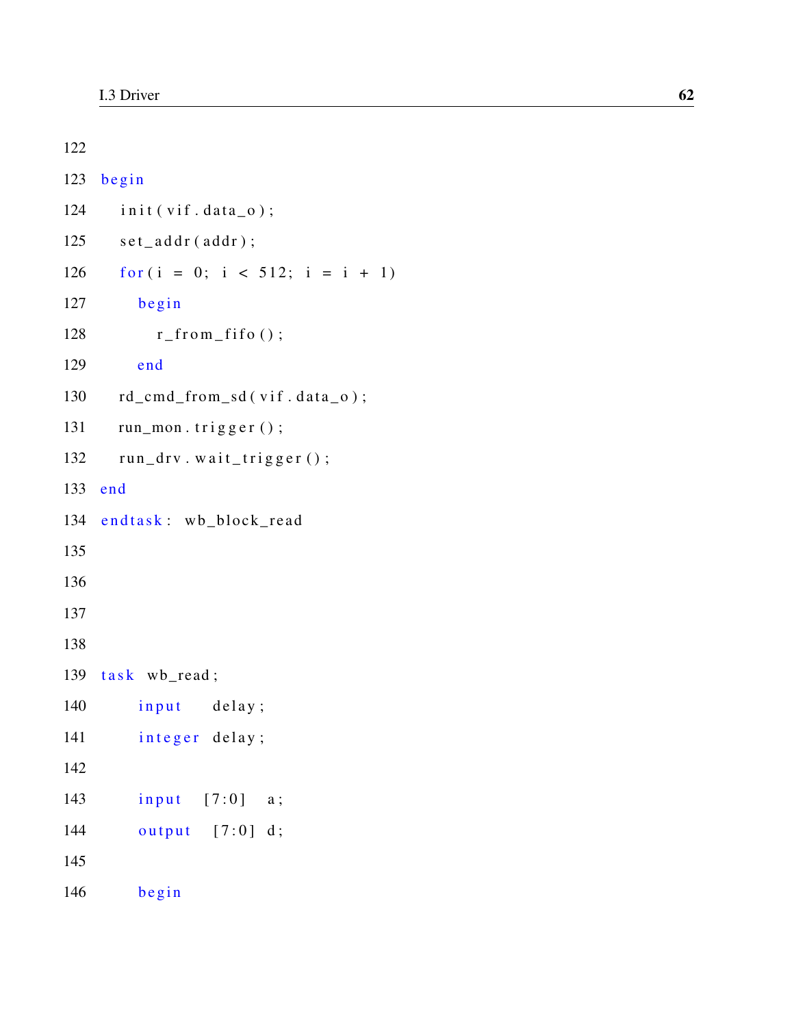```
122
123 begin
124   init(vif.data_o);
125   set_addr(addr);
126   for(i = 0; i < 512; i = i + 1)
127     begin
128       r_from_fifo();
129     end
130   rd_cmd_from_sd(vif.data_o);
131   run_mon.trigger();
132   run_drv.wait_trigger();
133 end
134 endtask: wb_block_read
135
136
137
138
139 task wb_read;
140     input    delay;
141     integer  delay;
142
143     input  [7:0]  a;
144     output  [7:0]  d;
145
146     begin
```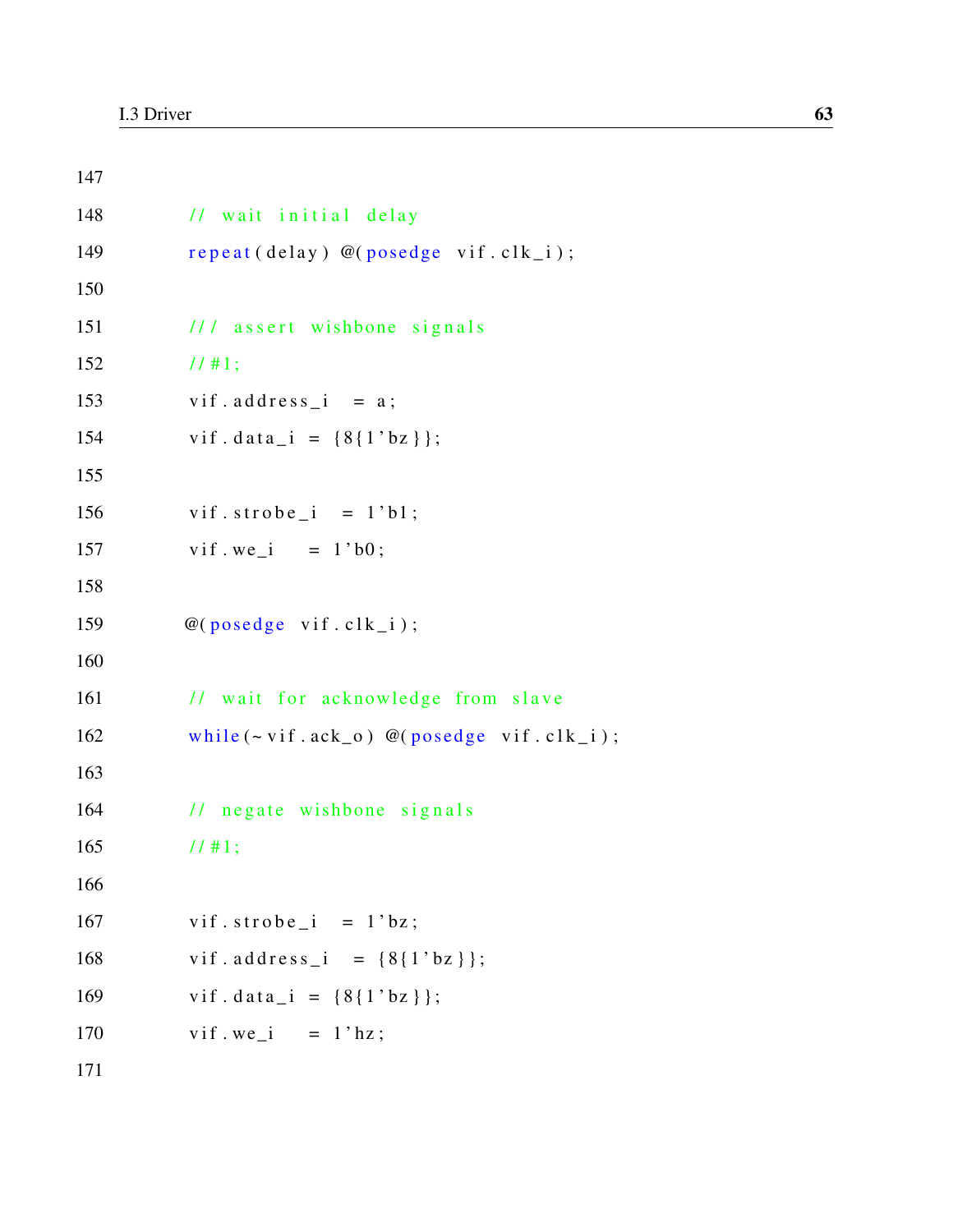```
147
148         // wait initial delay
149         repeat(delay) @(posedge vif.clk_i);
150
151         /// assert wishbone signals
152         //#1;
153         vif.address_i  = a;
154         vif.data_i = {8{1'bz}};
155
156         vif.strobe_i  = 1'b1;
157         vif.we_i    = 1'b0;
158
159        @(posedge vif.clk_i);
160
161         // wait for acknowledge from slave
162         while(~vif.ack_o) @(posedge vif.clk_i);
163
164         // negate wishbone signals
165         //#1;
166
167         vif.strobe_i  = 1'bz;
168         vif.address_i  = {8{1'bz}};
169         vif.data_i = {8{1'bz}};
170         vif.we_i    = 1'hz;
171
```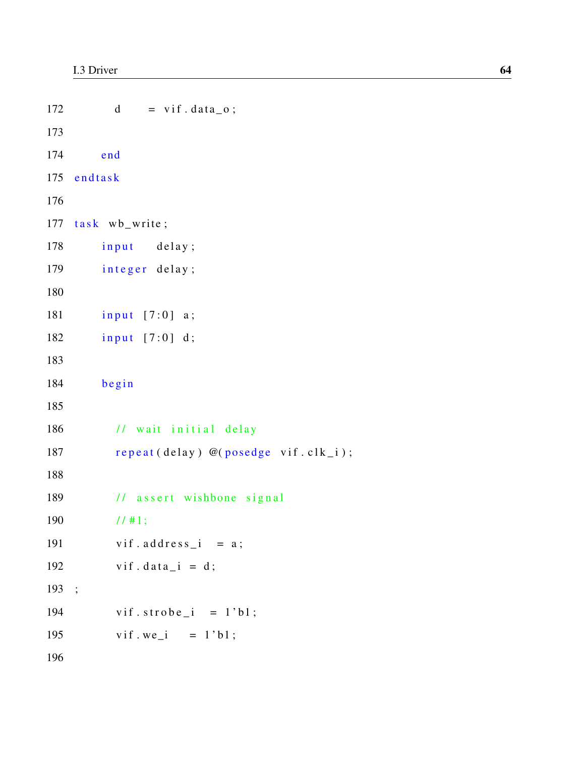```
172         d      = vif.data_o;
173
174       end
175   endtask
176
177   task wb_write;
178       input    delay;
179       integer  delay;
180
181       input  [7:0]  a;
182       input  [7:0]  d;
183
184       begin
185
186         // wait initial delay
187         repeat(delay) @(posedge vif.clk_i);
188
189         // assert wishbone signal
190         //#1;
191         vif.address_i   = a;
192         vif.data_i  = d;
193   ;
194         vif.strobe_i   = 1'b1;
195         vif.we_i    = 1'b1;
196
```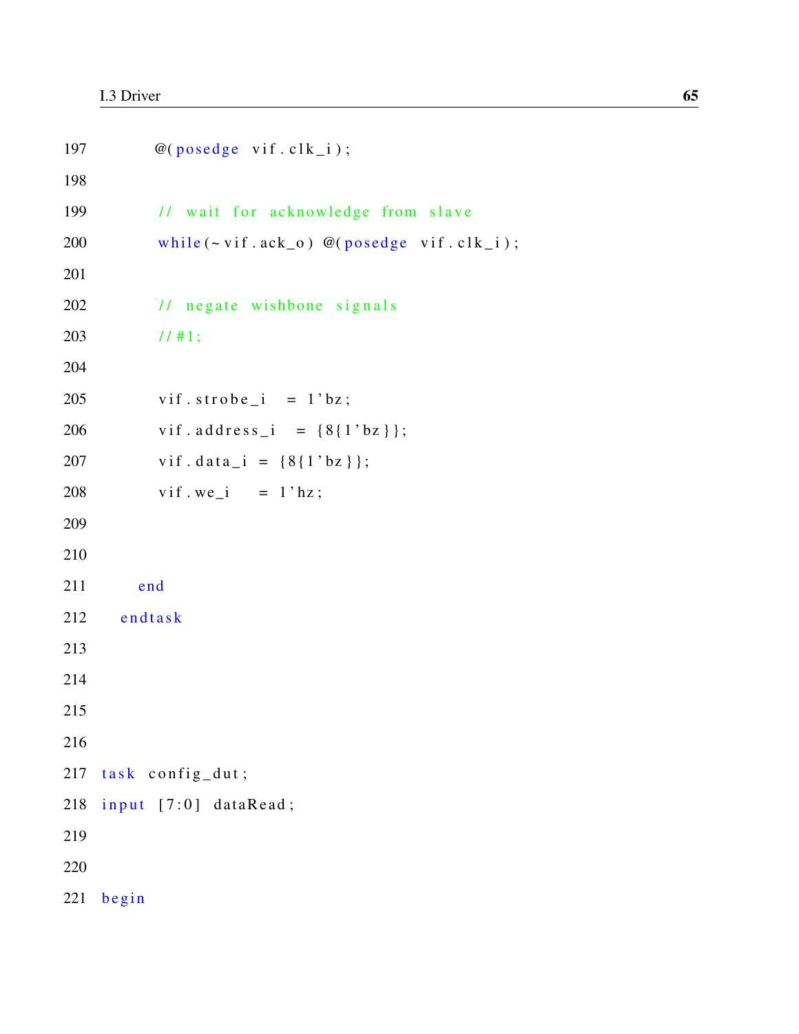```
197         @(posedge vif.clk_i);
198
199         // wait for acknowledge from slave
200         while(~vif.ack_o) @(posedge vif.clk_i);
201
202         // negate wishbone signals
203         //#1;
204
205         vif.strobe_i  = 1'bz;
206         vif.address_i  = {8{1'bz}};
207         vif.data_i = {8{1'bz}};
208         vif.we_i   = 1'hz;
209
210
211       end
212     endtask
213
214
215
216
217 task config_dut;
218 input [7:0] dataRead;
219
220
221 begin
```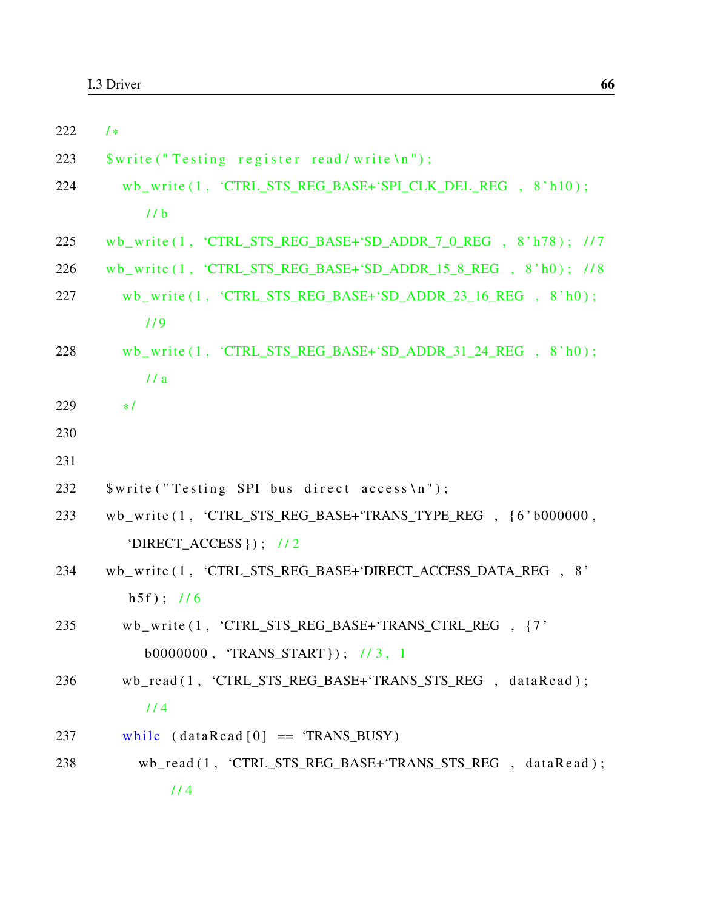```
222    /*
223    $write("Testing register read/write\n");
224      wb_write(1, `CTRL_STS_REG_BASE+`SPI_CLK_DEL_REG , 8'h10);
           //b
225    wb_write(1, `CTRL_STS_REG_BASE+`SD_ADDR_7_0_REG , 8'h78); //7
226    wb_write(1, `CTRL_STS_REG_BASE+`SD_ADDR_15_8_REG , 8'h0); //8
227      wb_write(1, `CTRL_STS_REG_BASE+`SD_ADDR_23_16_REG , 8'h0);
           //9
228      wb_write(1, `CTRL_STS_REG_BASE+`SD_ADDR_31_24_REG , 8'h0);
           //a
229      */
230
231
232    $write("Testing SPI bus direct access\n");
233    wb_write(1, `CTRL_STS_REG_BASE+`TRANS_TYPE_REG , {6'b000000,
         `DIRECT_ACCESS}); //2
234    wb_write(1, `CTRL_STS_REG_BASE+`DIRECT_ACCESS_DATA_REG , 8'
         h5f); //6
235      wb_write(1, `CTRL_STS_REG_BASE+`TRANS_CTRL_REG , {7'
           b0000000, `TRANS_START}); //3, 1
236      wb_read(1, `CTRL_STS_REG_BASE+`TRANS_STS_REG , dataRead);
           //4
237      while (dataRead[0] == `TRANS_BUSY)
238        wb_read(1, `CTRL_STS_REG_BASE+`TRANS_STS_REG , dataRead);
             //4
```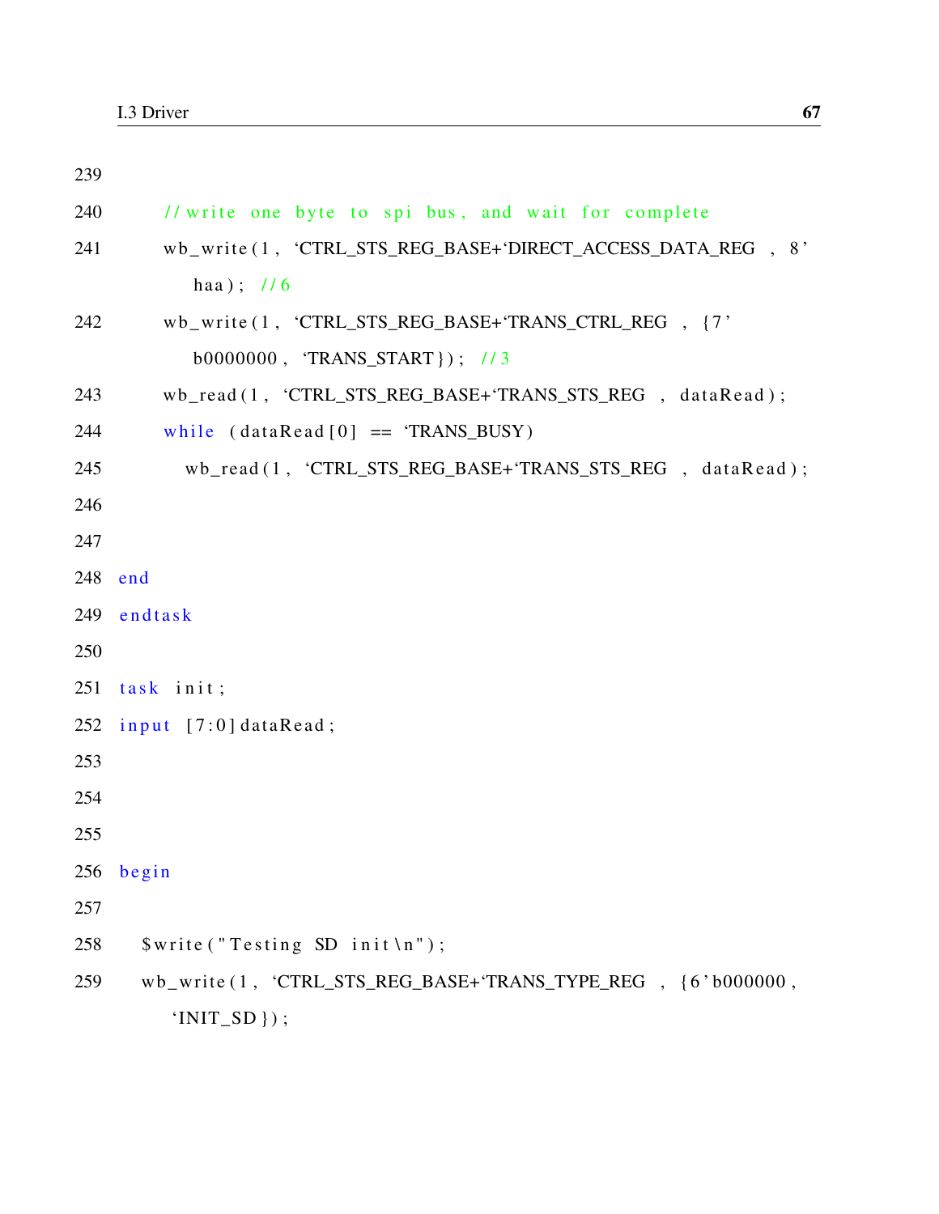```
239
240      //write one byte to spi bus, and wait for complete
241      wb_write(1, `CTRL_STS_REG_BASE+`DIRECT_ACCESS_DATA_REG , 8'
            haa); //6
242      wb_write(1, `CTRL_STS_REG_BASE+`TRANS_CTRL_REG , {7'
            b0000000, `TRANS_START}); //3
243      wb_read(1, `CTRL_STS_REG_BASE+`TRANS_STS_REG , dataRead);
244      while (dataRead[0] == `TRANS_BUSY)
245        wb_read(1, `CTRL_STS_REG_BASE+`TRANS_STS_REG , dataRead);
246
247
248  end
249  endtask
250
251  task init;
252  input [7:0] dataRead;
253
254
255
256  begin
257
258    $write("Testing SD init\n");
259    wb_write(1, `CTRL_STS_REG_BASE+`TRANS_TYPE_REG , {6'b000000,
          `INIT_SD});
```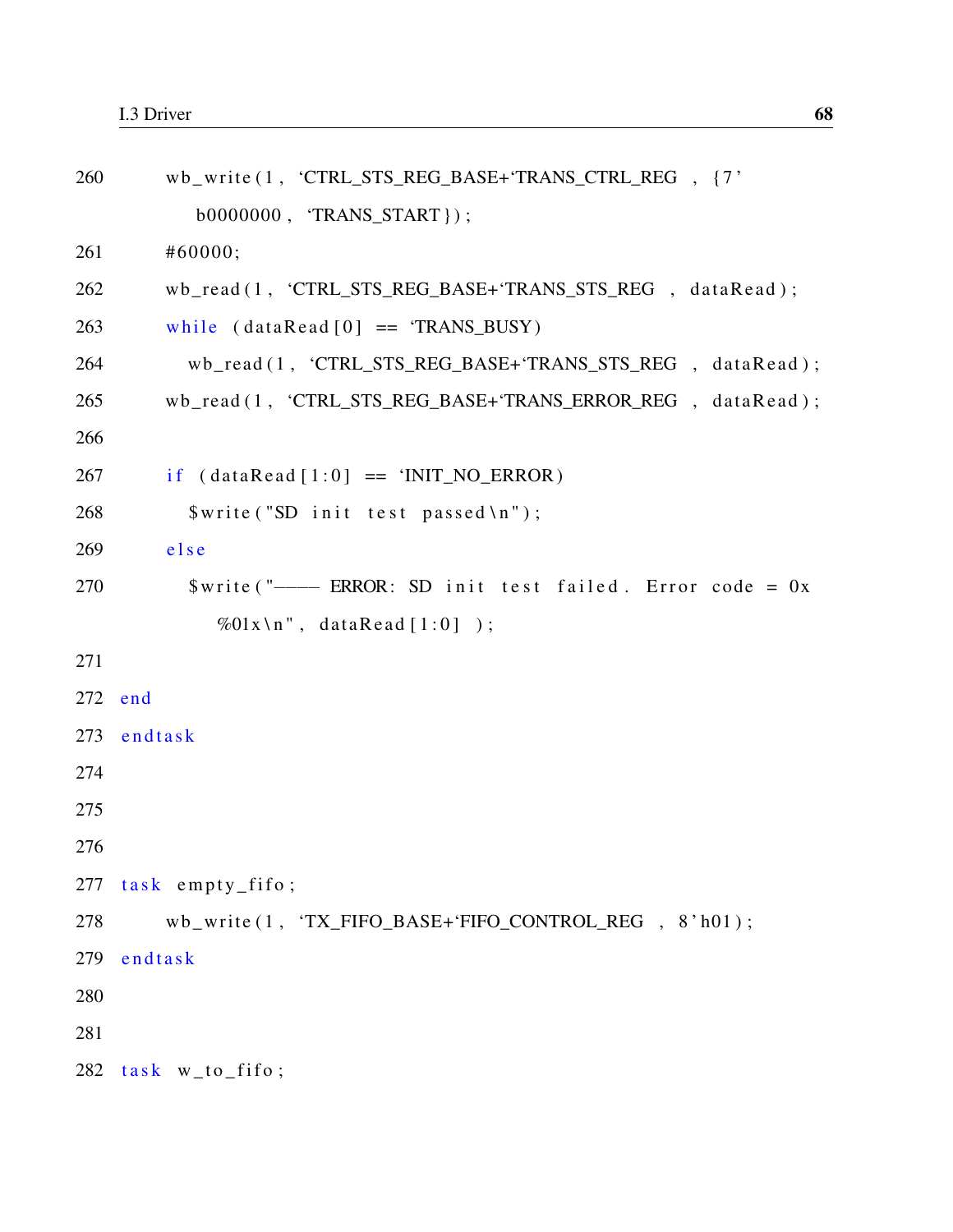```
260        wb_write(1, `CTRL_STS_REG_BASE+`TRANS_CTRL_REG , {7'
               b0000000, `TRANS_START});
261        #60000;
262        wb_read(1, `CTRL_STS_REG_BASE+`TRANS_STS_REG , dataRead);
263        while (dataRead[0] == `TRANS_BUSY)
264          wb_read(1, `CTRL_STS_REG_BASE+`TRANS_STS_REG , dataRead);
265        wb_read(1, `CTRL_STS_REG_BASE+`TRANS_ERROR_REG , dataRead);
266
267        if (dataRead[1:0] == `INIT_NO_ERROR)
268          $write("SD init test passed\n");
269        else
270          $write("---- ERROR: SD init test failed. Error code = 0x
                 %01x\n", dataRead[1:0] );
271
272    end
273    endtask
274
275
276
277    task empty_fifo;
278        wb_write(1, `TX_FIFO_BASE+`FIFO_CONTROL_REG , 8'h01);
279    endtask
280
281
282    task w_to_fifo;
```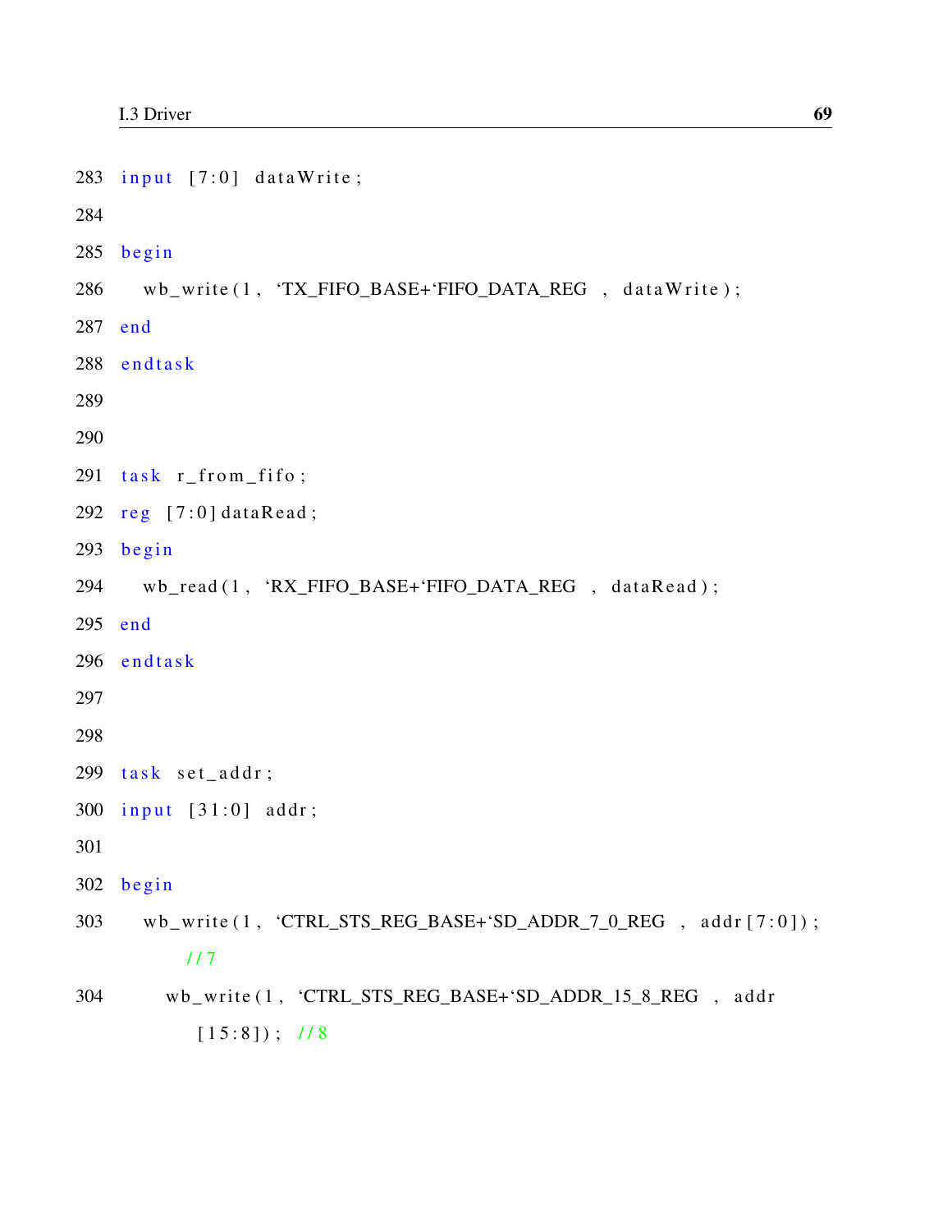```
283 input [7:0] dataWrite;
284
285 begin
286   wb_write(1, `TX_FIFO_BASE+`FIFO_DATA_REG , dataWrite);
287 end
288 endtask
289
290
291 task r_from_fifo;
292 reg [7:0]dataRead;
293 begin
294   wb_read(1, `RX_FIFO_BASE+`FIFO_DATA_REG , dataRead);
295 end
296 endtask
297
298
299 task set_addr;
300 input [31:0] addr;
301
302 begin
303   wb_write(1, `CTRL_STS_REG_BASE+`SD_ADDR_7_0_REG , addr[7:0]);
        //7
304     wb_write(1, `CTRL_STS_REG_BASE+`SD_ADDR_15_8_REG , addr
          [15:8]); //8
```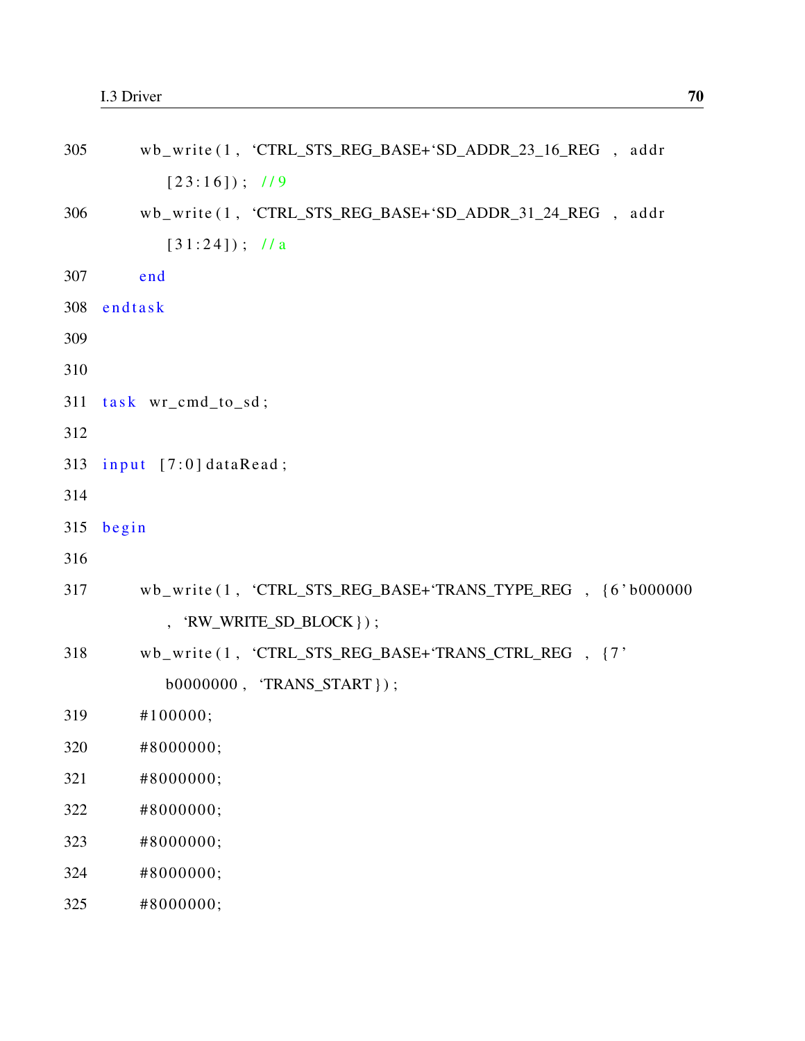```
305        wb_write(1, `CTRL_STS_REG_BASE+`SD_ADDR_23_16_REG , addr
               [23:16]); //9
306        wb_write(1, `CTRL_STS_REG_BASE+`SD_ADDR_31_24_REG , addr
               [31:24]); //a
307        end
308  endtask
309
310
311  task wr_cmd_to_sd;
312
313  input [7:0] dataRead;
314
315  begin
316
317        wb_write(1, `CTRL_STS_REG_BASE+`TRANS_TYPE_REG , {6'b000000
               , `RW_WRITE_SD_BLOCK});
318        wb_write(1, `CTRL_STS_REG_BASE+`TRANS_CTRL_REG , {7'
               b0000000, `TRANS_START});
319        #100000;
320        #8000000;
321        #8000000;
322        #8000000;
323        #8000000;
324        #8000000;
325        #8000000;
```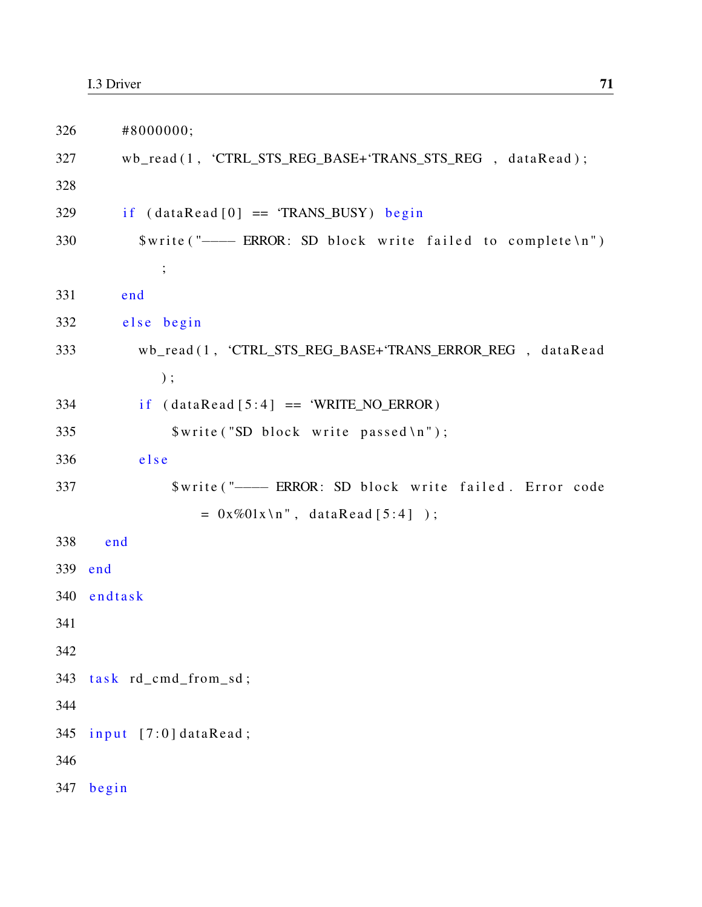```
326      #8000000;
327      wb_read(1, `CTRL_STS_REG_BASE+`TRANS_STS_REG , dataRead);
328
329      if (dataRead[0] == `TRANS_BUSY) begin
330        $write("----- ERROR: SD block write failed to complete\n")
             ;
331      end
332      else begin
333        wb_read(1, `CTRL_STS_REG_BASE+`TRANS_ERROR_REG , dataRead
             );
334        if (dataRead[5:4] == `WRITE_NO_ERROR)
335            $write("SD block write passed\n");
336        else
337            $write("----- ERROR: SD block write failed. Error code
                 = 0x%01x\n", dataRead[5:4] );
338    end
339  end
340  endtask
341
342
343  task rd_cmd_from_sd;
344
345  input [7:0] dataRead;
346
347  begin
```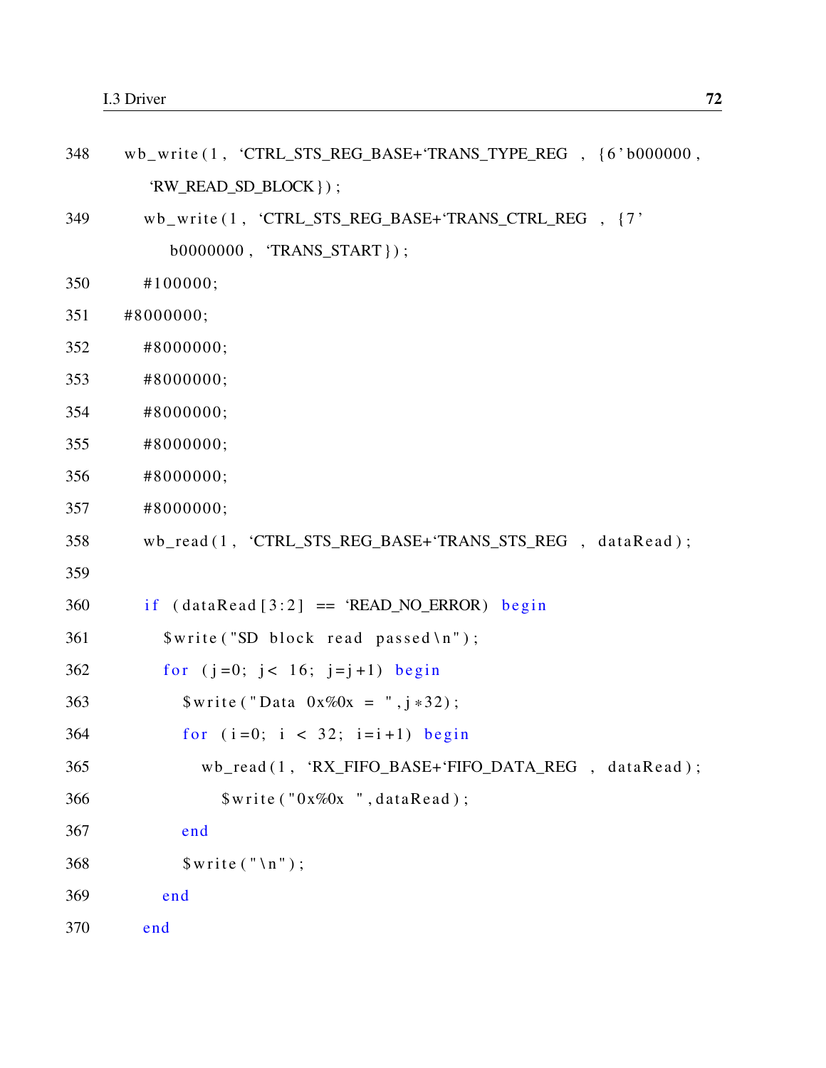```
348     wb_write(1, `CTRL_STS_REG_BASE+`TRANS_TYPE_REG , {6'b000000,
          `RW_READ_SD_BLOCK});
349       wb_write(1, `CTRL_STS_REG_BASE+`TRANS_CTRL_REG , {7'
            b0000000, `TRANS_START});
350       #100000;
351     #8000000;
352       #8000000;
353       #8000000;
354       #8000000;
355       #8000000;
356       #8000000;
357       #8000000;
358       wb_read(1, `CTRL_STS_REG_BASE+`TRANS_STS_REG , dataRead);
359
360       if (dataRead[3:2] == `READ_NO_ERROR) begin
361         $write("SD block read passed\n");
362         for (j=0; j< 16; j=j+1) begin
363           $write("Data 0x%0x = ",j*32);
364           for (i=0; i < 32; i=i+1) begin
365             wb_read(1, `RX_FIFO_BASE+`FIFO_DATA_REG , dataRead);
366               $write("0x%0x ",dataRead);
367           end
368           $write("\n");
369         end
370       end
```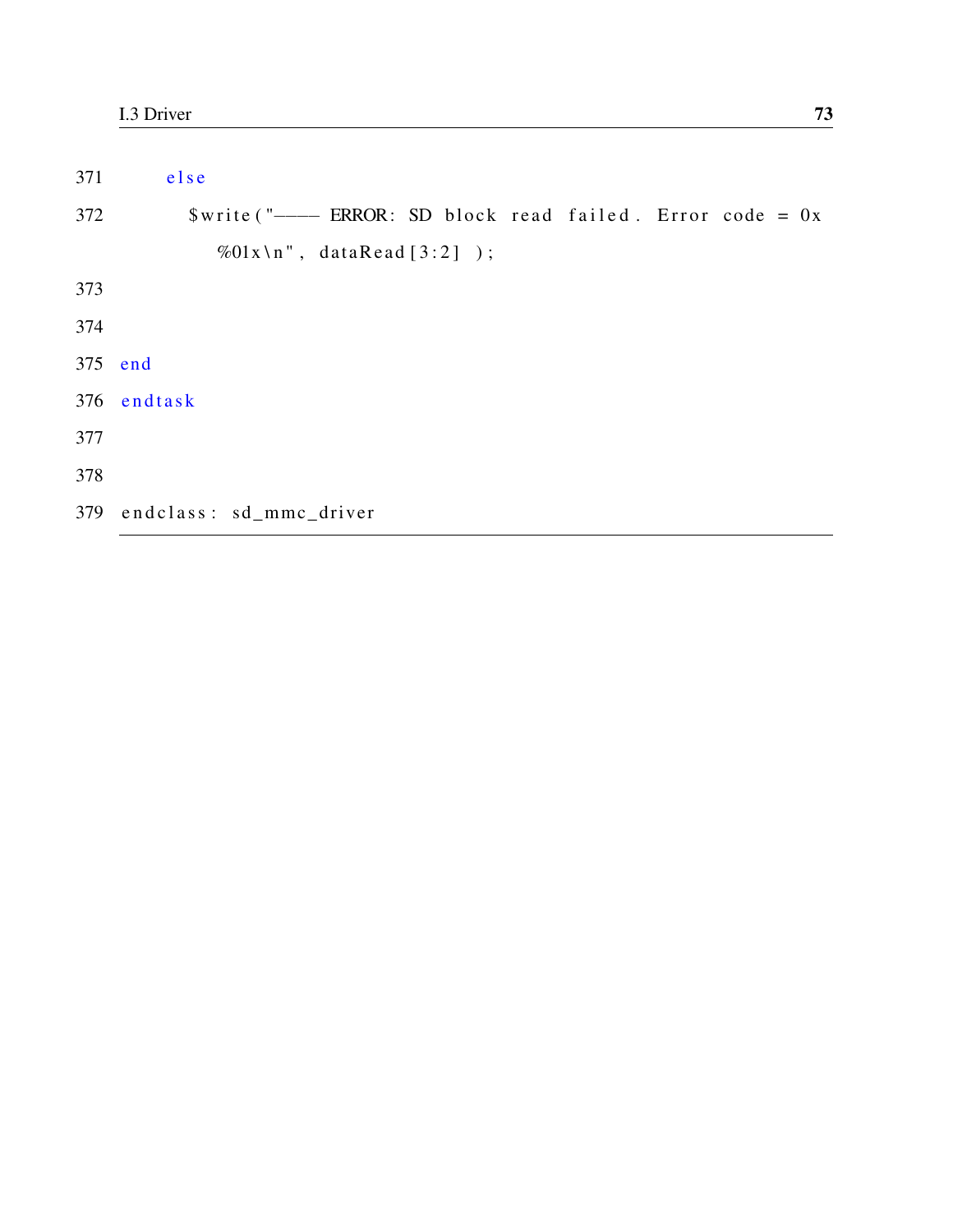```
371         else
372           $write("----- ERROR: SD block read failed. Error code = 0x
                %01x\n", dataRead[3:2] );
373
374
375  end
376  endtask
377
378
379  endclass: sd_mmc_driver
```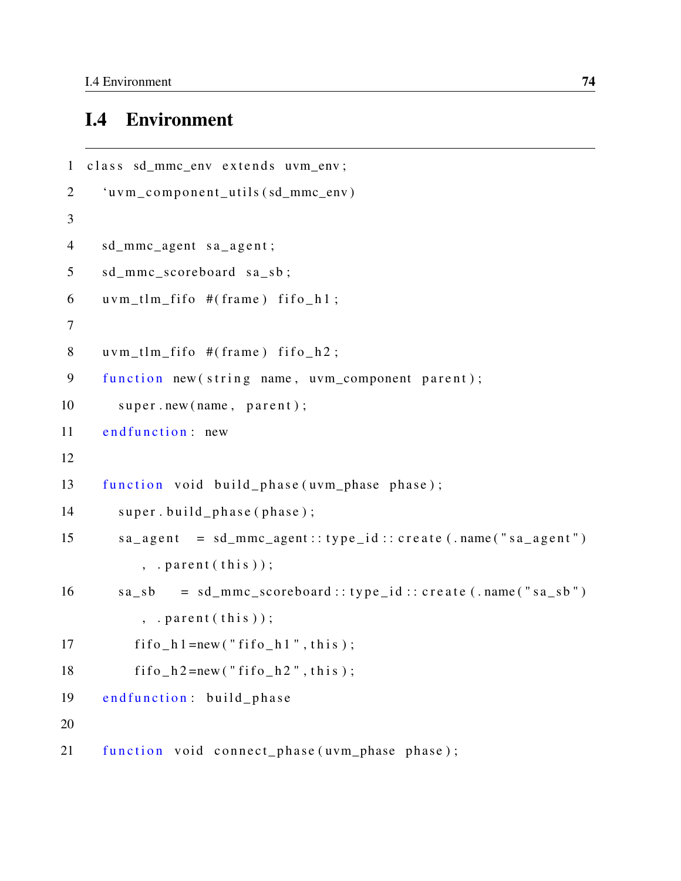## I.4 Environment

```
class sd_mmc_env extends uvm_env;
  `uvm_component_utils(sd_mmc_env)

  sd_mmc_agent sa_agent;
  sd_mmc_scoreboard sa_sb;
  uvm_tlm_fifo #(frame) fifo_h1;

  uvm_tlm_fifo #(frame) fifo_h2;
  function new(string name, uvm_component parent);
    super.new(name, parent);
  endfunction: new

  function void build_phase(uvm_phase phase);
    super.build_phase(phase);
    sa_agent  = sd_mmc_agent::type_id::create(.name("sa_agent")
        , .parent(this));
    sa_sb    = sd_mmc_scoreboard::type_id::create(.name("sa_sb")
        , .parent(this));
      fifo_h1=new("fifo_h1",this);
      fifo_h2=new("fifo_h2",this);
  endfunction: build_phase

  function void connect_phase(uvm_phase phase);
```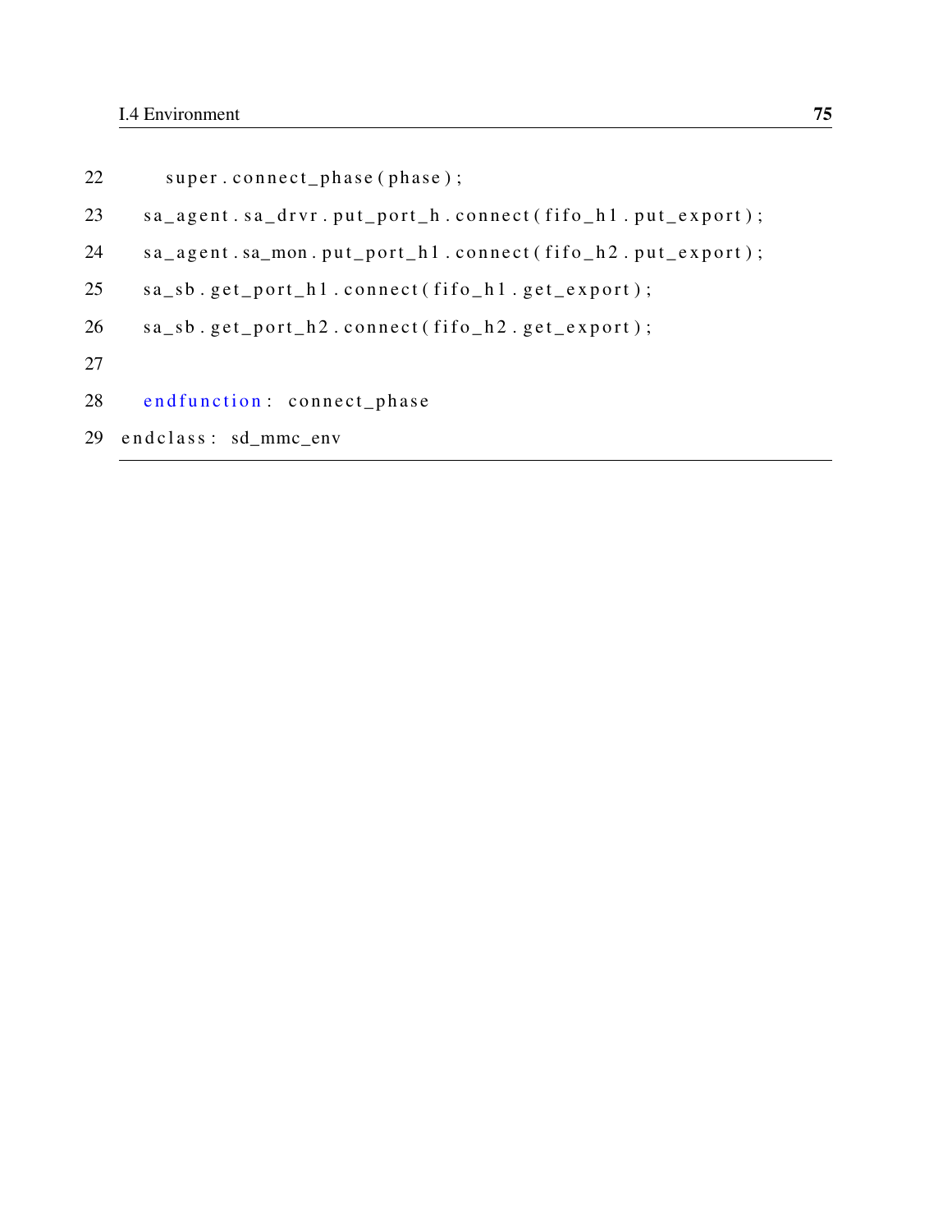```
22      super.connect_phase(phase);
23    sa_agent.sa_drvr.put_port_h.connect(fifo_h1.put_export);
24    sa_agent.sa_mon.put_port_h1.connect(fifo_h2.put_export);
25    sa_sb.get_port_h1.connect(fifo_h1.get_export);
26    sa_sb.get_port_h2.connect(fifo_h2.get_export);
27
28    endfunction: connect_phase
29  endclass: sd_mmc_env
```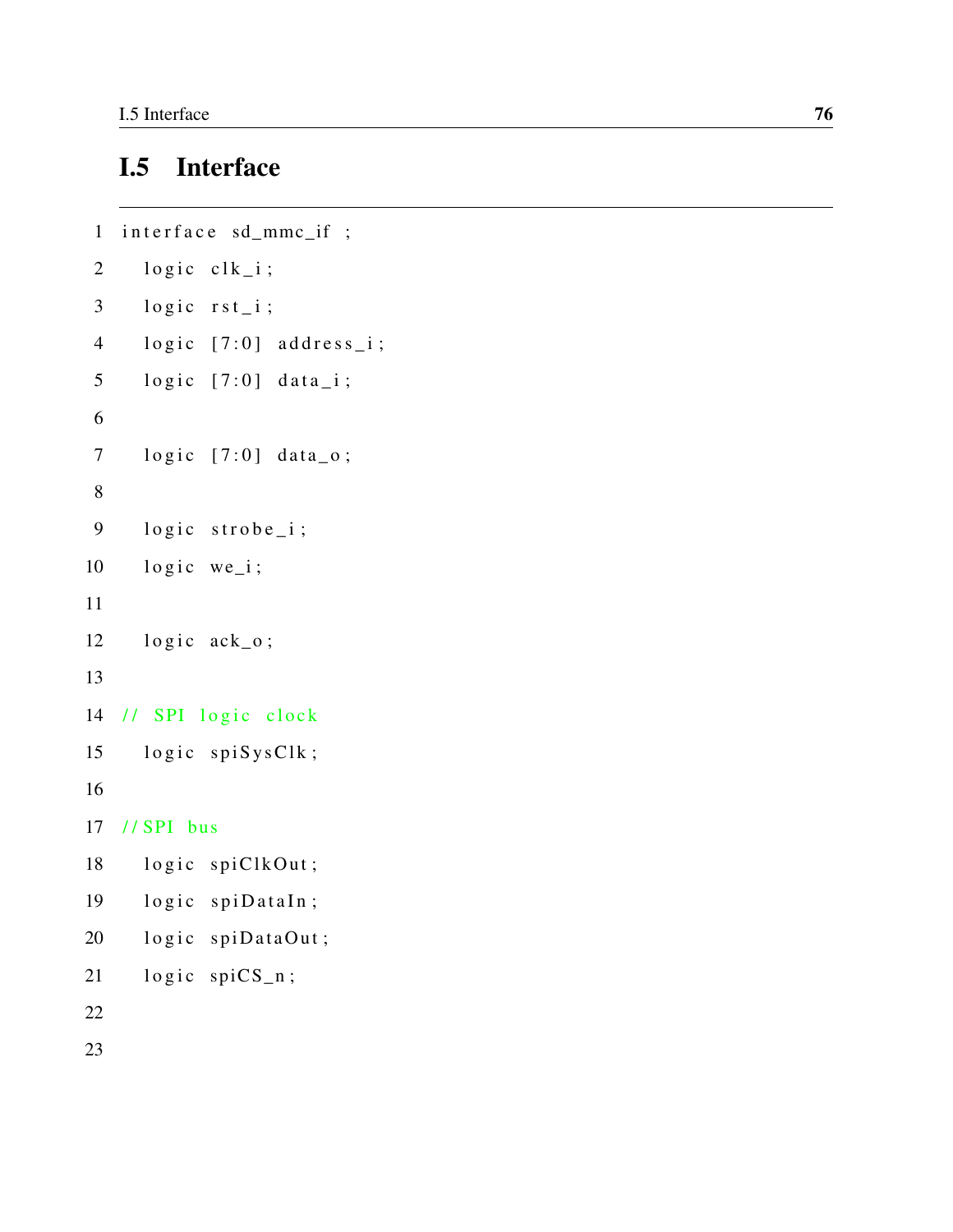## I.5 Interface

```
interface sd_mmc_if ;
  logic clk_i;
  logic rst_i;
  logic [7:0] address_i;
  logic [7:0] data_i;

  logic [7:0] data_o;

  logic strobe_i;
  logic we_i;

  logic ack_o;

// SPI logic clock
  logic spiSysClk;

//SPI bus
  logic spiClkOut;
  logic spiDataIn;
  logic spiDataOut;
  logic spiCS_n;


```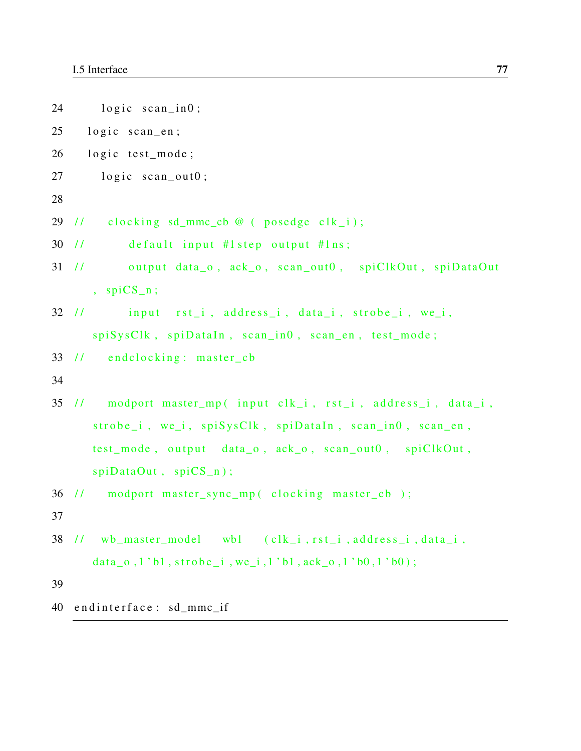```
24      logic scan_in0;
25    logic scan_en;
26    logic test_mode;
27      logic scan_out0;
28
29 //    clocking sd_mmc_cb @ ( posedge clk_i);
30 //        default input #1step output #1ns;
31 //        output data_o, ack_o, scan_out0,  spiClkOut, spiDataOut
       , spiCS_n;
32 //        input  rst_i, address_i, data_i, strobe_i, we_i,
      spiSysClk, spiDataIn, scan_in0, scan_en, test_mode;
33 //    endclocking: master_cb
34
35 //    modport master_mp( input clk_i, rst_i, address_i, data_i,
      strobe_i, we_i, spiSysClk, spiDataIn, scan_in0, scan_en,
      test_mode, output  data_o, ack_o, scan_out0,  spiClkOut,
      spiDataOut, spiCS_n);
36 //    modport master_sync_mp( clocking master_cb );
37
38 //   wb_master_model    wb1    (clk_i,rst_i,address_i,data_i,
      data_o,1'b1,strobe_i,we_i,1'b1,ack_o,1'b0,1'b0);
39
40 endinterface: sd_mmc_if
```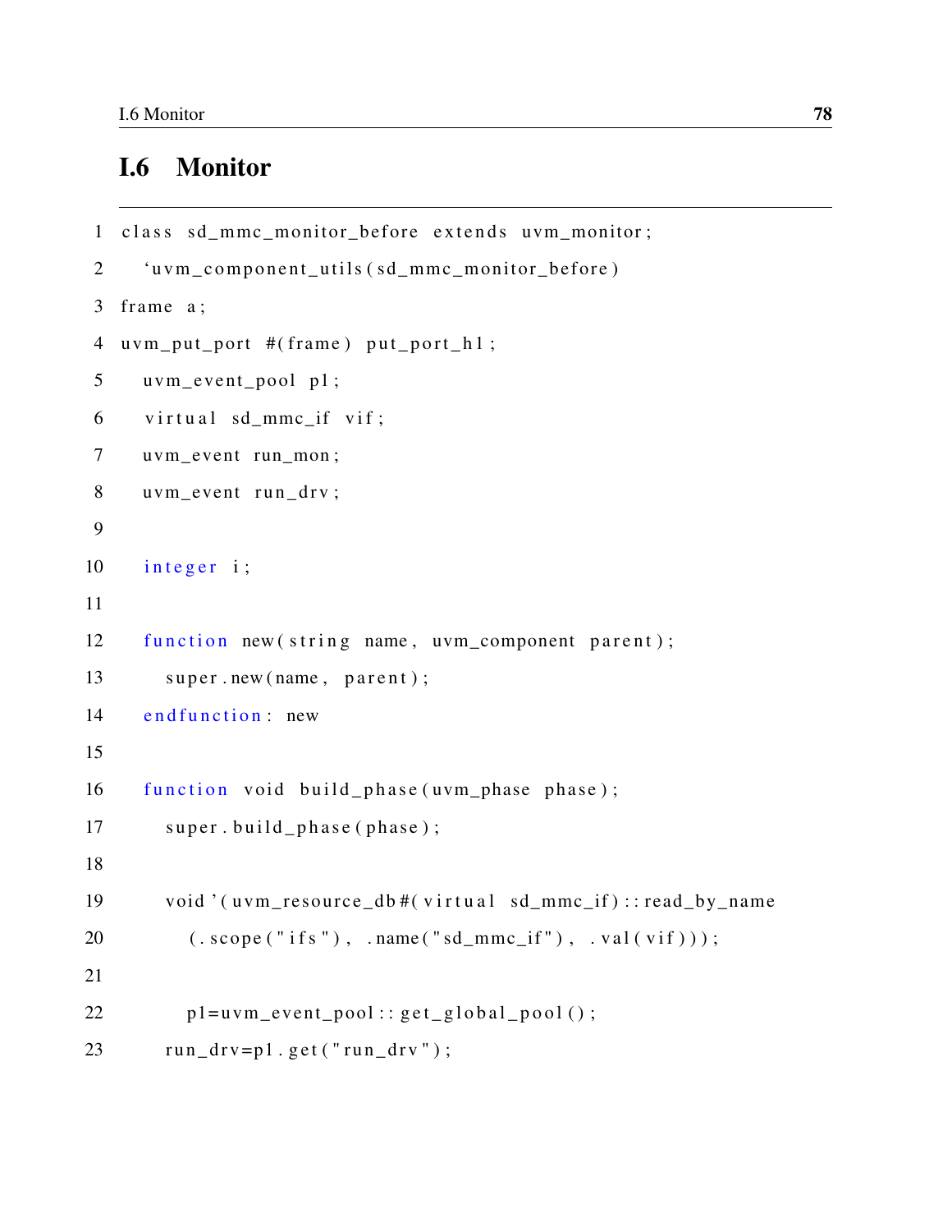## I.6 Monitor

```
class sd_mmc_monitor_before extends uvm_monitor;
  `uvm_component_utils(sd_mmc_monitor_before)
frame a;
uvm_put_port #(frame) put_port_h1;
  uvm_event_pool p1;
  virtual sd_mmc_if vif;
  uvm_event run_mon;
  uvm_event run_drv;

  integer i;

  function new(string name, uvm_component parent);
    super.new(name, parent);
  endfunction: new

  function void build_phase(uvm_phase phase);
    super.build_phase(phase);

    void'(uvm_resource_db#(virtual sd_mmc_if)::read_by_name
      (.scope("ifs"), .name("sd_mmc_if"), .val(vif)));

      p1=uvm_event_pool::get_global_pool();
    run_drv=p1.get("run_drv");
```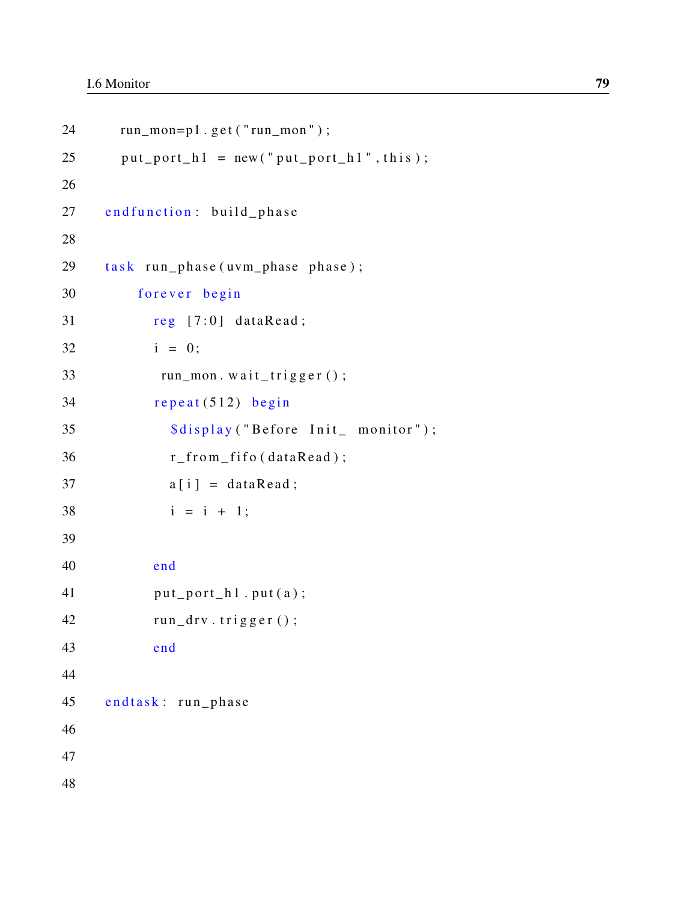```
24        run_mon=p1.get("run_mon");
25        put_port_h1 = new("put_port_h1",this);
26
27    endfunction: build_phase
28
29    task run_phase(uvm_phase phase);
30          forever begin
31            reg [7:0] dataRead;
32            i = 0;
33             run_mon.wait_trigger();
34            repeat(512) begin
35              $display("Before Init_ monitor");
36              r_from_fifo(dataRead);
37              a[i] = dataRead;
38              i = i + 1;
39
40            end
41            put_port_h1.put(a);
42            run_drv.trigger();
43            end
44
45    endtask: run_phase
46
47
48
```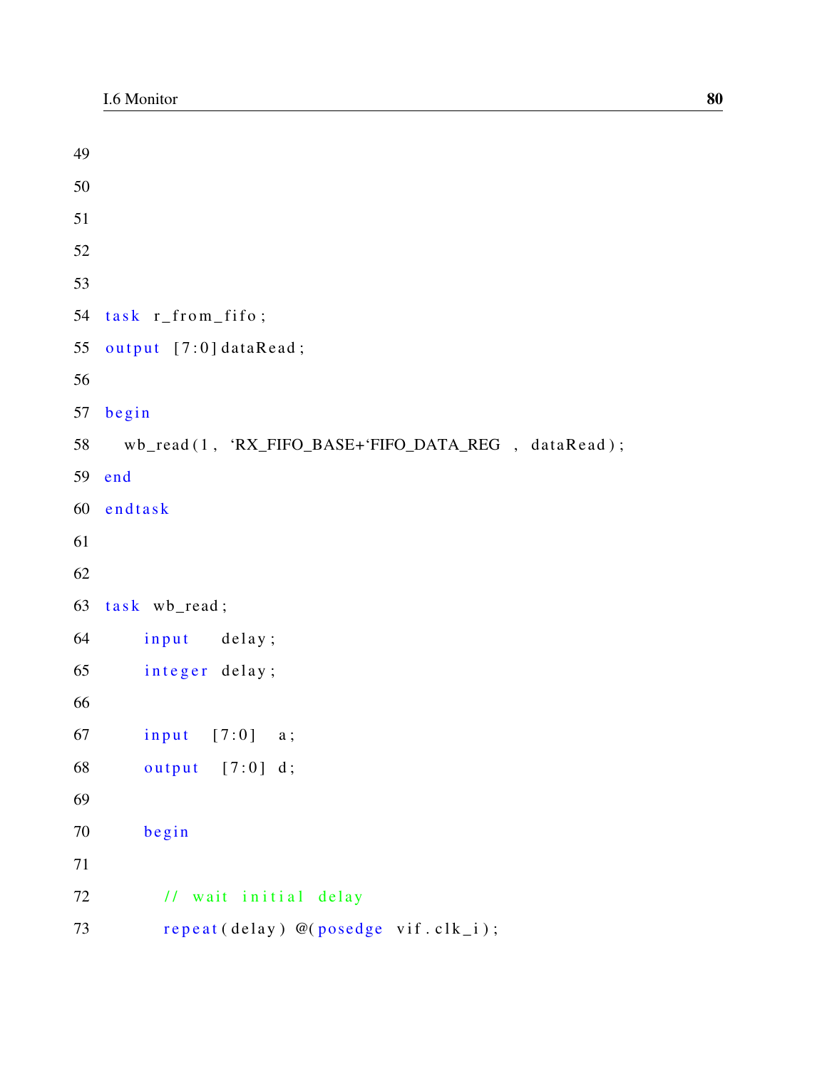```
49
50
51
52
53
54 task r_from_fifo;
55 output [7:0] dataRead;
56
57 begin
58   wb_read(1, `RX_FIFO_BASE+`FIFO_DATA_REG , dataRead);
59 end
60 endtask
61
62
63 task wb_read;
64     input    delay;
65     integer delay;
66
67     input  [7:0]  a;
68     output  [7:0] d;
69
70     begin
71
72       // wait initial delay
73       repeat(delay) @(posedge vif.clk_i);
```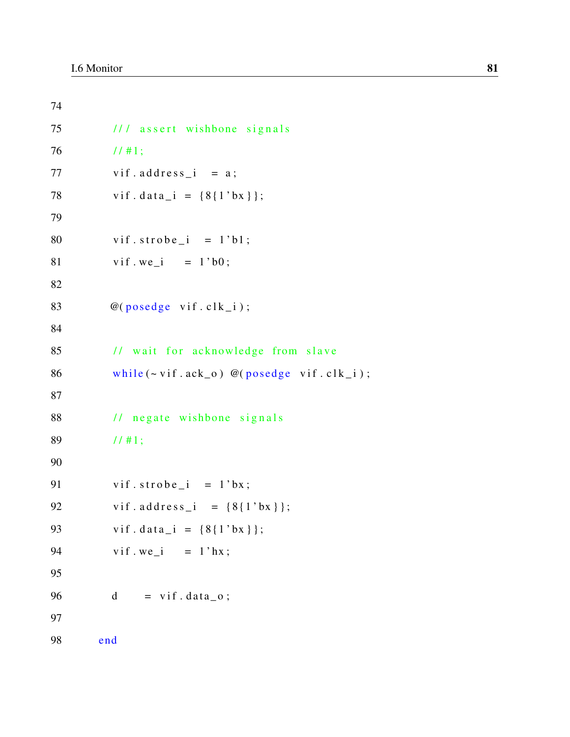```
74
75        /// assert wishbone signals
76        //#1;
77        vif.address_i  = a;
78        vif.data_i = {8{1'bx}};
79
80        vif.strobe_i  = 1'b1;
81        vif.we_i    = 1'b0;
82
83       @(posedge vif.clk_i);
84
85        // wait for acknowledge from slave
86        while(~vif.ack_o) @(posedge vif.clk_i);
87
88        // negate wishbone signals
89        //#1;
90
91        vif.strobe_i  = 1'bx;
92        vif.address_i  = {8{1'bx}};
93        vif.data_i = {8{1'bx}};
94        vif.we_i    = 1'hx;
95
96        d     = vif.data_o;
97
98      end
```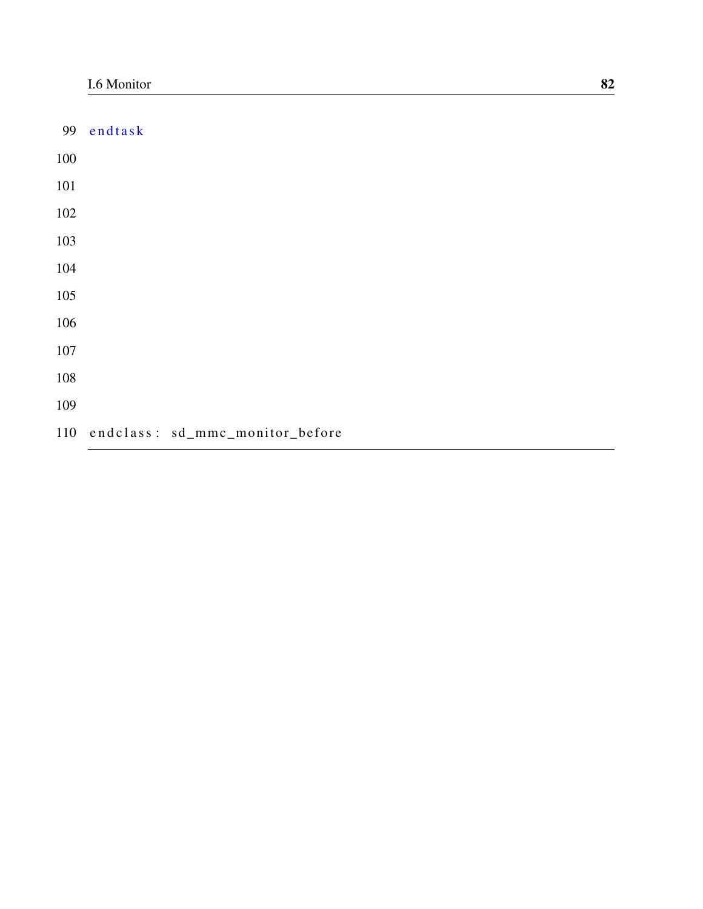```
99  endtask
100
101
102
103
104
105
106
107
108
109
110 endclass: sd_mmc_monitor_before
```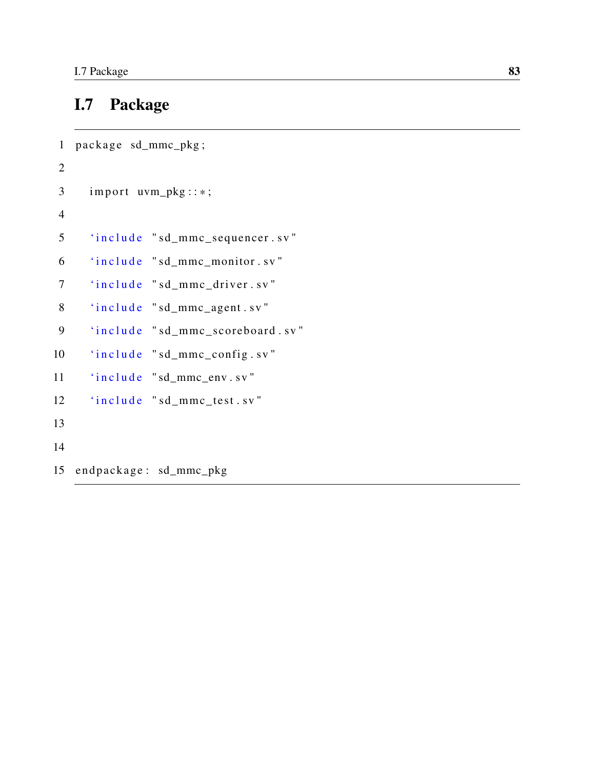## I.7 Package

```
package sd_mmc_pkg;

  import uvm_pkg::*;

  `include "sd_mmc_sequencer.sv"
  `include "sd_mmc_monitor.sv"
  `include "sd_mmc_driver.sv"
  `include "sd_mmc_agent.sv"
  `include "sd_mmc_scoreboard.sv"
  `include "sd_mmc_config.sv"
  `include "sd_mmc_env.sv"
  `include "sd_mmc_test.sv"


endpackage: sd_mmc_pkg
```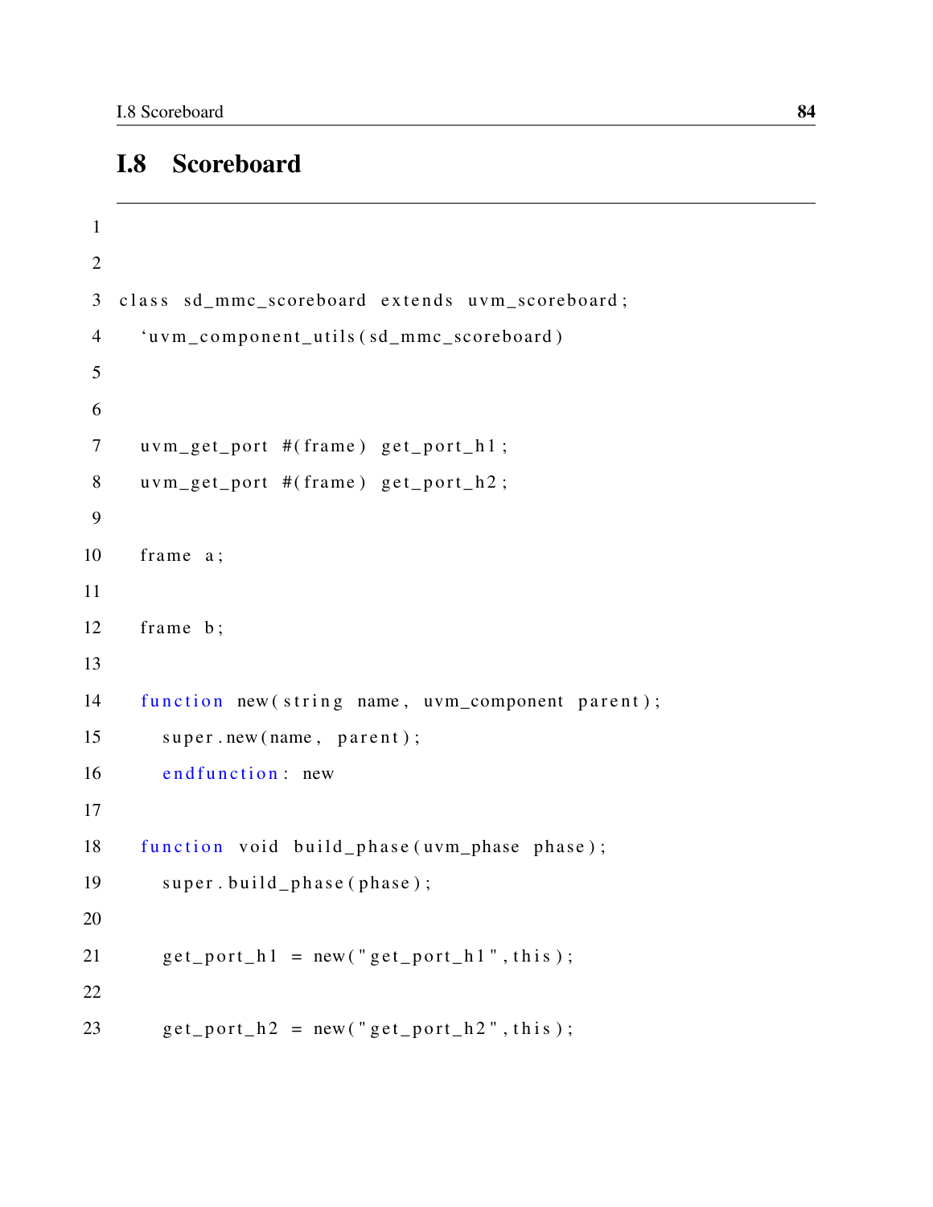## I.8 Scoreboard

```
class sd_mmc_scoreboard extends uvm_scoreboard;
  `uvm_component_utils(sd_mmc_scoreboard)



  uvm_get_port #(frame) get_port_h1;
  uvm_get_port #(frame) get_port_h2;

  frame a;

  frame b;

  function new(string name, uvm_component parent);
    super.new(name, parent);
    endfunction: new

  function void build_phase(uvm_phase phase);
    super.build_phase(phase);

    get_port_h1 = new("get_port_h1",this);

    get_port_h2 = new("get_port_h2",this);
```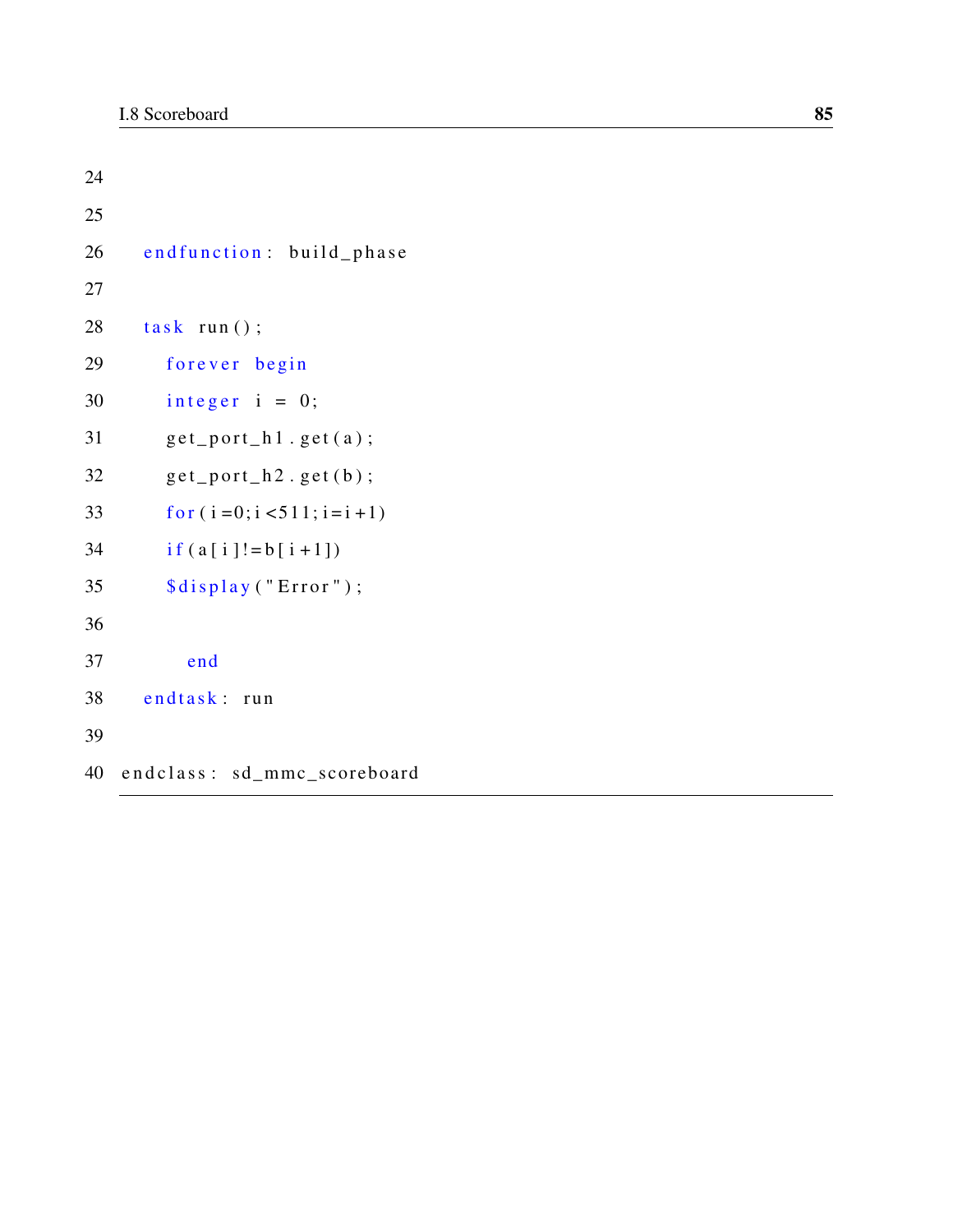```
24
25
26    endfunction: build_phase
27
28    task run();
29       forever begin
30       integer i = 0;
31       get_port_h1.get(a);
32       get_port_h2.get(b);
33       for(i=0;i<511;i=i+1)
34       if(a[i]!=b[i+1])
35       $display("Error");
36
37          end
38    endtask: run
39
40 endclass: sd_mmc_scoreboard
```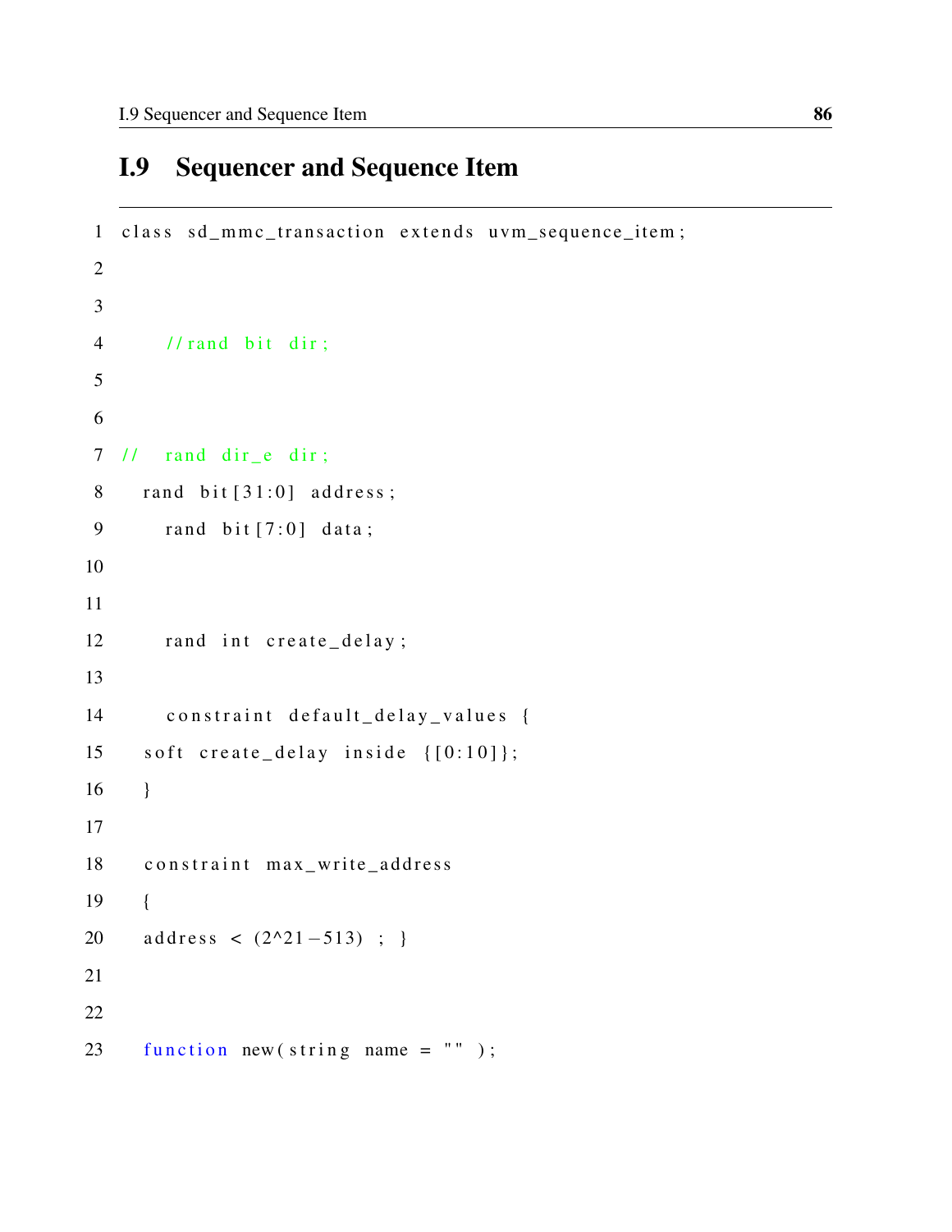## I.9 Sequencer and Sequence Item

```
class sd_mmc_transaction extends uvm_sequence_item;


    //rand bit dir;


//   rand dir_e dir;
  rand bit[31:0] address;
    rand bit[7:0] data;


    rand int create_delay;

    constraint default_delay_values {
  soft create_delay inside {[0:10]};
  }

  constraint max_write_address
  {
  address < (2^21-513) ; }


  function new(string name = "" );
```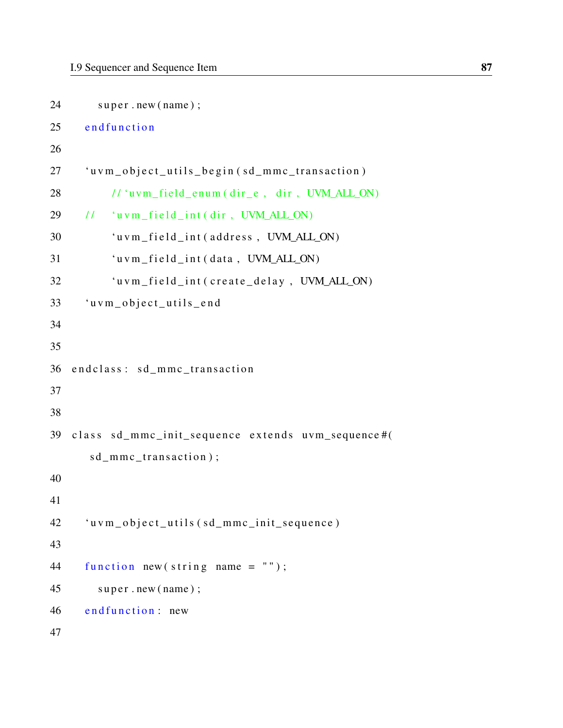```
24        super.new(name);
25     endfunction
26
27     `uvm_object_utils_begin(sd_mmc_transaction)
28          //`uvm_field_enum(dir_e, dir, UVM_ALL_ON)
29     //    `uvm_field_int(dir, UVM_ALL_ON)
30          `uvm_field_int(address, UVM_ALL_ON)
31          `uvm_field_int(data, UVM_ALL_ON)
32          `uvm_field_int(create_delay, UVM_ALL_ON)
33     `uvm_object_utils_end
34
35
36  endclass: sd_mmc_transaction
37
38
39  class sd_mmc_init_sequence extends uvm_sequence#(
       sd_mmc_transaction);
40
41
42     `uvm_object_utils(sd_mmc_init_sequence)
43
44     function new(string name = "");
45        super.new(name);
46     endfunction: new
47
```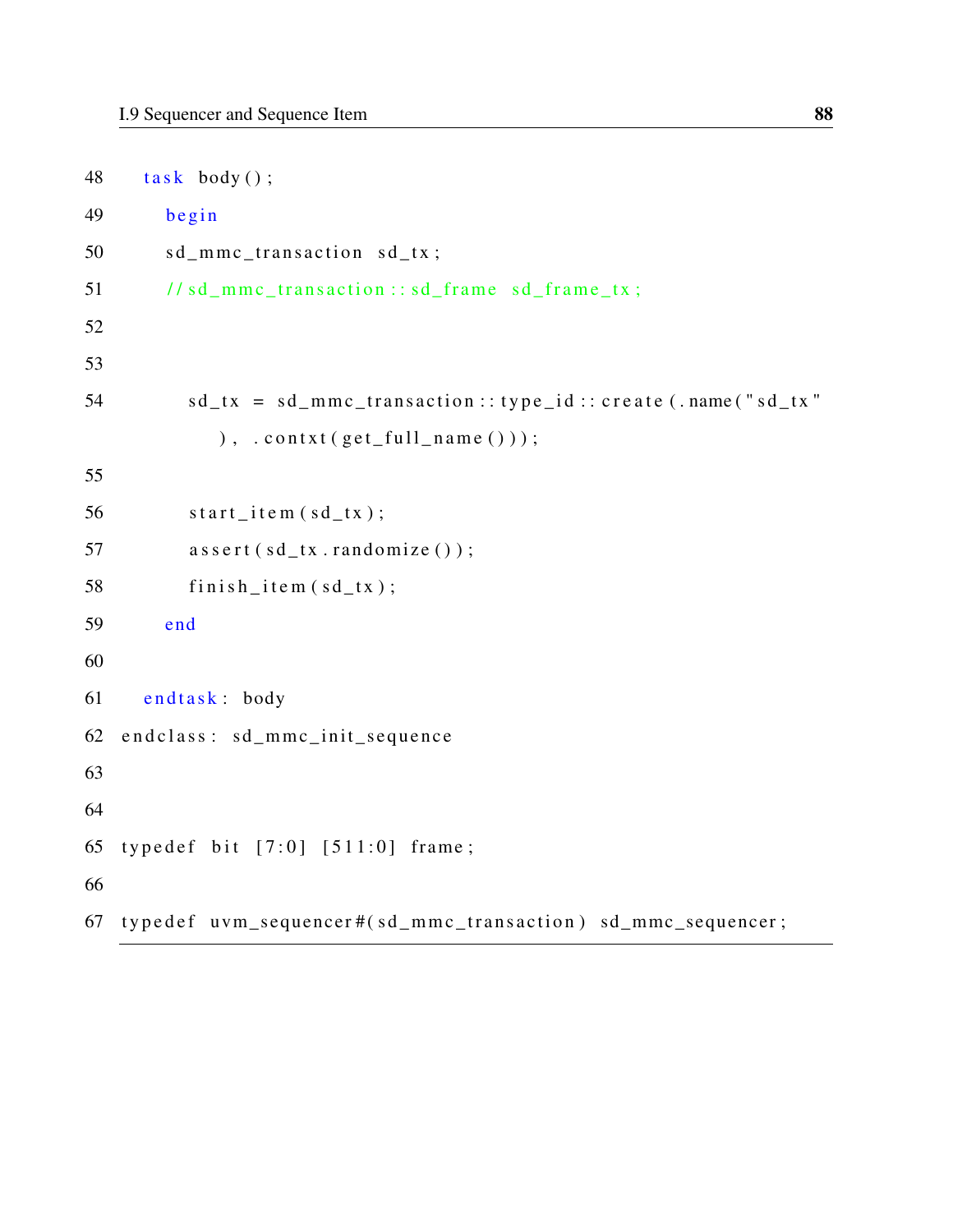```
48    task body();
49      begin
50      sd_mmc_transaction sd_tx;
51      //sd_mmc_transaction::sd_frame sd_frame_tx;
52
53
54        sd_tx = sd_mmc_transaction::type_id::create(.name("sd_tx"
            ), .contxt(get_full_name()));
55
56        start_item(sd_tx);
57        assert(sd_tx.randomize());
58        finish_item(sd_tx);
59      end
60
61    endtask: body
62  endclass: sd_mmc_init_sequence
63
64
65  typedef bit [7:0] [511:0] frame;
66
67  typedef uvm_sequencer#(sd_mmc_transaction) sd_mmc_sequencer;
```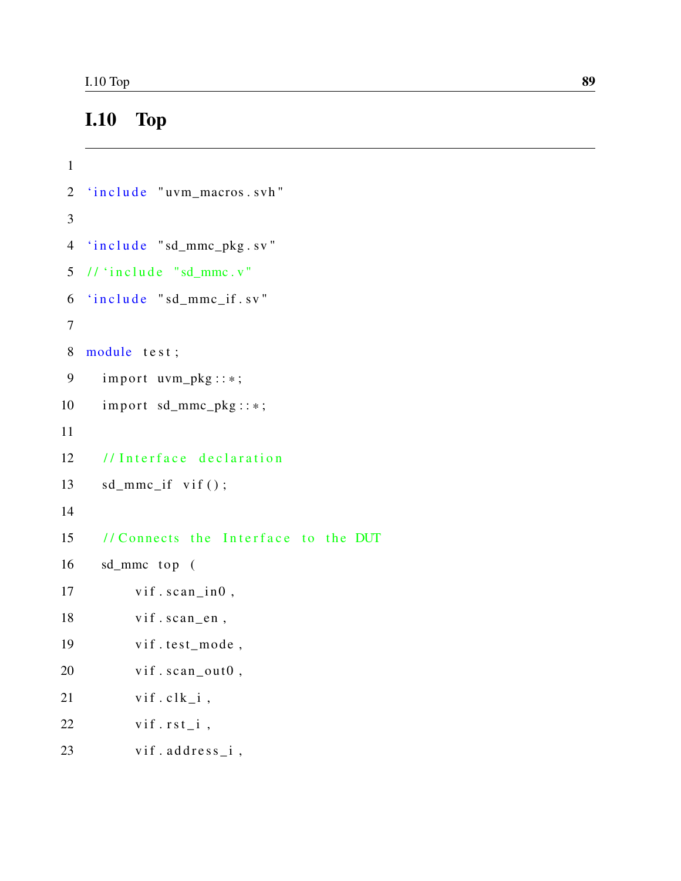## I.10 Top

```

`include "uvm_macros.svh"

`include "sd_mmc_pkg.sv"
//`include "sd_mmc.v"
`include "sd_mmc_if.sv"

module test;
  import uvm_pkg::*;
  import sd_mmc_pkg::*;

  //Interface declaration
  sd_mmc_if vif();

  //Connects the Interface to the DUT
  sd_mmc top (
        vif.scan_in0,
        vif.scan_en,
        vif.test_mode,
        vif.scan_out0,
        vif.clk_i,
        vif.rst_i,
        vif.address_i,
```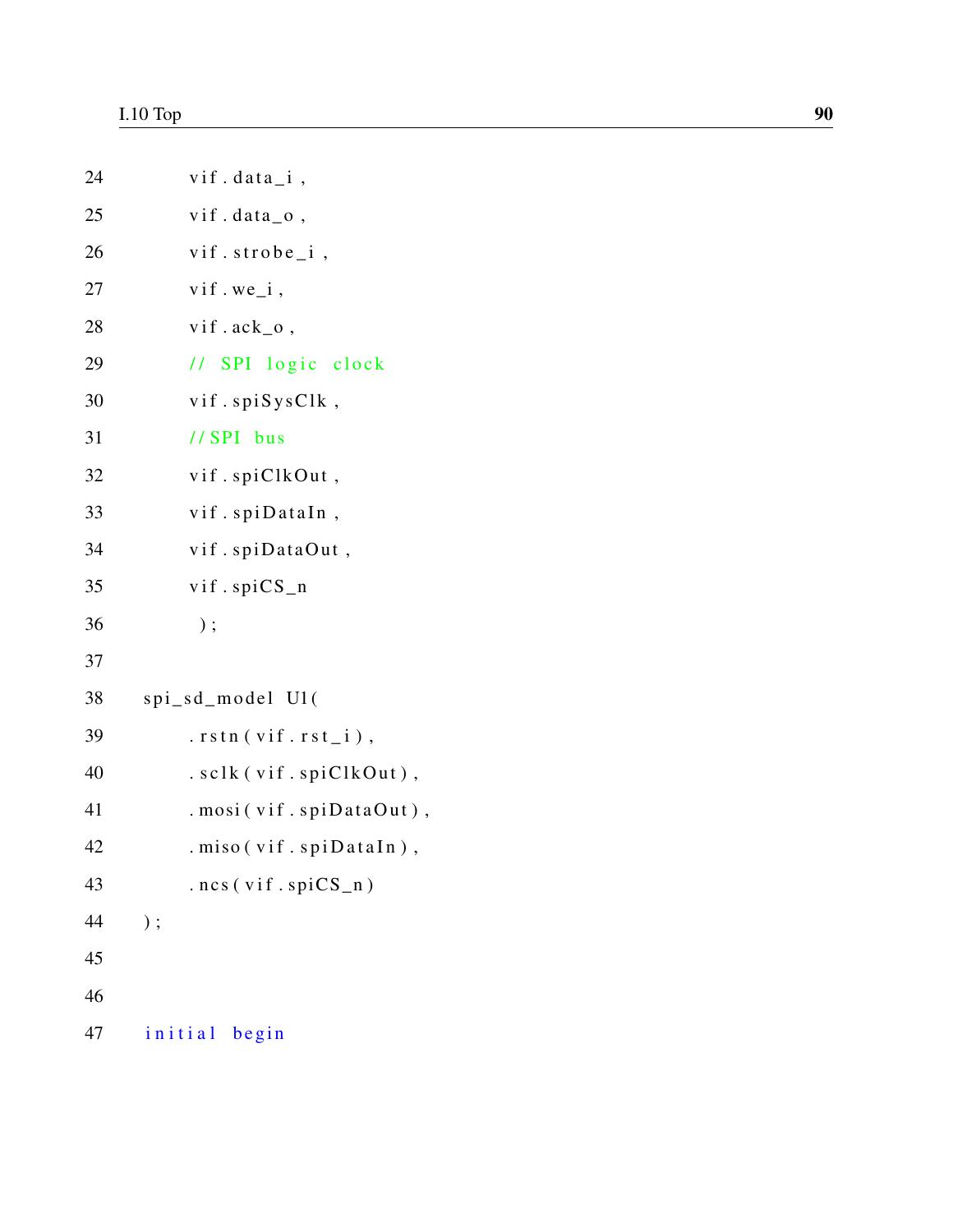```
24          vif.data_i,
25          vif.data_o,
26          vif.strobe_i,
27          vif.we_i,
28          vif.ack_o,
29          // SPI logic clock
30          vif.spiSysClk,
31          //SPI bus
32          vif.spiClkOut,
33          vif.spiDataIn,
34          vif.spiDataOut,
35          vif.spiCS_n
36           );
37
38    spi_sd_model U1(
39          .rstn(vif.rst_i),
40          .sclk(vif.spiClkOut),
41          .mosi(vif.spiDataOut),
42          .miso(vif.spiDataIn),
43          .ncs(vif.spiCS_n)
44    );
45
46
47    initial begin
```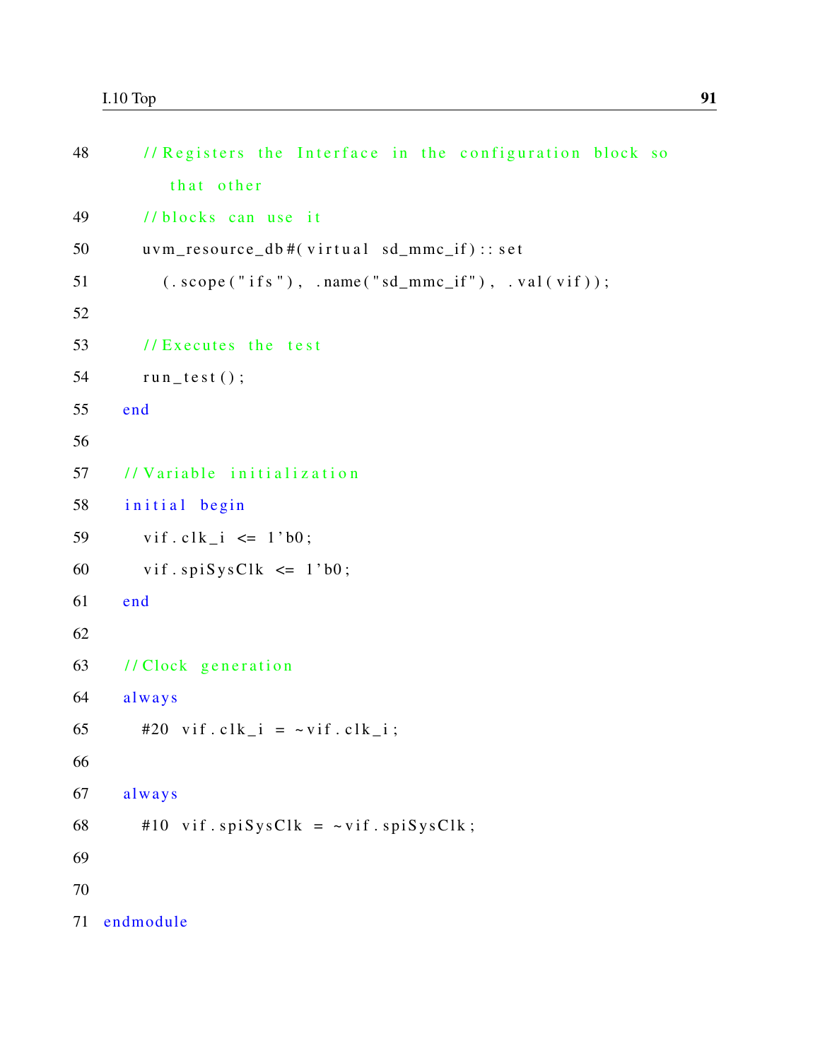```
48      //Registers the Interface in the configuration block so
           that other
49      //blocks can use it
50      uvm_resource_db#(virtual sd_mmc_if)::set
51        (.scope("ifs"), .name("sd_mmc_if"), .val(vif));
52
53      //Executes the test
54      run_test();
55    end
56
57    //Variable initialization
58    initial begin
59      vif.clk_i <= 1'b0;
60      vif.spiSysClk <= 1'b0;
61    end
62
63    //Clock generation
64    always
65      #20 vif.clk_i = ~vif.clk_i;
66
67    always
68      #10 vif.spiSysClk = ~vif.spiSysClk;
69
70
71  endmodule
```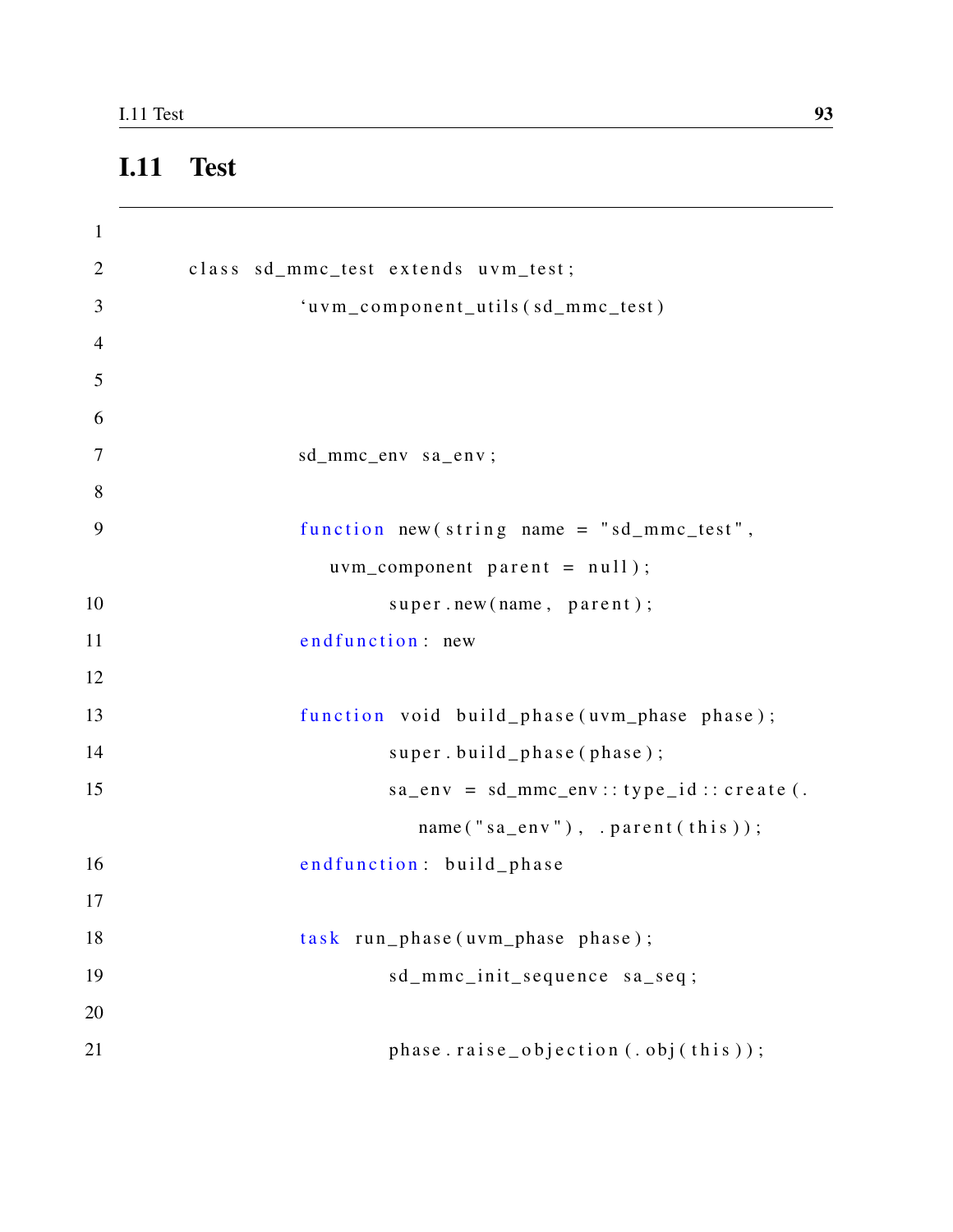## I.11 Test

```

	class sd_mmc_test extends uvm_test;
		`uvm_component_utils(sd_mmc_test)



		sd_mmc_env sa_env;

		function new(string name = "sd_mmc_test", uvm_component parent = null);
			super.new(name, parent);
		endfunction: new

		function void build_phase(uvm_phase phase);
			super.build_phase(phase);
			sa_env = sd_mmc_env::type_id::create(.name("sa_env"), .parent(this));
		endfunction: build_phase

		task run_phase(uvm_phase phase);
			sd_mmc_init_sequence sa_seq;

			phase.raise_objection(.obj(this));
```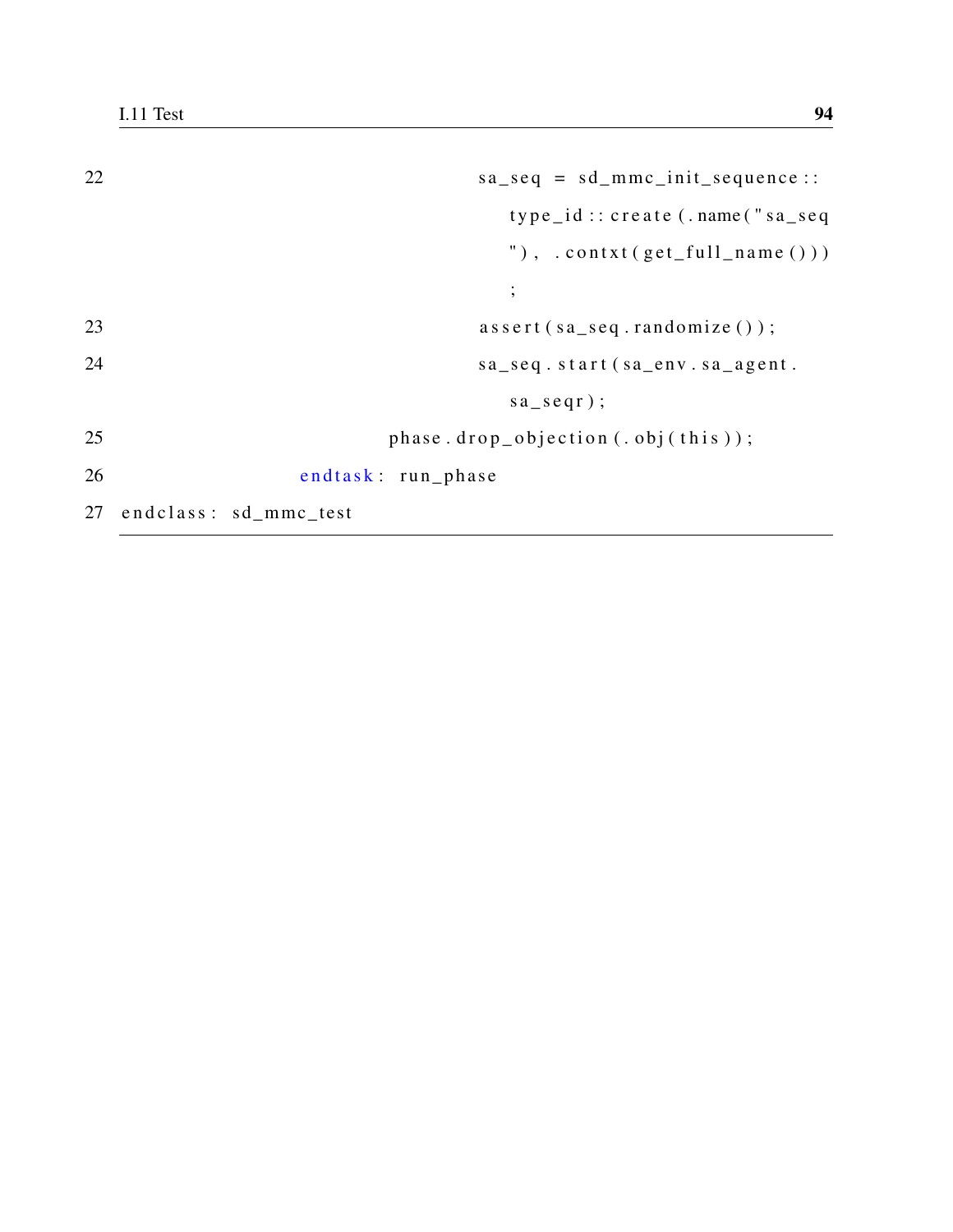```
22                  sa_seq = sd_mmc_init_sequence::
                        type_id::create(.name("sa_seq
                        "), .contxt(get_full_name()))
                        ;
23                  assert(sa_seq.randomize());
24                  sa_seq.start(sa_env.sa_agent.
                        sa_seqr);
25              phase.drop_objection(.obj(this));
26          endtask: run_phase
27  endclass: sd_mmc_test
```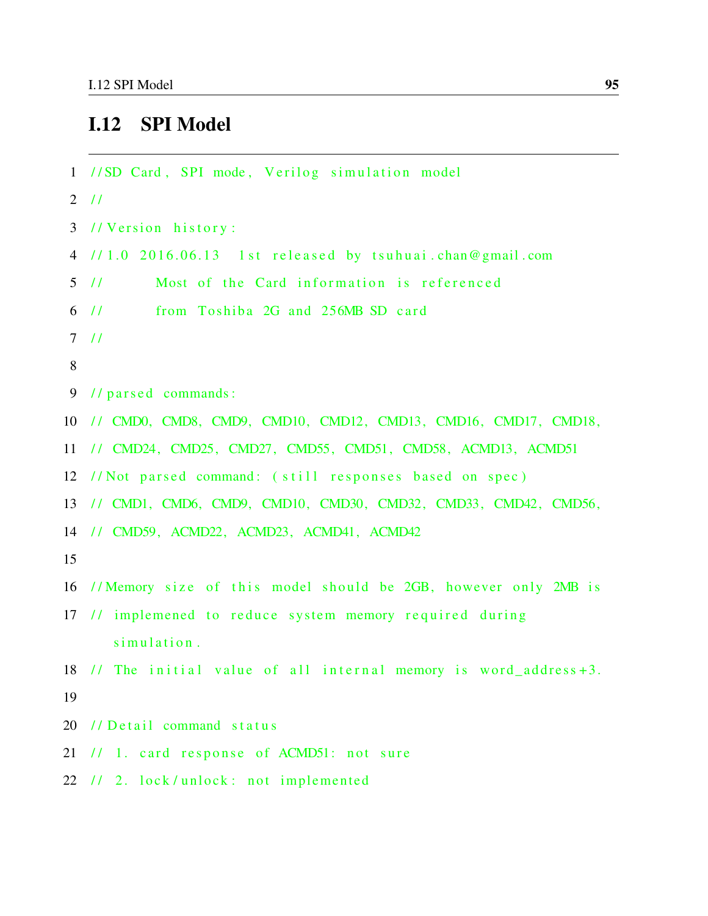## I.12 SPI Model

```
//SD Card, SPI mode, Verilog simulation model
//
//Version history:
//1.0 2016.06.13  1st released by tsuhuai.chan@gmail.com
//       Most of the Card information is referenced
//       from Toshiba 2G and 256MB SD card
//

//parsed commands:
// CMD0, CMD8, CMD9, CMD10, CMD12, CMD13, CMD16, CMD17, CMD18,
// CMD24, CMD25, CMD27, CMD55, CMD51, CMD58, ACMD13, ACMD51
//Not parsed command: (still responses based on spec)
// CMD1, CMD6, CMD9, CMD10, CMD30, CMD32, CMD33, CMD42, CMD56,
// CMD59, ACMD22, ACMD23, ACMD41, ACMD42

//Memory size of this model should be 2GB, however only 2MB is
// implemened to reduce system memory required during
    simulation.
// The initial value of all internal memory is word_address+3.

//Detail command status
// 1. card response of ACMD51: not sure
// 2. lock/unlock: not implemented
```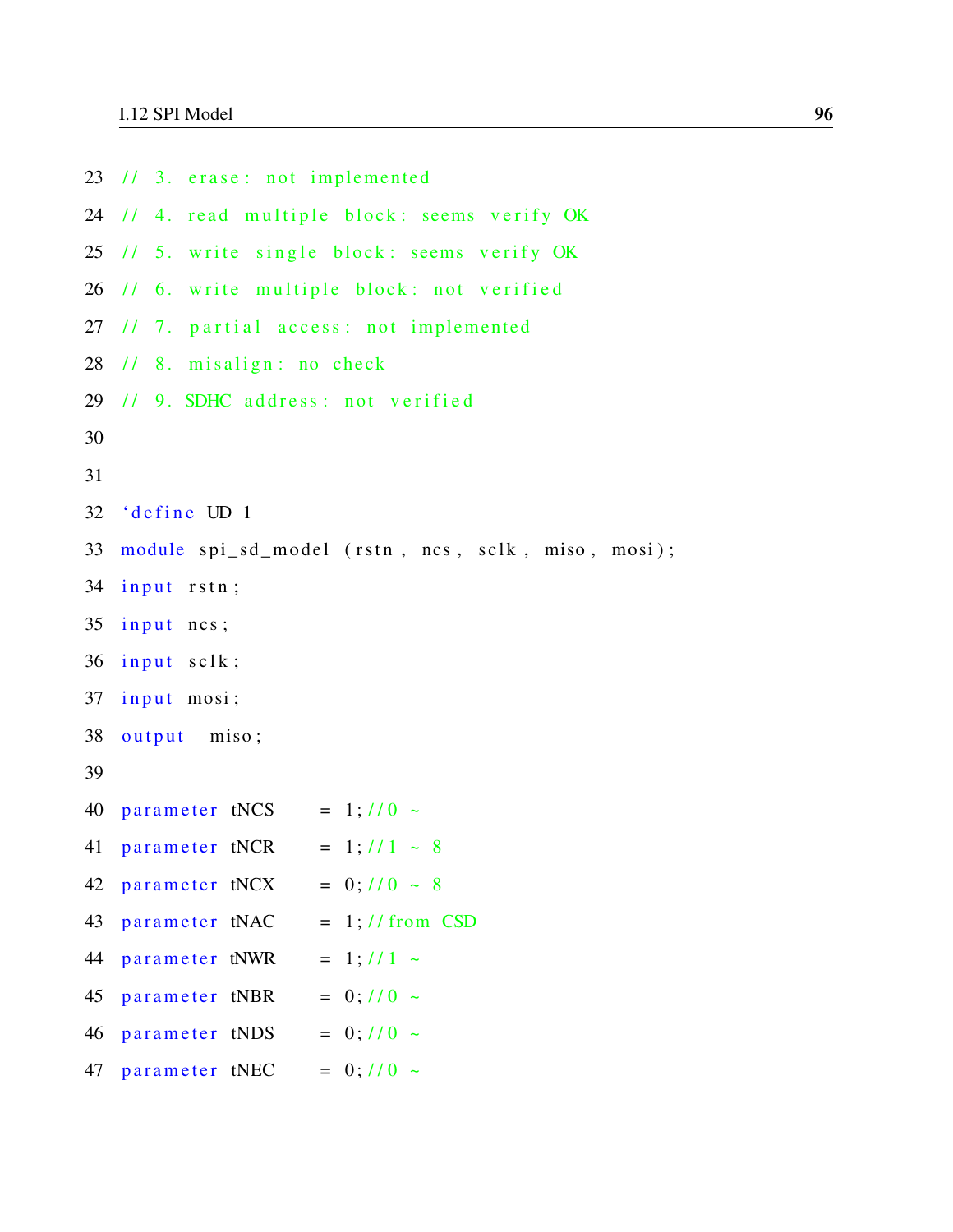```
23 // 3. erase: not implemented
24 // 4. read multiple block: seems verify OK
25 // 5. write single block: seems verify OK
26 // 6. write multiple block: not verified
27 // 7. partial access: not implemented
28 // 8. misalign: no check
29 // 9. SDHC address: not verified
30
31
32 `define UD 1
33 module spi_sd_model (rstn, ncs, sclk, miso, mosi);
34 input rstn;
35 input ncs;
36 input sclk;
37 input mosi;
38 output  miso;
39
40 parameter tNCS    = 1;//0 ~
41 parameter tNCR    = 1;//1 ~ 8
42 parameter tNCX    = 0;//0 ~ 8
43 parameter tNAC    = 1;//from CSD
44 parameter tNWR    = 1;//1 ~
45 parameter tNBR    = 0;//0 ~
46 parameter tNDS    = 0;//0 ~
47 parameter tNEC    = 0;//0 ~
```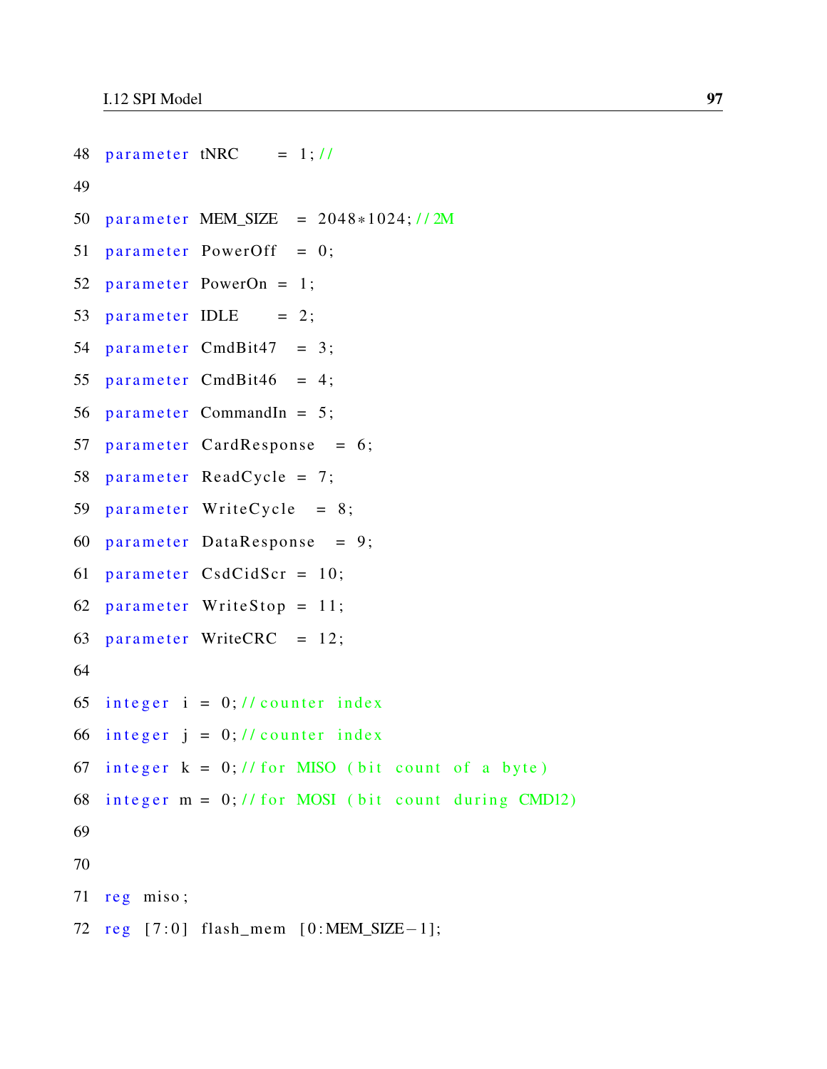```
48 parameter tNRC     = 1; //
49
50 parameter MEM_SIZE  = 2048*1024; // 2M
51 parameter PowerOff  = 0;
52 parameter PowerOn = 1;
53 parameter IDLE     = 2;
54 parameter CmdBit47  = 3;
55 parameter CmdBit46  = 4;
56 parameter CommandIn = 5;
57 parameter CardResponse  = 6;
58 parameter ReadCycle = 7;
59 parameter WriteCycle  = 8;
60 parameter DataResponse  = 9;
61 parameter CsdCidScr = 10;
62 parameter WriteStop = 11;
63 parameter WriteCRC  = 12;
64
65 integer i = 0; // counter index
66 integer j = 0; // counter index
67 integer k = 0; // for MISO (bit count of a byte)
68 integer m = 0; // for MOSI (bit count during CMD12)
69
70
71 reg miso;
72 reg [7:0] flash_mem [0:MEM_SIZE-1];
```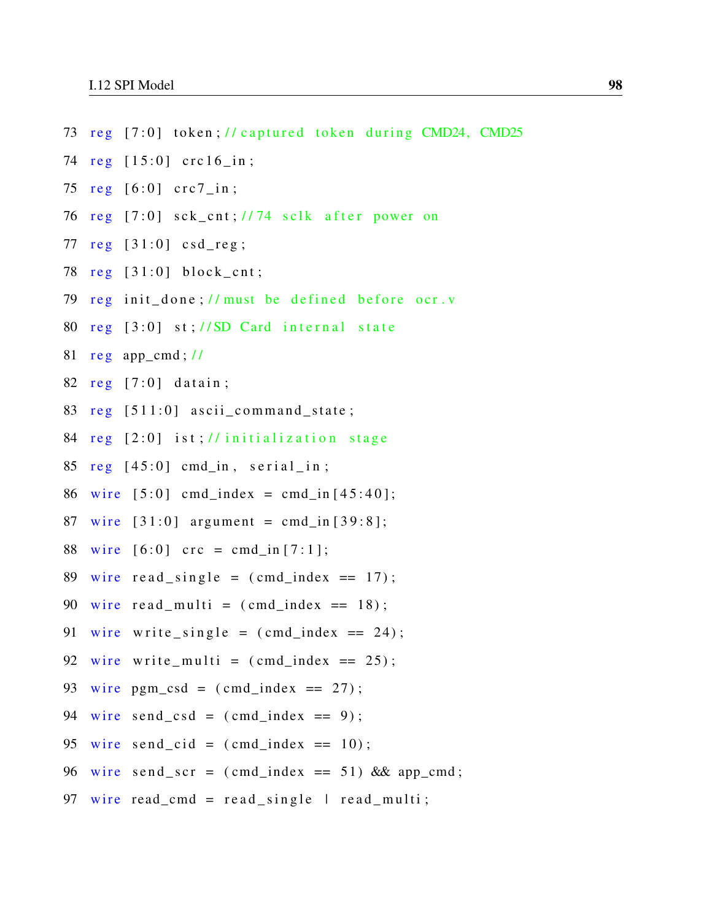```
73 reg [7:0] token;//captured token during CMD24, CMD25
74 reg [15:0] crc16_in;
75 reg [6:0] crc7_in;
76 reg [7:0] sck_cnt;//74 sclk after power on
77 reg [31:0] csd_reg;
78 reg [31:0] block_cnt;
79 reg init_done;//must be defined before ocr.v
80 reg [3:0] st;//SD Card internal state
81 reg app_cmd;//
82 reg [7:0] datain;
83 reg [511:0] ascii_command_state;
84 reg [2:0] ist;//initialization stage
85 reg [45:0] cmd_in, serial_in;
86 wire [5:0] cmd_index = cmd_in[45:40];
87 wire [31:0] argument = cmd_in[39:8];
88 wire [6:0] crc = cmd_in[7:1];
89 wire read_single = (cmd_index == 17);
90 wire read_multi = (cmd_index == 18);
91 wire write_single = (cmd_index == 24);
92 wire write_multi = (cmd_index == 25);
93 wire pgm_csd = (cmd_index == 27);
94 wire send_csd = (cmd_index == 9);
95 wire send_cid = (cmd_index == 10);
96 wire send_scr = (cmd_index == 51) && app_cmd;
97 wire read_cmd = read_single | read_multi;
```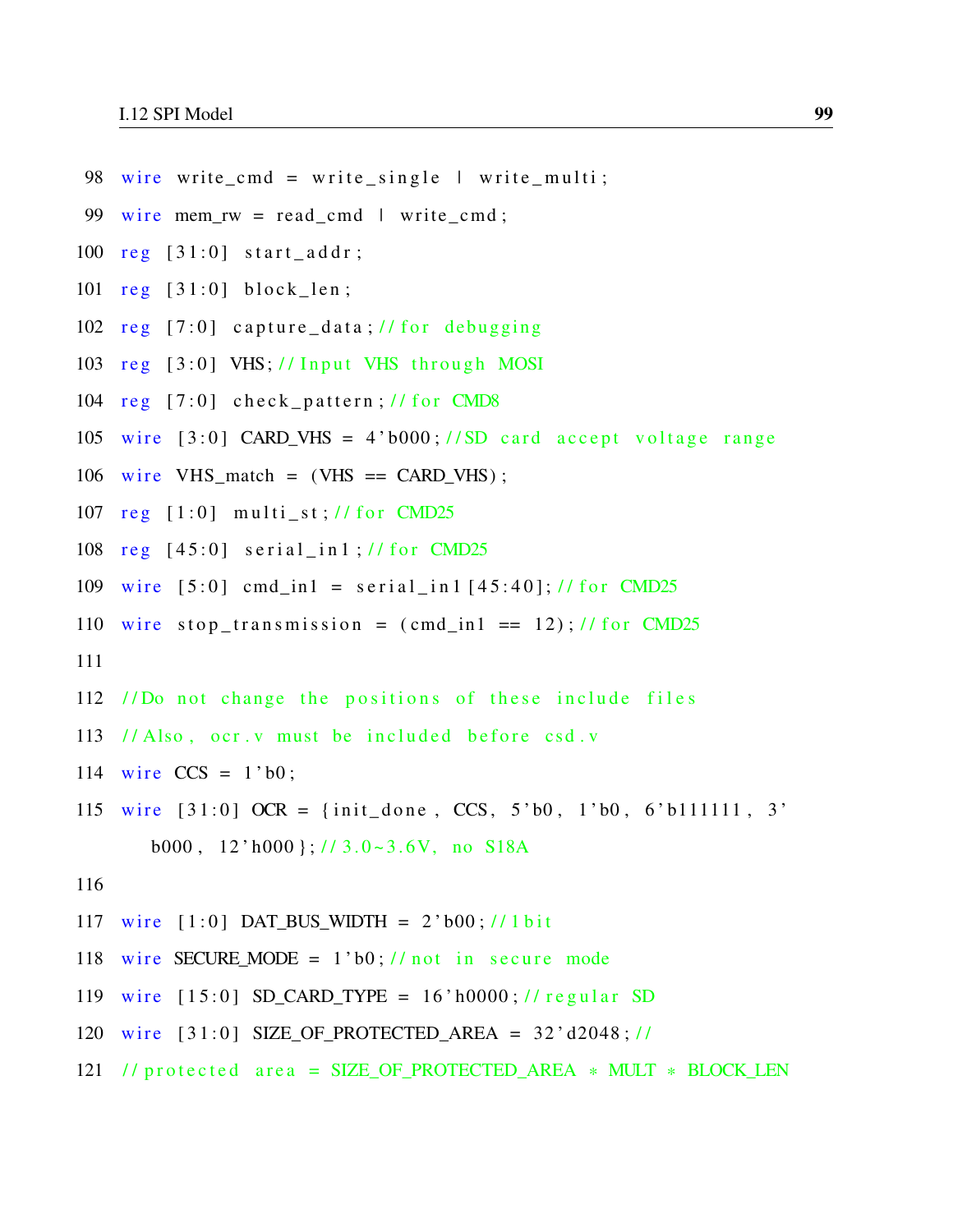```
98  wire write_cmd = write_single | write_multi;
99  wire mem_rw = read_cmd | write_cmd;
100 reg [31:0] start_addr;
101 reg [31:0] block_len;
102 reg [7:0] capture_data;//for debugging
103 reg [3:0] VHS;//Input VHS through MOSI
104 reg [7:0] check_pattern;//for CMD8
105 wire [3:0] CARD_VHS = 4'b000;//SD card accept voltage range
106 wire VHS_match = (VHS == CARD_VHS);
107 reg [1:0] multi_st;//for CMD25
108 reg [45:0] serial_in1;//for CMD25
109 wire [5:0] cmd_in1 = serial_in1[45:40];//for CMD25
110 wire stop_transmission = (cmd_in1 == 12);//for CMD25
111 
112 //Do not change the positions of these include files
113 //Also, ocr.v must be included before csd.v
114 wire CCS = 1'b0;
115 wire [31:0] OCR = {init_done, CCS, 5'b0, 1'b0, 6'b111111, 3'
       b000, 12'h000};//3.0~3.6V, no S18A
116 
117 wire [1:0] DAT_BUS_WIDTH = 2'b00;//1bit
118 wire SECURE_MODE = 1'b0;//not in secure mode
119 wire [15:0] SD_CARD_TYPE = 16'h0000;//regular SD
120 wire [31:0] SIZE_OF_PROTECTED_AREA = 32'd2048;//
121 //protected area = SIZE_OF_PROTECTED_AREA * MULT * BLOCK_LEN
```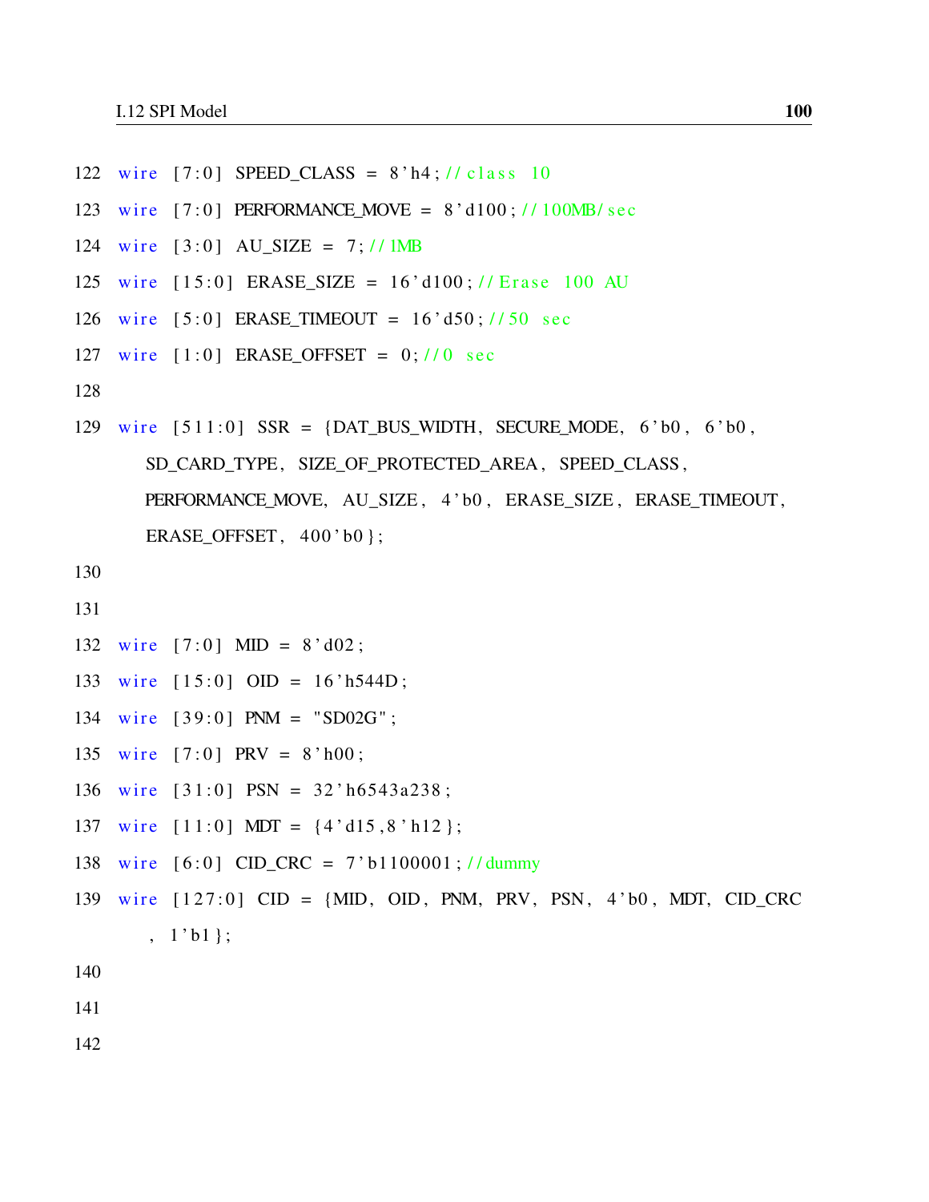```
122 wire [7:0] SPEED_CLASS = 8'h4; //class 10
123 wire [7:0] PERFORMANCE_MOVE = 8'd100; //100MB/sec
124 wire [3:0] AU_SIZE = 7; //1MB
125 wire [15:0] ERASE_SIZE = 16'd100; //Erase 100 AU
126 wire [5:0] ERASE_TIMEOUT = 16'd50; //50 sec
127 wire [1:0] ERASE_OFFSET = 0; //0 sec
128
129 wire [511:0] SSR = {DAT_BUS_WIDTH, SECURE_MODE, 6'b0, 6'b0,
        SD_CARD_TYPE, SIZE_OF_PROTECTED_AREA, SPEED_CLASS,
        PERFORMANCE_MOVE, AU_SIZE, 4'b0, ERASE_SIZE, ERASE_TIMEOUT,
        ERASE_OFFSET, 400'b0};
130
131
132 wire [7:0] MID = 8'd02;
133 wire [15:0] OID = 16'h544D;
134 wire [39:0] PNM = "SD02G";
135 wire [7:0] PRV = 8'h00;
136 wire [31:0] PSN = 32'h6543a238;
137 wire [11:0] MDT = {4'd15,8'h12};
138 wire [6:0] CID_CRC = 7'b1100001; //dummy
139 wire [127:0] CID = {MID, OID, PNM, PRV, PSN, 4'b0, MDT, CID_CRC
        , 1'b1};
140
141
142
```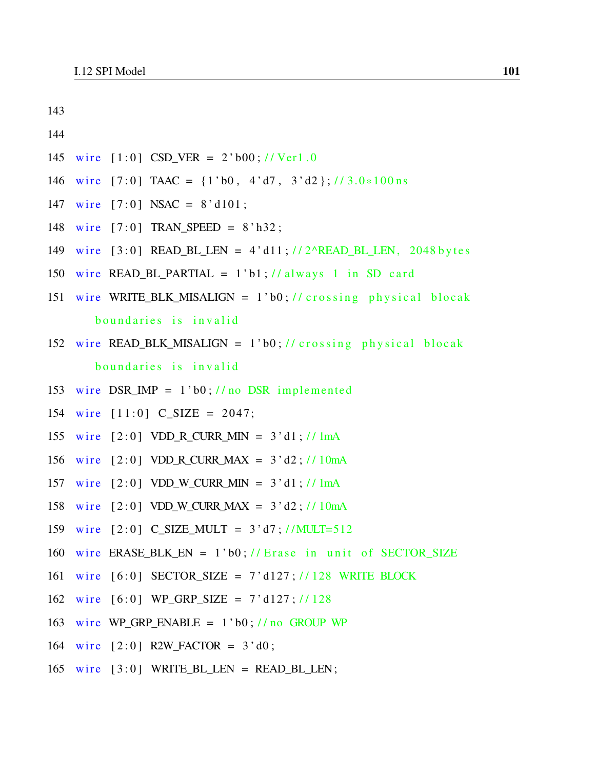```
143
144
145 wire  [1:0]  CSD_VER = 2'b00; //Ver1.0
146 wire  [7:0]  TAAC = {1'b0, 4'd7, 3'd2}; //3.0*100ns
147 wire  [7:0]  NSAC = 8'd101;
148 wire  [7:0]  TRAN_SPEED = 8'h32;
149 wire  [3:0]  READ_BL_LEN = 4'd11; //2^READ_BL_LEN, 2048bytes
150 wire  READ_BL_PARTIAL = 1'b1; //always 1 in SD card
151 wire  WRITE_BLK_MISALIGN = 1'b0; //crossing physical blocak
        boundaries is invalid
152 wire  READ_BLK_MISALIGN = 1'b0; //crossing physical blocak
        boundaries is invalid
153 wire  DSR_IMP = 1'b0; //no DSR implemented
154 wire  [11:0]  C_SIZE = 2047;
155 wire  [2:0]  VDD_R_CURR_MIN = 3'd1; //1mA
156 wire  [2:0]  VDD_R_CURR_MAX = 3'd2; //10mA
157 wire  [2:0]  VDD_W_CURR_MIN = 3'd1; //1mA
158 wire  [2:0]  VDD_W_CURR_MAX = 3'd2; //10mA
159 wire  [2:0]  C_SIZE_MULT = 3'd7; //MULT=512
160 wire  ERASE_BLK_EN = 1'b0; //Erase in unit of SECTOR_SIZE
161 wire  [6:0]  SECTOR_SIZE = 7'd127; //128 WRITE BLOCK
162 wire  [6:0]  WP_GRP_SIZE = 7'd127; //128
163 wire  WP_GRP_ENABLE = 1'b0; //no GROUP WP
164 wire  [2:0]  R2W_FACTOR = 3'd0;
165 wire  [3:0]  WRITE_BL_LEN = READ_BL_LEN;
```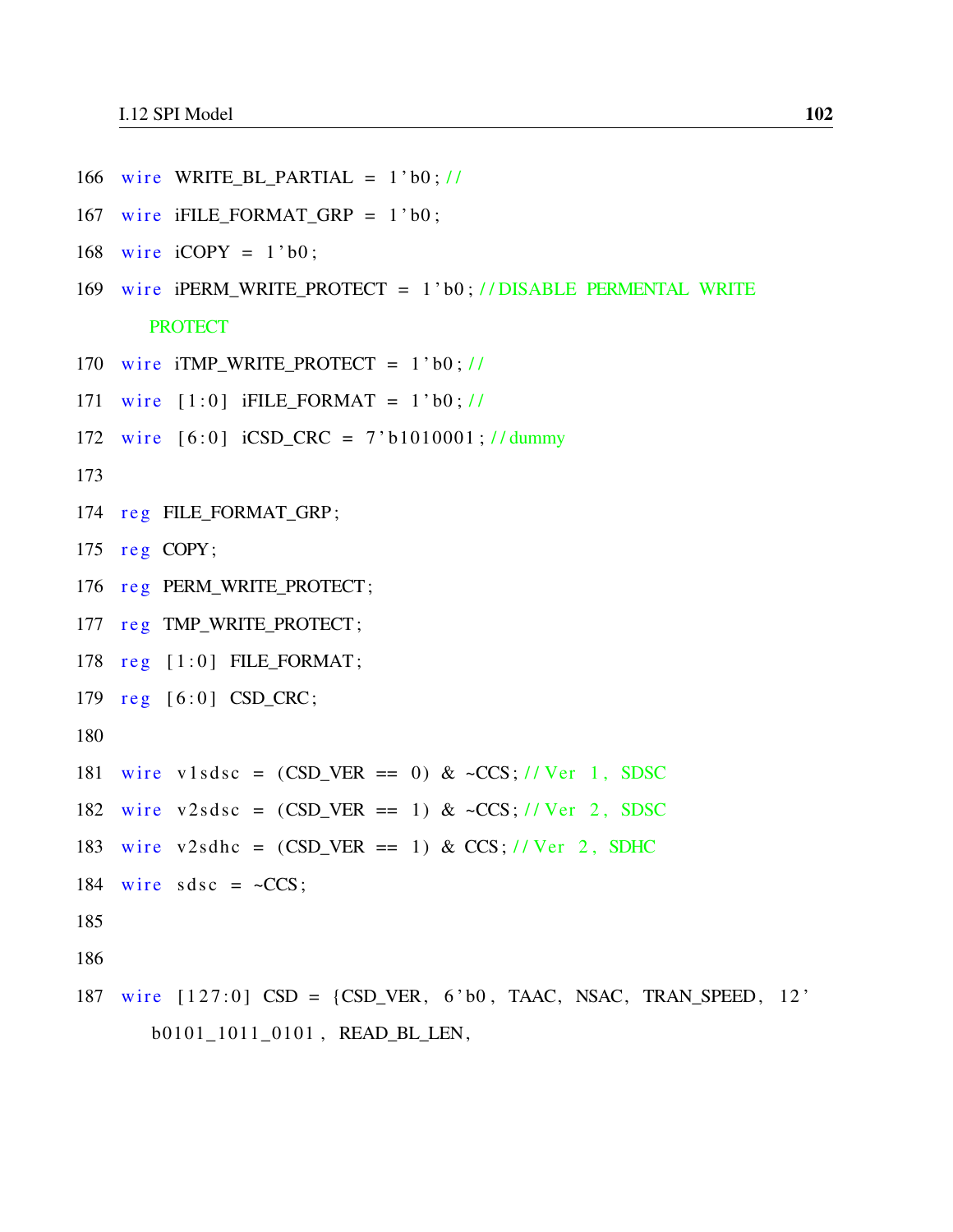```
166 wire WRITE_BL_PARTIAL = 1'b0; //
167 wire iFILE_FORMAT_GRP = 1'b0;
168 wire iCOPY = 1'b0;
169 wire iPERM_WRITE_PROTECT = 1'b0; //DISABLE PERMENTAL WRITE
    PROTECT
170 wire iTMP_WRITE_PROTECT = 1'b0; //
171 wire [1:0] iFILE_FORMAT = 1'b0; //
172 wire [6:0] iCSD_CRC = 7'b1010001; //dummy
173
174 reg FILE_FORMAT_GRP;
175 reg COPY;
176 reg PERM_WRITE_PROTECT;
177 reg TMP_WRITE_PROTECT;
178 reg [1:0] FILE_FORMAT;
179 reg [6:0] CSD_CRC;
180
181 wire v1sdsc = (CSD_VER == 0) & ~CCS; // Ver 1, SDSC
182 wire v2sdsc = (CSD_VER == 1) & ~CCS; // Ver 2, SDSC
183 wire v2sdhc = (CSD_VER == 1) & CCS; // Ver 2, SDHC
184 wire sdsc = ~CCS;
185
186
187 wire [127:0] CSD = {CSD_VER, 6'b0, TAAC, NSAC, TRAN_SPEED, 12'
    b0101_1011_0101, READ_BL_LEN,
```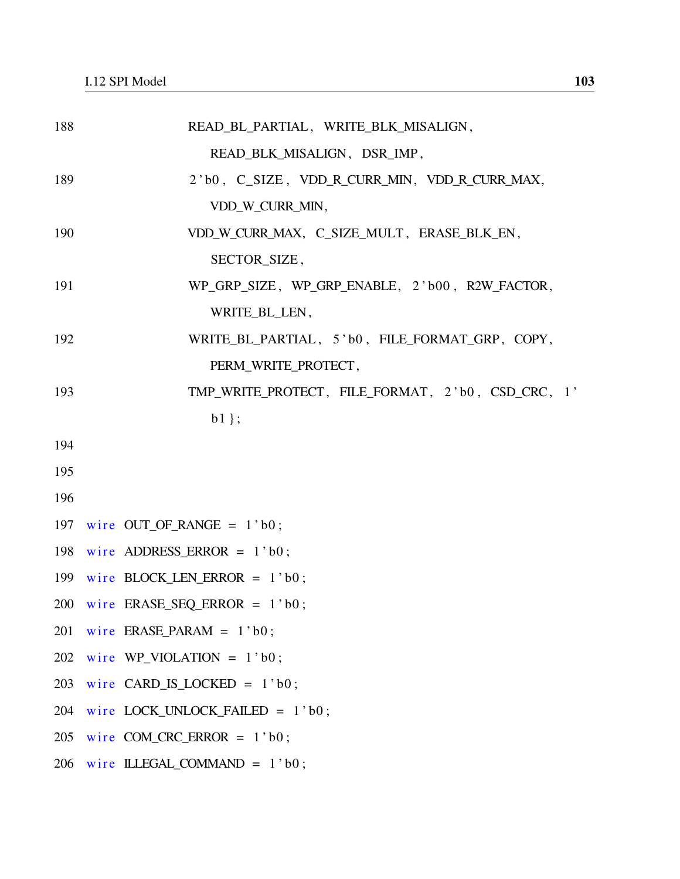```
188                     READ_BL_PARTIAL, WRITE_BLK_MISALIGN,
                            READ_BLK_MISALIGN, DSR_IMP,
189                     2'b0, C_SIZE, VDD_R_CURR_MIN, VDD_R_CURR_MAX,
                            VDD_W_CURR_MIN,
190                     VDD_W_CURR_MAX, C_SIZE_MULT, ERASE_BLK_EN,
                            SECTOR_SIZE,
191                     WP_GRP_SIZE, WP_GRP_ENABLE, 2'b00, R2W_FACTOR,
                            WRITE_BL_LEN,
192                     WRITE_BL_PARTIAL, 5'b0, FILE_FORMAT_GRP, COPY,
                            PERM_WRITE_PROTECT,
193                     TMP_WRITE_PROTECT, FILE_FORMAT, 2'b0, CSD_CRC, 1'
                            b1};
194
195
196
197 wire OUT_OF_RANGE = 1'b0;
198 wire ADDRESS_ERROR = 1'b0;
199 wire BLOCK_LEN_ERROR = 1'b0;
200 wire ERASE_SEQ_ERROR = 1'b0;
201 wire ERASE_PARAM = 1'b0;
202 wire WP_VIOLATION = 1'b0;
203 wire CARD_IS_LOCKED = 1'b0;
204 wire LOCK_UNLOCK_FAILED = 1'b0;
205 wire COM_CRC_ERROR = 1'b0;
206 wire ILLEGAL_COMMAND = 1'b0;
```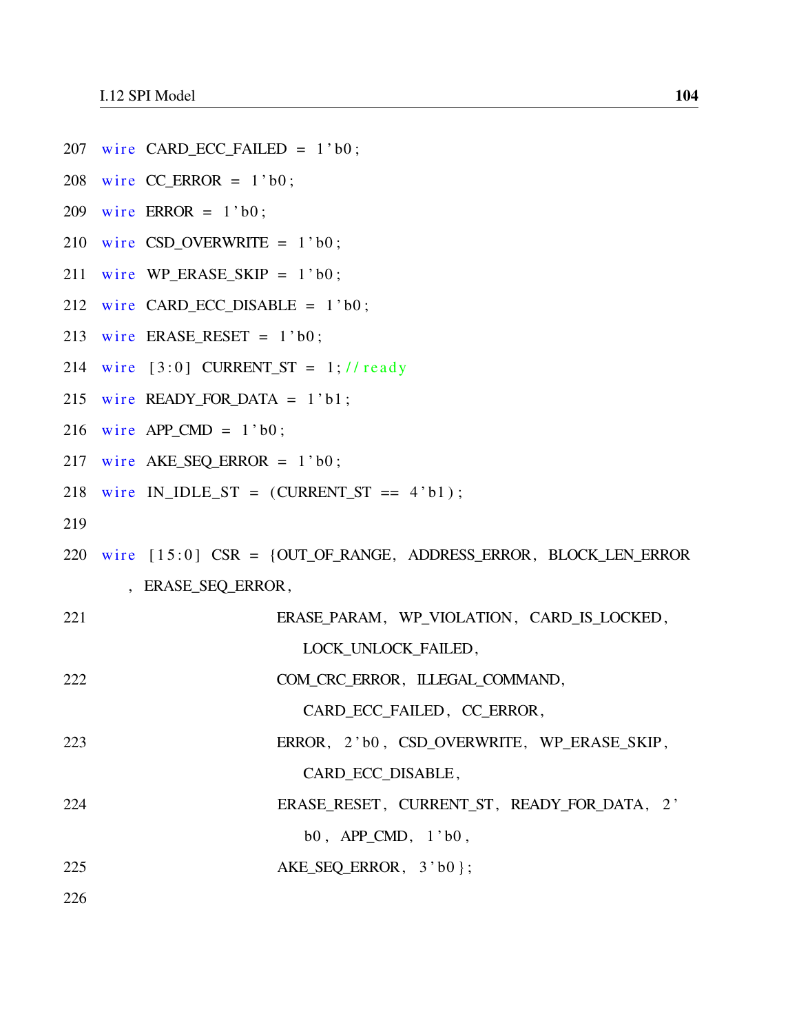```
207 wire CARD_ECC_FAILED = 1'b0;
208 wire CC_ERROR = 1'b0;
209 wire ERROR = 1'b0;
210 wire CSD_OVERWRITE = 1'b0;
211 wire WP_ERASE_SKIP = 1'b0;
212 wire CARD_ECC_DISABLE = 1'b0;
213 wire ERASE_RESET = 1'b0;
214 wire [3:0] CURRENT_ST = 1;//ready
215 wire READY_FOR_DATA = 1'b1;
216 wire APP_CMD = 1'b0;
217 wire AKE_SEQ_ERROR = 1'b0;
218 wire IN_IDLE_ST = (CURRENT_ST == 4'b1);
219
220 wire [15:0] CSR = {OUT_OF_RANGE, ADDRESS_ERROR, BLOCK_LEN_ERROR
        , ERASE_SEQ_ERROR,
221                         ERASE_PARAM, WP_VIOLATION, CARD_IS_LOCKED,
                                LOCK_UNLOCK_FAILED,
222                         COM_CRC_ERROR, ILLEGAL_COMMAND,
                                CARD_ECC_FAILED, CC_ERROR,
223                         ERROR, 2'b0, CSD_OVERWRITE, WP_ERASE_SKIP,
                                CARD_ECC_DISABLE,
224                         ERASE_RESET, CURRENT_ST, READY_FOR_DATA, 2'
                                b0, APP_CMD, 1'b0,
225                         AKE_SEQ_ERROR, 3'b0};
226
```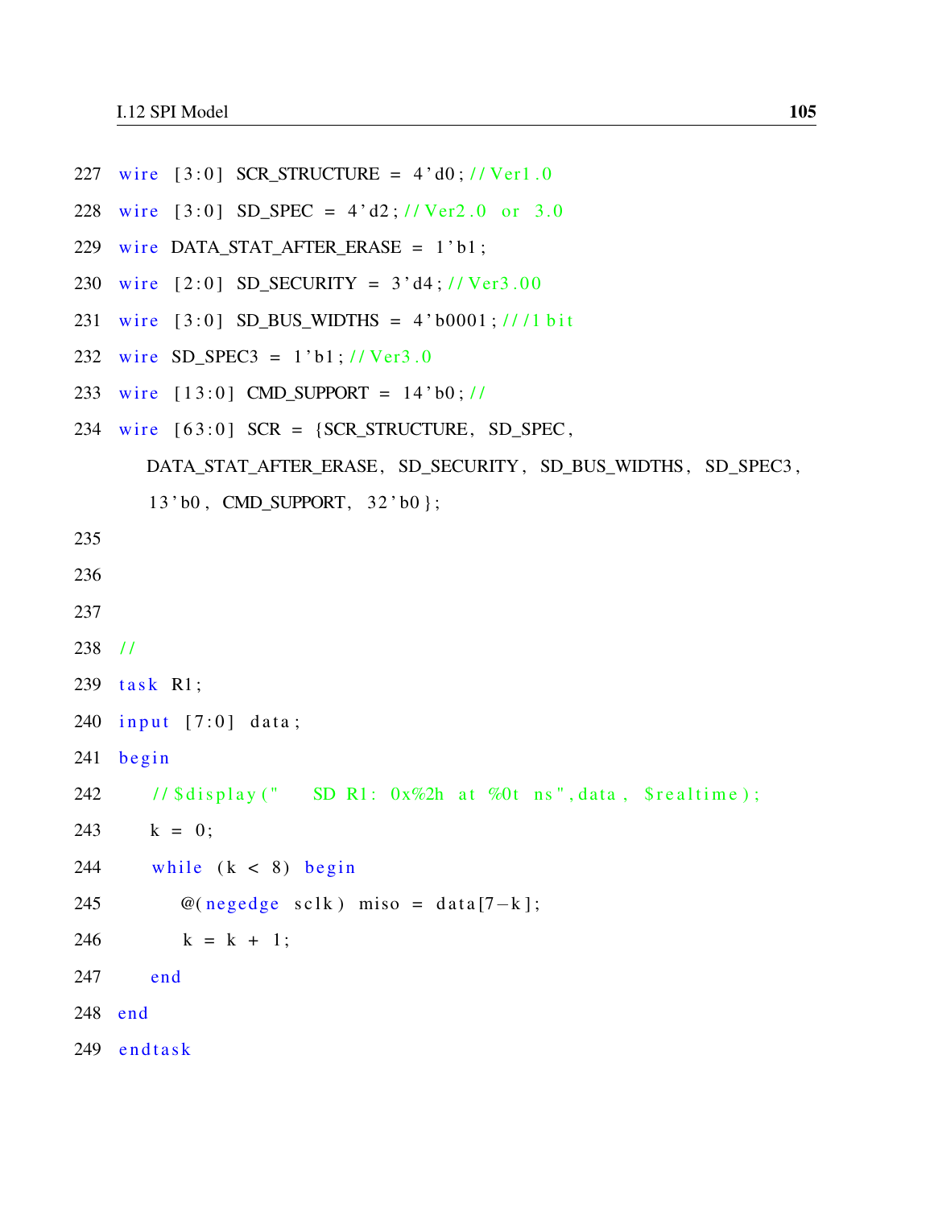```verilog
227 wire [3:0] SCR_STRUCTURE = 4'd0; // Ver1.0
228 wire [3:0] SD_SPEC = 4'd2; // Ver2.0 or 3.0
229 wire DATA_STAT_AFTER_ERASE = 1'b1;
230 wire [2:0] SD_SECURITY = 3'd4; // Ver3.00
231 wire [3:0] SD_BUS_WIDTHS = 4'b0001; ///1 bit
232 wire SD_SPEC3 = 1'b1; // Ver3.0
233 wire [13:0] CMD_SUPPORT = 14'b0; //
234 wire [63:0] SCR = {SCR_STRUCTURE, SD_SPEC,
        DATA_STAT_AFTER_ERASE, SD_SECURITY, SD_BUS_WIDTHS, SD_SPEC3,
        13'b0, CMD_SUPPORT, 32'b0};
235
236
237
238 //
239 task R1;
240 input [7:0] data;
241 begin
242     //$display("   SD R1: 0x%2h at %0t ns",data, $realtime);
243     k = 0;
244     while (k < 8) begin
245         @(negedge sclk) miso = data[7-k];
246         k = k + 1;
247     end
248 end
249 endtask
```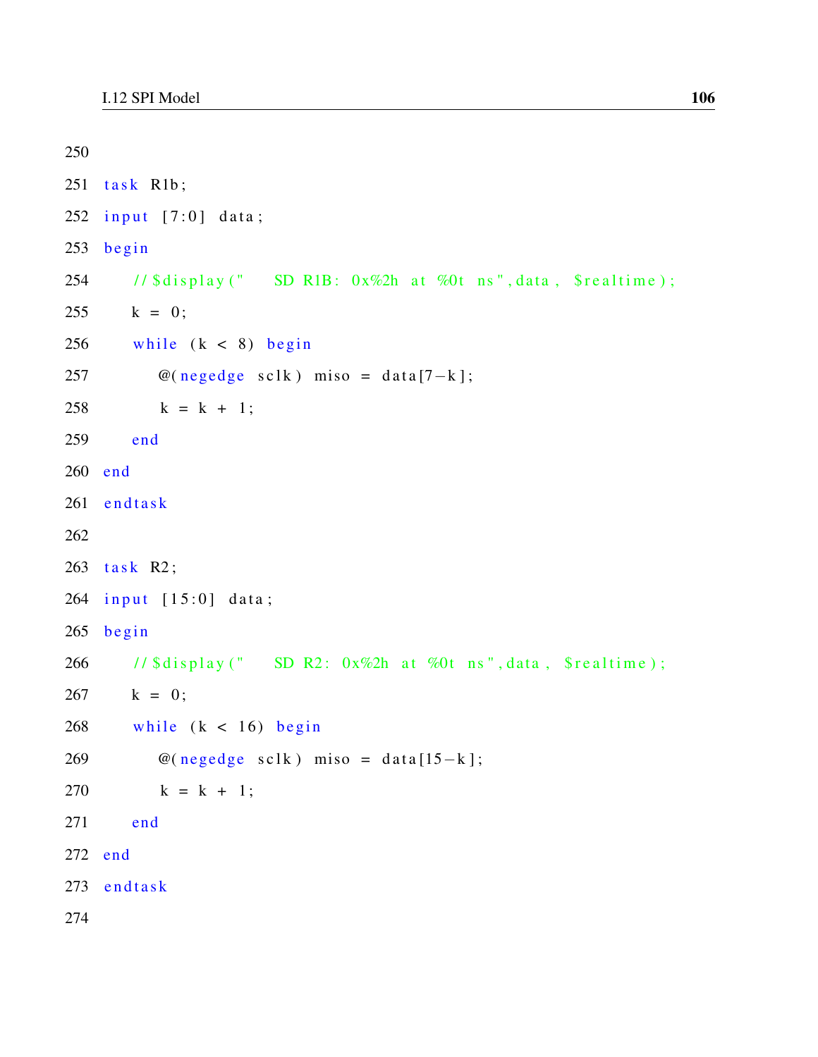```
task R1b;
input [7:0] data;
begin
   //$display("   SD R1B: 0x%2h at %0t ns",data, $realtime);
   k = 0;
   while (k < 8) begin
      @(negedge sclk) miso = data[7-k];
      k = k + 1;
   end
end
endtask

task R2;
input [15:0] data;
begin
   //$display("   SD R2: 0x%2h at %0t ns",data, $realtime);
   k = 0;
   while (k < 16) begin
      @(negedge sclk) miso = data[15-k];
      k = k + 1;
   end
end
endtask
```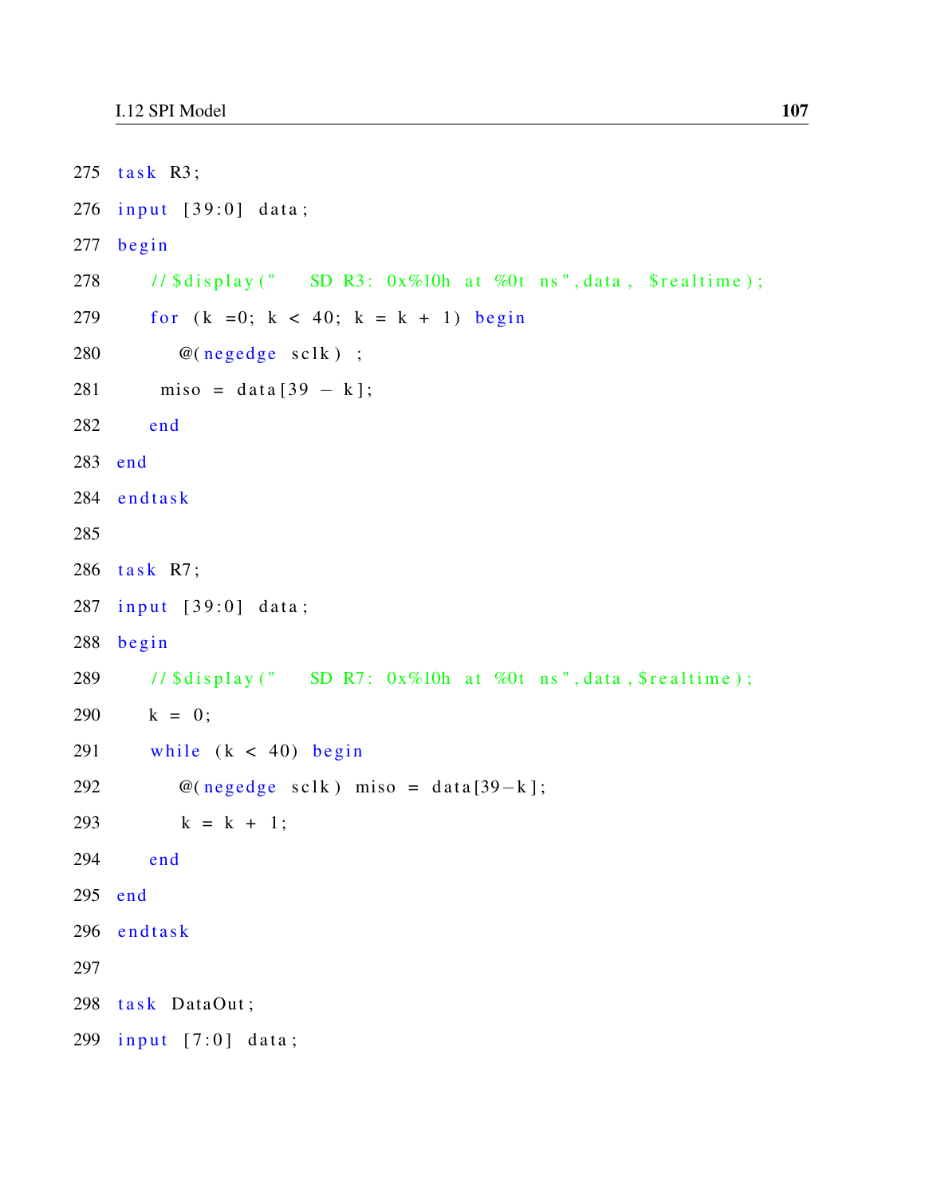```
275 task R3;
276 input [39:0] data;
277 begin
278    //$display("    SD R3: 0x%10h at %0t ns",data, $realtime);
279    for (k =0; k < 40; k = k + 1) begin
280       @(negedge sclk) ;
281      miso = data[39 - k];
282    end
283 end
284 endtask
285
286 task R7;
287 input [39:0] data;
288 begin
289    //$display("    SD R7: 0x%10h at %0t ns",data,$realtime);
290    k = 0;
291    while (k < 40) begin
292       @(negedge sclk) miso = data[39-k];
293       k = k + 1;
294    end
295 end
296 endtask
297
298 task DataOut;
299 input [7:0] data;
```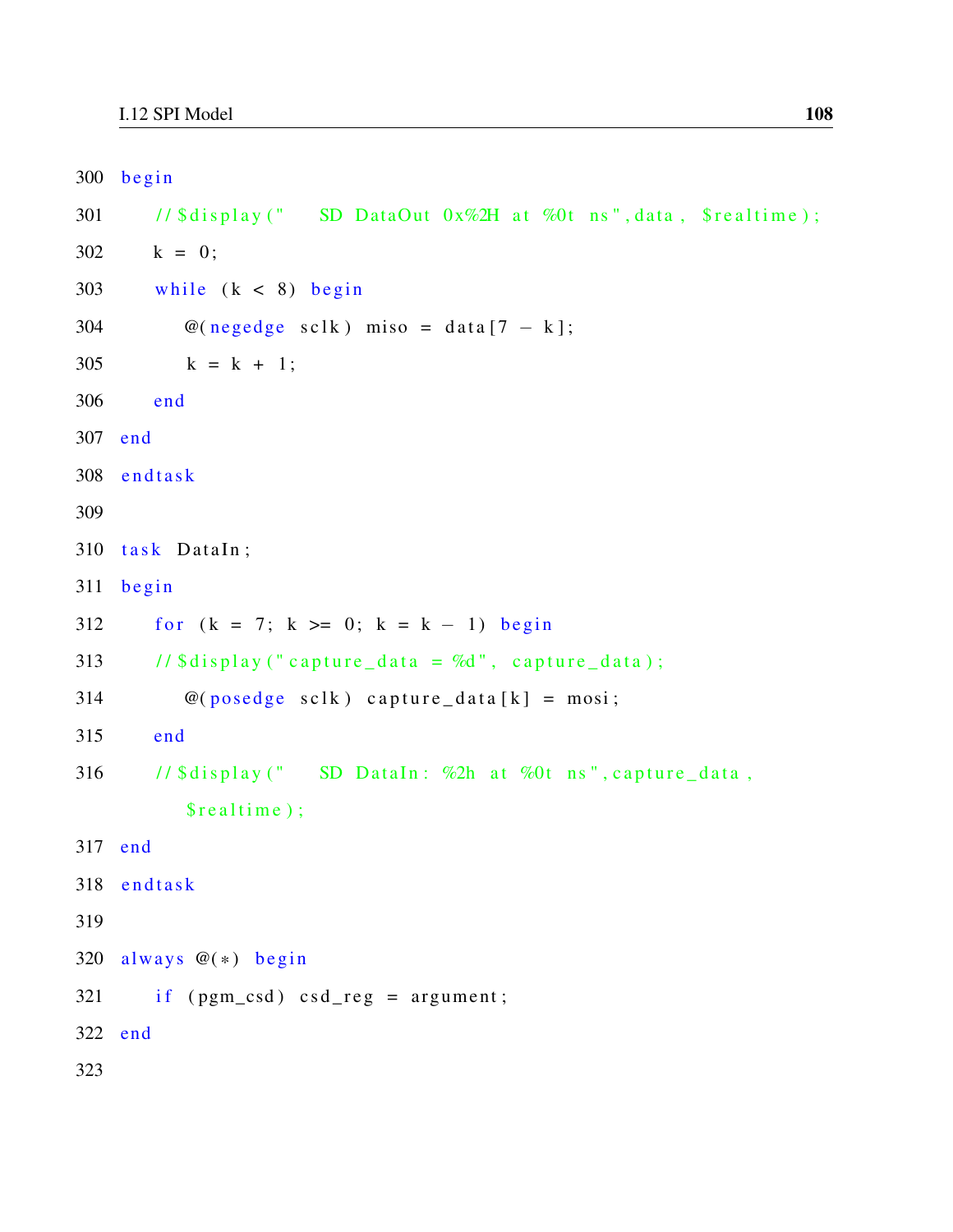```
300 begin
301    //$display("    SD DataOut 0x%2H at %0t ns",data, $realtime);
302    k = 0;
303    while (k < 8) begin
304       @(negedge sclk) miso = data[7 - k];
305       k = k + 1;
306    end
307 end
308 endtask
309
310 task DataIn;
311 begin
312    for (k = 7; k >= 0; k = k - 1) begin
313    //$display("capture_data = %d", capture_data);
314       @(posedge sclk) capture_data[k] = mosi;
315    end
316    //$display("    SD DataIn: %2h at %0t ns",capture_data,
          $realtime);
317 end
318 endtask
319
320 always @(*) begin
321    if (pgm_csd) csd_reg = argument;
322 end
323
```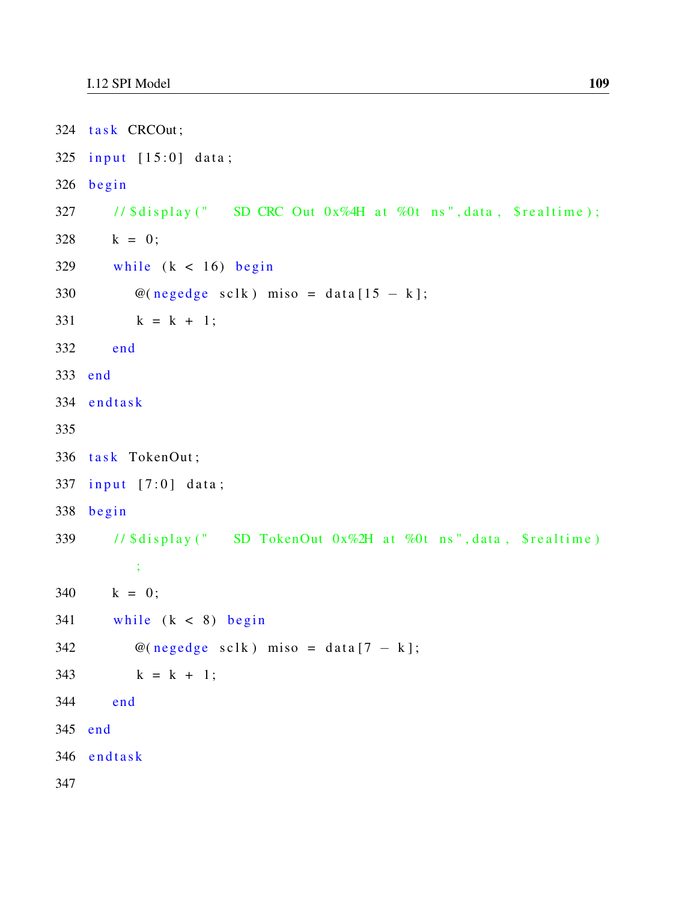```
324 task CRCOut;
325 input [15:0] data;
326 begin
327    //$display("   SD CRC Out 0x%4H at %0t ns",data, $realtime);
328    k = 0;
329    while (k < 16) begin
330       @(negedge sclk) miso = data[15 - k];
331       k = k + 1;
332    end
333 end
334 endtask
335 
336 task TokenOut;
337 input [7:0] data;
338 begin
339    //$display("   SD TokenOut 0x%2H at %0t ns",data, $realtime)
         ;
340    k = 0;
341    while (k < 8) begin
342       @(negedge sclk) miso = data[7 - k];
343       k = k + 1;
344    end
345 end
346 endtask
347 
```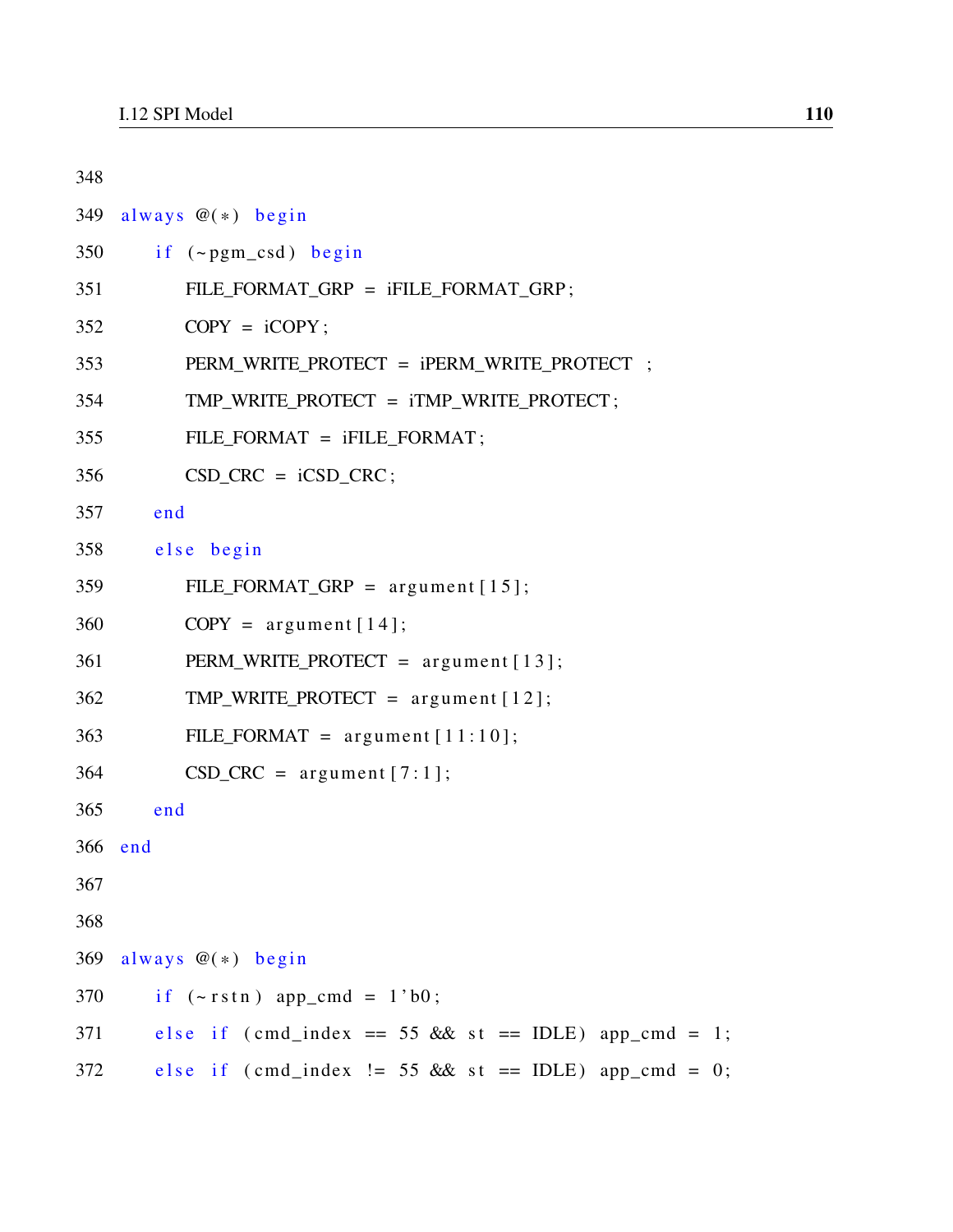```
348
349 always @(*) begin
350     if (~pgm_csd) begin
351         FILE_FORMAT_GRP = iFILE_FORMAT_GRP;
352         COPY = iCOPY;
353         PERM_WRITE_PROTECT = iPERM_WRITE_PROTECT ;
354         TMP_WRITE_PROTECT = iTMP_WRITE_PROTECT;
355         FILE_FORMAT = iFILE_FORMAT;
356         CSD_CRC = iCSD_CRC;
357     end
358     else begin
359         FILE_FORMAT_GRP = argument[15];
360         COPY = argument[14];
361         PERM_WRITE_PROTECT = argument[13];
362         TMP_WRITE_PROTECT = argument[12];
363         FILE_FORMAT = argument[11:10];
364         CSD_CRC = argument[7:1];
365     end
366 end
367
368
369 always @(*) begin
370     if (~rstn) app_cmd = 1'b0;
371     else if (cmd_index == 55 && st == IDLE) app_cmd = 1;
372     else if (cmd_index != 55 && st == IDLE) app_cmd = 0;
```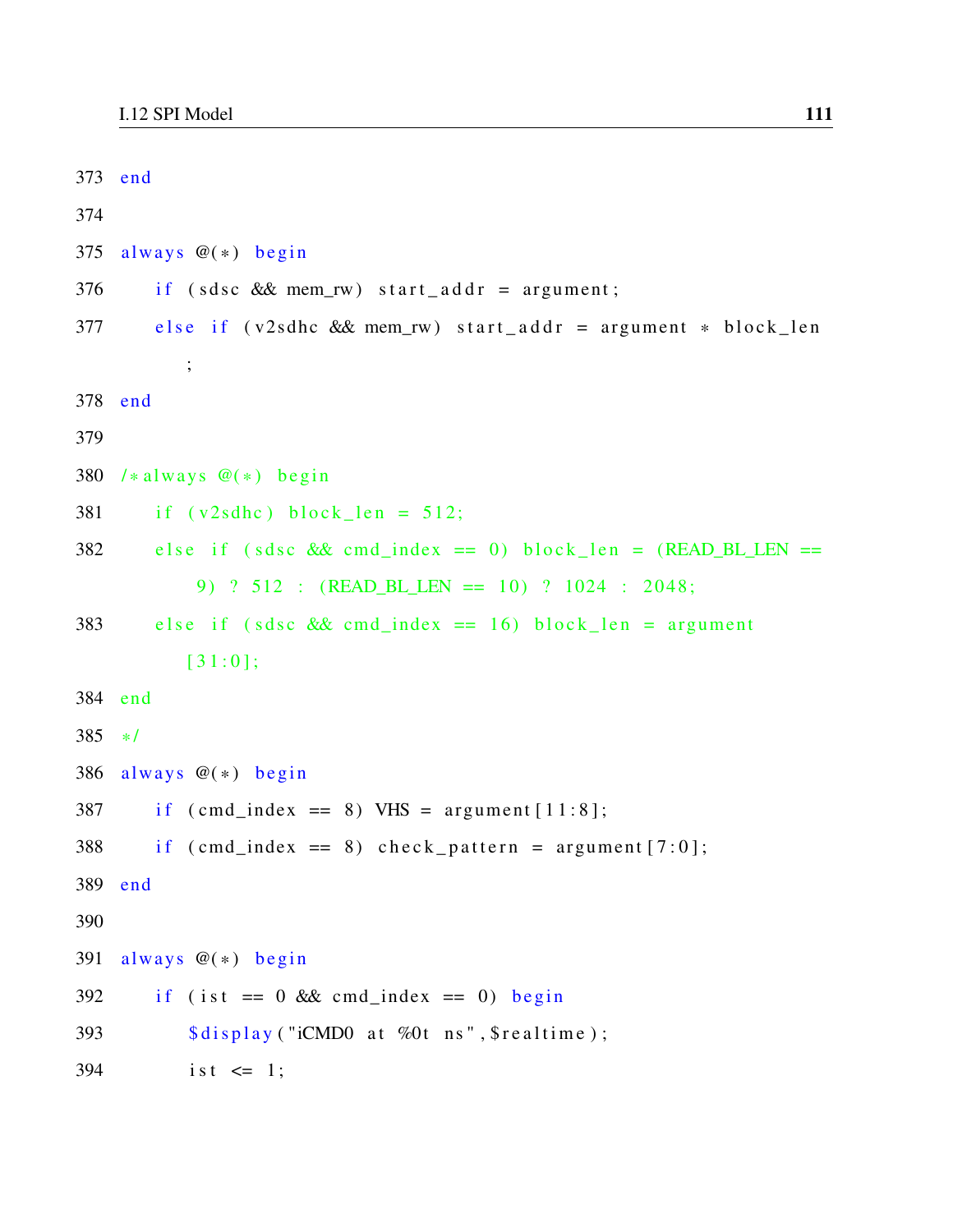```
373 end
374
375 always @(*) begin
376     if (sdsc && mem_rw) start_addr = argument;
377     else if (v2sdhc && mem_rw) start_addr = argument * block_len
        ;
378 end
379
380 /*always @(*) begin
381     if (v2sdhc) block_len = 512;
382     else if (sdsc && cmd_index == 0) block_len = (READ_BL_LEN ==
         9) ? 512 : (READ_BL_LEN == 10) ? 1024 : 2048;
383     else if (sdsc && cmd_index == 16) block_len = argument
        [31:0];
384 end
385 */
386 always @(*) begin
387     if (cmd_index == 8) VHS = argument[11:8];
388     if (cmd_index == 8) check_pattern = argument[7:0];
389 end
390
391 always @(*) begin
392     if (ist == 0 && cmd_index == 0) begin
393         $display("iCMD0 at %0t ns",$realtime);
394         ist <= 1;
```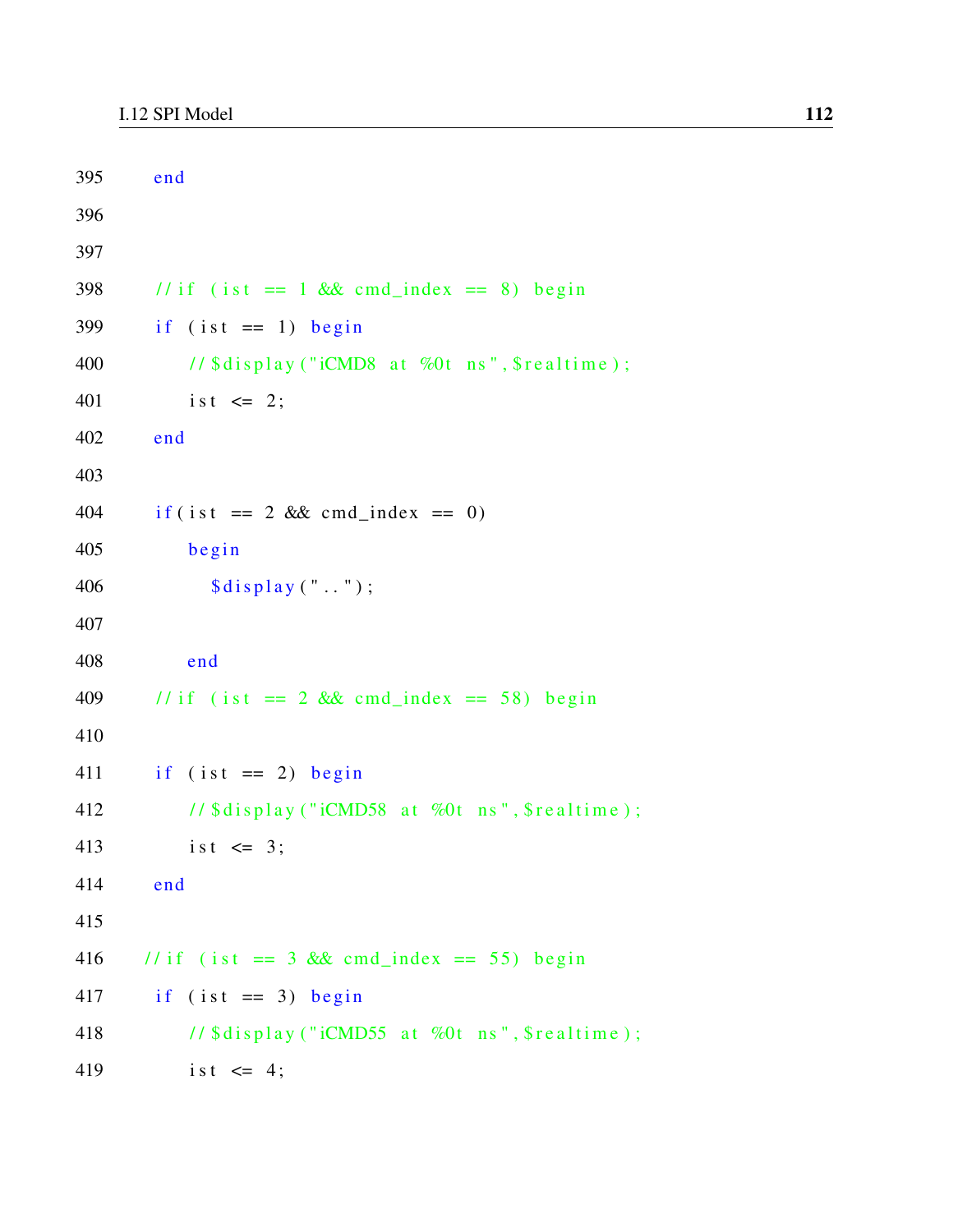```
395     end
396
397
398     //if (ist == 1 && cmd_index == 8) begin
399     if (ist == 1) begin
400        //$display("iCMD8 at %0t ns",$realtime);
401        ist <= 2;
402     end
403
404     if(ist == 2 && cmd_index == 0)
405        begin
406          $display("..");
407
408        end
409     //if (ist == 2 && cmd_index == 58) begin
410
411     if (ist == 2) begin
412        //$display("iCMD58 at %0t ns",$realtime);
413        ist <= 3;
414     end
415
416    //if (ist == 3 && cmd_index == 55) begin
417     if (ist == 3) begin
418        //$display("iCMD55 at %0t ns",$realtime);
419        ist <= 4;
```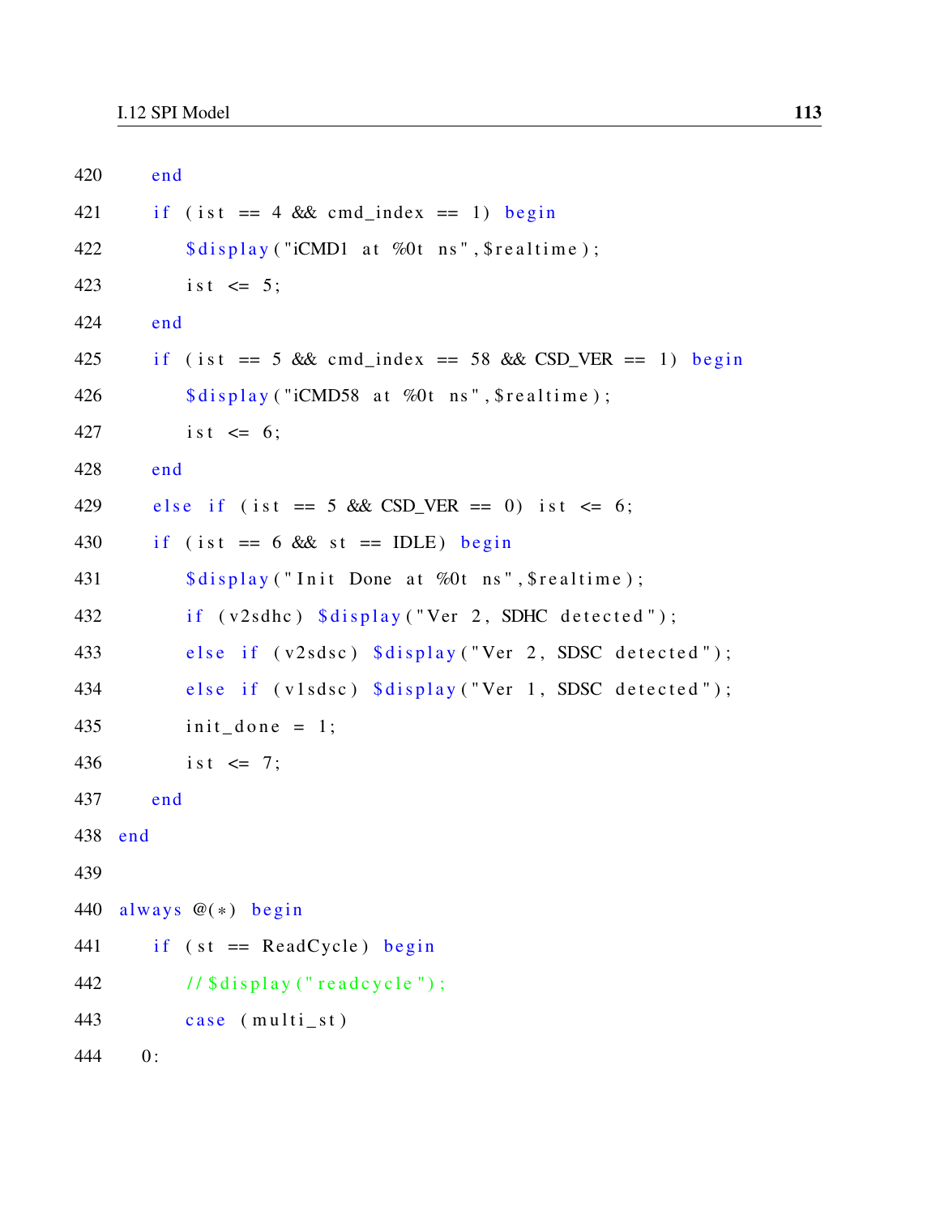```
420     end
421     if (ist == 4 && cmd_index == 1) begin
422         $display("iCMD1 at %0t ns",$realtime);
423         ist <= 5;
424     end
425     if (ist == 5 && cmd_index == 58 && CSD_VER == 1) begin
426         $display("iCMD58 at %0t ns",$realtime);
427         ist <= 6;
428     end
429     else if (ist == 5 && CSD_VER == 0) ist <= 6;
430     if (ist == 6 && st == IDLE) begin
431         $display("Init Done at %0t ns",$realtime);
432         if (v2sdhc) $display("Ver 2, SDHC detected");
433         else if (v2sdsc) $display("Ver 2, SDSC detected");
434         else if (v1sdsc) $display("Ver 1, SDSC detected");
435         init_done = 1;
436         ist <= 7;
437     end
438 end
439
440 always @(*) begin
441     if (st == ReadCycle) begin
442         //$display("readcycle");
443         case (multi_st)
444   0:
```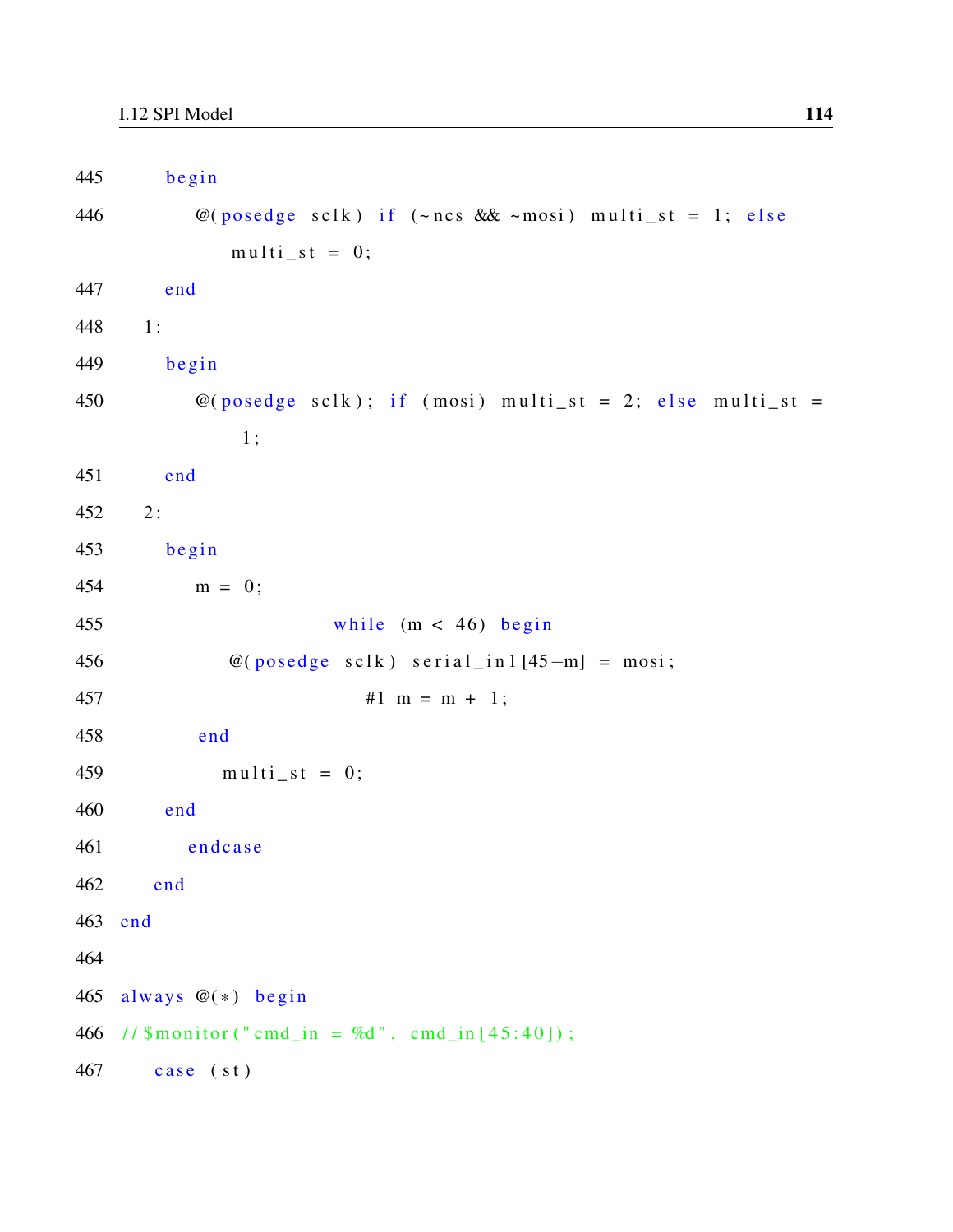```
445        begin
446          @(posedge sclk) if (~ncs && ~mosi) multi_st = 1; else
                multi_st = 0;
447        end
448      1:
449        begin
450          @(posedge sclk); if (mosi) multi_st = 2; else multi_st =
                 1;
451        end
452      2:
453        begin
454          m = 0;
455                         while (m < 46) begin
456               @(posedge sclk) serial_in1[45-m] = mosi;
457                               #1 m = m + 1;
458             end
459               multi_st = 0;
460        end
461          endcase
462      end
463  end
464
465  always @(*) begin
466  //$monitor("cmd_in = %d", cmd_in[45:40]);
467      case (st)
```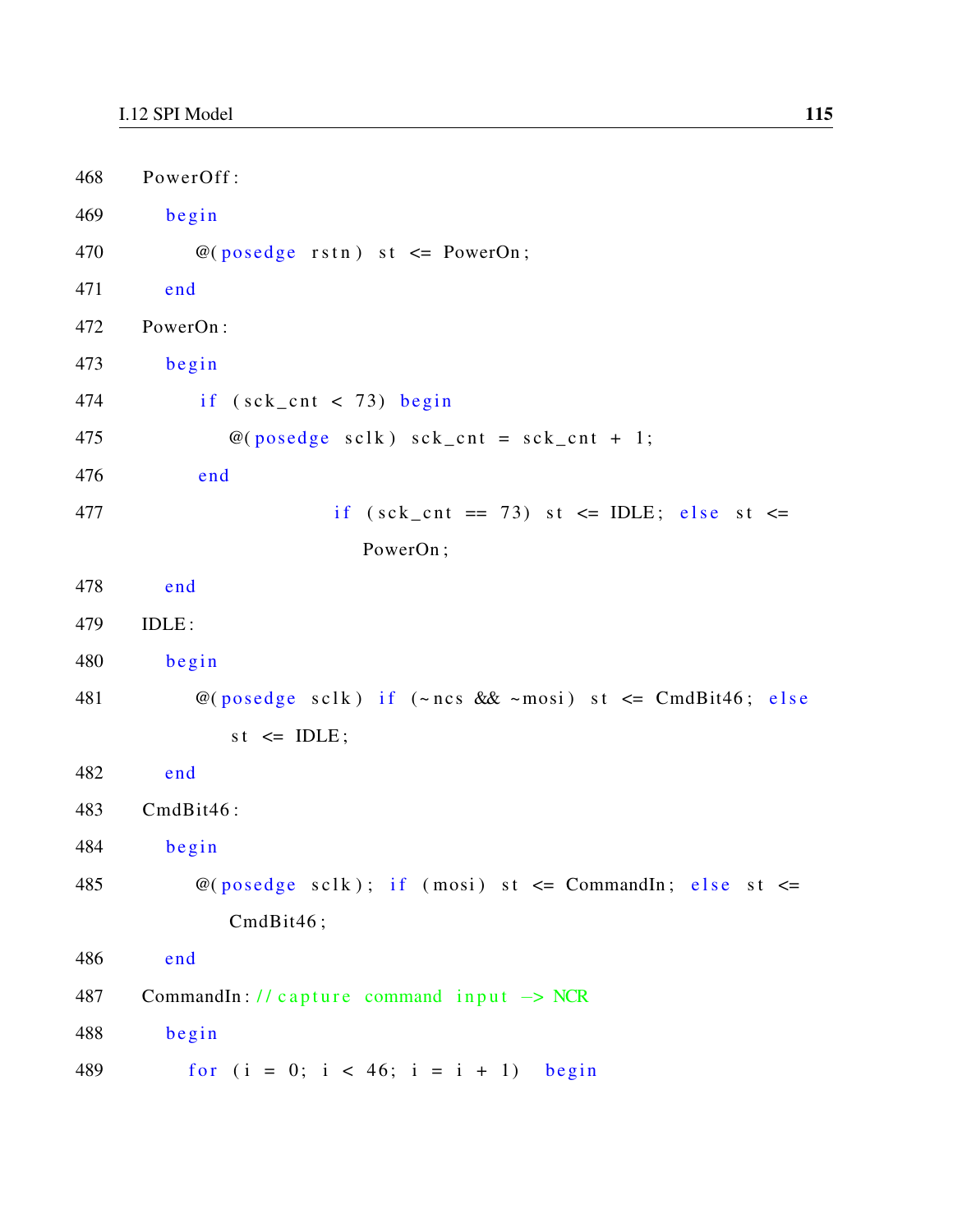```
468   PowerOff:
469     begin
470        @(posedge rstn) st <= PowerOn;
471     end
472   PowerOn:
473     begin
474         if (sck_cnt < 73) begin
475            @(posedge sclk) sck_cnt = sck_cnt + 1;
476         end
477                       if (sck_cnt == 73) st <= IDLE; else st <=
                              PowerOn;
478     end
479   IDLE:
480     begin
481        @(posedge sclk) if (~ncs && ~mosi) st <= CmdBit46; else
              st <= IDLE;
482     end
483   CmdBit46:
484     begin
485        @(posedge sclk); if (mosi) st <= CommandIn; else st <=
              CmdBit46;
486     end
487   CommandIn: // capture command input -> NCR
488     begin
489       for (i = 0; i < 46; i = i + 1)  begin
```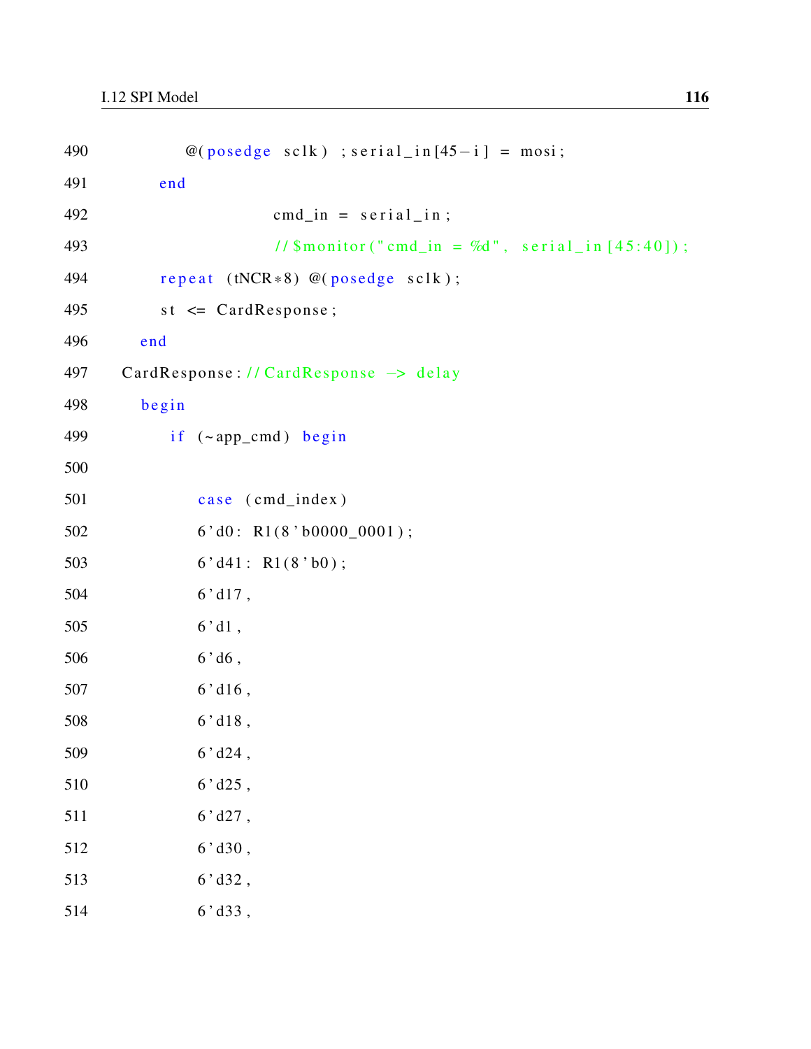```
490           @(posedge sclk) ;serial_in[45-i] = mosi;
491         end
492                         cmd_in = serial_in;
493                         //$monitor("cmd_in = %d", serial_in[45:40]);
494         repeat (tNCR*8) @(posedge sclk);
495         st <= CardResponse;
496       end
497     CardResponse: // CardResponse -> delay
498       begin
499           if (~app_cmd) begin
500 
501               case (cmd_index)
502               6'd0:  R1(8'b0000_0001);
503               6'd41:  R1(8'b0);
504               6'd17,
505               6'd1,
506               6'd6,
507               6'd16,
508               6'd18,
509               6'd24,
510               6'd25,
511               6'd27,
512               6'd30,
513               6'd32,
514               6'd33,
```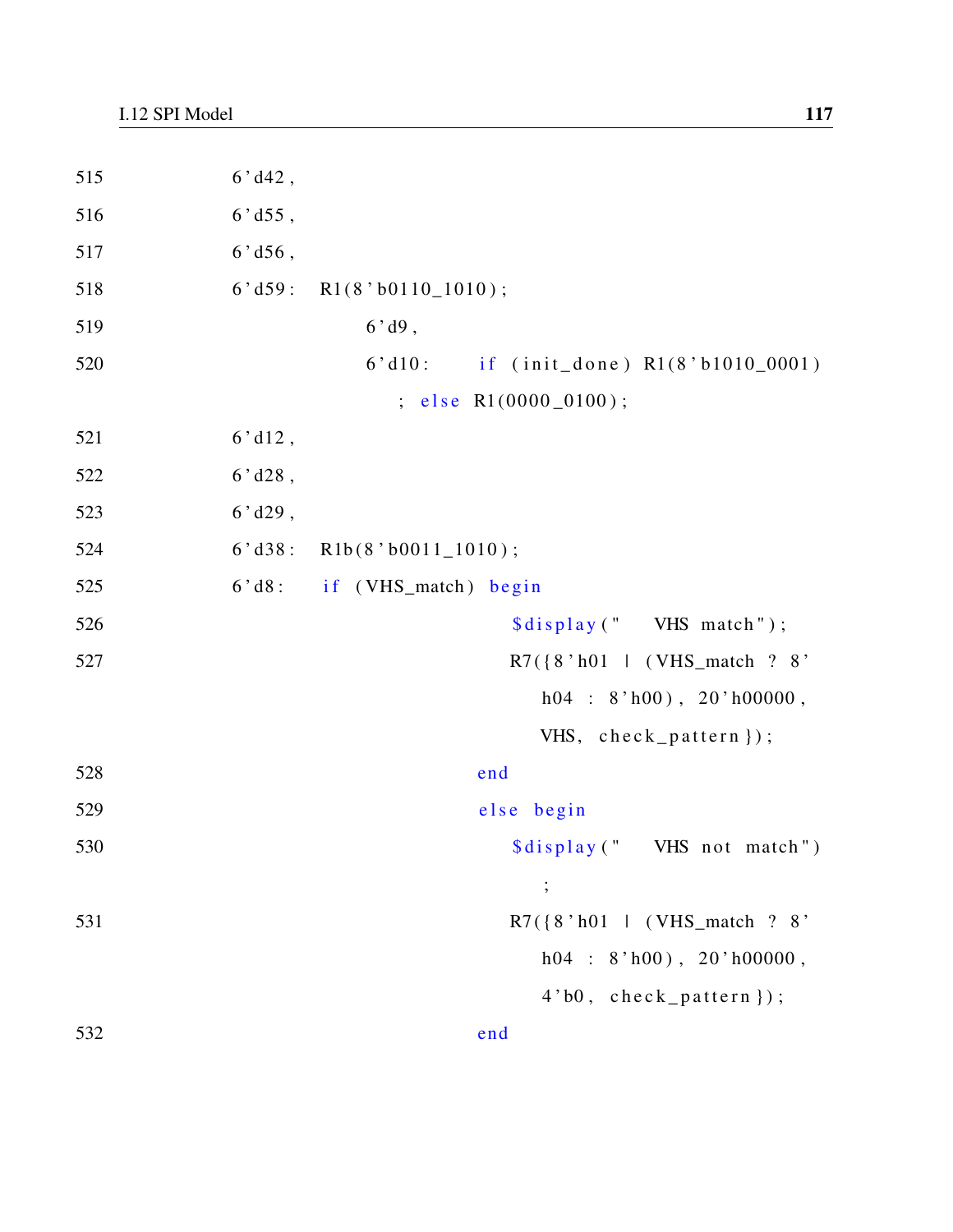```
515             6'd42,
516             6'd55,
517             6'd56,
518             6'd59:  R1(8'b0110_1010);
519                     6'd9,
520                     6'd10:    if (init_done) R1(8'b1010_0001)
                          ; else R1(0000_0100);
521             6'd12,
522             6'd28,
523             6'd29,
524             6'd38:  R1b(8'b0011_1010);
525             6'd8:   if (VHS_match) begin
526                             $display("   VHS match");
527                             R7({8'h01 | (VHS_match ? 8'
                                  h04 : 8'h00), 20'h00000,
                                  VHS, check_pattern});
528                           end
529                           else begin
530                             $display("   VHS not match")
                                  ;
531                             R7({8'h01 | (VHS_match ? 8'
                                  h04 : 8'h00), 20'h00000,
                                  4'b0, check_pattern});
532                           end
```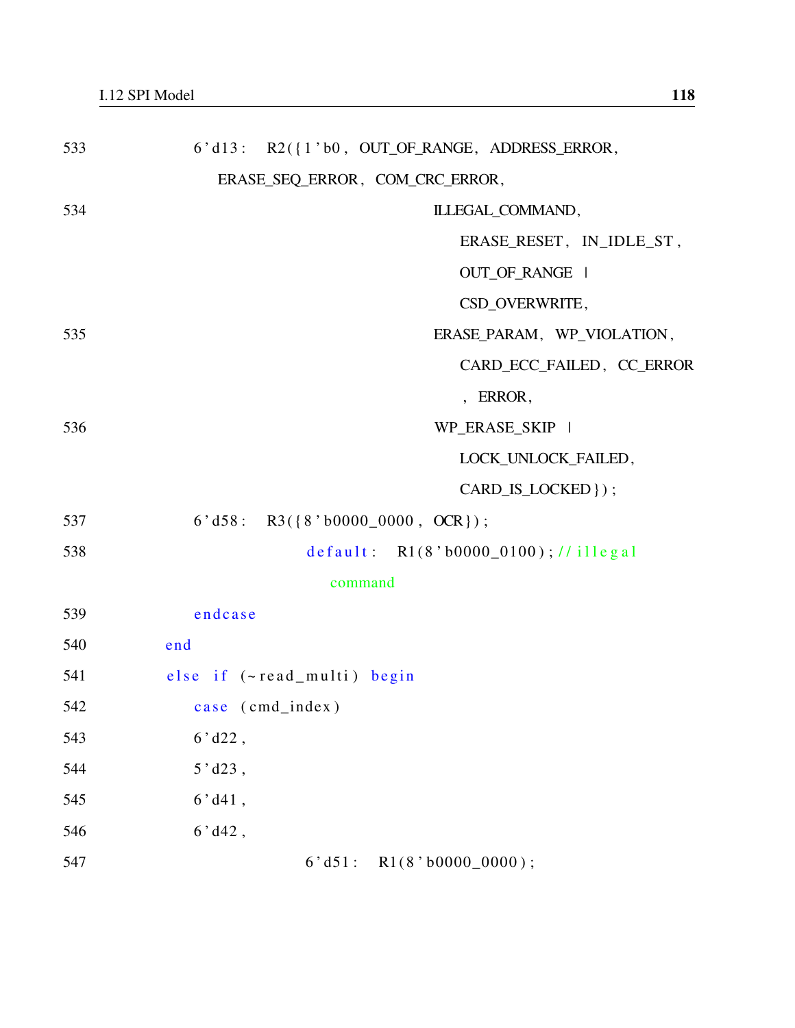```
533             6'd13:   R2({1'b0, OUT_OF_RANGE, ADDRESS_ERROR,
                   ERASE_SEQ_ERROR, COM_CRC_ERROR,
534                                              ILLEGAL_COMMAND,
                                                    ERASE_RESET, IN_IDLE_ST,
                                                    OUT_OF_RANGE |
                                                    CSD_OVERWRITE,
535                                              ERASE_PARAM, WP_VIOLATION,
                                                    CARD_ECC_FAILED, CC_ERROR
                                                    , ERROR,
536                                              WP_ERASE_SKIP |
                                                    LOCK_UNLOCK_FAILED,
                                                    CARD_IS_LOCKED});
537             6'd58:   R3({8'b0000_0000, OCR});
538                         default:   R1(8'b0000_0100); // illegal
                               command
539             endcase
540         end
541         else if (~read_multi) begin
542             case (cmd_index)
543             6'd22,
544             5'd23,
545             6'd41,
546             6'd42,
547                         6'd51:   R1(8'b0000_0000);
```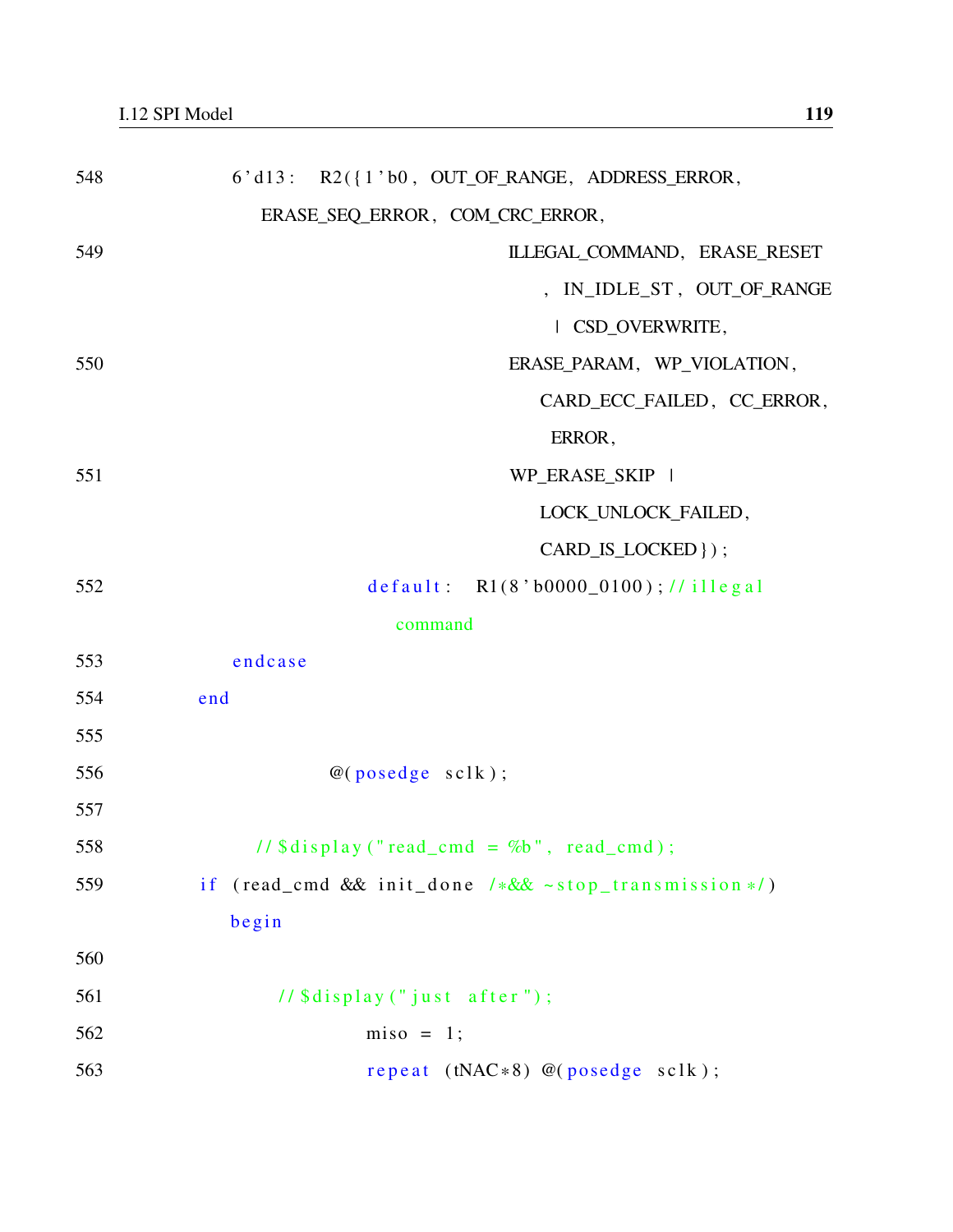```
548                6'd13:   R2({1'b0, OUT_OF_RANGE, ADDRESS_ERROR,
                      ERASE_SEQ_ERROR, COM_CRC_ERROR,
549                                                      ILLEGAL_COMMAND, ERASE_RESET
                                                              , IN_IDLE_ST, OUT_OF_RANGE
                                                               | CSD_OVERWRITE,
550                                                      ERASE_PARAM, WP_VIOLATION,
                                                              CARD_ECC_FAILED, CC_ERROR,
                                                               ERROR,
551                                                      WP_ERASE_SKIP |
                                                              LOCK_UNLOCK_FAILED,
                                                              CARD_IS_LOCKED});
552                                default:  R1(8'b0000_0100); // illegal
                                     command
553                endcase
554             end
555
556                           @(posedge sclk);
557
558                  // $display("read_cmd = %b", read_cmd);
559             if (read_cmd && init_done /*&& ~stop_transmission*/)
                   begin
560
561                     // $display("just after");
562                                miso = 1;
563                                repeat (tNAC*8) @(posedge sclk);
```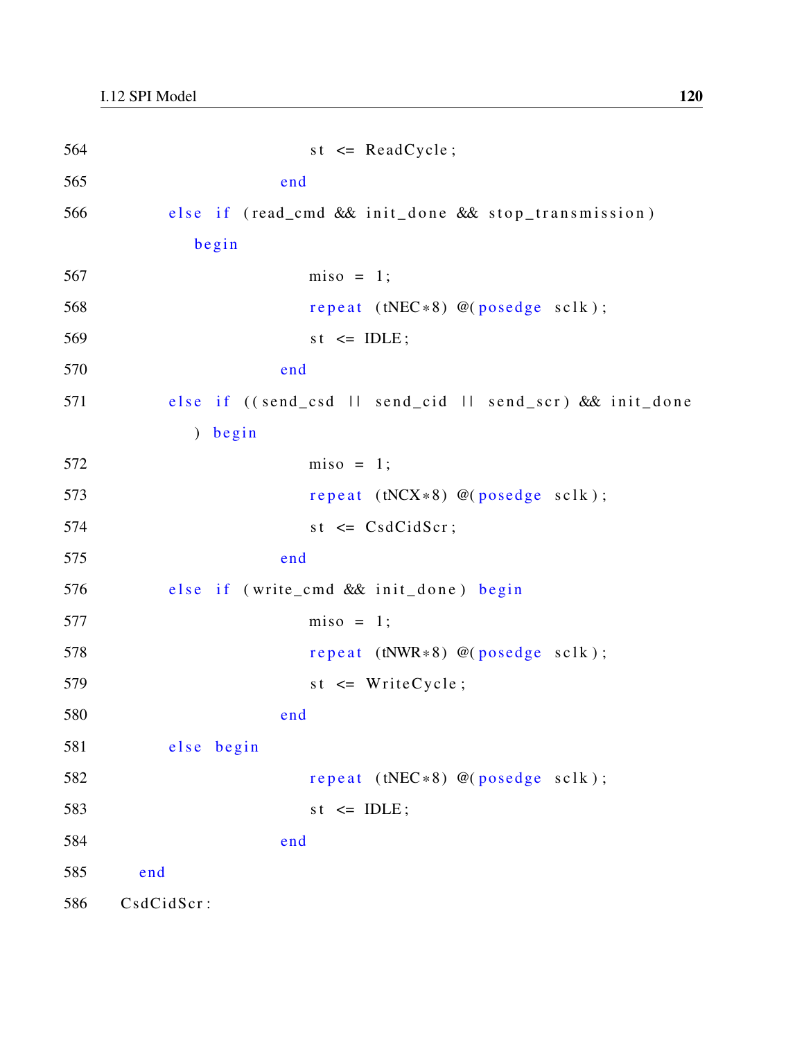```
564                         st <= ReadCycle;
565                     end
566         else if (read_cmd && init_done && stop_transmission)
               begin
567                         miso = 1;
568                         repeat (tNEC*8) @(posedge sclk);
569                         st <= IDLE;
570                     end
571         else if ((send_csd || send_cid || send_scr) && init_done
               ) begin
572                         miso = 1;
573                         repeat (tNCX*8) @(posedge sclk);
574                         st <= CsdCidScr;
575                     end
576         else if (write_cmd && init_done) begin
577                         miso = 1;
578                         repeat (tNWR*8) @(posedge sclk);
579                         st <= WriteCycle;
580                     end
581         else begin
582                         repeat (tNEC*8) @(posedge sclk);
583                         st <= IDLE;
584                     end
585     end
586   CsdCidScr:
```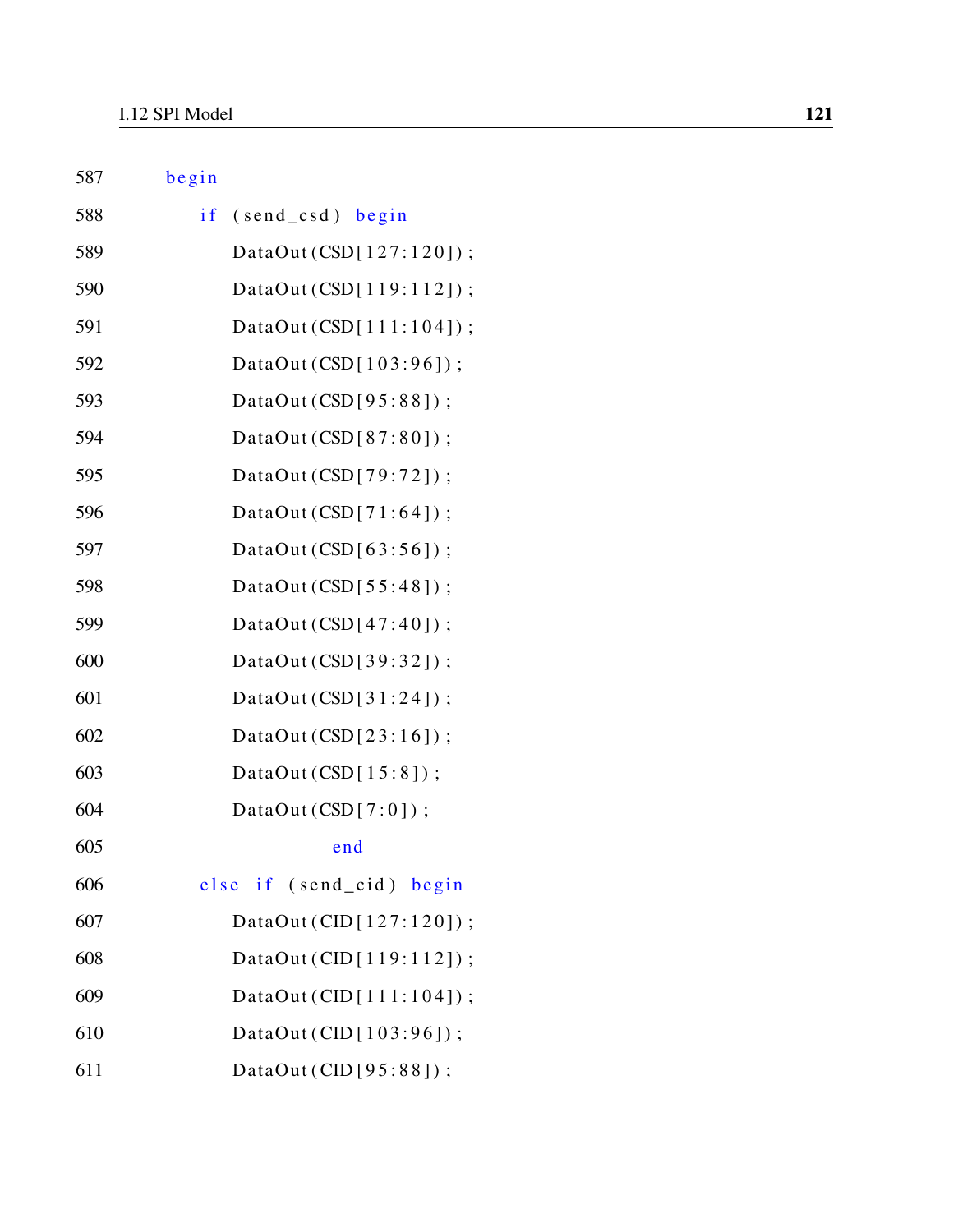```
587     begin
588         if (send_csd) begin
589             DataOut(CSD[127:120]);
590             DataOut(CSD[119:112]);
591             DataOut(CSD[111:104]);
592             DataOut(CSD[103:96]);
593             DataOut(CSD[95:88]);
594             DataOut(CSD[87:80]);
595             DataOut(CSD[79:72]);
596             DataOut(CSD[71:64]);
597             DataOut(CSD[63:56]);
598             DataOut(CSD[55:48]);
599             DataOut(CSD[47:40]);
600             DataOut(CSD[39:32]);
601             DataOut(CSD[31:24]);
602             DataOut(CSD[23:16]);
603             DataOut(CSD[15:8]);
604             DataOut(CSD[7:0]);
605                         end
606         else if (send_cid) begin
607             DataOut(CID[127:120]);
608             DataOut(CID[119:112]);
609             DataOut(CID[111:104]);
610             DataOut(CID[103:96]);
611             DataOut(CID[95:88]);
```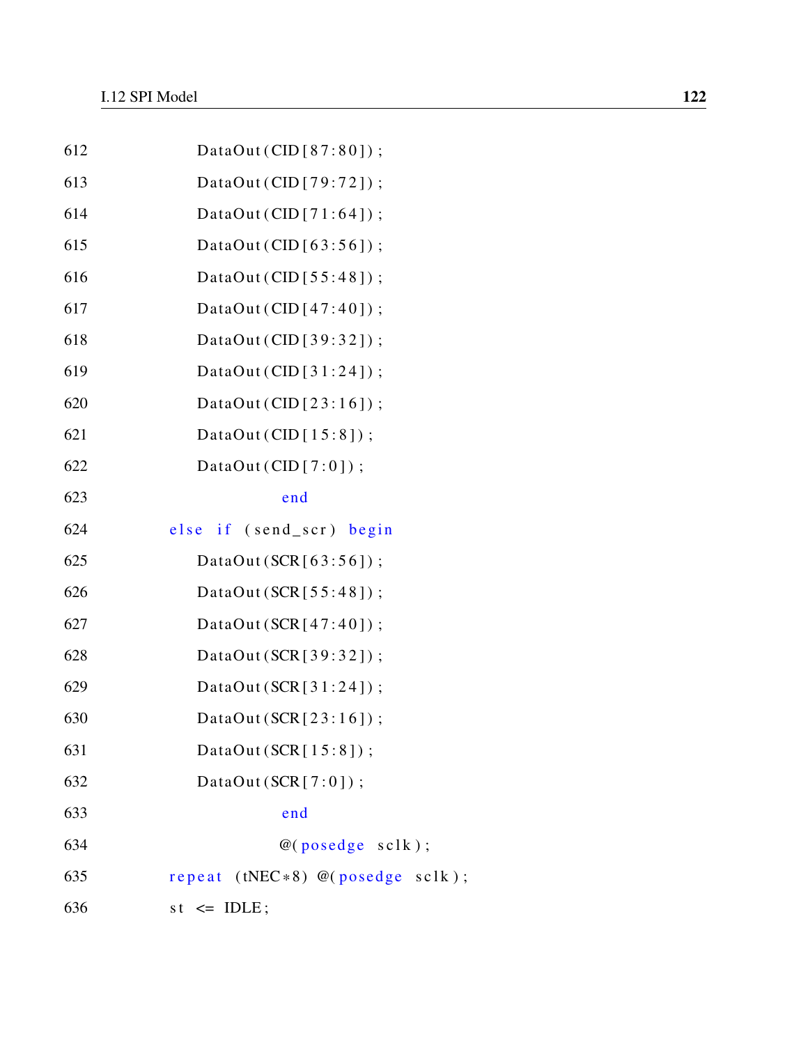```
612             DataOut(CID[87:80]);
613             DataOut(CID[79:72]);
614             DataOut(CID[71:64]);
615             DataOut(CID[63:56]);
616             DataOut(CID[55:48]);
617             DataOut(CID[47:40]);
618             DataOut(CID[39:32]);
619             DataOut(CID[31:24]);
620             DataOut(CID[23:16]);
621             DataOut(CID[15:8]);
622             DataOut(CID[7:0]);
623                     end
624         else if (send_scr) begin
625             DataOut(SCR[63:56]);
626             DataOut(SCR[55:48]);
627             DataOut(SCR[47:40]);
628             DataOut(SCR[39:32]);
629             DataOut(SCR[31:24]);
630             DataOut(SCR[23:16]);
631             DataOut(SCR[15:8]);
632             DataOut(SCR[7:0]);
633                     end
634                     @(posedge sclk);
635         repeat (tNEC*8) @(posedge sclk);
636         st <= IDLE;
```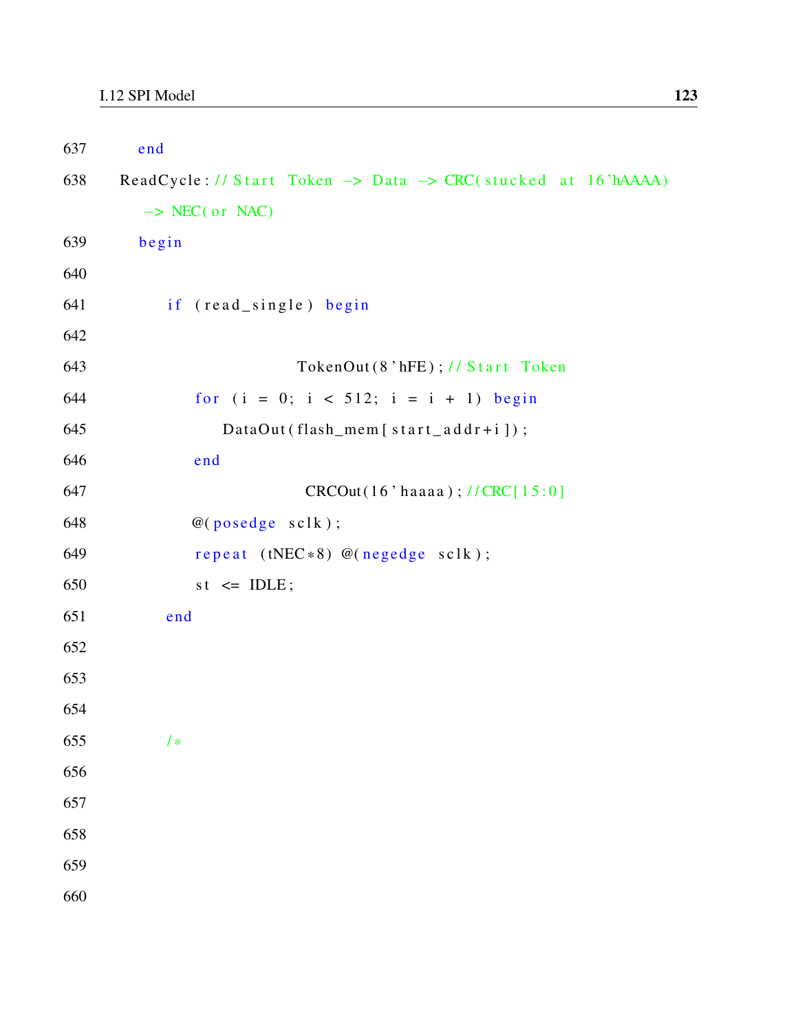```
637         end
638     ReadCycle: // Start Token -> Data -> CRC(stucked at 16'hAAAA)
            -> NEC(or NAC)
639         begin
640 
641             if (read_single) begin
642 
643                             TokenOut(8'hFE); // Start Token
644                 for (i = 0; i < 512; i = i + 1) begin
645                     DataOut(flash_mem[start_addr+i]);
646                 end
647                             CRCOut(16'haaaa); //CRC[15:0]
648                 @(posedge sclk);
649                 repeat (tNEC*8) @(negedge sclk);
650                 st <= IDLE;
651             end
652 
653 
654 
655             /*
656 
657 
658 
659 
660 
```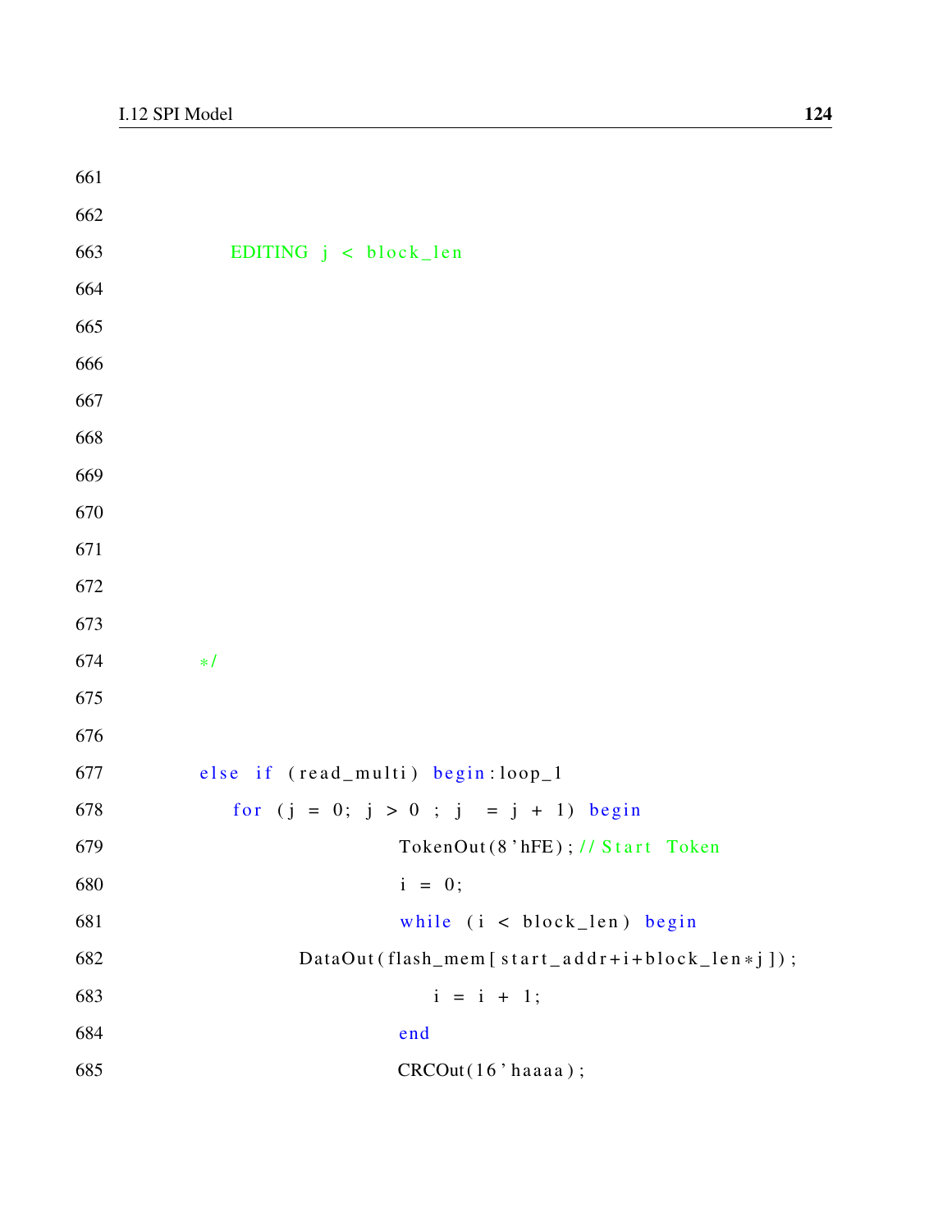```
661
662
663         EDITING j < block_len
664
665
666
667
668
669
670
671
672
673
674       */
675
676
677       else if (read_multi) begin:loop_1
678           for (j = 0; j > 0 ; j  = j + 1) begin
679                           TokenOut(8'hFE); // Start Token
680                           i = 0;
681                           while (i < block_len) begin
682                   DataOut(flash_mem[start_addr+i+block_len*j]);
683                               i = i + 1;
684                           end
685                           CRCOut(16'haaaa);
```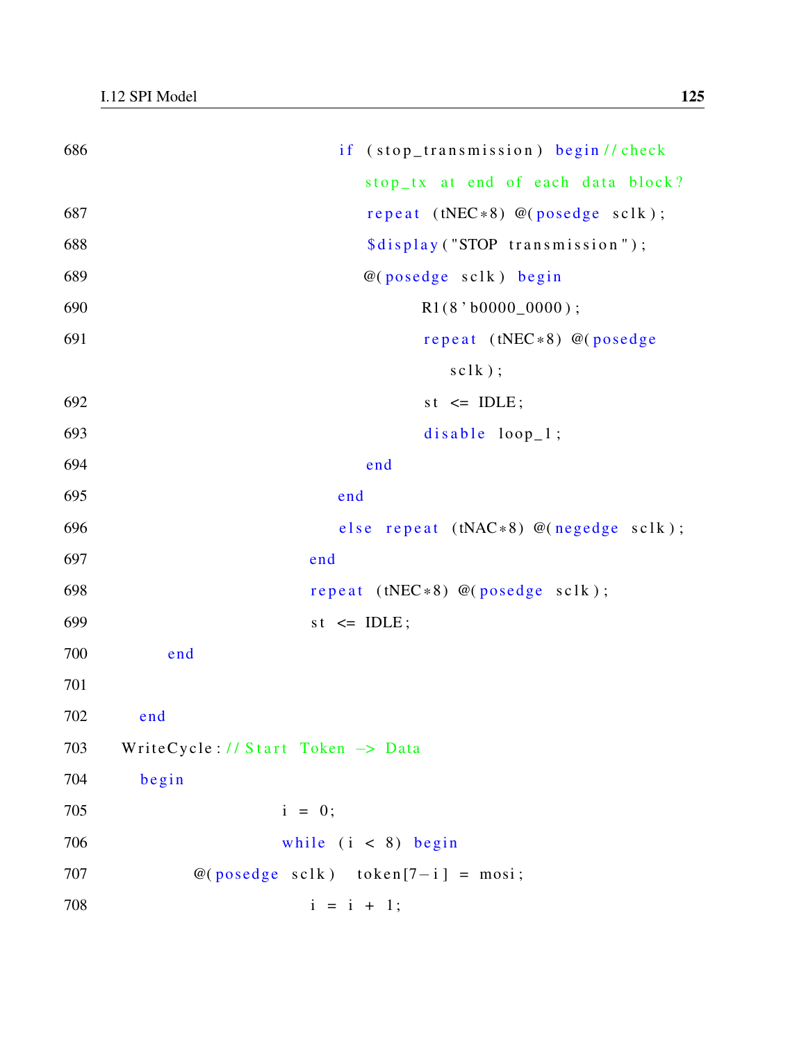```
686                               if (stop_transmission) begin//check
                                     stop_tx at end of each data block?
687                                  repeat (tNEC*8) @(posedge sclk);
688                                  $display("STOP transmission");
689                                  @(posedge sclk) begin
690                                         R1(8'b0000_0000);
691                                         repeat (tNEC*8) @(posedge
                                               sclk);
692                                         st <= IDLE;
693                                         disable loop_1;
694                                  end
695                               end
696                               else repeat (tNAC*8) @(negedge sclk);
697                            end
698                            repeat (tNEC*8) @(posedge sclk);
699                            st <= IDLE;
700          end
701
702       end
703    WriteCycle://Start Token -> Data
704       begin
705                         i = 0;
706                         while (i < 8) begin
707               @(posedge sclk)  token[7-i] = mosi;
708                            i = i + 1;
```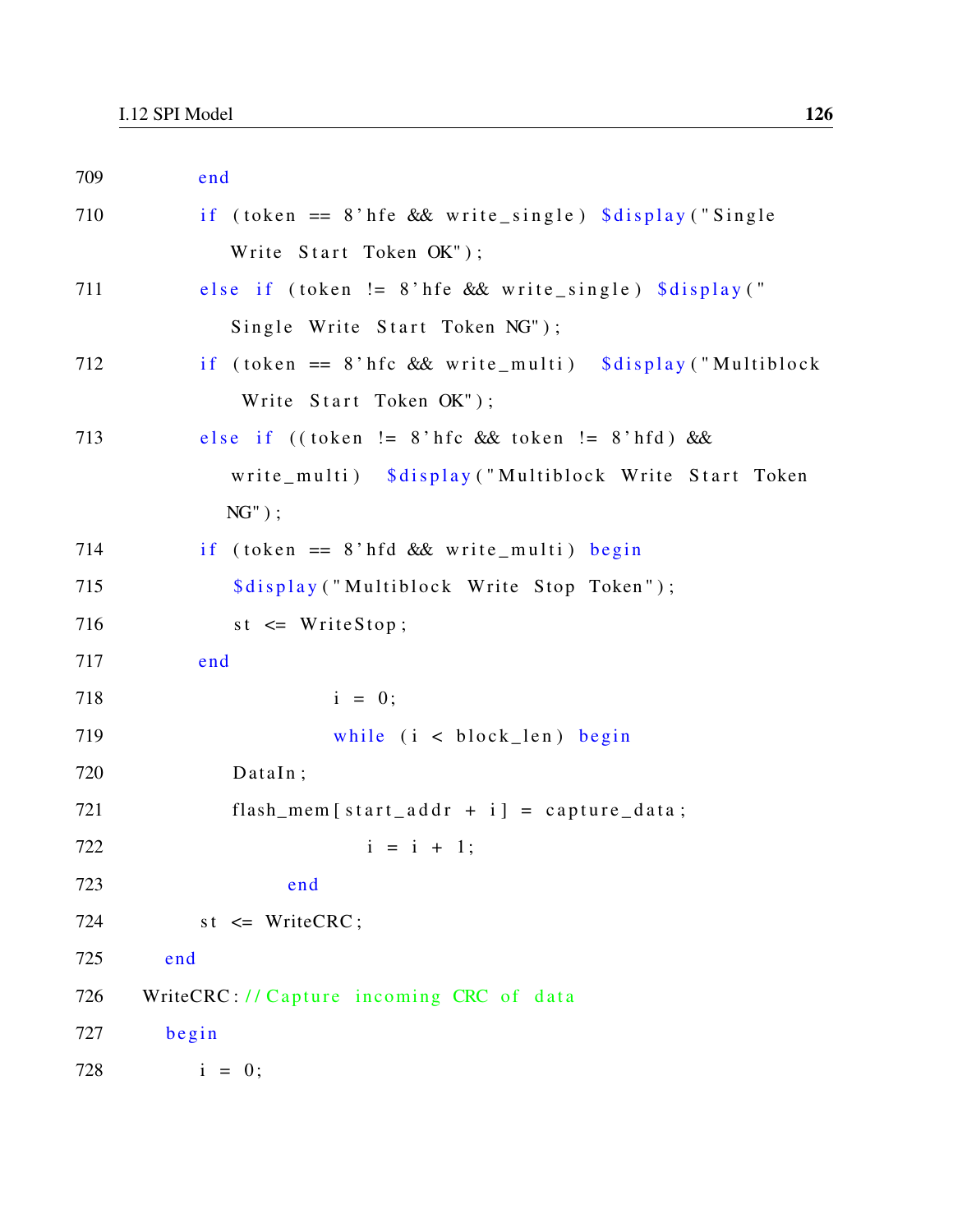```
709         end
710         if (token == 8'hfe && write_single) $display("Single
               Write Start Token OK");
711         else if (token != 8'hfe && write_single) $display("
               Single Write Start Token NG");
712         if (token == 8'hfc && write_multi)  $display("Multiblock
                Write Start Token OK");
713         else if ((token != 8'hfc && token != 8'hfd) &&
               write_multi)  $display("Multiblock Write Start Token
               NG");
714         if (token == 8'hfd && write_multi) begin
715             $display("Multiblock Write Stop Token");
716             st <= WriteStop;
717         end
718                         i = 0;
719                         while (i < block_len) begin
720             DataIn;
721             flash_mem[start_addr + i] = capture_data;
722                             i = i + 1;
723                     end
724         st <= WriteCRC;
725       end
726     WriteCRC: // Capture incoming CRC of data
727       begin
728         i = 0;
```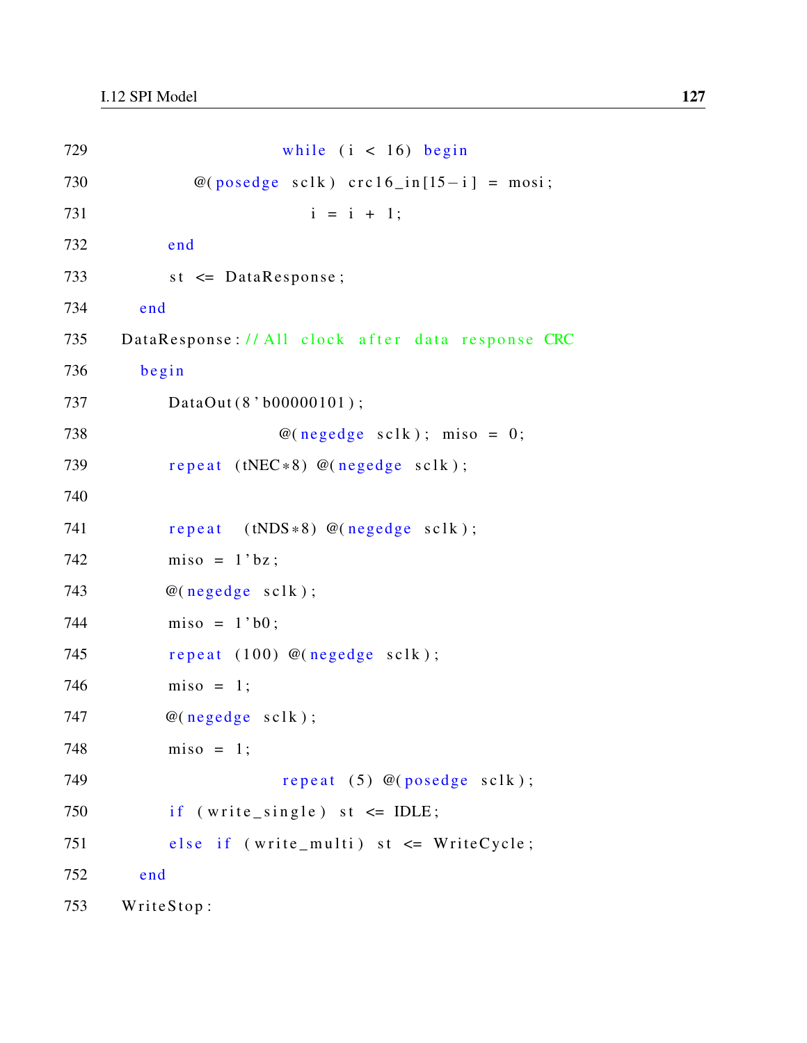```
729                         while (i < 16) begin
730             @(posedge sclk) crc16_in[15-i] = mosi;
731                             i = i + 1;
732         end
733         st <= DataResponse;
734       end
735     DataResponse: // All clock after data response CRC
736       begin
737         DataOut(8'b00000101);
738                         @(negedge sclk); miso = 0;
739         repeat (tNEC*8) @(negedge sclk);
740
741         repeat  (tNDS*8) @(negedge sclk);
742         miso = 1'bz;
743         @(negedge sclk);
744         miso = 1'b0;
745         repeat (100) @(negedge sclk);
746         miso = 1;
747         @(negedge sclk);
748         miso = 1;
749                         repeat (5) @(posedge sclk);
750         if (write_single) st <= IDLE;
751         else if (write_multi) st <= WriteCycle;
752       end
753     WriteStop:
```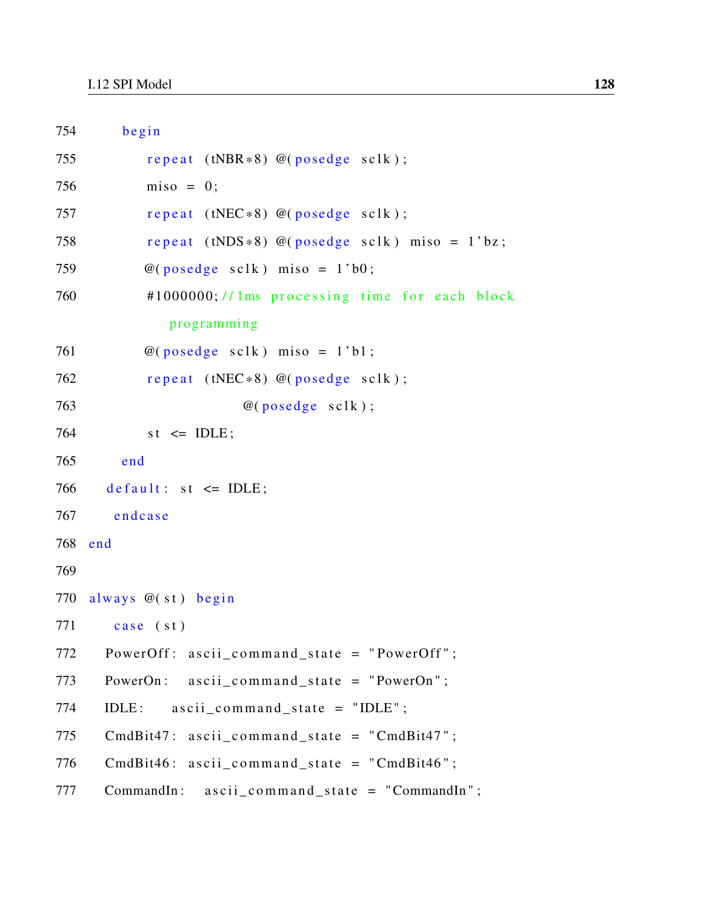```
754         begin
755             repeat (tNBR*8) @(posedge sclk);
756             miso = 0;
757             repeat (tNEC*8) @(posedge sclk);
758             repeat (tNDS*8) @(posedge sclk) miso = 1'bz;
759             @(posedge sclk) miso = 1'b0;
760             #1000000;//1ms processing time for each block
                    programming
761             @(posedge sclk) miso = 1'b1;
762             repeat (tNEC*8) @(posedge sclk);
763                         @(posedge sclk);
764             st <= IDLE;
765         end
766     default: st <= IDLE;
767     endcase
768 end
769
770 always @(st) begin
771     case (st)
772   PowerOff:  ascii_command_state = "PowerOff";
773   PowerOn:   ascii_command_state = "PowerOn";
774   IDLE:      ascii_command_state = "IDLE";
775   CmdBit47:  ascii_command_state = "CmdBit47";
776   CmdBit46:  ascii_command_state = "CmdBit46";
777   CommandIn:   ascii_command_state = "CommandIn";
```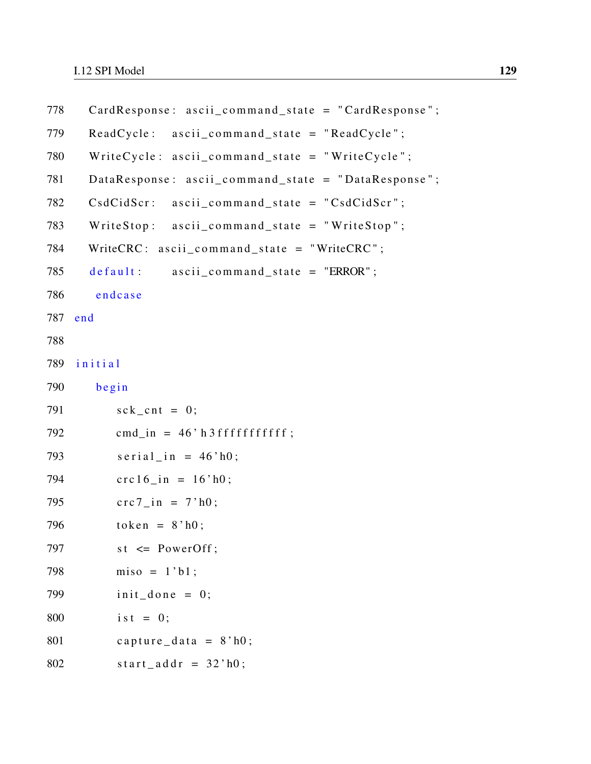```
778      CardResponse:  ascii_command_state = "CardResponse";
779      ReadCycle:     ascii_command_state = "ReadCycle";
780      WriteCycle:    ascii_command_state = "WriteCycle";
781      DataResponse:  ascii_command_state = "DataResponse";
782      CsdCidScr:     ascii_command_state = "CsdCidScr";
783      WriteStop:     ascii_command_state = "WriteStop";
784      WriteCRC:  ascii_command_state = "WriteCRC";
785      default:       ascii_command_state = "ERROR";
786        endcase
787  end
788
789  initial
790      begin
791          sck_cnt = 0;
792          cmd_in = 46'h3fffffffffff;
793          serial_in = 46'h0;
794          crc16_in = 16'h0;
795          crc7_in = 7'h0;
796          token = 8'h0;
797          st <= PowerOff;
798          miso = 1'b1;
799          init_done = 0;
800          ist = 0;
801          capture_data = 8'h0;
802          start_addr = 32'h0;
```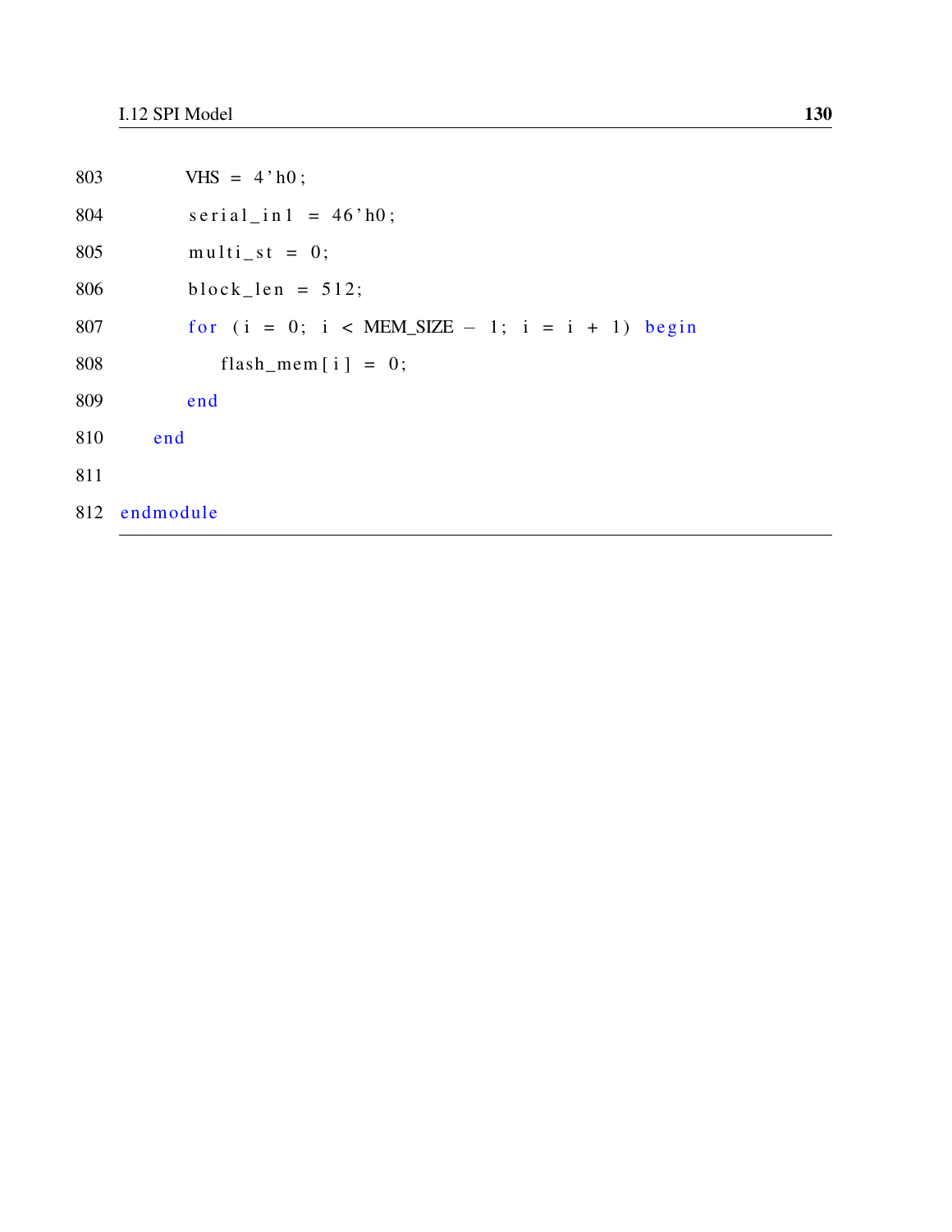```
803         VHS = 4'h0;
804         serial_in1 = 46'h0;
805         multi_st = 0;
806         block_len = 512;
807         for (i = 0; i < MEM_SIZE - 1; i = i + 1) begin
808             flash_mem[i] = 0;
809         end
810     end
811 
812 endmodule
```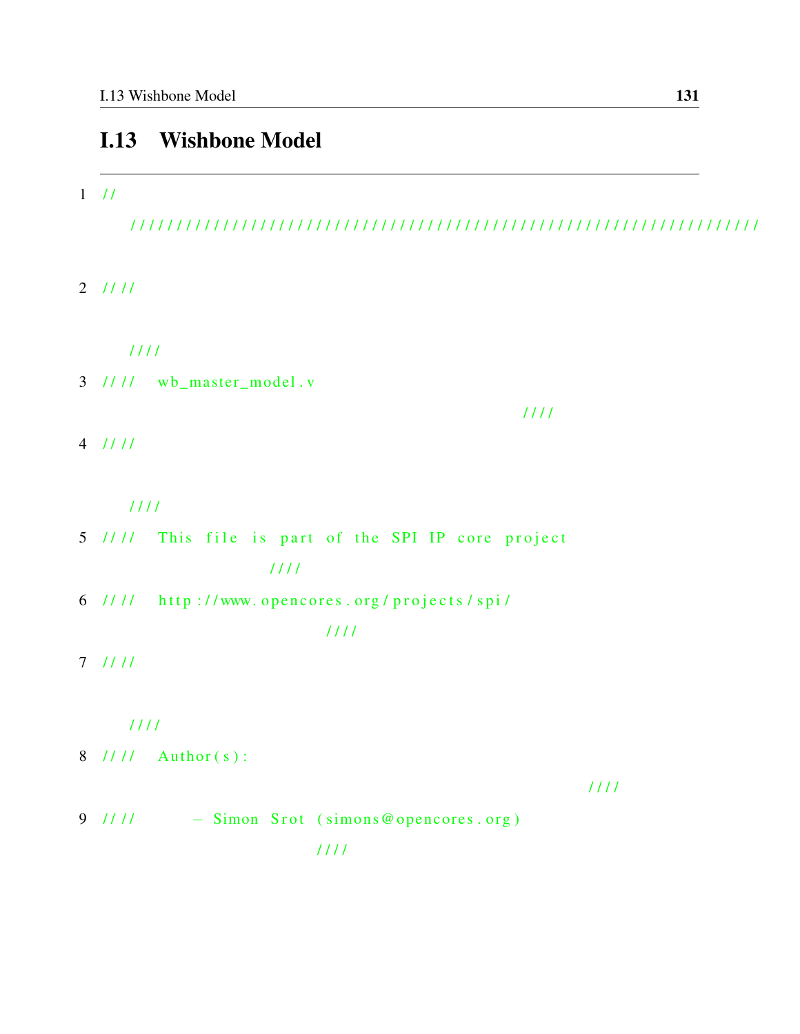## I.13 Wishbone Model

```
1  //////////////////////////////////////////////////////////////////////
2  ////                                                              ////
3  ////  wb_master_model.v                                           ////
4  ////                                                              ////
5  ////  This file is part of the SPI IP core project                ////
6  ////  http://www.opencores.org/projects/spi/                      ////
7  ////                                                              ////
8  ////  Author(s):                                                  ////
9  ////      - Simon Srot (simons@opencores.org)                     ////
```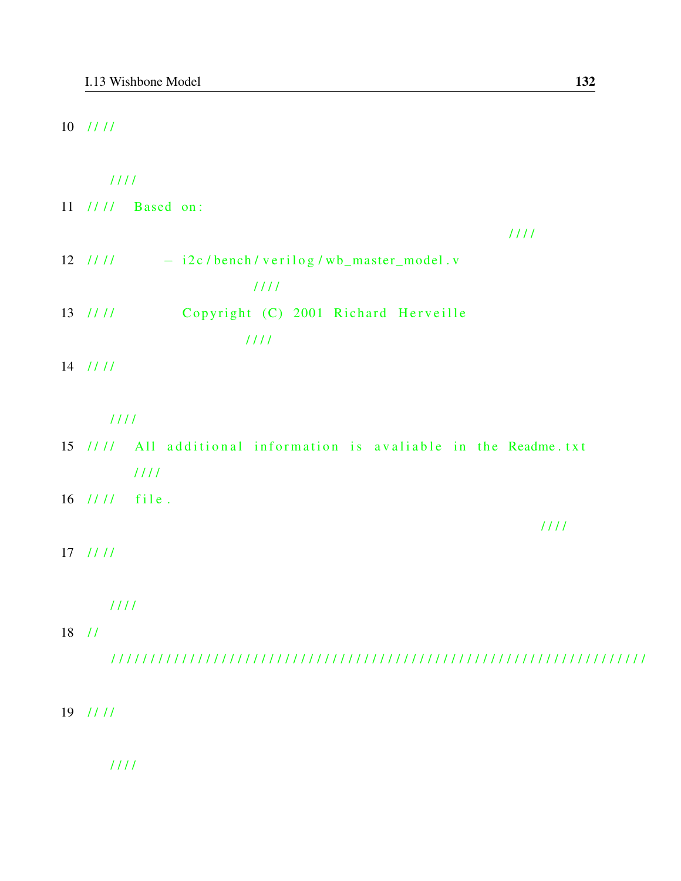```
10 ////                                                                    ////
11 ////  Based on:                                                         ////
12 ////      - i2c/bench/verilog/wb_master_model.v                         ////
13 ////        Copyright (C) 2001 Richard Herveille                        ////
14 ////                                                                    ////
15 ////  All additional information is avaliable in the Readme.txt        ////
16 ////  file.                                                             ////
17 ////                                                                    ////
18 //////////////////////////////////////////////////////////////////////////
19 ////                                                                    ////
```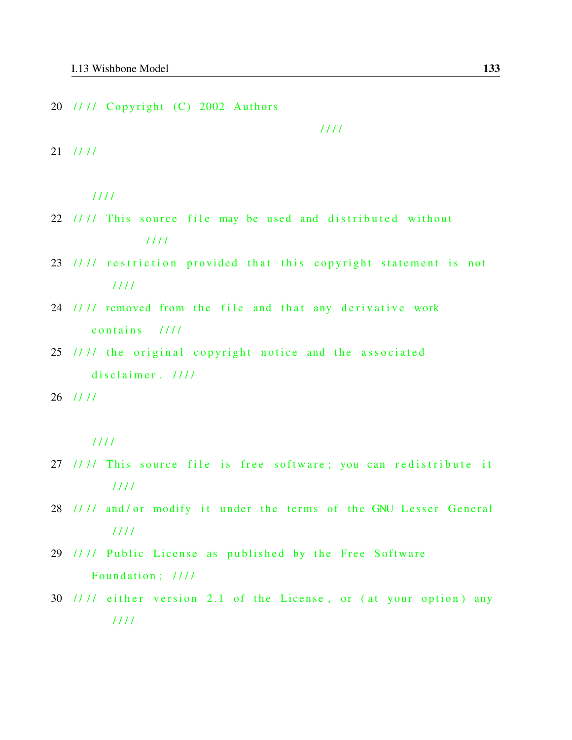```
20 ////  Copyright (C) 2002 Authors                              ////
21 ////                                                          ////
22 //// This source file may be used and distributed without     ////
23 //// restriction provided that this copyright statement is not ////
24 //// removed from the file and that any derivative work contains ////
25 //// the original copyright notice and the associated disclaimer. ////
26 ////                                                          ////
27 //// This source file is free software; you can redistribute it ////
28 //// and/or modify it under the terms of the GNU Lesser General ////
29 //// Public License as published by the Free Software Foundation; ////
30 //// either version 2.1 of the License, or (at your option) any ////
```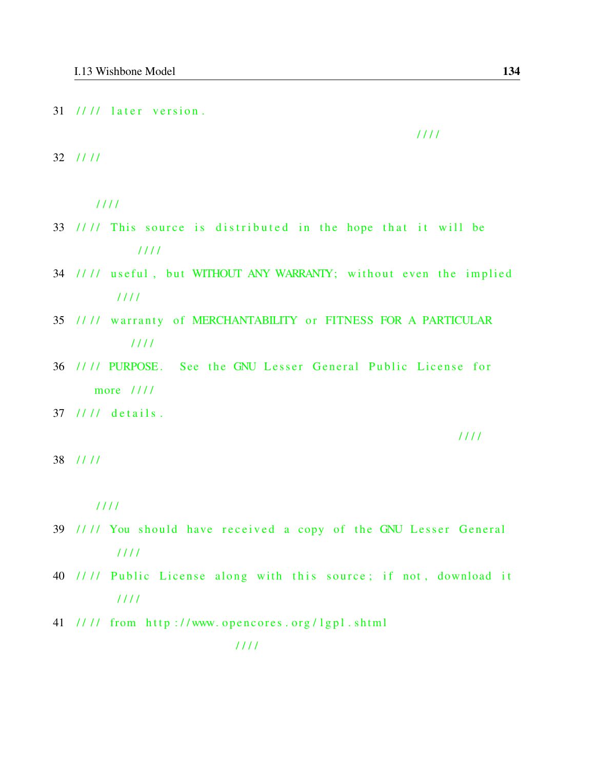```
31 //// later version.                                            ////
32 ////                                                           ////
33 //// This source is distributed in the hope that it will be     ////
34 //// useful, but WITHOUT ANY WARRANTY; without even the implied ////
35 //// warranty of MERCHANTABILITY or FITNESS FOR A PARTICULAR    ////
36 //// PURPOSE.  See the GNU Lesser General Public License for more ////
37 //// details.                                                   ////
38 ////                                                           ////
39 //// You should have received a copy of the GNU Lesser General  ////
40 //// Public License along with this source; if not, download it ////
41 //// from http://www.opencores.org/lgpl.shtml                   ////
```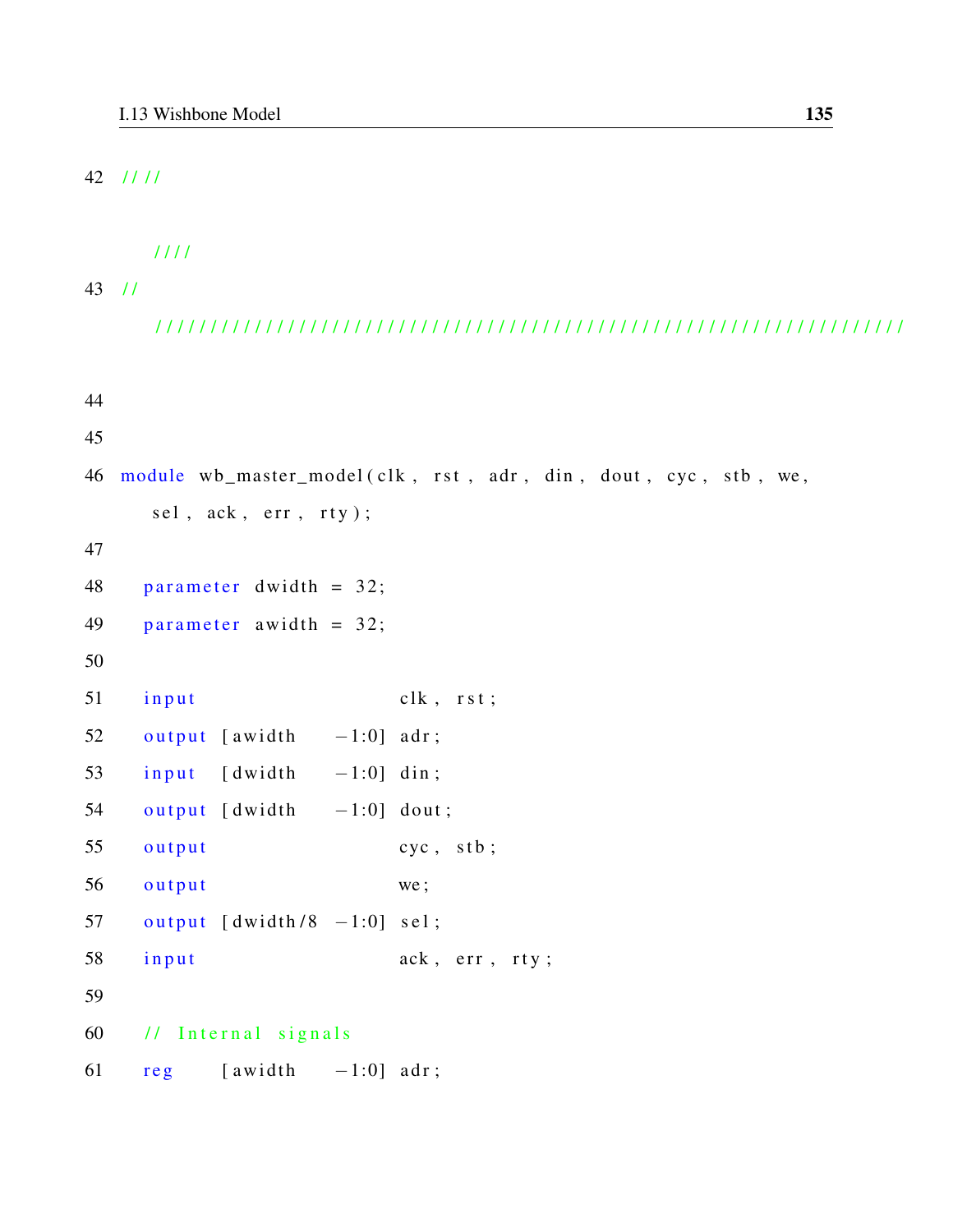```
42  ////                                                                ////
43  //////////////////////////////////////////////////////////////////////

44
45
46  module wb_master_model(clk, rst, adr, din, dout, cyc, stb, we,
        sel, ack, err, rty);
47
48    parameter dwidth = 32;
49    parameter awidth = 32;
50
51    input                   clk, rst;
52    output [awidth   -1:0]  adr;
53    input  [dwidth   -1:0]  din;
54    output [dwidth   -1:0]  dout;
55    output                  cyc, stb;
56    output                  we;
57    output [dwidth/8 -1:0]  sel;
58    input                   ack, err, rty;
59
60    // Internal signals
61    reg    [awidth   -1:0]  adr;
```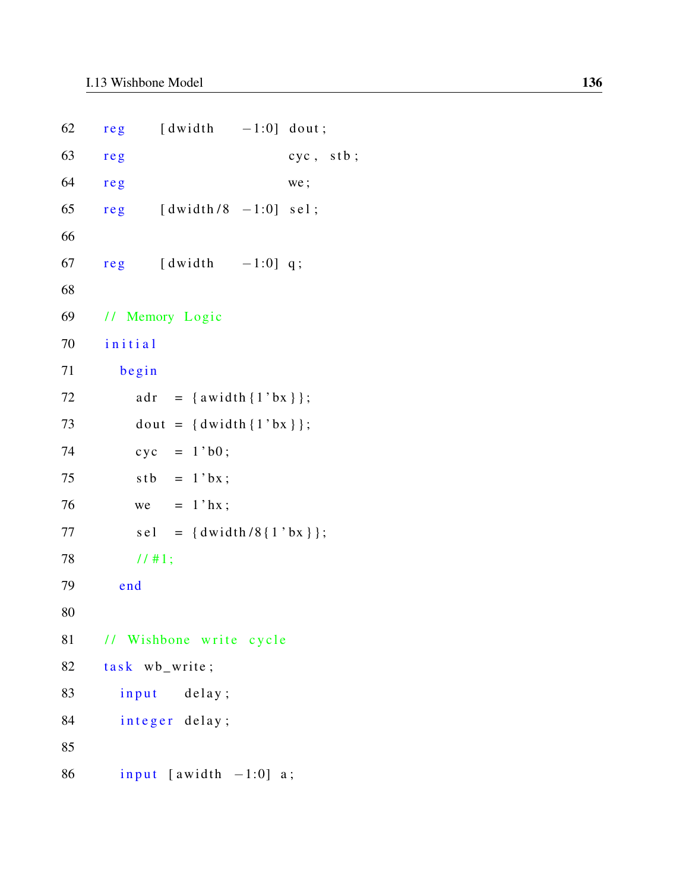```
62    reg     [dwidth   -1:0]  dout;
63    reg                      cyc, stb;
64    reg                      we;
65    reg     [dwidth/8 -1:0]  sel;
66
67    reg     [dwidth   -1:0]  q;
68
69    // Memory Logic
70    initial
71      begin
72        adr  = {awidth{1'bx}};
73        dout = {dwidth{1'bx}};
74        cyc  = 1'b0;
75        stb  = 1'bx;
76        we   = 1'hx;
77        sel  = {dwidth/8{1'bx}};
78        //#1;
79      end
80
81    // Wishbone write cycle
82    task wb_write;
83      input   delay;
84      integer delay;
85
86      input [awidth -1:0] a;
```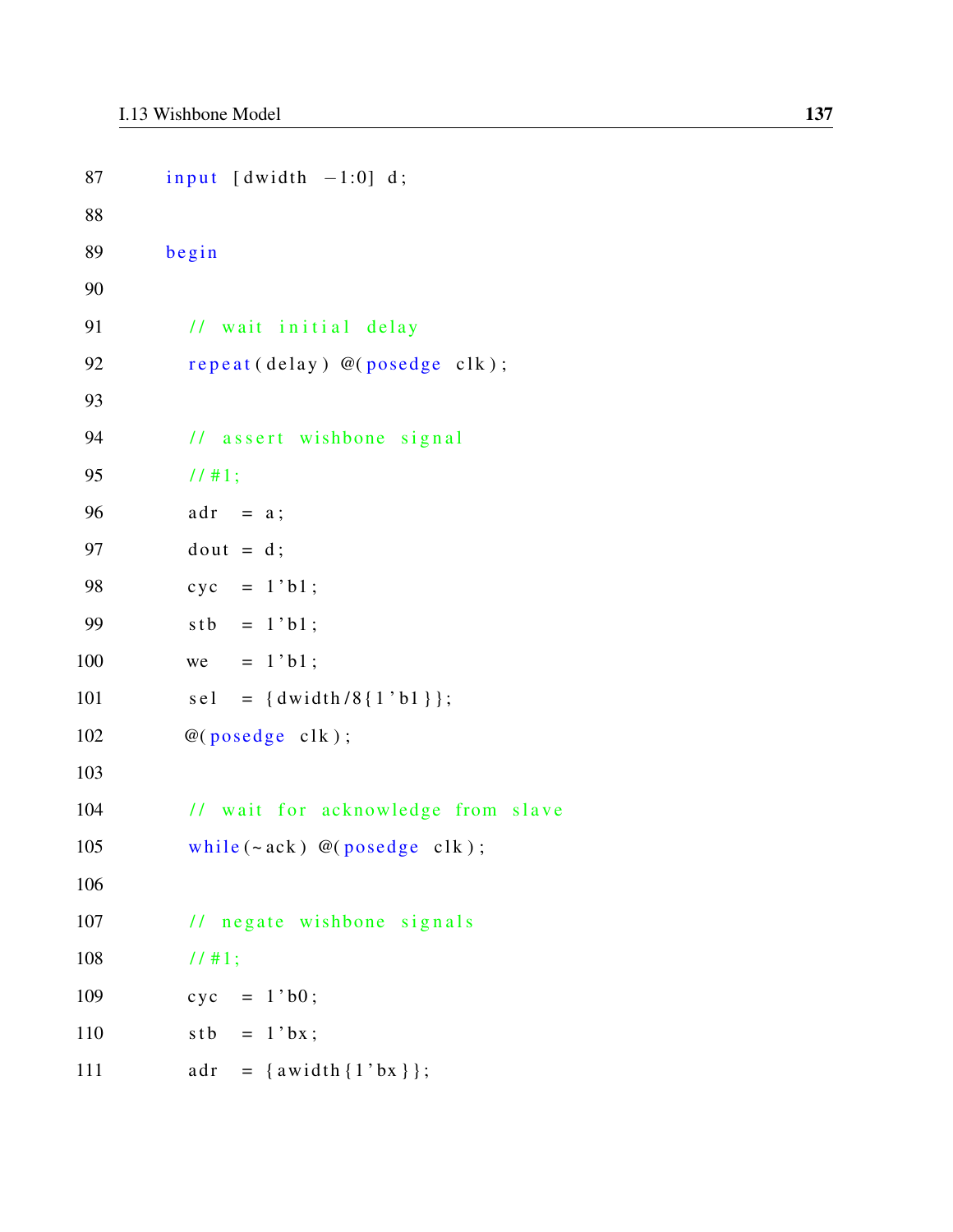```
87      input [dwidth -1:0] d;
88
89      begin
90
91        // wait initial delay
92        repeat(delay) @(posedge clk);
93
94        // assert wishbone signal
95        //#1;
96        adr  = a;
97        dout = d;
98        cyc  = 1'b1;
99        stb  = 1'b1;
100       we   = 1'b1;
101       sel  = {dwidth/8{1'b1}};
102       @(posedge clk);
103
104       // wait for acknowledge from slave
105       while(~ack) @(posedge clk);
106
107       // negate wishbone signals
108       //#1;
109       cyc  = 1'b0;
110       stb  = 1'bx;
111       adr  = {awidth{1'bx}};
```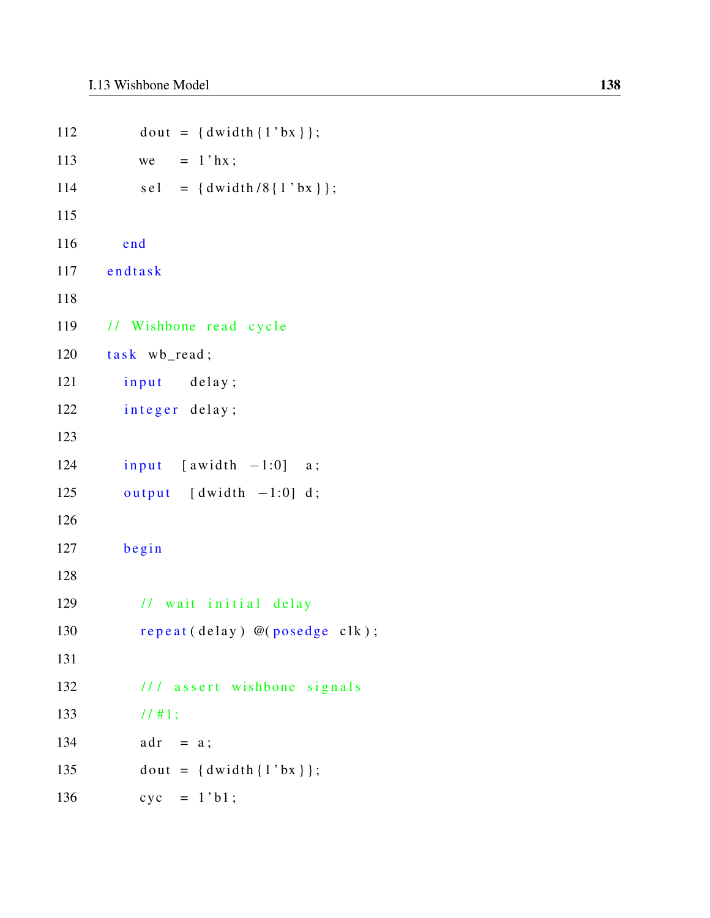```
112         dout  = {dwidth{1'bx}};
113         we    = 1'hx;
114         sel   = {dwidth/8{1'bx}};
115
116       end
117     endtask
118
119     // Wishbone read cycle
120     task wb_read;
121       input    delay;
122       integer  delay;
123
124       input   [awidth -1:0]  a;
125       output  [dwidth -1:0]  d;
126
127       begin
128
129         // wait initial delay
130         repeat(delay) @(posedge clk);
131
132         /// assert wishbone signals
133         //#1;
134         adr   = a;
135         dout  = {dwidth{1'bx}};
136         cyc   = 1'b1;
```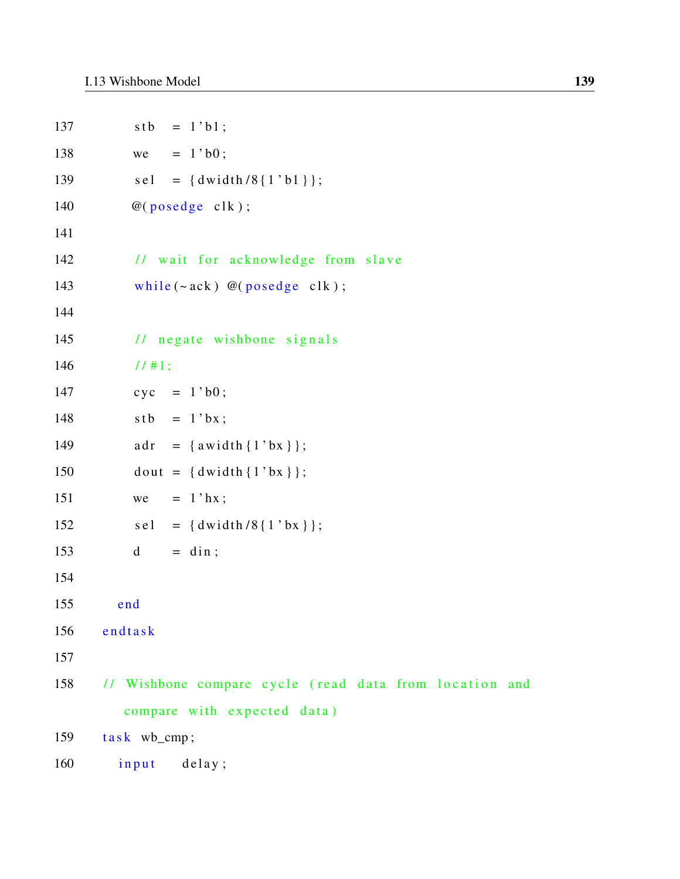```
137         stb   = 1'b1;
138         we    = 1'b0;
139         sel   = {dwidth/8{1'b1}};
140         @(posedge clk);
141 
142         // wait for acknowledge from slave
143         while(~ack) @(posedge clk);
144 
145         // negate wishbone signals
146         //#1;
147         cyc   = 1'b0;
148         stb   = 1'bx;
149         adr   = {awidth{1'bx}};
150         dout  = {dwidth{1'bx}};
151         we    = 1'hx;
152         sel   = {dwidth/8{1'bx}};
153         d     = din;
154 
155       end
156    endtask
157 
158    // Wishbone compare cycle (read data from location and
          compare with expected data)
159    task wb_cmp;
160      input    delay;
```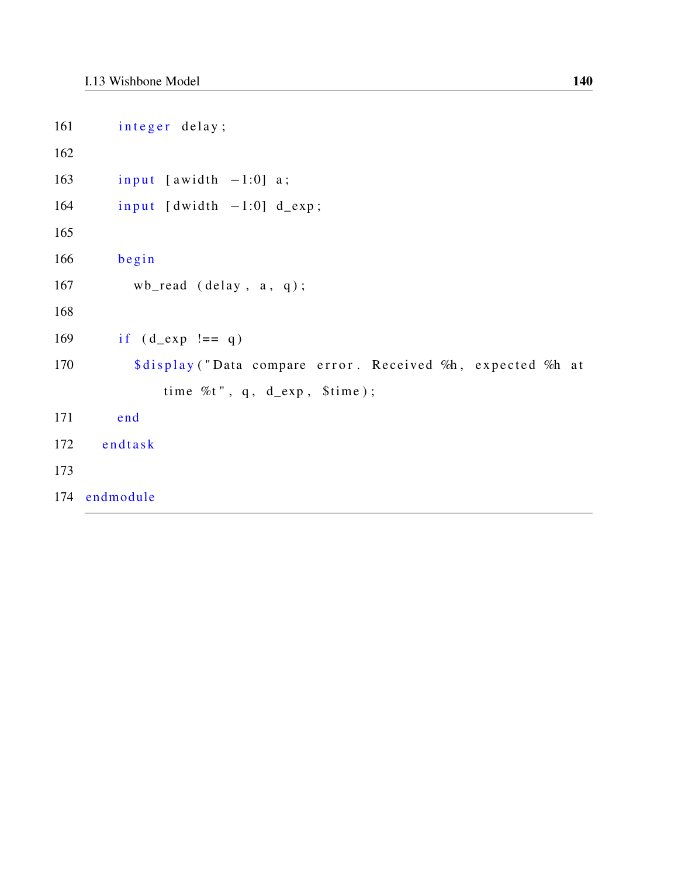```
161      integer delay;
162
163      input [awidth -1:0] a;
164      input [dwidth -1:0] d_exp;
165
166      begin
167        wb_read (delay, a, q);
168
169      if (d_exp !== q)
170        $display("Data compare error. Received %h, expected %h at
               time %t", q, d_exp, $time);
171      end
172    endtask
173
174  endmodule
```